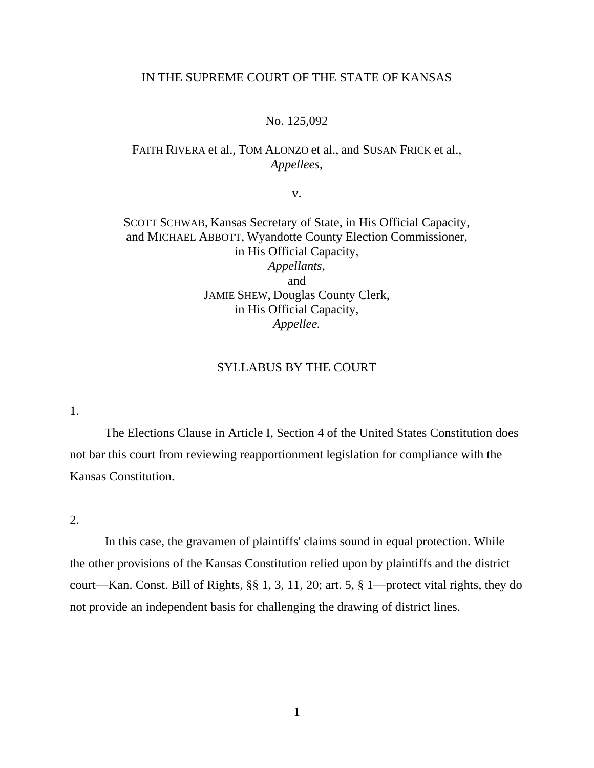IN THE SUPREME COURT OF THE STATE OF KANSAS

No. 125,092

FAITH RIVERA et al., TOM ALONZO et al., and SUSAN FRICK et al.,
*Appellees*,

v.

SCOTT SCHWAB, Kansas Secretary of State, in His Official Capacity,
and MICHAEL ABBOTT, Wyandotte County Election Commissioner,
in His Official Capacity,
*Appellants*,
and
JAMIE SHEW, Douglas County Clerk,
in His Official Capacity,
*Appellee.*

SYLLABUS BY THE COURT

1.

The Elections Clause in Article I, Section 4 of the United States Constitution does not bar this court from reviewing reapportionment legislation for compliance with the Kansas Constitution.

2.

In this case, the gravamen of plaintiffs' claims sound in equal protection. While the other provisions of the Kansas Constitution relied upon by plaintiffs and the district court—Kan. Const. Bill of Rights, §§ 1, 3, 11, 20; art. 5, § 1—protect vital rights, they do not provide an independent basis for challenging the drawing of district lines.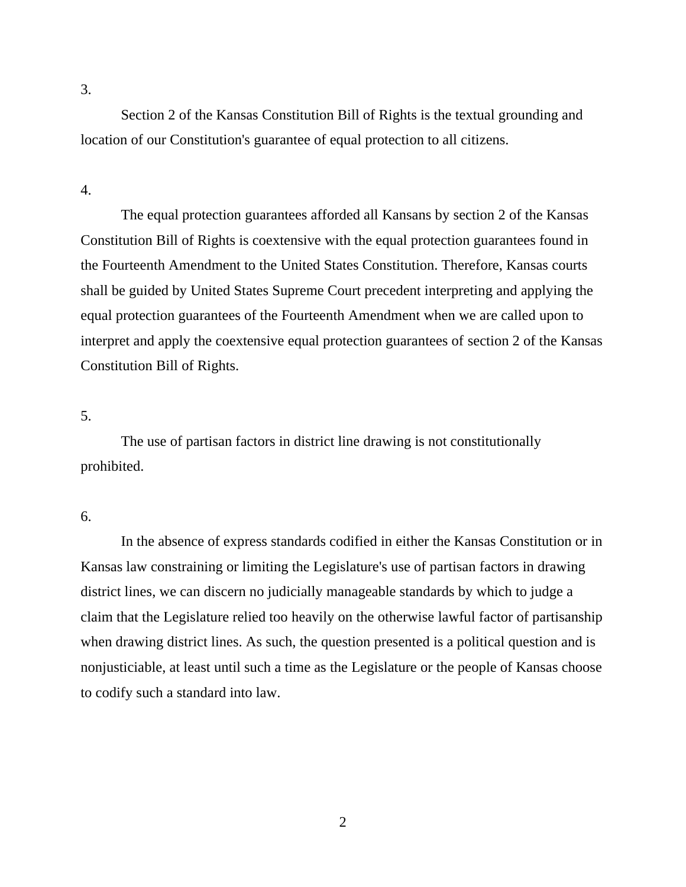3.

Section 2 of the Kansas Constitution Bill of Rights is the textual grounding and location of our Constitution's guarantee of equal protection to all citizens.

4.

The equal protection guarantees afforded all Kansans by section 2 of the Kansas Constitution Bill of Rights is coextensive with the equal protection guarantees found in the Fourteenth Amendment to the United States Constitution. Therefore, Kansas courts shall be guided by United States Supreme Court precedent interpreting and applying the equal protection guarantees of the Fourteenth Amendment when we are called upon to interpret and apply the coextensive equal protection guarantees of section 2 of the Kansas Constitution Bill of Rights.

5.

The use of partisan factors in district line drawing is not constitutionally prohibited.

6.

In the absence of express standards codified in either the Kansas Constitution or in Kansas law constraining or limiting the Legislature's use of partisan factors in drawing district lines, we can discern no judicially manageable standards by which to judge a claim that the Legislature relied too heavily on the otherwise lawful factor of partisanship when drawing district lines. As such, the question presented is a political question and is nonjusticiable, at least until such a time as the Legislature or the people of Kansas choose to codify such a standard into law.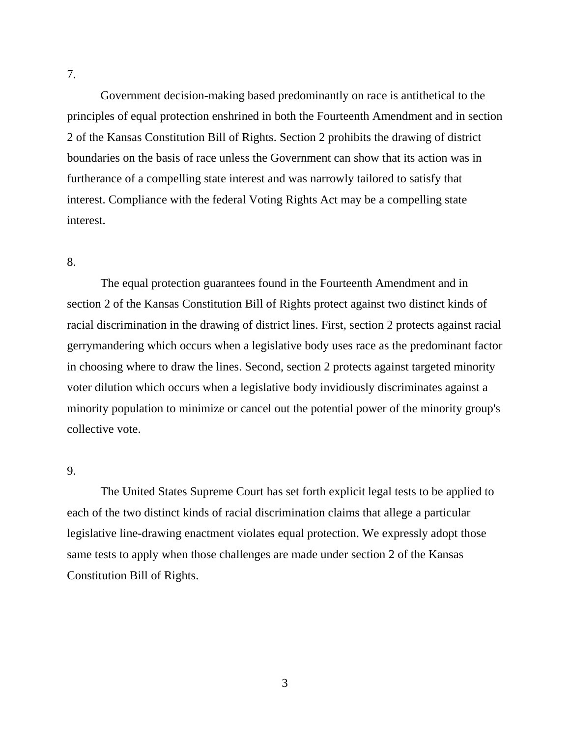7.

Government decision-making based predominantly on race is antithetical to the principles of equal protection enshrined in both the Fourteenth Amendment and in section 2 of the Kansas Constitution Bill of Rights. Section 2 prohibits the drawing of district boundaries on the basis of race unless the Government can show that its action was in furtherance of a compelling state interest and was narrowly tailored to satisfy that interest. Compliance with the federal Voting Rights Act may be a compelling state interest.

8.

The equal protection guarantees found in the Fourteenth Amendment and in section 2 of the Kansas Constitution Bill of Rights protect against two distinct kinds of racial discrimination in the drawing of district lines. First, section 2 protects against racial gerrymandering which occurs when a legislative body uses race as the predominant factor in choosing where to draw the lines. Second, section 2 protects against targeted minority voter dilution which occurs when a legislative body invidiously discriminates against a minority population to minimize or cancel out the potential power of the minority group's collective vote.

9.

The United States Supreme Court has set forth explicit legal tests to be applied to each of the two distinct kinds of racial discrimination claims that allege a particular legislative line-drawing enactment violates equal protection. We expressly adopt those same tests to apply when those challenges are made under section 2 of the Kansas Constitution Bill of Rights.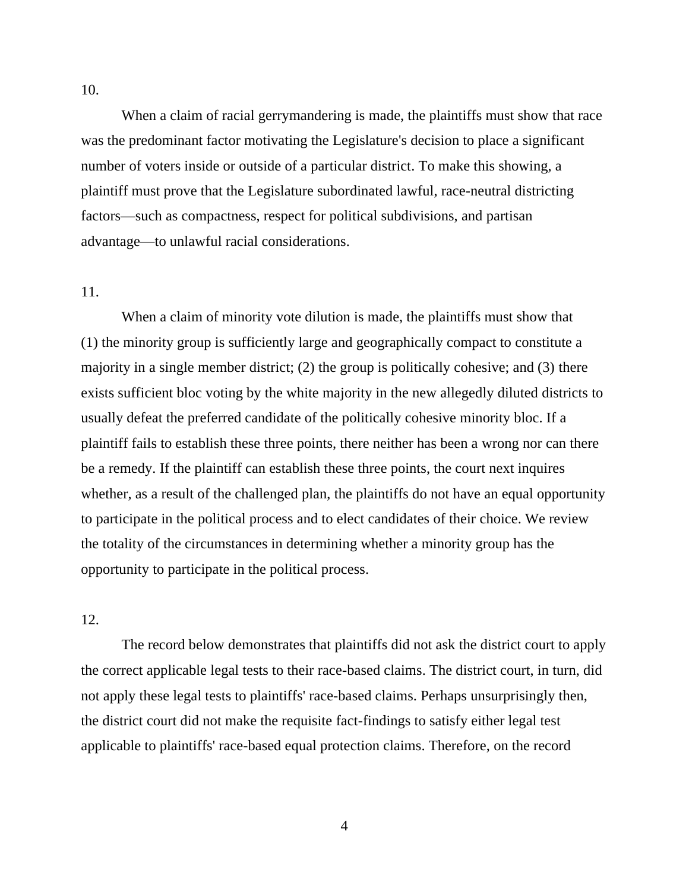10.

When a claim of racial gerrymandering is made, the plaintiffs must show that race was the predominant factor motivating the Legislature's decision to place a significant number of voters inside or outside of a particular district. To make this showing, a plaintiff must prove that the Legislature subordinated lawful, race-neutral districting factors—such as compactness, respect for political subdivisions, and partisan advantage—to unlawful racial considerations.

11.

When a claim of minority vote dilution is made, the plaintiffs must show that (1) the minority group is sufficiently large and geographically compact to constitute a majority in a single member district; (2) the group is politically cohesive; and (3) there exists sufficient bloc voting by the white majority in the new allegedly diluted districts to usually defeat the preferred candidate of the politically cohesive minority bloc. If a plaintiff fails to establish these three points, there neither has been a wrong nor can there be a remedy. If the plaintiff can establish these three points, the court next inquires whether, as a result of the challenged plan, the plaintiffs do not have an equal opportunity to participate in the political process and to elect candidates of their choice. We review the totality of the circumstances in determining whether a minority group has the opportunity to participate in the political process.

12.

The record below demonstrates that plaintiffs did not ask the district court to apply the correct applicable legal tests to their race-based claims. The district court, in turn, did not apply these legal tests to plaintiffs' race-based claims. Perhaps unsurprisingly then, the district court did not make the requisite fact-findings to satisfy either legal test applicable to plaintiffs' race-based equal protection claims. Therefore, on the record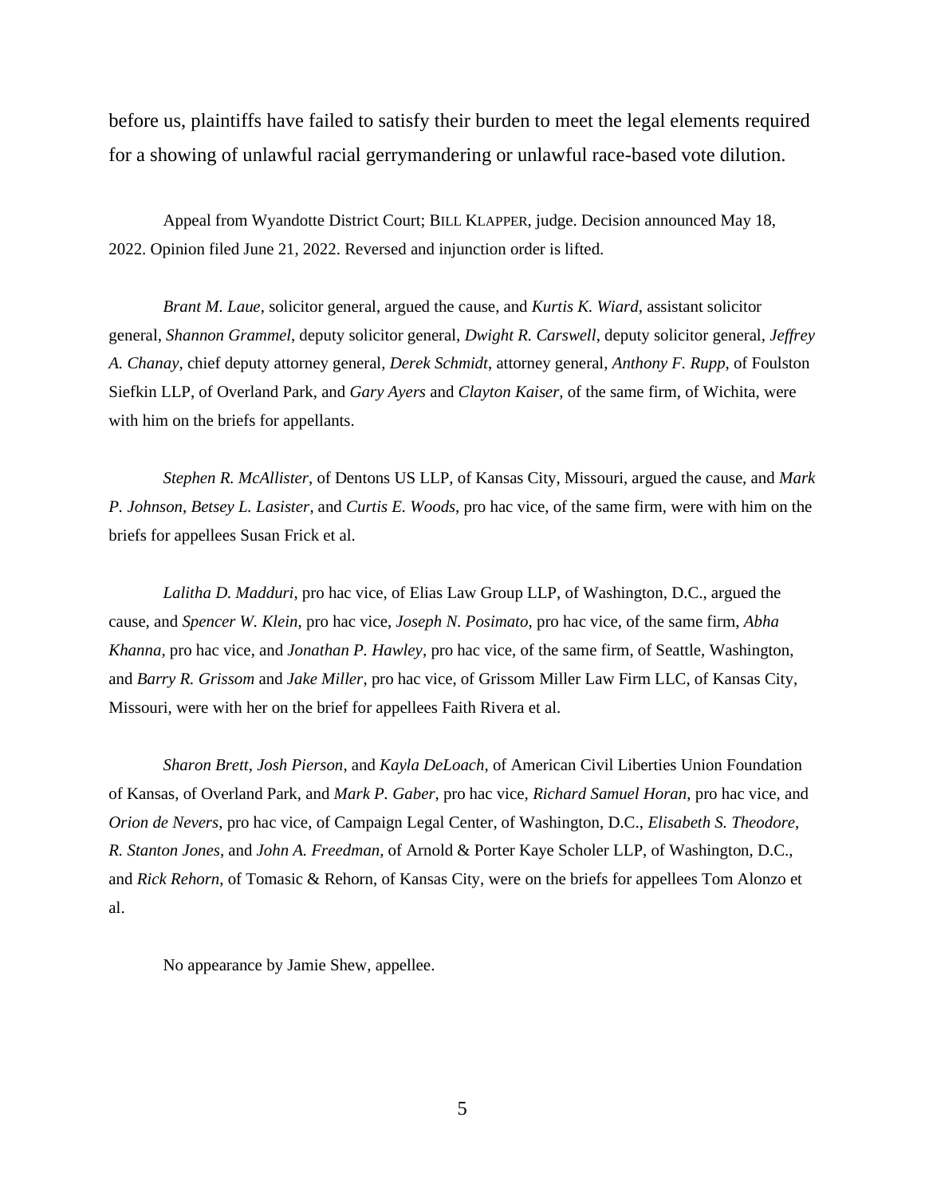before us, plaintiffs have failed to satisfy their burden to meet the legal elements required for a showing of unlawful racial gerrymandering or unlawful race-based vote dilution.

Appeal from Wyandotte District Court; BILL KLAPPER, judge. Decision announced May 18, 2022. Opinion filed June 21, 2022. Reversed and injunction order is lifted.

*Brant M. Laue*, solicitor general, argued the cause, and *Kurtis K. Wiard*, assistant solicitor general, *Shannon Grammel*, deputy solicitor general, *Dwight R. Carswell*, deputy solicitor general, *Jeffrey A. Chanay*, chief deputy attorney general, *Derek Schmidt*, attorney general, *Anthony F. Rupp*, of Foulston Siefkin LLP, of Overland Park, and *Gary Ayers* and *Clayton Kaiser*, of the same firm, of Wichita, were with him on the briefs for appellants.

*Stephen R. McAllister*, of Dentons US LLP, of Kansas City, Missouri, argued the cause, and *Mark P. Johnson*, *Betsey L. Lasister*, and *Curtis E. Woods*, pro hac vice, of the same firm, were with him on the briefs for appellees Susan Frick et al.

*Lalitha D. Madduri*, pro hac vice, of Elias Law Group LLP, of Washington, D.C., argued the cause, and *Spencer W. Klein*, pro hac vice, *Joseph N. Posimato*, pro hac vice, of the same firm, *Abha Khanna*, pro hac vice, and *Jonathan P. Hawley*, pro hac vice, of the same firm, of Seattle, Washington, and *Barry R. Grissom* and *Jake Miller*, pro hac vice, of Grissom Miller Law Firm LLC, of Kansas City, Missouri, were with her on the brief for appellees Faith Rivera et al.

*Sharon Brett*, *Josh Pierson*, and *Kayla DeLoach*, of American Civil Liberties Union Foundation of Kansas, of Overland Park, and *Mark P. Gaber*, pro hac vice, *Richard Samuel Horan*, pro hac vice, and *Orion de Nevers*, pro hac vice, of Campaign Legal Center, of Washington, D.C., *Elisabeth S. Theodore*, *R. Stanton Jones*, and *John A. Freedman*, of Arnold & Porter Kaye Scholer LLP, of Washington, D.C., and *Rick Rehorn*, of Tomasic & Rehorn, of Kansas City, were on the briefs for appellees Tom Alonzo et al.

No appearance by Jamie Shew, appellee.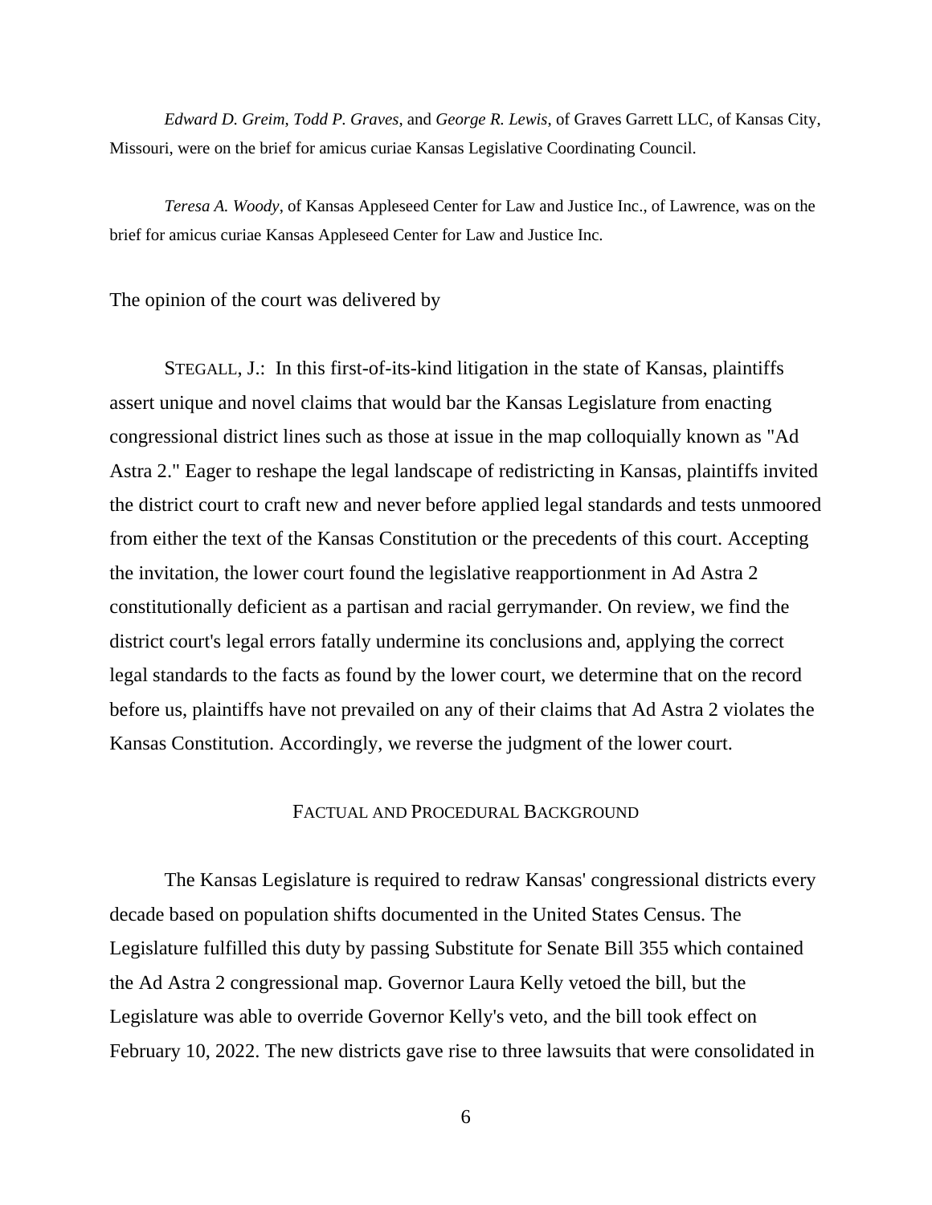*Edward D. Greim*, *Todd P. Graves*, and *George R. Lewis*, of Graves Garrett LLC, of Kansas City, Missouri, were on the brief for amicus curiae Kansas Legislative Coordinating Council.

*Teresa A. Woody*, of Kansas Appleseed Center for Law and Justice Inc., of Lawrence, was on the brief for amicus curiae Kansas Appleseed Center for Law and Justice Inc.

The opinion of the court was delivered by

STEGALL, J.: In this first-of-its-kind litigation in the state of Kansas, plaintiffs assert unique and novel claims that would bar the Kansas Legislature from enacting congressional district lines such as those at issue in the map colloquially known as "Ad Astra 2." Eager to reshape the legal landscape of redistricting in Kansas, plaintiffs invited the district court to craft new and never before applied legal standards and tests unmoored from either the text of the Kansas Constitution or the precedents of this court. Accepting the invitation, the lower court found the legislative reapportionment in Ad Astra 2 constitutionally deficient as a partisan and racial gerrymander. On review, we find the district court's legal errors fatally undermine its conclusions and, applying the correct legal standards to the facts as found by the lower court, we determine that on the record before us, plaintiffs have not prevailed on any of their claims that Ad Astra 2 violates the Kansas Constitution. Accordingly, we reverse the judgment of the lower court.

## FACTUAL AND PROCEDURAL BACKGROUND

The Kansas Legislature is required to redraw Kansas' congressional districts every decade based on population shifts documented in the United States Census. The Legislature fulfilled this duty by passing Substitute for Senate Bill 355 which contained the Ad Astra 2 congressional map. Governor Laura Kelly vetoed the bill, but the Legislature was able to override Governor Kelly's veto, and the bill took effect on February 10, 2022. The new districts gave rise to three lawsuits that were consolidated in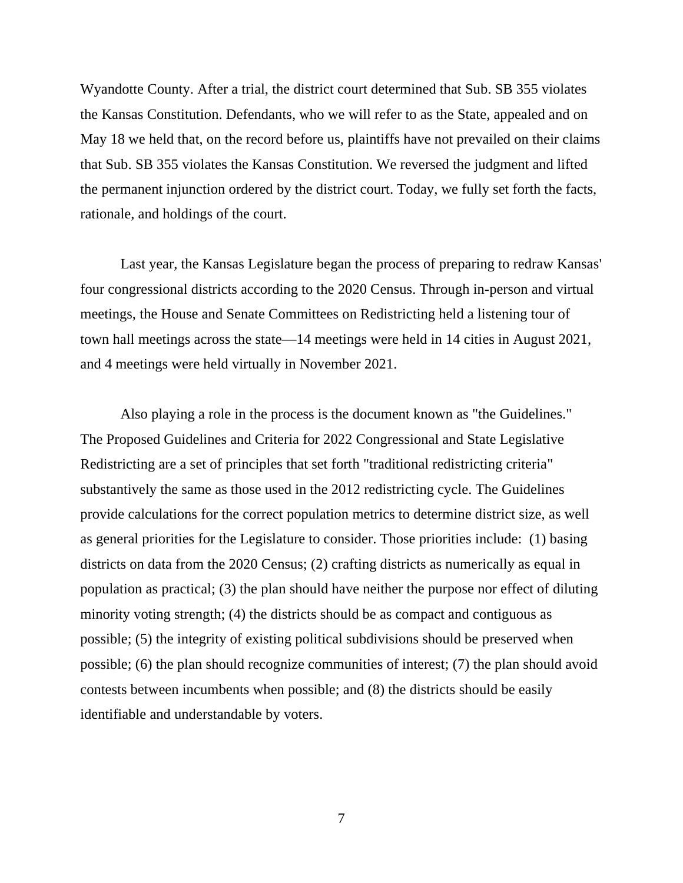Wyandotte County. After a trial, the district court determined that Sub. SB 355 violates the Kansas Constitution. Defendants, who we will refer to as the State, appealed and on May 18 we held that, on the record before us, plaintiffs have not prevailed on their claims that Sub. SB 355 violates the Kansas Constitution. We reversed the judgment and lifted the permanent injunction ordered by the district court. Today, we fully set forth the facts, rationale, and holdings of the court.

Last year, the Kansas Legislature began the process of preparing to redraw Kansas' four congressional districts according to the 2020 Census. Through in-person and virtual meetings, the House and Senate Committees on Redistricting held a listening tour of town hall meetings across the state—14 meetings were held in 14 cities in August 2021, and 4 meetings were held virtually in November 2021.

Also playing a role in the process is the document known as "the Guidelines." The Proposed Guidelines and Criteria for 2022 Congressional and State Legislative Redistricting are a set of principles that set forth "traditional redistricting criteria" substantively the same as those used in the 2012 redistricting cycle. The Guidelines provide calculations for the correct population metrics to determine district size, as well as general priorities for the Legislature to consider. Those priorities include: (1) basing districts on data from the 2020 Census; (2) crafting districts as numerically as equal in population as practical; (3) the plan should have neither the purpose nor effect of diluting minority voting strength; (4) the districts should be as compact and contiguous as possible; (5) the integrity of existing political subdivisions should be preserved when possible; (6) the plan should recognize communities of interest; (7) the plan should avoid contests between incumbents when possible; and (8) the districts should be easily identifiable and understandable by voters.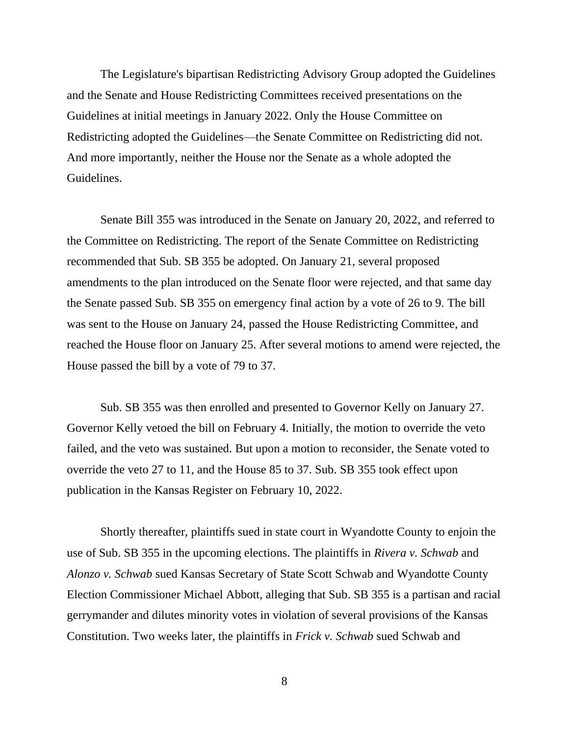The Legislature's bipartisan Redistricting Advisory Group adopted the Guidelines and the Senate and House Redistricting Committees received presentations on the Guidelines at initial meetings in January 2022. Only the House Committee on Redistricting adopted the Guidelines—the Senate Committee on Redistricting did not. And more importantly, neither the House nor the Senate as a whole adopted the Guidelines.

Senate Bill 355 was introduced in the Senate on January 20, 2022, and referred to the Committee on Redistricting. The report of the Senate Committee on Redistricting recommended that Sub. SB 355 be adopted. On January 21, several proposed amendments to the plan introduced on the Senate floor were rejected, and that same day the Senate passed Sub. SB 355 on emergency final action by a vote of 26 to 9. The bill was sent to the House on January 24, passed the House Redistricting Committee, and reached the House floor on January 25. After several motions to amend were rejected, the House passed the bill by a vote of 79 to 37.

Sub. SB 355 was then enrolled and presented to Governor Kelly on January 27. Governor Kelly vetoed the bill on February 4. Initially, the motion to override the veto failed, and the veto was sustained. But upon a motion to reconsider, the Senate voted to override the veto 27 to 11, and the House 85 to 37. Sub. SB 355 took effect upon publication in the Kansas Register on February 10, 2022.

Shortly thereafter, plaintiffs sued in state court in Wyandotte County to enjoin the use of Sub. SB 355 in the upcoming elections. The plaintiffs in *Rivera v. Schwab* and *Alonzo v. Schwab* sued Kansas Secretary of State Scott Schwab and Wyandotte County Election Commissioner Michael Abbott, alleging that Sub. SB 355 is a partisan and racial gerrymander and dilutes minority votes in violation of several provisions of the Kansas Constitution. Two weeks later, the plaintiffs in *Frick v. Schwab* sued Schwab and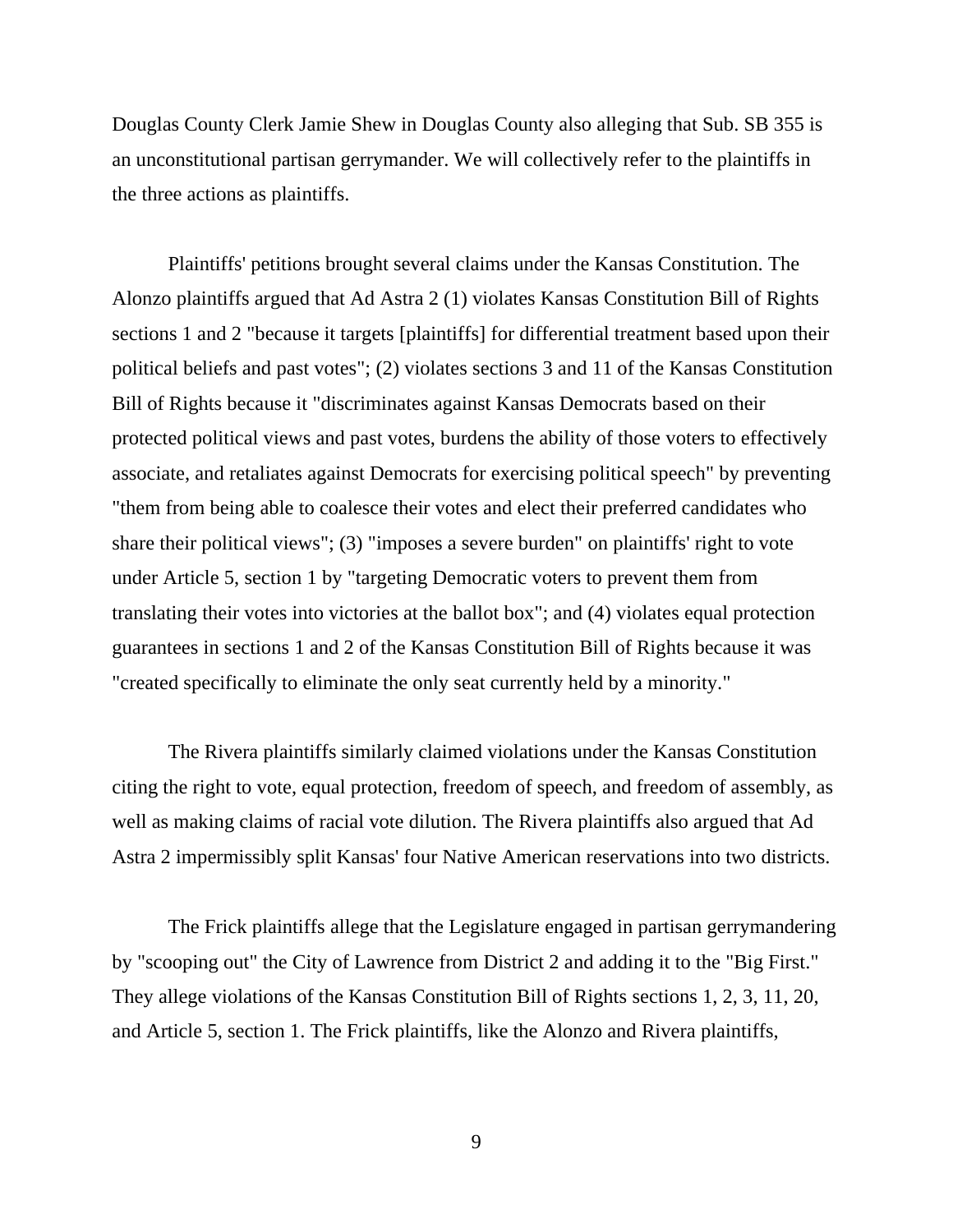Douglas County Clerk Jamie Shew in Douglas County also alleging that Sub. SB 355 is an unconstitutional partisan gerrymander. We will collectively refer to the plaintiffs in the three actions as plaintiffs.

Plaintiffs' petitions brought several claims under the Kansas Constitution. The Alonzo plaintiffs argued that Ad Astra 2 (1) violates Kansas Constitution Bill of Rights sections 1 and 2 "because it targets [plaintiffs] for differential treatment based upon their political beliefs and past votes"; (2) violates sections 3 and 11 of the Kansas Constitution Bill of Rights because it "discriminates against Kansas Democrats based on their protected political views and past votes, burdens the ability of those voters to effectively associate, and retaliates against Democrats for exercising political speech" by preventing "them from being able to coalesce their votes and elect their preferred candidates who share their political views"; (3) "imposes a severe burden" on plaintiffs' right to vote under Article 5, section 1 by "targeting Democratic voters to prevent them from translating their votes into victories at the ballot box"; and (4) violates equal protection guarantees in sections 1 and 2 of the Kansas Constitution Bill of Rights because it was "created specifically to eliminate the only seat currently held by a minority."

The Rivera plaintiffs similarly claimed violations under the Kansas Constitution citing the right to vote, equal protection, freedom of speech, and freedom of assembly, as well as making claims of racial vote dilution. The Rivera plaintiffs also argued that Ad Astra 2 impermissibly split Kansas' four Native American reservations into two districts.

The Frick plaintiffs allege that the Legislature engaged in partisan gerrymandering by "scooping out" the City of Lawrence from District 2 and adding it to the "Big First." They allege violations of the Kansas Constitution Bill of Rights sections 1, 2, 3, 11, 20, and Article 5, section 1. The Frick plaintiffs, like the Alonzo and Rivera plaintiffs,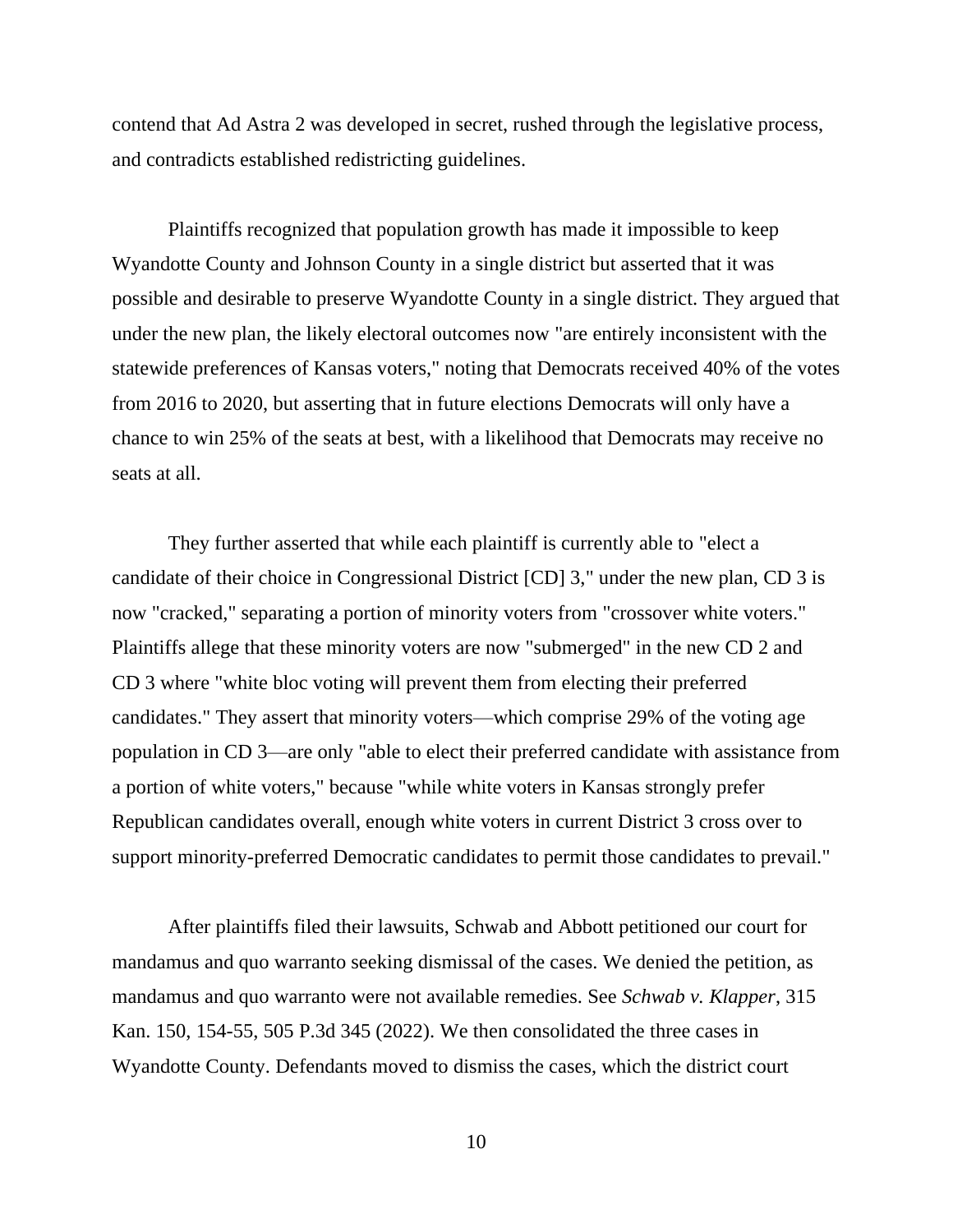contend that Ad Astra 2 was developed in secret, rushed through the legislative process, and contradicts established redistricting guidelines.

Plaintiffs recognized that population growth has made it impossible to keep Wyandotte County and Johnson County in a single district but asserted that it was possible and desirable to preserve Wyandotte County in a single district. They argued that under the new plan, the likely electoral outcomes now "are entirely inconsistent with the statewide preferences of Kansas voters," noting that Democrats received 40% of the votes from 2016 to 2020, but asserting that in future elections Democrats will only have a chance to win 25% of the seats at best, with a likelihood that Democrats may receive no seats at all.

They further asserted that while each plaintiff is currently able to "elect a candidate of their choice in Congressional District [CD] 3," under the new plan, CD 3 is now "cracked," separating a portion of minority voters from "crossover white voters." Plaintiffs allege that these minority voters are now "submerged" in the new CD 2 and CD 3 where "white bloc voting will prevent them from electing their preferred candidates." They assert that minority voters—which comprise 29% of the voting age population in CD 3—are only "able to elect their preferred candidate with assistance from a portion of white voters," because "while white voters in Kansas strongly prefer Republican candidates overall, enough white voters in current District 3 cross over to support minority-preferred Democratic candidates to permit those candidates to prevail."

After plaintiffs filed their lawsuits, Schwab and Abbott petitioned our court for mandamus and quo warranto seeking dismissal of the cases. We denied the petition, as mandamus and quo warranto were not available remedies. See *Schwab v. Klapper*, 315 Kan. 150, 154-55, 505 P.3d 345 (2022). We then consolidated the three cases in Wyandotte County. Defendants moved to dismiss the cases, which the district court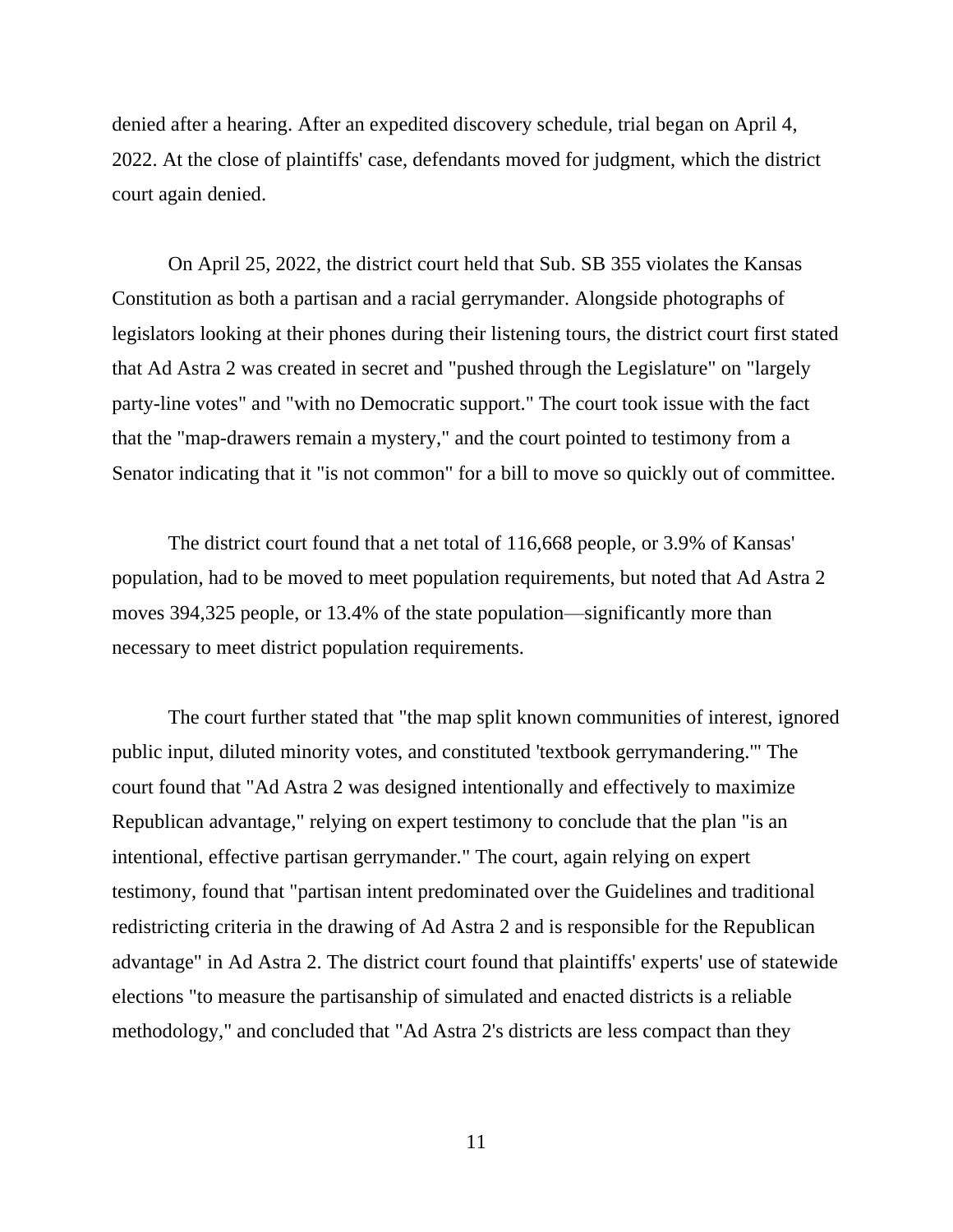denied after a hearing. After an expedited discovery schedule, trial began on April 4, 2022. At the close of plaintiffs' case, defendants moved for judgment, which the district court again denied.

On April 25, 2022, the district court held that Sub. SB 355 violates the Kansas Constitution as both a partisan and a racial gerrymander. Alongside photographs of legislators looking at their phones during their listening tours, the district court first stated that Ad Astra 2 was created in secret and "pushed through the Legislature" on "largely party-line votes" and "with no Democratic support." The court took issue with the fact that the "map-drawers remain a mystery," and the court pointed to testimony from a Senator indicating that it "is not common" for a bill to move so quickly out of committee.

The district court found that a net total of 116,668 people, or 3.9% of Kansas' population, had to be moved to meet population requirements, but noted that Ad Astra 2 moves 394,325 people, or 13.4% of the state population—significantly more than necessary to meet district population requirements.

The court further stated that "the map split known communities of interest, ignored public input, diluted minority votes, and constituted 'textbook gerrymandering.'" The court found that "Ad Astra 2 was designed intentionally and effectively to maximize Republican advantage," relying on expert testimony to conclude that the plan "is an intentional, effective partisan gerrymander." The court, again relying on expert testimony, found that "partisan intent predominated over the Guidelines and traditional redistricting criteria in the drawing of Ad Astra 2 and is responsible for the Republican advantage" in Ad Astra 2. The district court found that plaintiffs' experts' use of statewide elections "to measure the partisanship of simulated and enacted districts is a reliable methodology," and concluded that "Ad Astra 2's districts are less compact than they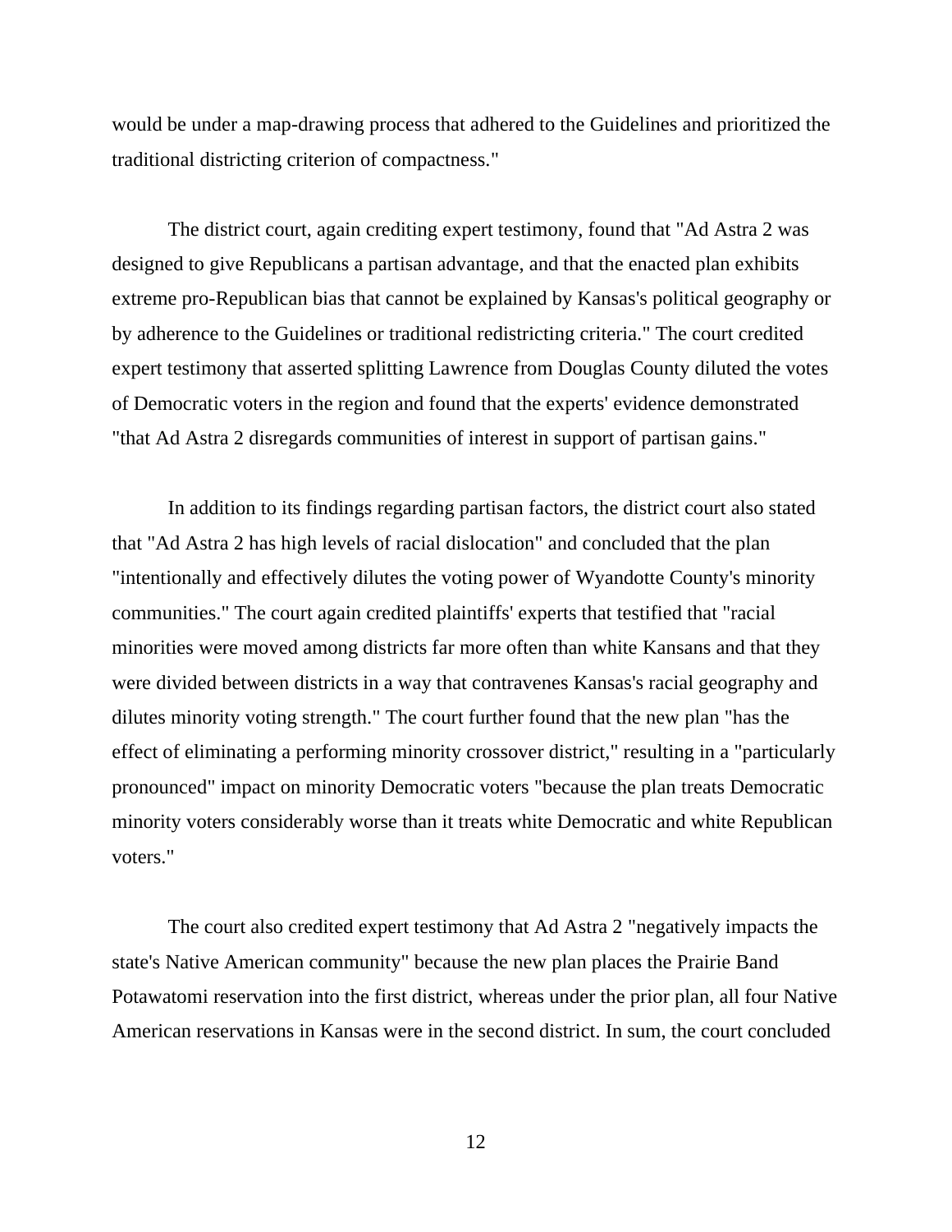would be under a map-drawing process that adhered to the Guidelines and prioritized the traditional districting criterion of compactness."

The district court, again crediting expert testimony, found that "Ad Astra 2 was designed to give Republicans a partisan advantage, and that the enacted plan exhibits extreme pro-Republican bias that cannot be explained by Kansas's political geography or by adherence to the Guidelines or traditional redistricting criteria." The court credited expert testimony that asserted splitting Lawrence from Douglas County diluted the votes of Democratic voters in the region and found that the experts' evidence demonstrated "that Ad Astra 2 disregards communities of interest in support of partisan gains."

In addition to its findings regarding partisan factors, the district court also stated that "Ad Astra 2 has high levels of racial dislocation" and concluded that the plan "intentionally and effectively dilutes the voting power of Wyandotte County's minority communities." The court again credited plaintiffs' experts that testified that "racial minorities were moved among districts far more often than white Kansans and that they were divided between districts in a way that contravenes Kansas's racial geography and dilutes minority voting strength." The court further found that the new plan "has the effect of eliminating a performing minority crossover district," resulting in a "particularly pronounced" impact on minority Democratic voters "because the plan treats Democratic minority voters considerably worse than it treats white Democratic and white Republican voters."

The court also credited expert testimony that Ad Astra 2 "negatively impacts the state's Native American community" because the new plan places the Prairie Band Potawatomi reservation into the first district, whereas under the prior plan, all four Native American reservations in Kansas were in the second district. In sum, the court concluded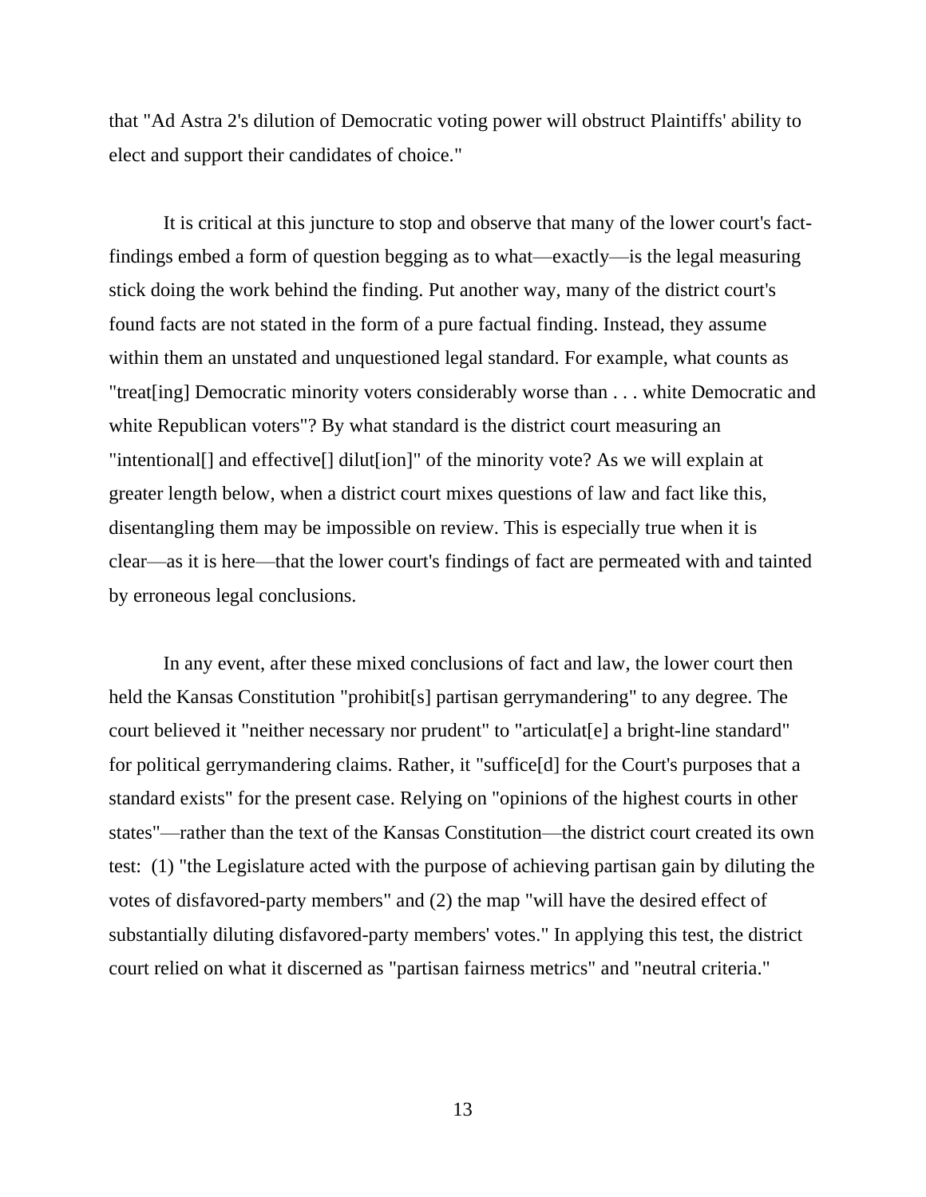that "Ad Astra 2's dilution of Democratic voting power will obstruct Plaintiffs' ability to elect and support their candidates of choice."

It is critical at this juncture to stop and observe that many of the lower court's fact-findings embed a form of question begging as to what—exactly—is the legal measuring stick doing the work behind the finding. Put another way, many of the district court's found facts are not stated in the form of a pure factual finding. Instead, they assume within them an unstated and unquestioned legal standard. For example, what counts as "treat[ing] Democratic minority voters considerably worse than . . . white Democratic and white Republican voters"? By what standard is the district court measuring an "intentional[] and effective[] dilut[ion]" of the minority vote? As we will explain at greater length below, when a district court mixes questions of law and fact like this, disentangling them may be impossible on review. This is especially true when it is clear—as it is here—that the lower court's findings of fact are permeated with and tainted by erroneous legal conclusions.

In any event, after these mixed conclusions of fact and law, the lower court then held the Kansas Constitution "prohibit[s] partisan gerrymandering" to any degree. The court believed it "neither necessary nor prudent" to "articulat[e] a bright-line standard" for political gerrymandering claims. Rather, it "suffice[d] for the Court's purposes that a standard exists" for the present case. Relying on "opinions of the highest courts in other states"—rather than the text of the Kansas Constitution—the district court created its own test: (1) "the Legislature acted with the purpose of achieving partisan gain by diluting the votes of disfavored-party members" and (2) the map "will have the desired effect of substantially diluting disfavored-party members' votes." In applying this test, the district court relied on what it discerned as "partisan fairness metrics" and "neutral criteria."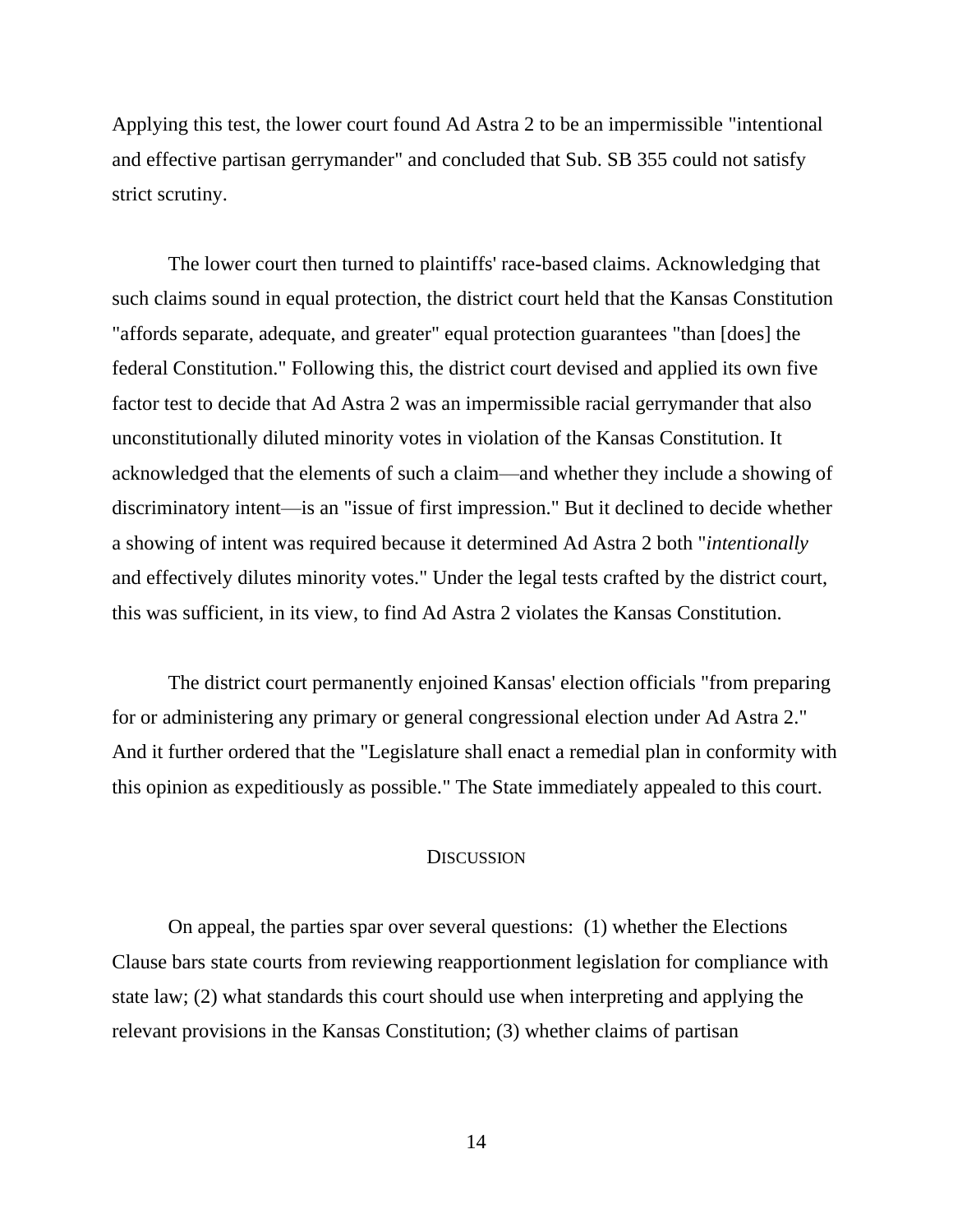Applying this test, the lower court found Ad Astra 2 to be an impermissible "intentional and effective partisan gerrymander" and concluded that Sub. SB 355 could not satisfy strict scrutiny.

The lower court then turned to plaintiffs' race-based claims. Acknowledging that such claims sound in equal protection, the district court held that the Kansas Constitution "affords separate, adequate, and greater" equal protection guarantees "than [does] the federal Constitution." Following this, the district court devised and applied its own five factor test to decide that Ad Astra 2 was an impermissible racial gerrymander that also unconstitutionally diluted minority votes in violation of the Kansas Constitution. It acknowledged that the elements of such a claim—and whether they include a showing of discriminatory intent—is an "issue of first impression." But it declined to decide whether a showing of intent was required because it determined Ad Astra 2 both "*intentionally* and effectively dilutes minority votes." Under the legal tests crafted by the district court, this was sufficient, in its view, to find Ad Astra 2 violates the Kansas Constitution.

The district court permanently enjoined Kansas' election officials "from preparing for or administering any primary or general congressional election under Ad Astra 2." And it further ordered that the "Legislature shall enact a remedial plan in conformity with this opinion as expeditiously as possible." The State immediately appealed to this court.

## Discussion

On appeal, the parties spar over several questions: (1) whether the Elections Clause bars state courts from reviewing reapportionment legislation for compliance with state law; (2) what standards this court should use when interpreting and applying the relevant provisions in the Kansas Constitution; (3) whether claims of partisan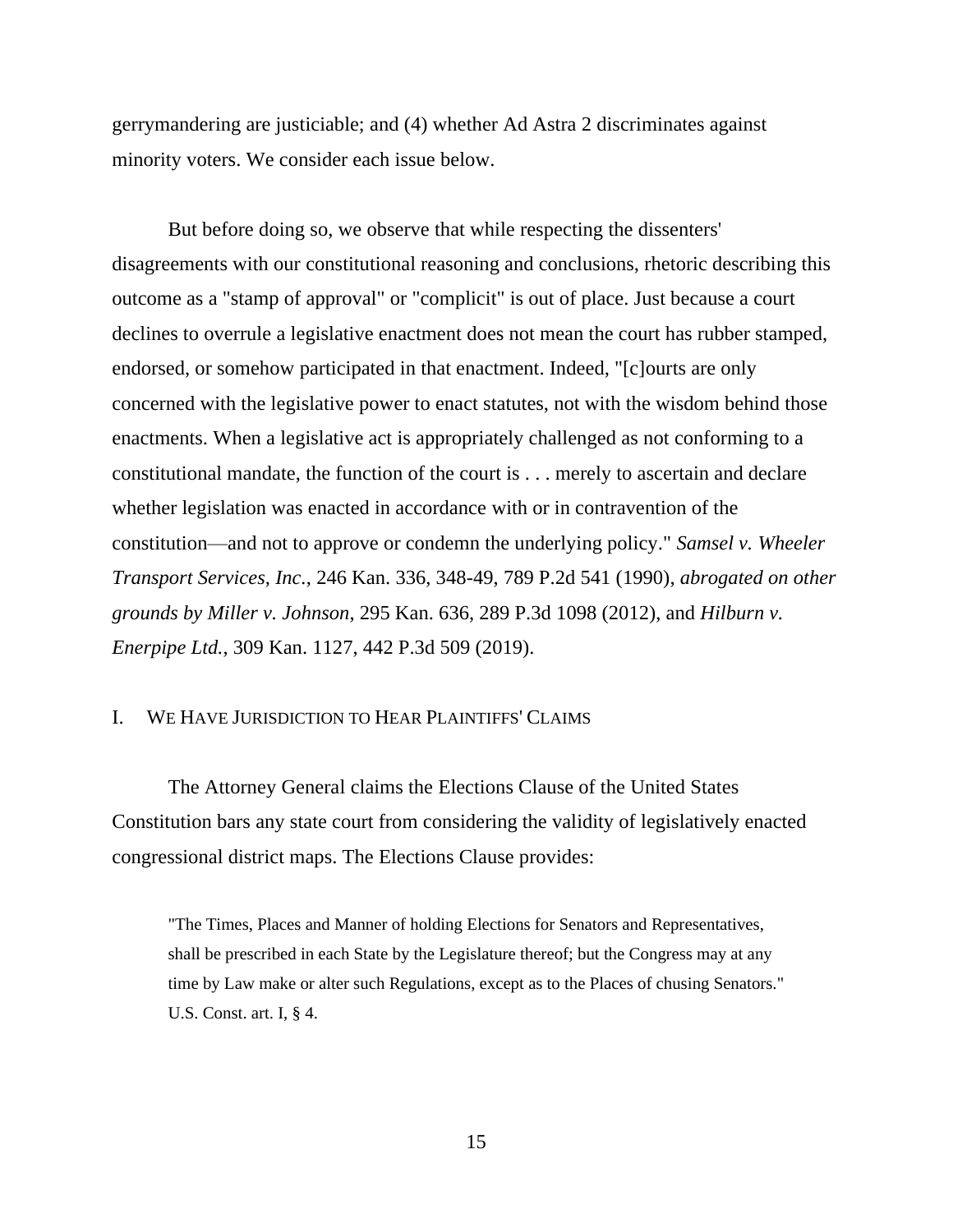gerrymandering are justiciable; and (4) whether Ad Astra 2 discriminates against minority voters. We consider each issue below.

But before doing so, we observe that while respecting the dissenters' disagreements with our constitutional reasoning and conclusions, rhetoric describing this outcome as a "stamp of approval" or "complicit" is out of place. Just because a court declines to overrule a legislative enactment does not mean the court has rubber stamped, endorsed, or somehow participated in that enactment. Indeed, "[c]ourts are only concerned with the legislative power to enact statutes, not with the wisdom behind those enactments. When a legislative act is appropriately challenged as not conforming to a constitutional mandate, the function of the court is . . . merely to ascertain and declare whether legislation was enacted in accordance with or in contravention of the constitution—and not to approve or condemn the underlying policy." *Samsel v. Wheeler Transport Services, Inc.*, 246 Kan. 336, 348-49, 789 P.2d 541 (1990), *abrogated on other grounds by Miller v. Johnson*, 295 Kan. 636, 289 P.3d 1098 (2012), and *Hilburn v. Enerpipe Ltd.*, 309 Kan. 1127, 442 P.3d 509 (2019).

## I. WE HAVE JURISDICTION TO HEAR PLAINTIFFS' CLAIMS

The Attorney General claims the Elections Clause of the United States Constitution bars any state court from considering the validity of legislatively enacted congressional district maps. The Elections Clause provides:

> "The Times, Places and Manner of holding Elections for Senators and Representatives, shall be prescribed in each State by the Legislature thereof; but the Congress may at any time by Law make or alter such Regulations, except as to the Places of chusing Senators." U.S. Const. art. I, § 4.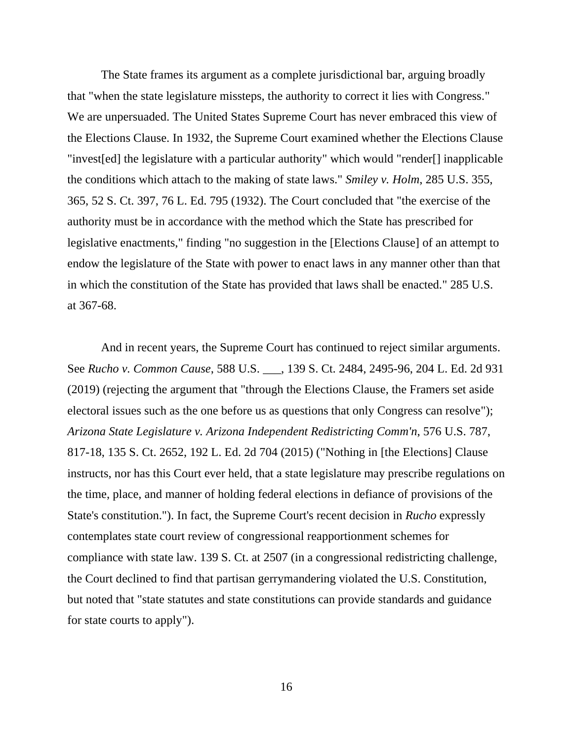The State frames its argument as a complete jurisdictional bar, arguing broadly that "when the state legislature missteps, the authority to correct it lies with Congress." We are unpersuaded. The United States Supreme Court has never embraced this view of the Elections Clause. In 1932, the Supreme Court examined whether the Elections Clause "invest[ed] the legislature with a particular authority" which would "render[] inapplicable the conditions which attach to the making of state laws." *Smiley v. Holm*, 285 U.S. 355, 365, 52 S. Ct. 397, 76 L. Ed. 795 (1932). The Court concluded that "the exercise of the authority must be in accordance with the method which the State has prescribed for legislative enactments," finding "no suggestion in the [Elections Clause] of an attempt to endow the legislature of the State with power to enact laws in any manner other than that in which the constitution of the State has provided that laws shall be enacted." 285 U.S. at 367-68.

And in recent years, the Supreme Court has continued to reject similar arguments. See *Rucho v. Common Cause*, 588 U.S. ___, 139 S. Ct. 2484, 2495-96, 204 L. Ed. 2d 931 (2019) (rejecting the argument that "through the Elections Clause, the Framers set aside electoral issues such as the one before us as questions that only Congress can resolve"); *Arizona State Legislature v. Arizona Independent Redistricting Comm'n*, 576 U.S. 787, 817-18, 135 S. Ct. 2652, 192 L. Ed. 2d 704 (2015) ("Nothing in [the Elections] Clause instructs, nor has this Court ever held, that a state legislature may prescribe regulations on the time, place, and manner of holding federal elections in defiance of provisions of the State's constitution."). In fact, the Supreme Court's recent decision in *Rucho* expressly contemplates state court review of congressional reapportionment schemes for compliance with state law. 139 S. Ct. at 2507 (in a congressional redistricting challenge, the Court declined to find that partisan gerrymandering violated the U.S. Constitution, but noted that "state statutes and state constitutions can provide standards and guidance for state courts to apply").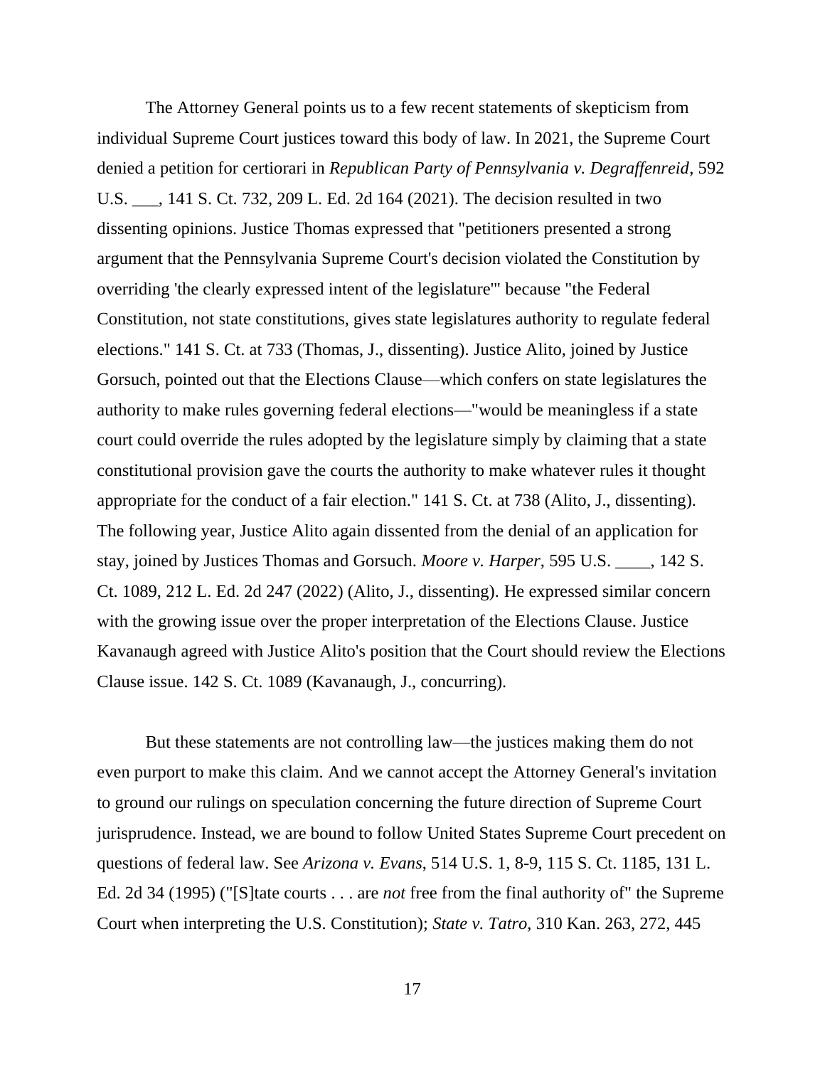The Attorney General points us to a few recent statements of skepticism from individual Supreme Court justices toward this body of law. In 2021, the Supreme Court denied a petition for certiorari in *Republican Party of Pennsylvania v. Degraffenreid*, 592 U.S. ___, 141 S. Ct. 732, 209 L. Ed. 2d 164 (2021). The decision resulted in two dissenting opinions. Justice Thomas expressed that "petitioners presented a strong argument that the Pennsylvania Supreme Court's decision violated the Constitution by overriding 'the clearly expressed intent of the legislature'" because "the Federal Constitution, not state constitutions, gives state legislatures authority to regulate federal elections." 141 S. Ct. at 733 (Thomas, J., dissenting). Justice Alito, joined by Justice Gorsuch, pointed out that the Elections Clause—which confers on state legislatures the authority to make rules governing federal elections—"would be meaningless if a state court could override the rules adopted by the legislature simply by claiming that a state constitutional provision gave the courts the authority to make whatever rules it thought appropriate for the conduct of a fair election." 141 S. Ct. at 738 (Alito, J., dissenting). The following year, Justice Alito again dissented from the denial of an application for stay, joined by Justices Thomas and Gorsuch. *Moore v. Harper*, 595 U.S. ____, 142 S. Ct. 1089, 212 L. Ed. 2d 247 (2022) (Alito, J., dissenting). He expressed similar concern with the growing issue over the proper interpretation of the Elections Clause. Justice Kavanaugh agreed with Justice Alito's position that the Court should review the Elections Clause issue. 142 S. Ct. 1089 (Kavanaugh, J., concurring).

But these statements are not controlling law—the justices making them do not even purport to make this claim. And we cannot accept the Attorney General's invitation to ground our rulings on speculation concerning the future direction of Supreme Court jurisprudence. Instead, we are bound to follow United States Supreme Court precedent on questions of federal law. See *Arizona v. Evans*, 514 U.S. 1, 8-9, 115 S. Ct. 1185, 131 L. Ed. 2d 34 (1995) ("[S]tate courts . . . are *not* free from the final authority of" the Supreme Court when interpreting the U.S. Constitution); *State v. Tatro*, 310 Kan. 263, 272, 445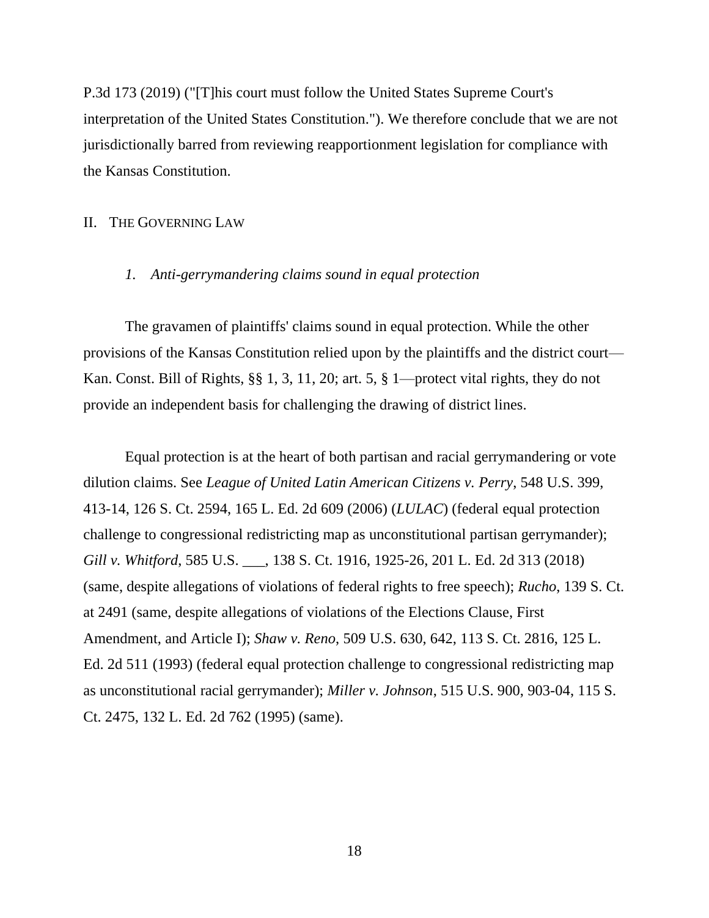P.3d 173 (2019) ("[T]his court must follow the United States Supreme Court's interpretation of the United States Constitution."). We therefore conclude that we are not jurisdictionally barred from reviewing reapportionment legislation for compliance with the Kansas Constitution.

## II. THE GOVERNING LAW

### *1. Anti-gerrymandering claims sound in equal protection*

The gravamen of plaintiffs' claims sound in equal protection. While the other provisions of the Kansas Constitution relied upon by the plaintiffs and the district court—Kan. Const. Bill of Rights, §§ 1, 3, 11, 20; art. 5, § 1—protect vital rights, they do not provide an independent basis for challenging the drawing of district lines.

Equal protection is at the heart of both partisan and racial gerrymandering or vote dilution claims. See *League of United Latin American Citizens v. Perry*, 548 U.S. 399, 413-14, 126 S. Ct. 2594, 165 L. Ed. 2d 609 (2006) (*LULAC*) (federal equal protection challenge to congressional redistricting map as unconstitutional partisan gerrymander); *Gill v. Whitford*, 585 U.S. ___, 138 S. Ct. 1916, 1925-26, 201 L. Ed. 2d 313 (2018) (same, despite allegations of violations of federal rights to free speech); *Rucho*, 139 S. Ct. at 2491 (same, despite allegations of violations of the Elections Clause, First Amendment, and Article I); *Shaw v. Reno*, 509 U.S. 630, 642, 113 S. Ct. 2816, 125 L. Ed. 2d 511 (1993) (federal equal protection challenge to congressional redistricting map as unconstitutional racial gerrymander); *Miller v. Johnson*, 515 U.S. 900, 903-04, 115 S. Ct. 2475, 132 L. Ed. 2d 762 (1995) (same).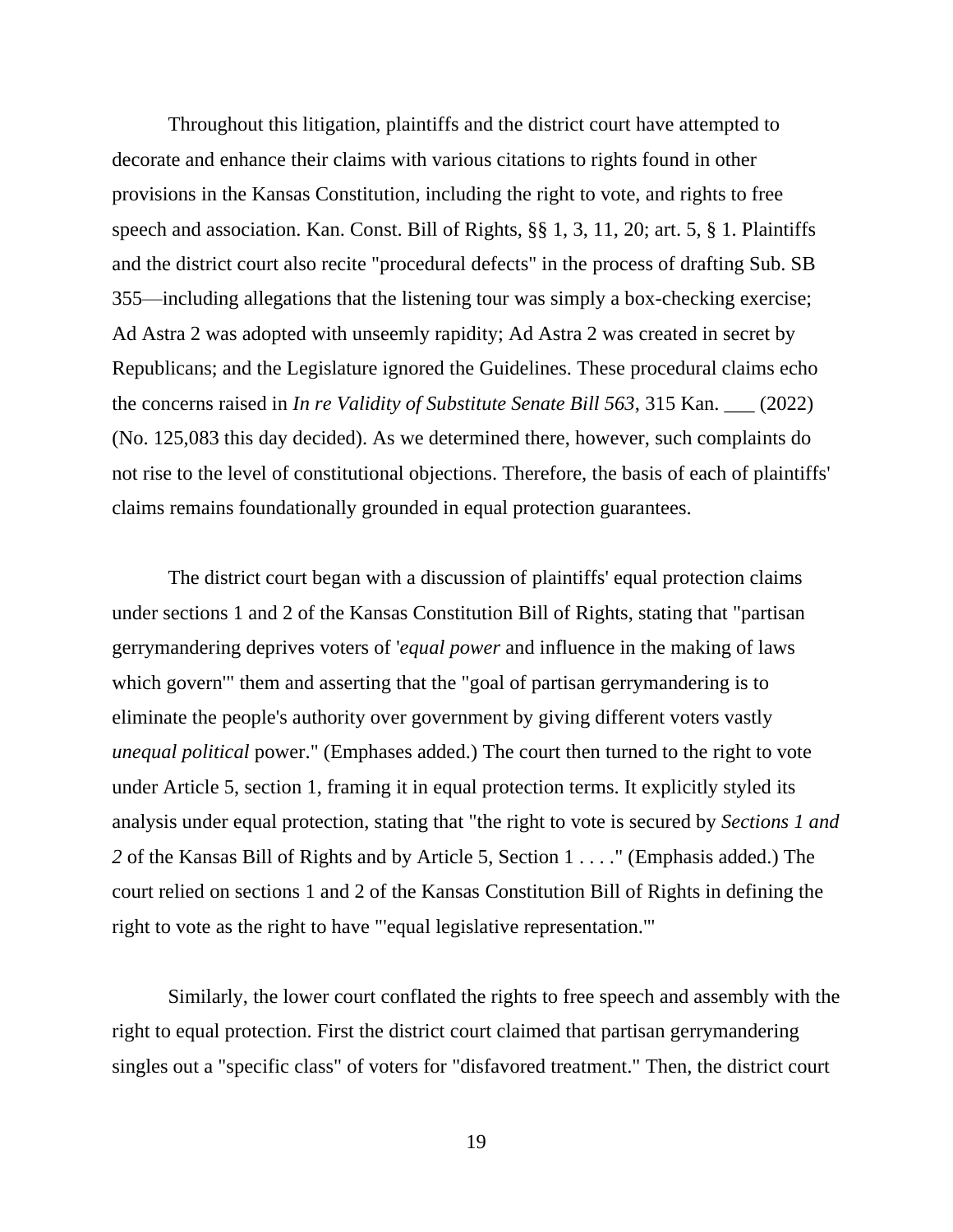Throughout this litigation, plaintiffs and the district court have attempted to decorate and enhance their claims with various citations to rights found in other provisions in the Kansas Constitution, including the right to vote, and rights to free speech and association. Kan. Const. Bill of Rights, §§ 1, 3, 11, 20; art. 5, § 1. Plaintiffs and the district court also recite "procedural defects" in the process of drafting Sub. SB 355—including allegations that the listening tour was simply a box-checking exercise; Ad Astra 2 was adopted with unseemly rapidity; Ad Astra 2 was created in secret by Republicans; and the Legislature ignored the Guidelines. These procedural claims echo the concerns raised in *In re Validity of Substitute Senate Bill 563*, 315 Kan. ___ (2022) (No. 125,083 this day decided). As we determined there, however, such complaints do not rise to the level of constitutional objections. Therefore, the basis of each of plaintiffs' claims remains foundationally grounded in equal protection guarantees.

The district court began with a discussion of plaintiffs' equal protection claims under sections 1 and 2 of the Kansas Constitution Bill of Rights, stating that "partisan gerrymandering deprives voters of '*equal power* and influence in the making of laws which govern'" them and asserting that the "goal of partisan gerrymandering is to eliminate the people's authority over government by giving different voters vastly *unequal political* power." (Emphases added.) The court then turned to the right to vote under Article 5, section 1, framing it in equal protection terms. It explicitly styled its analysis under equal protection, stating that "the right to vote is secured by *Sections 1 and 2* of the Kansas Bill of Rights and by Article 5, Section 1 . . . ." (Emphasis added.) The court relied on sections 1 and 2 of the Kansas Constitution Bill of Rights in defining the right to vote as the right to have '"equal legislative representation."'

Similarly, the lower court conflated the rights to free speech and assembly with the right to equal protection. First the district court claimed that partisan gerrymandering singles out a "specific class" of voters for "disfavored treatment." Then, the district court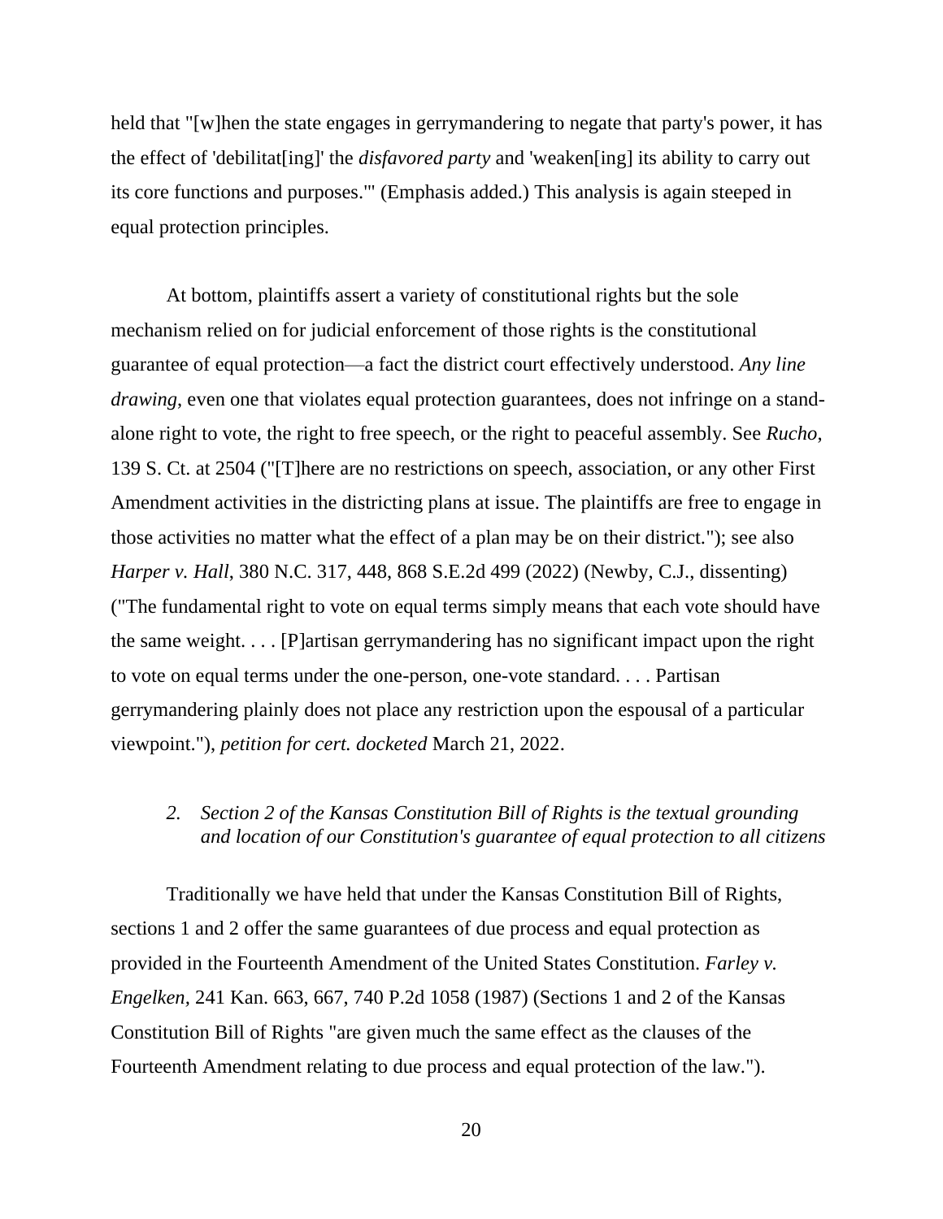held that "[w]hen the state engages in gerrymandering to negate that party's power, it has the effect of 'debilitat[ing]' the *disfavored party* and 'weaken[ing] its ability to carry out its core functions and purposes.'" (Emphasis added.) This analysis is again steeped in equal protection principles.

At bottom, plaintiffs assert a variety of constitutional rights but the sole mechanism relied on for judicial enforcement of those rights is the constitutional guarantee of equal protection—a fact the district court effectively understood. *Any line drawing*, even one that violates equal protection guarantees, does not infringe on a stand-alone right to vote, the right to free speech, or the right to peaceful assembly. See *Rucho*, 139 S. Ct. at 2504 ("[T]here are no restrictions on speech, association, or any other First Amendment activities in the districting plans at issue. The plaintiffs are free to engage in those activities no matter what the effect of a plan may be on their district."); see also *Harper v. Hall*, 380 N.C. 317, 448, 868 S.E.2d 499 (2022) (Newby, C.J., dissenting) ("The fundamental right to vote on equal terms simply means that each vote should have the same weight. . . . [P]artisan gerrymandering has no significant impact upon the right to vote on equal terms under the one-person, one-vote standard. . . . Partisan gerrymandering plainly does not place any restriction upon the espousal of a particular viewpoint."), *petition for cert. docketed* March 21, 2022.

### *2. Section 2 of the Kansas Constitution Bill of Rights is the textual grounding and location of our Constitution's guarantee of equal protection to all citizens*

Traditionally we have held that under the Kansas Constitution Bill of Rights, sections 1 and 2 offer the same guarantees of due process and equal protection as provided in the Fourteenth Amendment of the United States Constitution. *Farley v. Engelken*, 241 Kan. 663, 667, 740 P.2d 1058 (1987) (Sections 1 and 2 of the Kansas Constitution Bill of Rights "are given much the same effect as the clauses of the Fourteenth Amendment relating to due process and equal protection of the law.").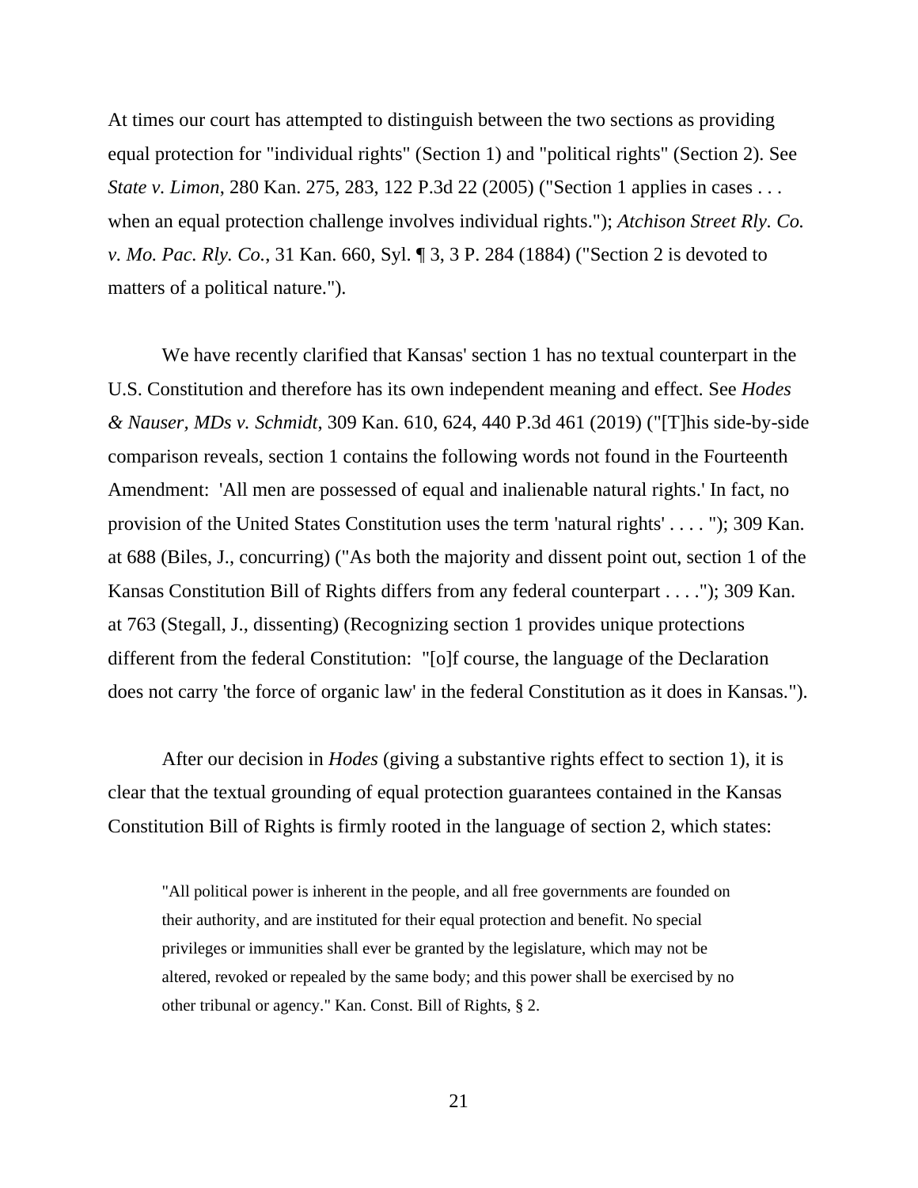At times our court has attempted to distinguish between the two sections as providing equal protection for "individual rights" (Section 1) and "political rights" (Section 2). See *State v. Limon*, 280 Kan. 275, 283, 122 P.3d 22 (2005) ("Section 1 applies in cases . . . when an equal protection challenge involves individual rights."); *Atchison Street Rly. Co. v. Mo. Pac. Rly. Co.*, 31 Kan. 660, Syl. ¶ 3, 3 P. 284 (1884) ("Section 2 is devoted to matters of a political nature.").

We have recently clarified that Kansas' section 1 has no textual counterpart in the U.S. Constitution and therefore has its own independent meaning and effect. See *Hodes & Nauser, MDs v. Schmidt*, 309 Kan. 610, 624, 440 P.3d 461 (2019) ("[T]his side-by-side comparison reveals, section 1 contains the following words not found in the Fourteenth Amendment: 'All men are possessed of equal and inalienable natural rights.' In fact, no provision of the United States Constitution uses the term 'natural rights' . . . . "); 309 Kan. at 688 (Biles, J., concurring) ("As both the majority and dissent point out, section 1 of the Kansas Constitution Bill of Rights differs from any federal counterpart . . . ."); 309 Kan. at 763 (Stegall, J., dissenting) (Recognizing section 1 provides unique protections different from the federal Constitution: "[o]f course, the language of the Declaration does not carry 'the force of organic law' in the federal Constitution as it does in Kansas.").

After our decision in *Hodes* (giving a substantive rights effect to section 1), it is clear that the textual grounding of equal protection guarantees contained in the Kansas Constitution Bill of Rights is firmly rooted in the language of section 2, which states:

> "All political power is inherent in the people, and all free governments are founded on their authority, and are instituted for their equal protection and benefit. No special privileges or immunities shall ever be granted by the legislature, which may not be altered, revoked or repealed by the same body; and this power shall be exercised by no other tribunal or agency." Kan. Const. Bill of Rights, § 2.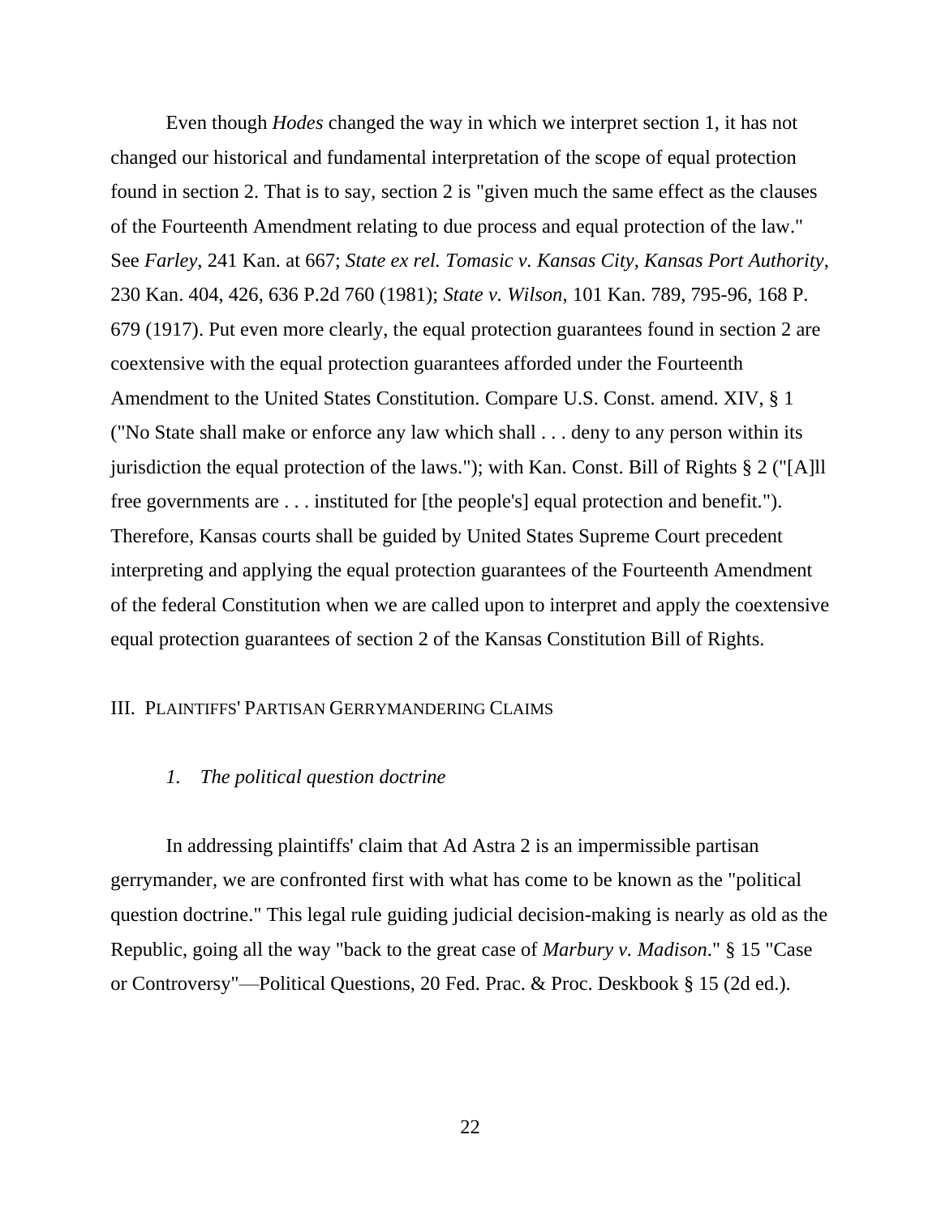Even though *Hodes* changed the way in which we interpret section 1, it has not changed our historical and fundamental interpretation of the scope of equal protection found in section 2. That is to say, section 2 is "given much the same effect as the clauses of the Fourteenth Amendment relating to due process and equal protection of the law." See *Farley*, 241 Kan. at 667; *State ex rel. Tomasic v. Kansas City, Kansas Port Authority*, 230 Kan. 404, 426, 636 P.2d 760 (1981); *State v. Wilson*, 101 Kan. 789, 795-96, 168 P. 679 (1917). Put even more clearly, the equal protection guarantees found in section 2 are coextensive with the equal protection guarantees afforded under the Fourteenth Amendment to the United States Constitution. Compare U.S. Const. amend. XIV, § 1 ("No State shall make or enforce any law which shall . . . deny to any person within its jurisdiction the equal protection of the laws."); with Kan. Const. Bill of Rights § 2 ("[A]ll free governments are . . . instituted for [the people's] equal protection and benefit."). Therefore, Kansas courts shall be guided by United States Supreme Court precedent interpreting and applying the equal protection guarantees of the Fourteenth Amendment of the federal Constitution when we are called upon to interpret and apply the coextensive equal protection guarantees of section 2 of the Kansas Constitution Bill of Rights.

## III. Plaintiffs' Partisan Gerrymandering Claims

### *1. The political question doctrine*

In addressing plaintiffs' claim that Ad Astra 2 is an impermissible partisan gerrymander, we are confronted first with what has come to be known as the "political question doctrine." This legal rule guiding judicial decision-making is nearly as old as the Republic, going all the way "back to the great case of *Marbury v. Madison*." § 15 "Case or Controversy"—Political Questions, 20 Fed. Prac. & Proc. Deskbook § 15 (2d ed.).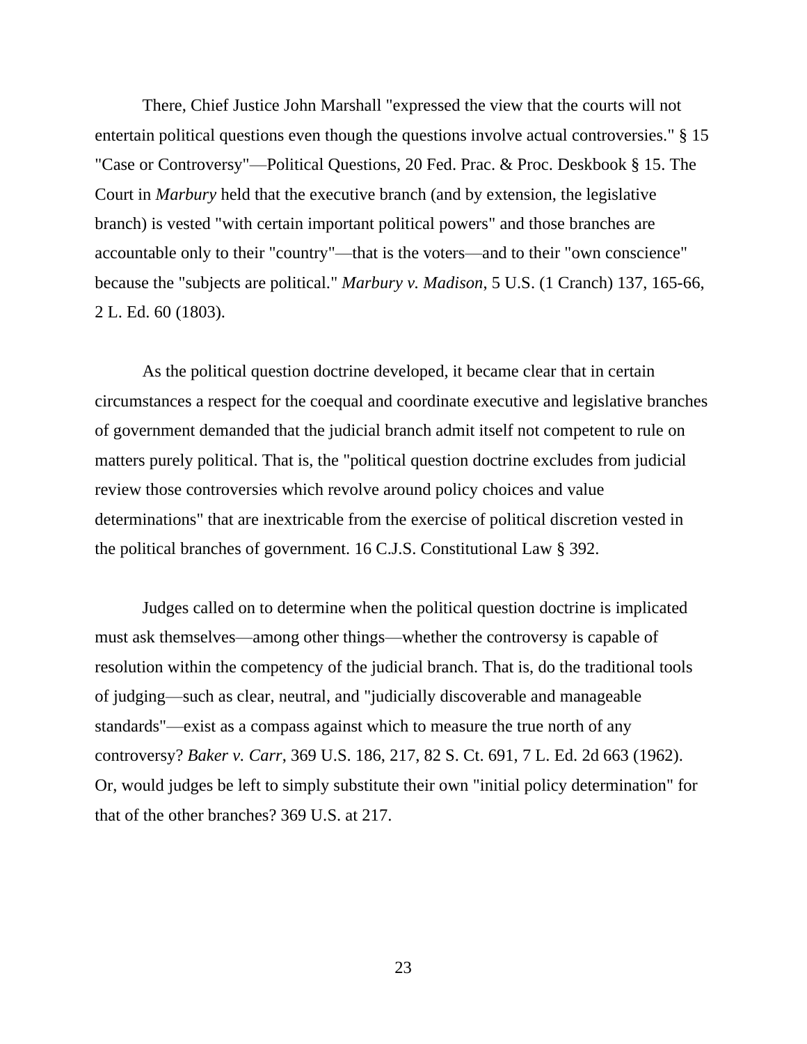There, Chief Justice John Marshall "expressed the view that the courts will not entertain political questions even though the questions involve actual controversies." § 15 "Case or Controversy"—Political Questions, 20 Fed. Prac. & Proc. Deskbook § 15. The Court in *Marbury* held that the executive branch (and by extension, the legislative branch) is vested "with certain important political powers" and those branches are accountable only to their "country"—that is the voters—and to their "own conscience" because the "subjects are political." *Marbury v. Madison*, 5 U.S. (1 Cranch) 137, 165-66, 2 L. Ed. 60 (1803).

As the political question doctrine developed, it became clear that in certain circumstances a respect for the coequal and coordinate executive and legislative branches of government demanded that the judicial branch admit itself not competent to rule on matters purely political. That is, the "political question doctrine excludes from judicial review those controversies which revolve around policy choices and value determinations" that are inextricable from the exercise of political discretion vested in the political branches of government. 16 C.J.S. Constitutional Law § 392.

Judges called on to determine when the political question doctrine is implicated must ask themselves—among other things—whether the controversy is capable of resolution within the competency of the judicial branch. That is, do the traditional tools of judging—such as clear, neutral, and "judicially discoverable and manageable standards"—exist as a compass against which to measure the true north of any controversy? *Baker v. Carr*, 369 U.S. 186, 217, 82 S. Ct. 691, 7 L. Ed. 2d 663 (1962). Or, would judges be left to simply substitute their own "initial policy determination" for that of the other branches? 369 U.S. at 217.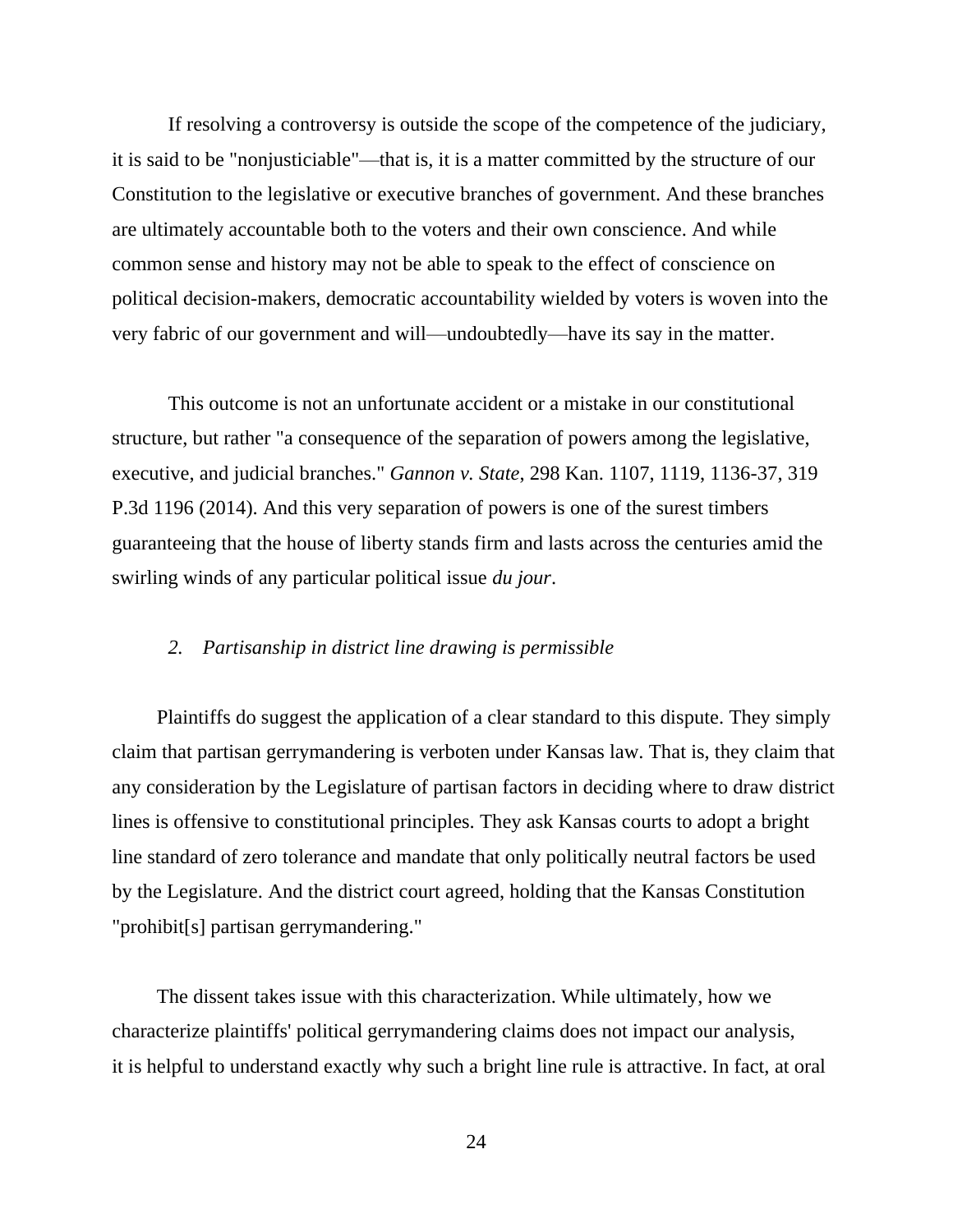If resolving a controversy is outside the scope of the competence of the judiciary, it is said to be "nonjusticiable"—that is, it is a matter committed by the structure of our Constitution to the legislative or executive branches of government. And these branches are ultimately accountable both to the voters and their own conscience. And while common sense and history may not be able to speak to the effect of conscience on political decision-makers, democratic accountability wielded by voters is woven into the very fabric of our government and will—undoubtedly—have its say in the matter.

This outcome is not an unfortunate accident or a mistake in our constitutional structure, but rather "a consequence of the separation of powers among the legislative, executive, and judicial branches." *Gannon v. State*, 298 Kan. 1107, 1119, 1136-37, 319 P.3d 1196 (2014). And this very separation of powers is one of the surest timbers guaranteeing that the house of liberty stands firm and lasts across the centuries amid the swirling winds of any particular political issue *du jour*.

*2. Partisanship in district line drawing is permissible*

Plaintiffs do suggest the application of a clear standard to this dispute. They simply claim that partisan gerrymandering is verboten under Kansas law. That is, they claim that any consideration by the Legislature of partisan factors in deciding where to draw district lines is offensive to constitutional principles. They ask Kansas courts to adopt a bright line standard of zero tolerance and mandate that only politically neutral factors be used by the Legislature. And the district court agreed, holding that the Kansas Constitution "prohibit[s] partisan gerrymandering."

The dissent takes issue with this characterization. While ultimately, how we characterize plaintiffs' political gerrymandering claims does not impact our analysis, it is helpful to understand exactly why such a bright line rule is attractive. In fact, at oral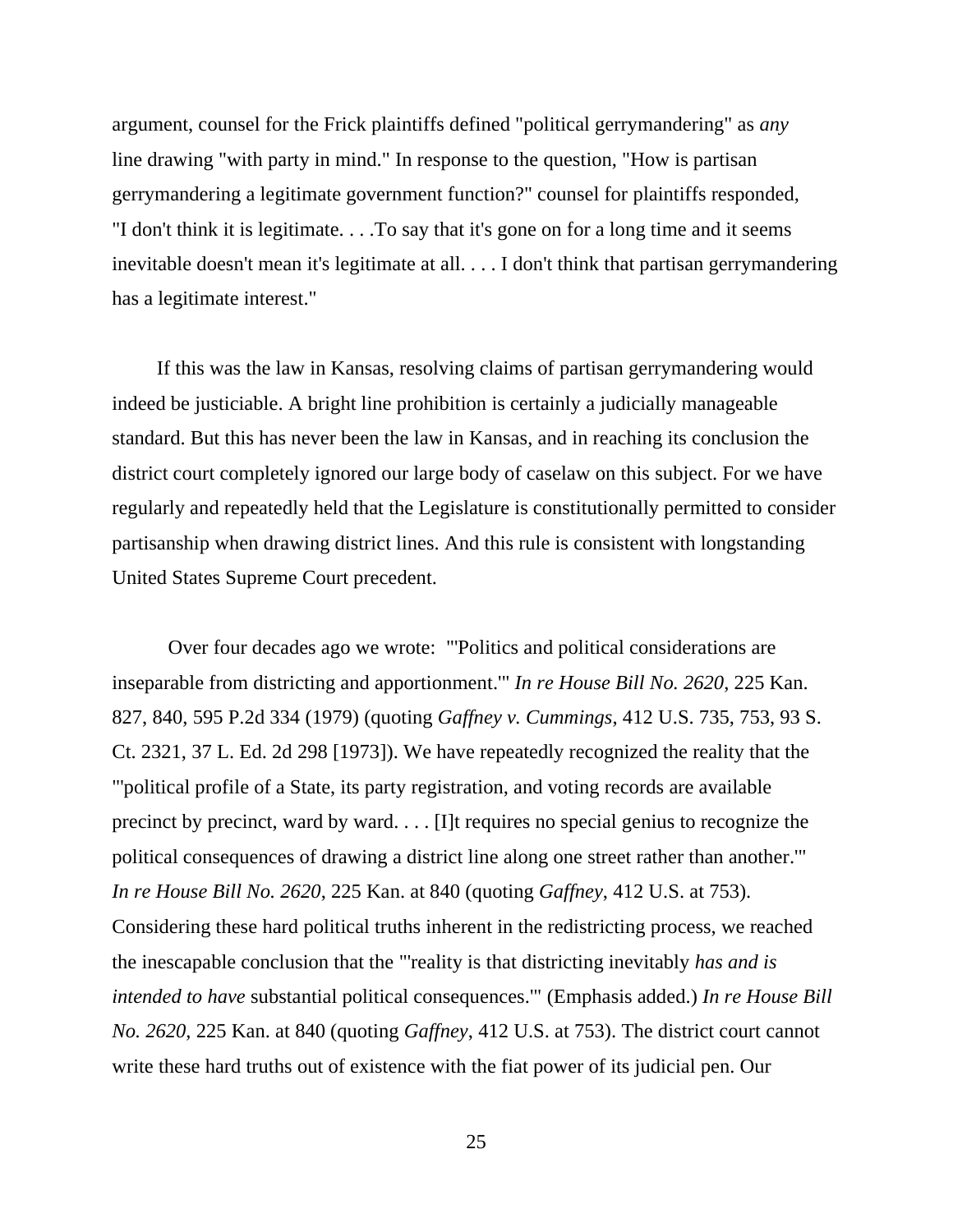argument, counsel for the Frick plaintiffs defined "political gerrymandering" as *any* line drawing "with party in mind." In response to the question, "How is partisan gerrymandering a legitimate government function?" counsel for plaintiffs responded, "I don't think it is legitimate. . . .To say that it's gone on for a long time and it seems inevitable doesn't mean it's legitimate at all. . . . I don't think that partisan gerrymandering has a legitimate interest."

If this was the law in Kansas, resolving claims of partisan gerrymandering would indeed be justiciable. A bright line prohibition is certainly a judicially manageable standard. But this has never been the law in Kansas, and in reaching its conclusion the district court completely ignored our large body of caselaw on this subject. For we have regularly and repeatedly held that the Legislature is constitutionally permitted to consider partisanship when drawing district lines. And this rule is consistent with longstanding United States Supreme Court precedent.

Over four decades ago we wrote: "'Politics and political considerations are inseparable from districting and apportionment.'" *In re House Bill No. 2620*, 225 Kan. 827, 840, 595 P.2d 334 (1979) (quoting *Gaffney v. Cummings*, 412 U.S. 735, 753, 93 S. Ct. 2321, 37 L. Ed. 2d 298 [1973]). We have repeatedly recognized the reality that the "'political profile of a State, its party registration, and voting records are available precinct by precinct, ward by ward. . . . [I]t requires no special genius to recognize the political consequences of drawing a district line along one street rather than another.'" *In re House Bill No. 2620*, 225 Kan. at 840 (quoting *Gaffney*, 412 U.S. at 753). Considering these hard political truths inherent in the redistricting process, we reached the inescapable conclusion that the "'reality is that districting inevitably *has and is intended to have* substantial political consequences.'" (Emphasis added.) *In re House Bill No. 2620*, 225 Kan. at 840 (quoting *Gaffney*, 412 U.S. at 753). The district court cannot write these hard truths out of existence with the fiat power of its judicial pen. Our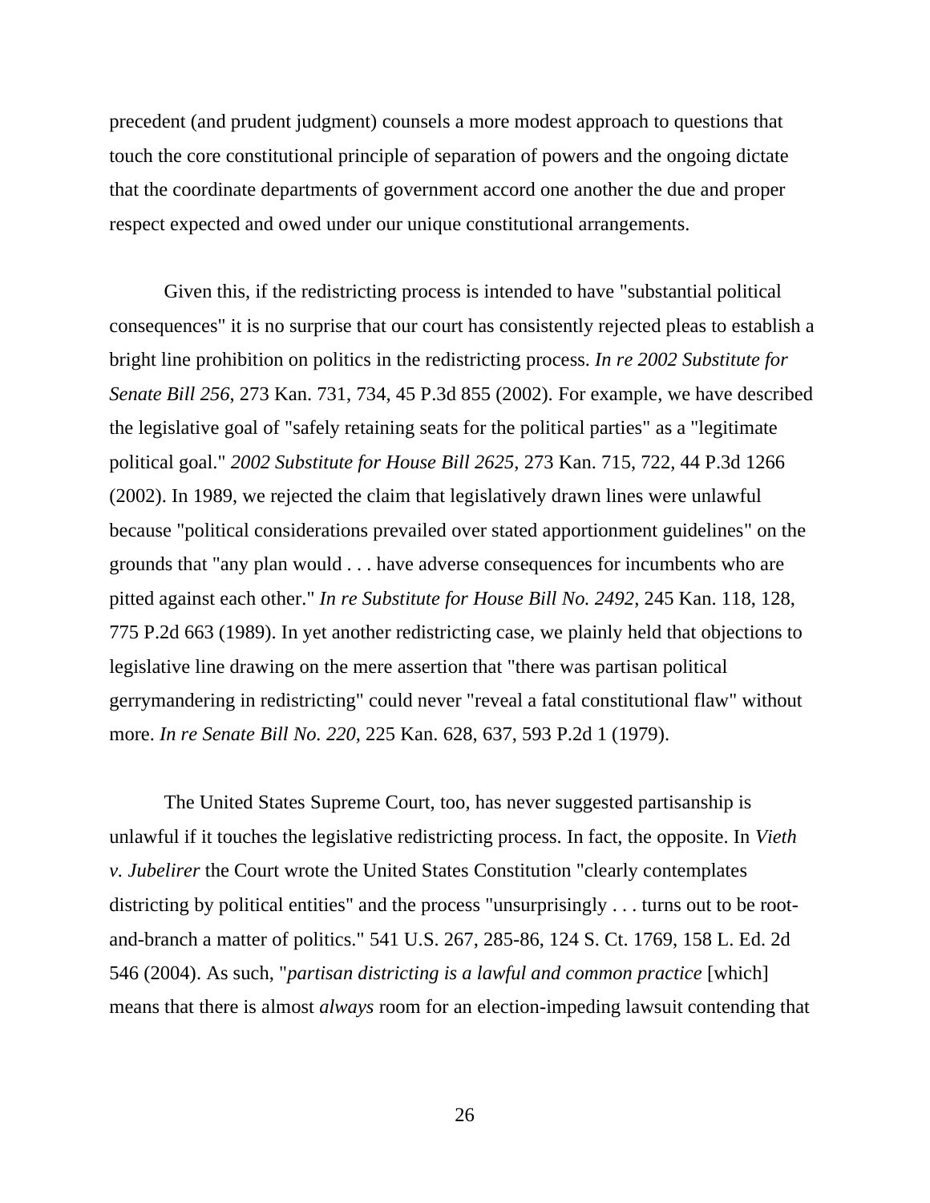precedent (and prudent judgment) counsels a more modest approach to questions that touch the core constitutional principle of separation of powers and the ongoing dictate that the coordinate departments of government accord one another the due and proper respect expected and owed under our unique constitutional arrangements.

Given this, if the redistricting process is intended to have "substantial political consequences" it is no surprise that our court has consistently rejected pleas to establish a bright line prohibition on politics in the redistricting process. *In re 2002 Substitute for Senate Bill 256*, 273 Kan. 731, 734, 45 P.3d 855 (2002). For example, we have described the legislative goal of "safely retaining seats for the political parties" as a "legitimate political goal." *2002 Substitute for House Bill 2625*, 273 Kan. 715, 722, 44 P.3d 1266 (2002). In 1989, we rejected the claim that legislatively drawn lines were unlawful because "political considerations prevailed over stated apportionment guidelines" on the grounds that "any plan would . . . have adverse consequences for incumbents who are pitted against each other." *In re Substitute for House Bill No. 2492*, 245 Kan. 118, 128, 775 P.2d 663 (1989). In yet another redistricting case, we plainly held that objections to legislative line drawing on the mere assertion that "there was partisan political gerrymandering in redistricting" could never "reveal a fatal constitutional flaw" without more. *In re Senate Bill No. 220*, 225 Kan. 628, 637, 593 P.2d 1 (1979).

The United States Supreme Court, too, has never suggested partisanship is unlawful if it touches the legislative redistricting process. In fact, the opposite. In *Vieth v. Jubelirer* the Court wrote the United States Constitution "clearly contemplates districting by political entities" and the process "unsurprisingly . . . turns out to be root-and-branch a matter of politics." 541 U.S. 267, 285-86, 124 S. Ct. 1769, 158 L. Ed. 2d 546 (2004). As such, "*partisan districting is a lawful and common practice* [which] means that there is almost *always* room for an election-impeding lawsuit contending that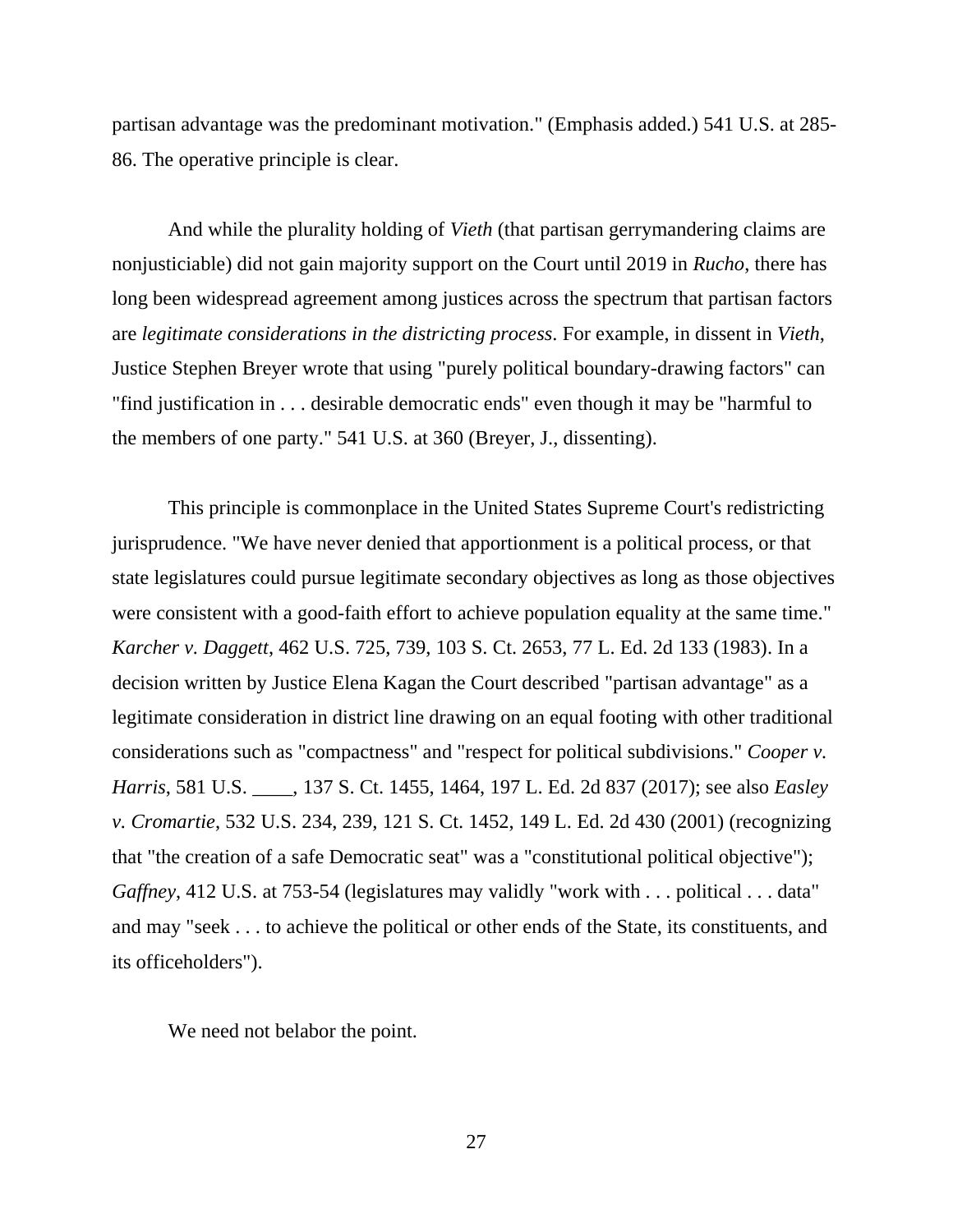partisan advantage was the predominant motivation." (Emphasis added.) 541 U.S. at 285-86. The operative principle is clear.

And while the plurality holding of *Vieth* (that partisan gerrymandering claims are nonjusticiable) did not gain majority support on the Court until 2019 in *Rucho*, there has long been widespread agreement among justices across the spectrum that partisan factors are *legitimate considerations in the districting process*. For example, in dissent in *Vieth*, Justice Stephen Breyer wrote that using "purely political boundary-drawing factors" can "find justification in . . . desirable democratic ends" even though it may be "harmful to the members of one party." 541 U.S. at 360 (Breyer, J., dissenting).

This principle is commonplace in the United States Supreme Court's redistricting jurisprudence. "We have never denied that apportionment is a political process, or that state legislatures could pursue legitimate secondary objectives as long as those objectives were consistent with a good-faith effort to achieve population equality at the same time." *Karcher v. Daggett*, 462 U.S. 725, 739, 103 S. Ct. 2653, 77 L. Ed. 2d 133 (1983). In a decision written by Justice Elena Kagan the Court described "partisan advantage" as a legitimate consideration in district line drawing on an equal footing with other traditional considerations such as "compactness" and "respect for political subdivisions." *Cooper v. Harris*, 581 U.S. ____, 137 S. Ct. 1455, 1464, 197 L. Ed. 2d 837 (2017); see also *Easley v. Cromartie*, 532 U.S. 234, 239, 121 S. Ct. 1452, 149 L. Ed. 2d 430 (2001) (recognizing that "the creation of a safe Democratic seat" was a "constitutional political objective"); *Gaffney*, 412 U.S. at 753-54 (legislatures may validly "work with . . . political . . . data" and may "seek . . . to achieve the political or other ends of the State, its constituents, and its officeholders").

We need not belabor the point.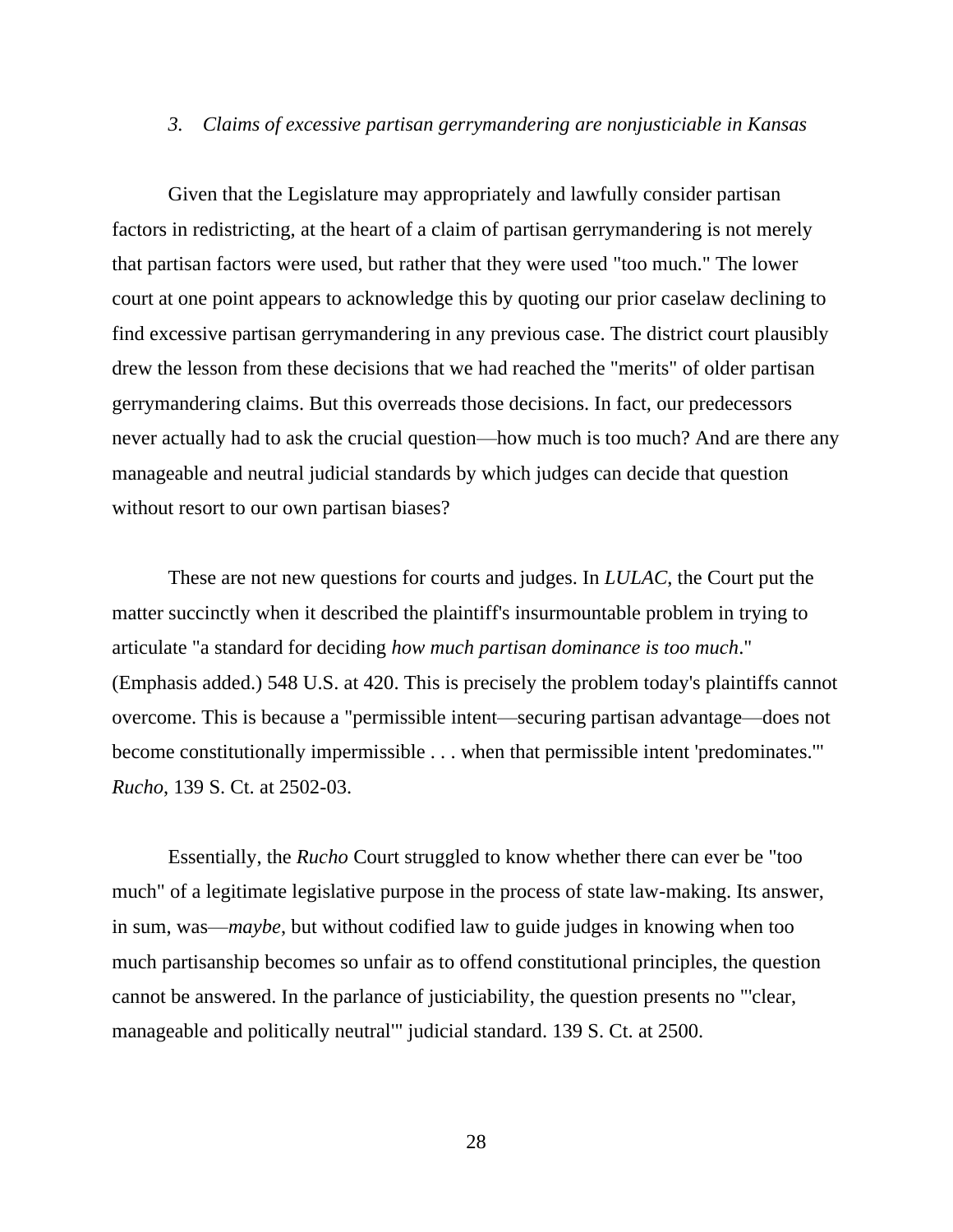### *3. Claims of excessive partisan gerrymandering are nonjusticiable in Kansas*

Given that the Legislature may appropriately and lawfully consider partisan factors in redistricting, at the heart of a claim of partisan gerrymandering is not merely that partisan factors were used, but rather that they were used "too much." The lower court at one point appears to acknowledge this by quoting our prior caselaw declining to find excessive partisan gerrymandering in any previous case. The district court plausibly drew the lesson from these decisions that we had reached the "merits" of older partisan gerrymandering claims. But this overreads those decisions. In fact, our predecessors never actually had to ask the crucial question—how much is too much? And are there any manageable and neutral judicial standards by which judges can decide that question without resort to our own partisan biases?

These are not new questions for courts and judges. In *LULAC*, the Court put the matter succinctly when it described the plaintiff's insurmountable problem in trying to articulate "a standard for deciding *how much partisan dominance is too much*." (Emphasis added.) 548 U.S. at 420. This is precisely the problem today's plaintiffs cannot overcome. This is because a "permissible intent—securing partisan advantage—does not become constitutionally impermissible . . . when that permissible intent 'predominates.'" *Rucho*, 139 S. Ct. at 2502-03.

Essentially, the *Rucho* Court struggled to know whether there can ever be "too much" of a legitimate legislative purpose in the process of state law-making. Its answer, in sum, was—*maybe*, but without codified law to guide judges in knowing when too much partisanship becomes so unfair as to offend constitutional principles, the question cannot be answered. In the parlance of justiciability, the question presents no "'clear, manageable and politically neutral'" judicial standard. 139 S. Ct. at 2500.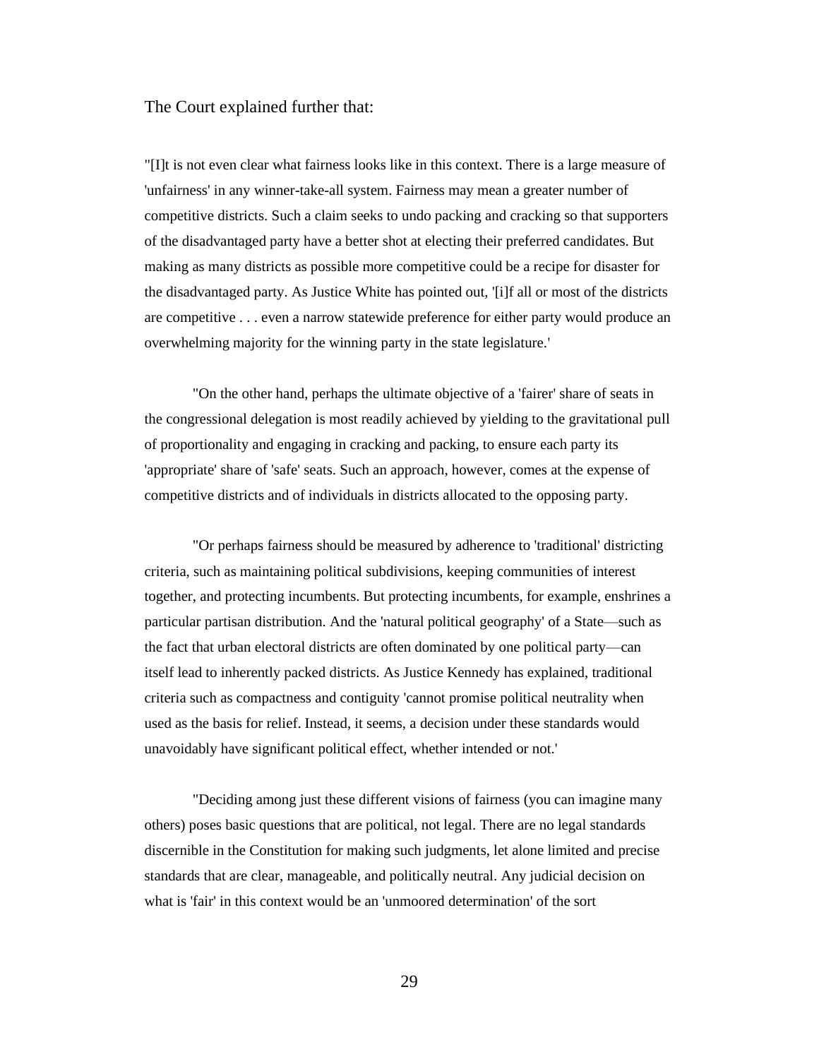The Court explained further that:

"[I]t is not even clear what fairness looks like in this context. There is a large measure of 'unfairness' in any winner-take-all system. Fairness may mean a greater number of competitive districts. Such a claim seeks to undo packing and cracking so that supporters of the disadvantaged party have a better shot at electing their preferred candidates. But making as many districts as possible more competitive could be a recipe for disaster for the disadvantaged party. As Justice White has pointed out, '[i]f all or most of the districts are competitive . . . even a narrow statewide preference for either party would produce an overwhelming majority for the winning party in the state legislature.'

"On the other hand, perhaps the ultimate objective of a 'fairer' share of seats in the congressional delegation is most readily achieved by yielding to the gravitational pull of proportionality and engaging in cracking and packing, to ensure each party its 'appropriate' share of 'safe' seats. Such an approach, however, comes at the expense of competitive districts and of individuals in districts allocated to the opposing party.

"Or perhaps fairness should be measured by adherence to 'traditional' districting criteria, such as maintaining political subdivisions, keeping communities of interest together, and protecting incumbents. But protecting incumbents, for example, enshrines a particular partisan distribution. And the 'natural political geography' of a State—such as the fact that urban electoral districts are often dominated by one political party—can itself lead to inherently packed districts. As Justice Kennedy has explained, traditional criteria such as compactness and contiguity 'cannot promise political neutrality when used as the basis for relief. Instead, it seems, a decision under these standards would unavoidably have significant political effect, whether intended or not.'

"Deciding among just these different visions of fairness (you can imagine many others) poses basic questions that are political, not legal. There are no legal standards discernible in the Constitution for making such judgments, let alone limited and precise standards that are clear, manageable, and politically neutral. Any judicial decision on what is 'fair' in this context would be an 'unmoored determination' of the sort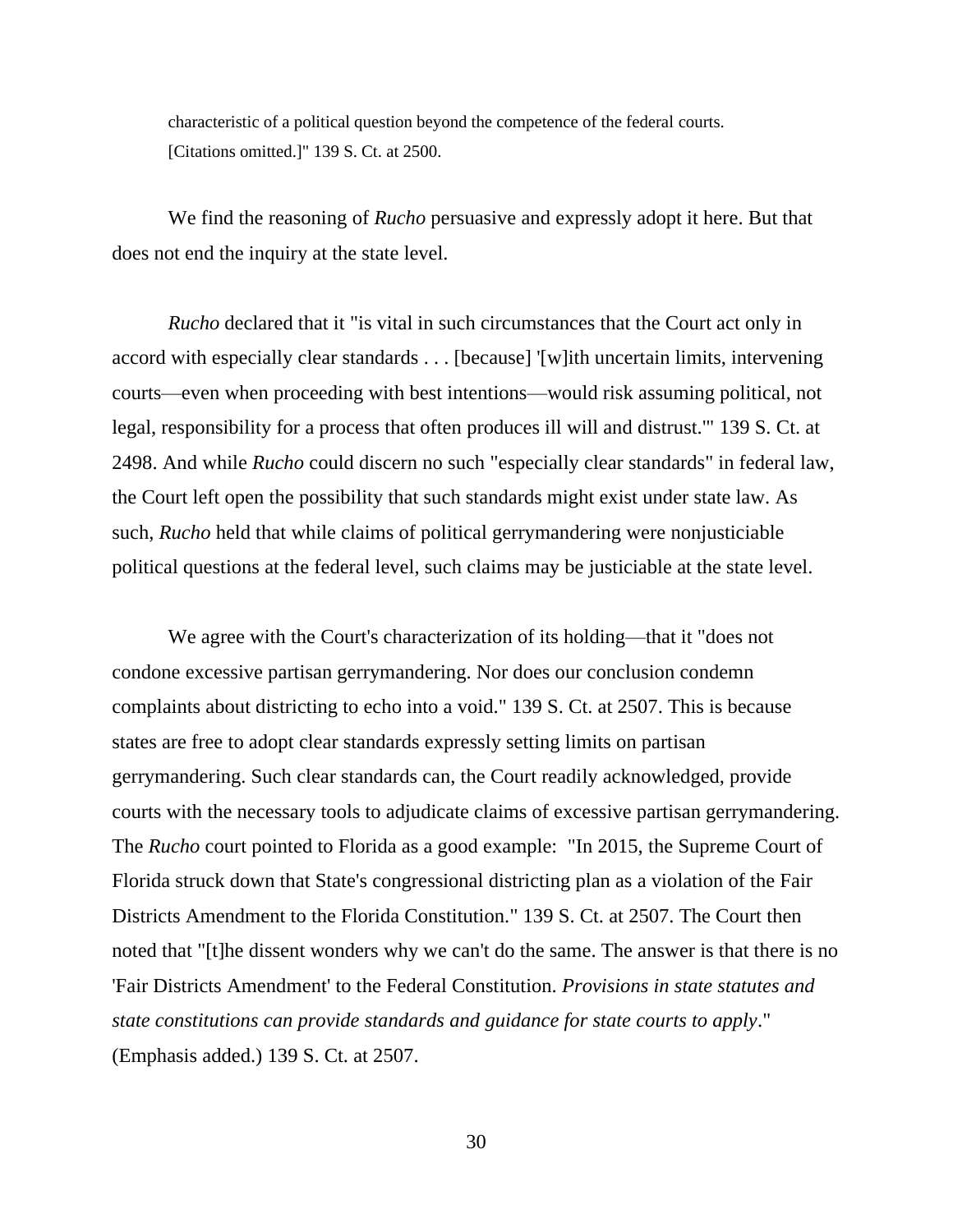> characteristic of a political question beyond the competence of the federal courts. [Citations omitted.]" 139 S. Ct. at 2500.

We find the reasoning of *Rucho* persuasive and expressly adopt it here. But that does not end the inquiry at the state level.

*Rucho* declared that it "is vital in such circumstances that the Court act only in accord with especially clear standards . . . [because] '[w]ith uncertain limits, intervening courts—even when proceeding with best intentions—would risk assuming political, not legal, responsibility for a process that often produces ill will and distrust.'" 139 S. Ct. at 2498. And while *Rucho* could discern no such "especially clear standards" in federal law, the Court left open the possibility that such standards might exist under state law. As such, *Rucho* held that while claims of political gerrymandering were nonjusticiable political questions at the federal level, such claims may be justiciable at the state level.

We agree with the Court's characterization of its holding—that it "does not condone excessive partisan gerrymandering. Nor does our conclusion condemn complaints about districting to echo into a void." 139 S. Ct. at 2507. This is because states are free to adopt clear standards expressly setting limits on partisan gerrymandering. Such clear standards can, the Court readily acknowledged, provide courts with the necessary tools to adjudicate claims of excessive partisan gerrymandering. The *Rucho* court pointed to Florida as a good example: "In 2015, the Supreme Court of Florida struck down that State's congressional districting plan as a violation of the Fair Districts Amendment to the Florida Constitution." 139 S. Ct. at 2507. The Court then noted that "[t]he dissent wonders why we can't do the same. The answer is that there is no 'Fair Districts Amendment' to the Federal Constitution. *Provisions in state statutes and state constitutions can provide standards and guidance for state courts to apply*." (Emphasis added.) 139 S. Ct. at 2507.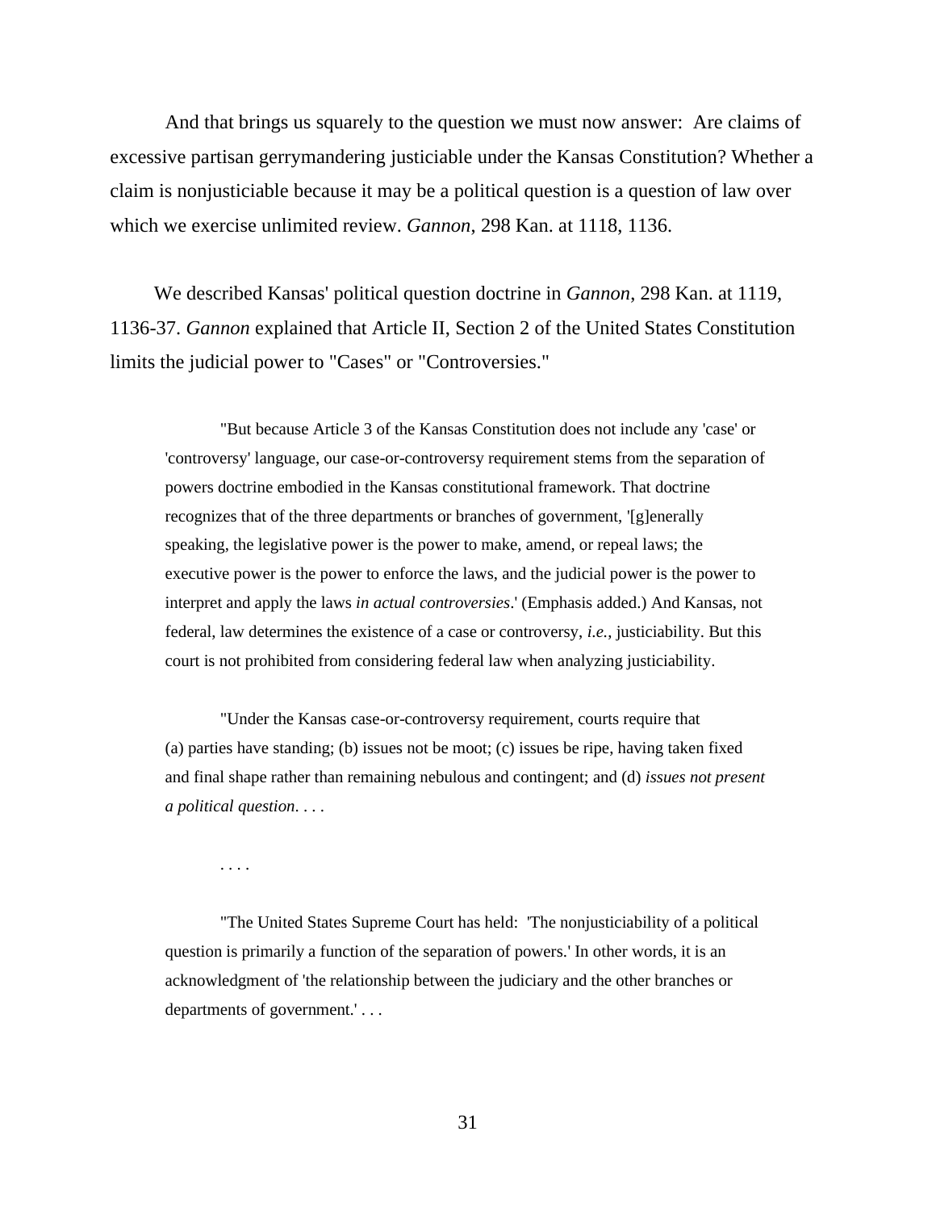And that brings us squarely to the question we must now answer: Are claims of excessive partisan gerrymandering justiciable under the Kansas Constitution? Whether a claim is nonjusticiable because it may be a political question is a question of law over which we exercise unlimited review. *Gannon*, 298 Kan. at 1118, 1136.

We described Kansas' political question doctrine in *Gannon*, 298 Kan. at 1119, 1136-37. *Gannon* explained that Article II, Section 2 of the United States Constitution limits the judicial power to "Cases" or "Controversies."

> "But because Article 3 of the Kansas Constitution does not include any 'case' or 'controversy' language, our case-or-controversy requirement stems from the separation of powers doctrine embodied in the Kansas constitutional framework. That doctrine recognizes that of the three departments or branches of government, '[g]enerally speaking, the legislative power is the power to make, amend, or repeal laws; the executive power is the power to enforce the laws, and the judicial power is the power to interpret and apply the laws *in actual controversies*.' (Emphasis added.) And Kansas, not federal, law determines the existence of a case or controversy, *i.e.*, justiciability. But this court is not prohibited from considering federal law when analyzing justiciability.
>
> "Under the Kansas case-or-controversy requirement, courts require that (a) parties have standing; (b) issues not be moot; (c) issues be ripe, having taken fixed and final shape rather than remaining nebulous and contingent; and (d) *issues not present a political question*. . . .
>
> . . . .
>
> "The United States Supreme Court has held: 'The nonjusticiability of a political question is primarily a function of the separation of powers.' In other words, it is an acknowledgment of 'the relationship between the judiciary and the other branches or departments of government.' . . .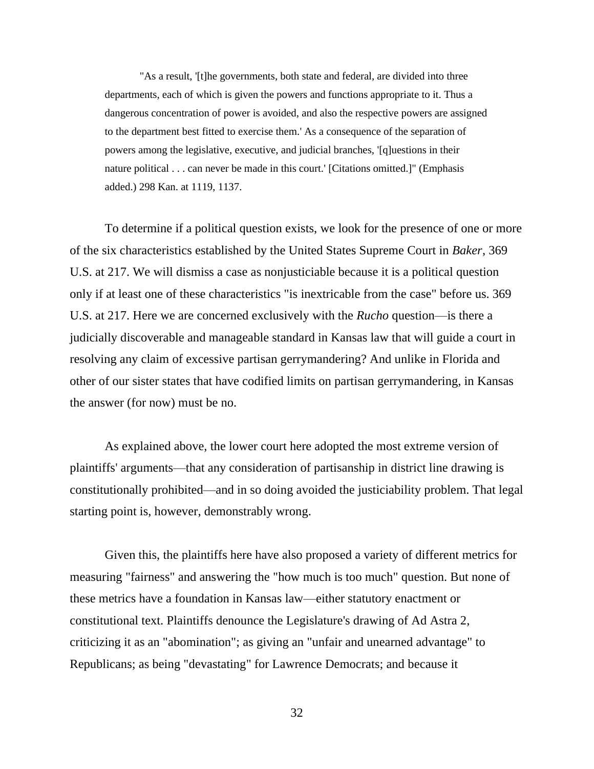> "As a result, '[t]he governments, both state and federal, are divided into three departments, each of which is given the powers and functions appropriate to it. Thus a dangerous concentration of power is avoided, and also the respective powers are assigned to the department best fitted to exercise them.' As a consequence of the separation of powers among the legislative, executive, and judicial branches, '[q]uestions in their nature political . . . can never be made in this court.' [Citations omitted.]" (Emphasis added.) 298 Kan. at 1119, 1137.

To determine if a political question exists, we look for the presence of one or more of the six characteristics established by the United States Supreme Court in *Baker*, 369 U.S. at 217. We will dismiss a case as nonjusticiable because it is a political question only if at least one of these characteristics "is inextricable from the case" before us. 369 U.S. at 217. Here we are concerned exclusively with the *Rucho* question—is there a judicially discoverable and manageable standard in Kansas law that will guide a court in resolving any claim of excessive partisan gerrymandering? And unlike in Florida and other of our sister states that have codified limits on partisan gerrymandering, in Kansas the answer (for now) must be no.

As explained above, the lower court here adopted the most extreme version of plaintiffs' arguments—that any consideration of partisanship in district line drawing is constitutionally prohibited—and in so doing avoided the justiciability problem. That legal starting point is, however, demonstrably wrong.

Given this, the plaintiffs here have also proposed a variety of different metrics for measuring "fairness" and answering the "how much is too much" question. But none of these metrics have a foundation in Kansas law—either statutory enactment or constitutional text. Plaintiffs denounce the Legislature's drawing of Ad Astra 2, criticizing it as an "abomination"; as giving an "unfair and unearned advantage" to Republicans; as being "devastating" for Lawrence Democrats; and because it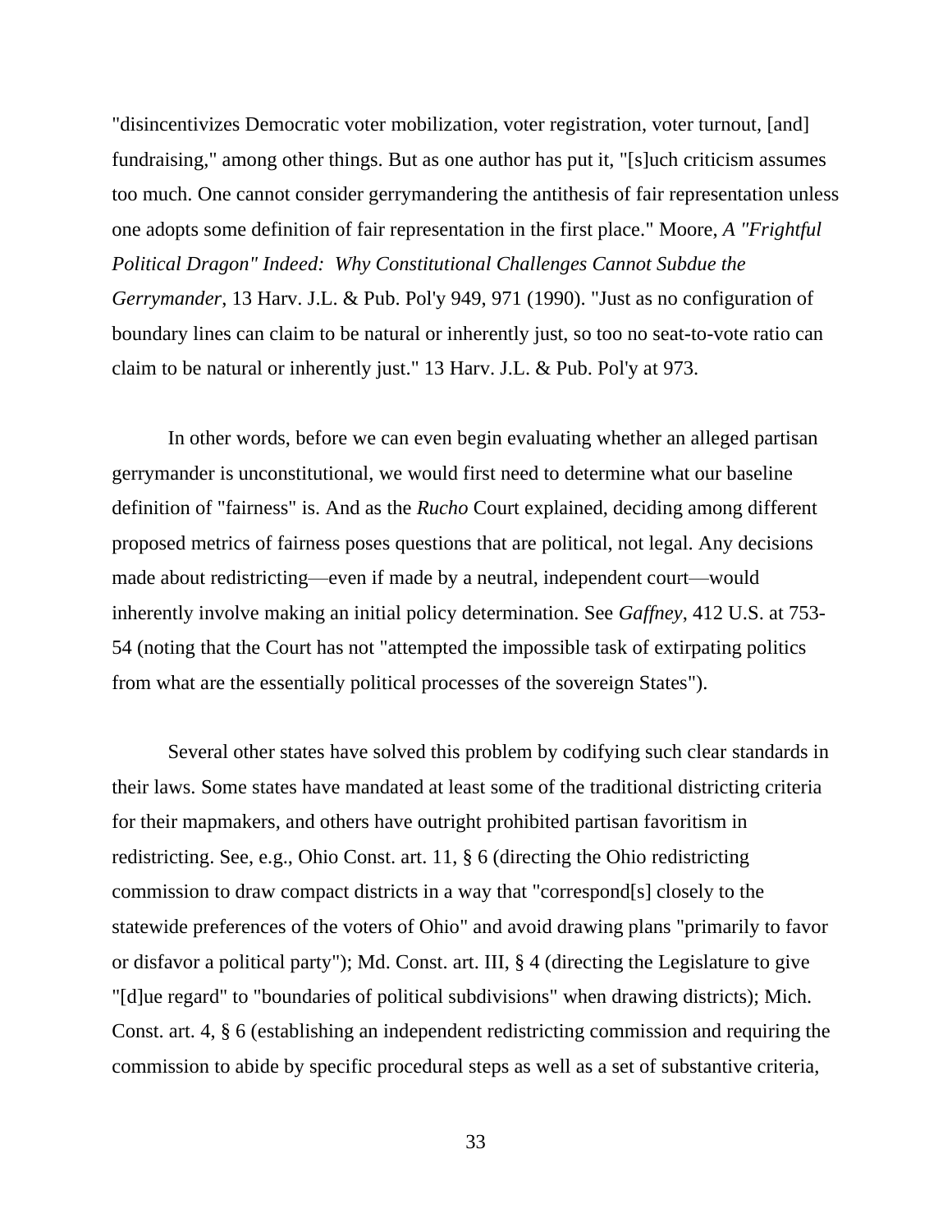"disincentivizes Democratic voter mobilization, voter registration, voter turnout, [and] fundraising," among other things. But as one author has put it, "[s]uch criticism assumes too much. One cannot consider gerrymandering the antithesis of fair representation unless one adopts some definition of fair representation in the first place." Moore, *A "Frightful Political Dragon" Indeed: Why Constitutional Challenges Cannot Subdue the Gerrymander*, 13 Harv. J.L. & Pub. Pol'y 949, 971 (1990). "Just as no configuration of boundary lines can claim to be natural or inherently just, so too no seat-to-vote ratio can claim to be natural or inherently just." 13 Harv. J.L. & Pub. Pol'y at 973.

In other words, before we can even begin evaluating whether an alleged partisan gerrymander is unconstitutional, we would first need to determine what our baseline definition of "fairness" is. And as the *Rucho* Court explained, deciding among different proposed metrics of fairness poses questions that are political, not legal. Any decisions made about redistricting—even if made by a neutral, independent court—would inherently involve making an initial policy determination. See *Gaffney*, 412 U.S. at 753-54 (noting that the Court has not "attempted the impossible task of extirpating politics from what are the essentially political processes of the sovereign States").

Several other states have solved this problem by codifying such clear standards in their laws. Some states have mandated at least some of the traditional districting criteria for their mapmakers, and others have outright prohibited partisan favoritism in redistricting. See, e.g., Ohio Const. art. 11, § 6 (directing the Ohio redistricting commission to draw compact districts in a way that "correspond[s] closely to the statewide preferences of the voters of Ohio" and avoid drawing plans "primarily to favor or disfavor a political party"); Md. Const. art. III, § 4 (directing the Legislature to give "[d]ue regard" to "boundaries of political subdivisions" when drawing districts); Mich. Const. art. 4, § 6 (establishing an independent redistricting commission and requiring the commission to abide by specific procedural steps as well as a set of substantive criteria,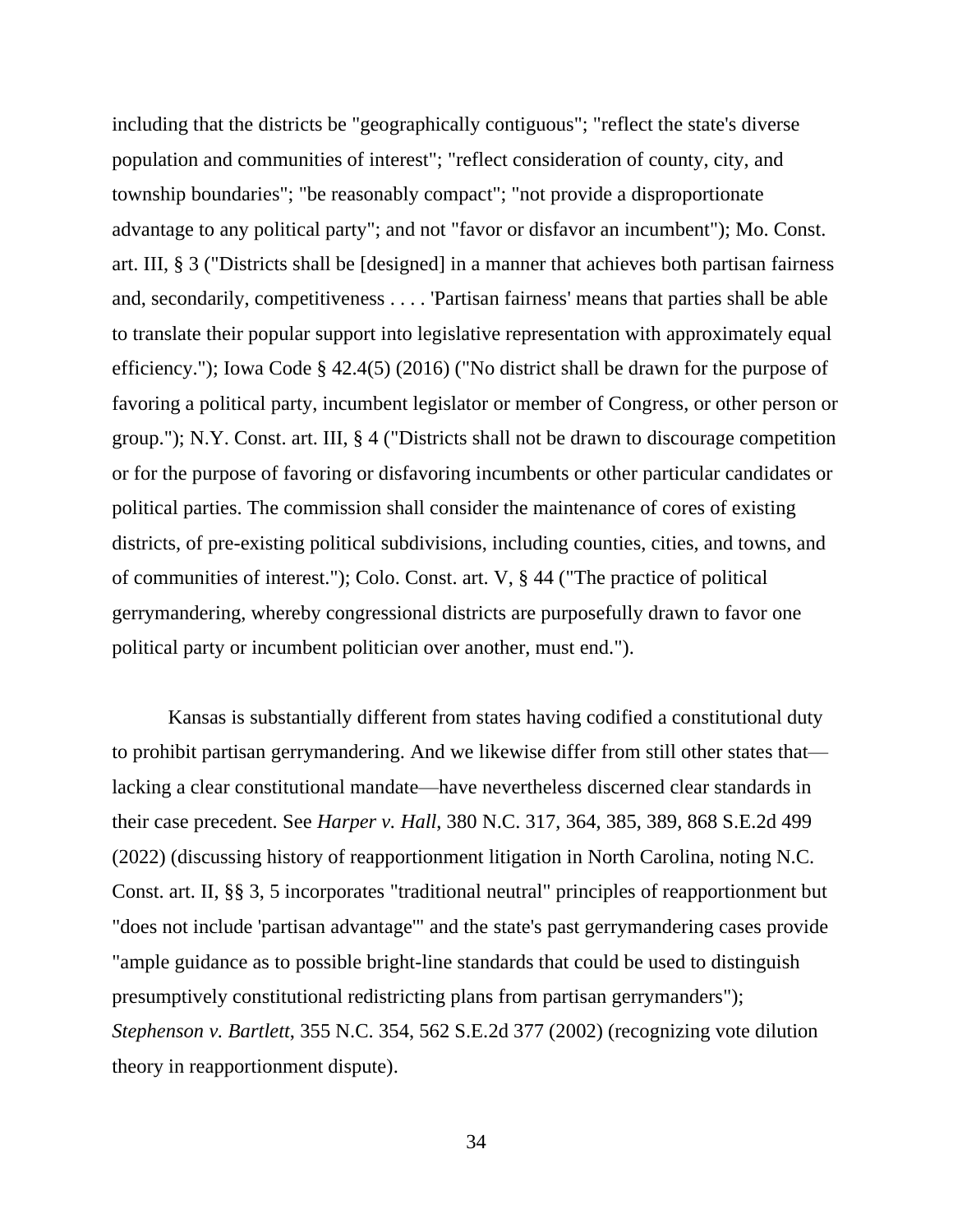including that the districts be "geographically contiguous"; "reflect the state's diverse population and communities of interest"; "reflect consideration of county, city, and township boundaries"; "be reasonably compact"; "not provide a disproportionate advantage to any political party"; and not "favor or disfavor an incumbent"); Mo. Const. art. III, § 3 ("Districts shall be [designed] in a manner that achieves both partisan fairness and, secondarily, competitiveness . . . . 'Partisan fairness' means that parties shall be able to translate their popular support into legislative representation with approximately equal efficiency."); Iowa Code § 42.4(5) (2016) ("No district shall be drawn for the purpose of favoring a political party, incumbent legislator or member of Congress, or other person or group."); N.Y. Const. art. III, § 4 ("Districts shall not be drawn to discourage competition or for the purpose of favoring or disfavoring incumbents or other particular candidates or political parties. The commission shall consider the maintenance of cores of existing districts, of pre-existing political subdivisions, including counties, cities, and towns, and of communities of interest."); Colo. Const. art. V, § 44 ("The practice of political gerrymandering, whereby congressional districts are purposefully drawn to favor one political party or incumbent politician over another, must end.").

Kansas is substantially different from states having codified a constitutional duty to prohibit partisan gerrymandering. And we likewise differ from still other states that—lacking a clear constitutional mandate—have nevertheless discerned clear standards in their case precedent. See *Harper v. Hall*, 380 N.C. 317, 364, 385, 389, 868 S.E.2d 499 (2022) (discussing history of reapportionment litigation in North Carolina, noting N.C. Const. art. II, §§ 3, 5 incorporates "traditional neutral" principles of reapportionment but "does not include 'partisan advantage'" and the state's past gerrymandering cases provide "ample guidance as to possible bright-line standards that could be used to distinguish presumptively constitutional redistricting plans from partisan gerrymanders"); *Stephenson v. Bartlett*, 355 N.C. 354, 562 S.E.2d 377 (2002) (recognizing vote dilution theory in reapportionment dispute).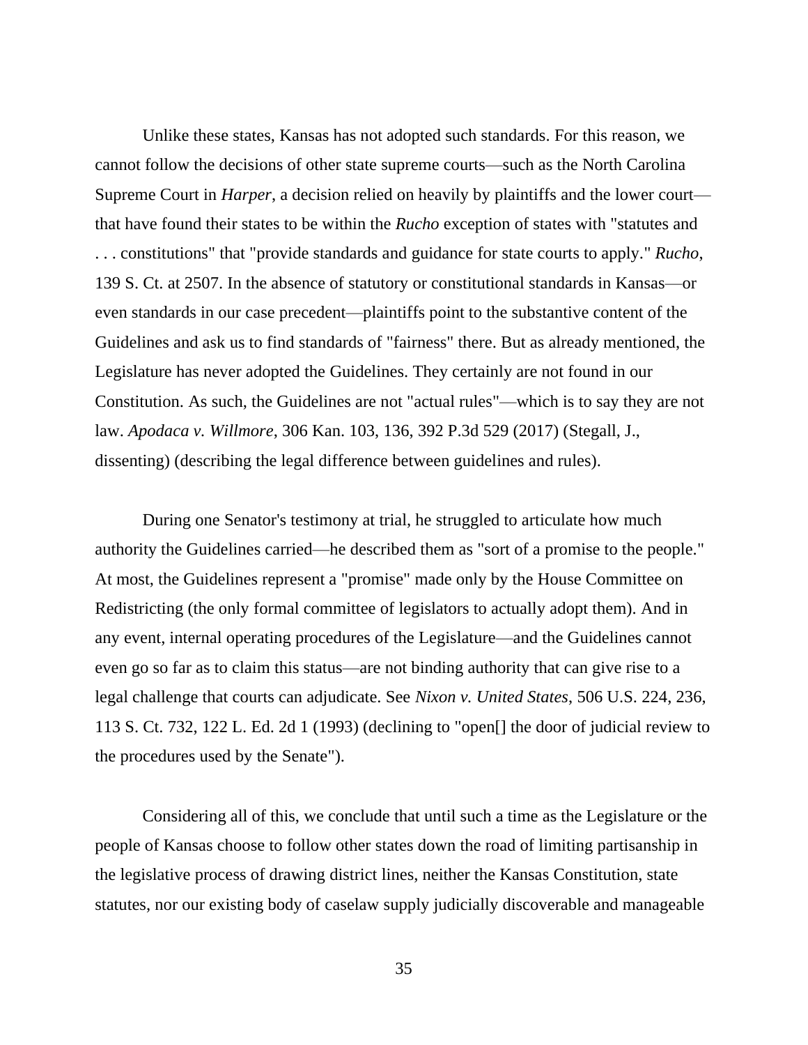Unlike these states, Kansas has not adopted such standards. For this reason, we cannot follow the decisions of other state supreme courts—such as the North Carolina Supreme Court in *Harper*, a decision relied on heavily by plaintiffs and the lower court—that have found their states to be within the *Rucho* exception of states with "statutes and . . . constitutions" that "provide standards and guidance for state courts to apply." *Rucho*, 139 S. Ct. at 2507. In the absence of statutory or constitutional standards in Kansas—or even standards in our case precedent—plaintiffs point to the substantive content of the Guidelines and ask us to find standards of "fairness" there. But as already mentioned, the Legislature has never adopted the Guidelines. They certainly are not found in our Constitution. As such, the Guidelines are not "actual rules"—which is to say they are not law. *Apodaca v. Willmore*, 306 Kan. 103, 136, 392 P.3d 529 (2017) (Stegall, J., dissenting) (describing the legal difference between guidelines and rules).

During one Senator's testimony at trial, he struggled to articulate how much authority the Guidelines carried—he described them as "sort of a promise to the people." At most, the Guidelines represent a "promise" made only by the House Committee on Redistricting (the only formal committee of legislators to actually adopt them). And in any event, internal operating procedures of the Legislature—and the Guidelines cannot even go so far as to claim this status—are not binding authority that can give rise to a legal challenge that courts can adjudicate. See *Nixon v. United States*, 506 U.S. 224, 236, 113 S. Ct. 732, 122 L. Ed. 2d 1 (1993) (declining to "open[] the door of judicial review to the procedures used by the Senate").

Considering all of this, we conclude that until such a time as the Legislature or the people of Kansas choose to follow other states down the road of limiting partisanship in the legislative process of drawing district lines, neither the Kansas Constitution, state statutes, nor our existing body of caselaw supply judicially discoverable and manageable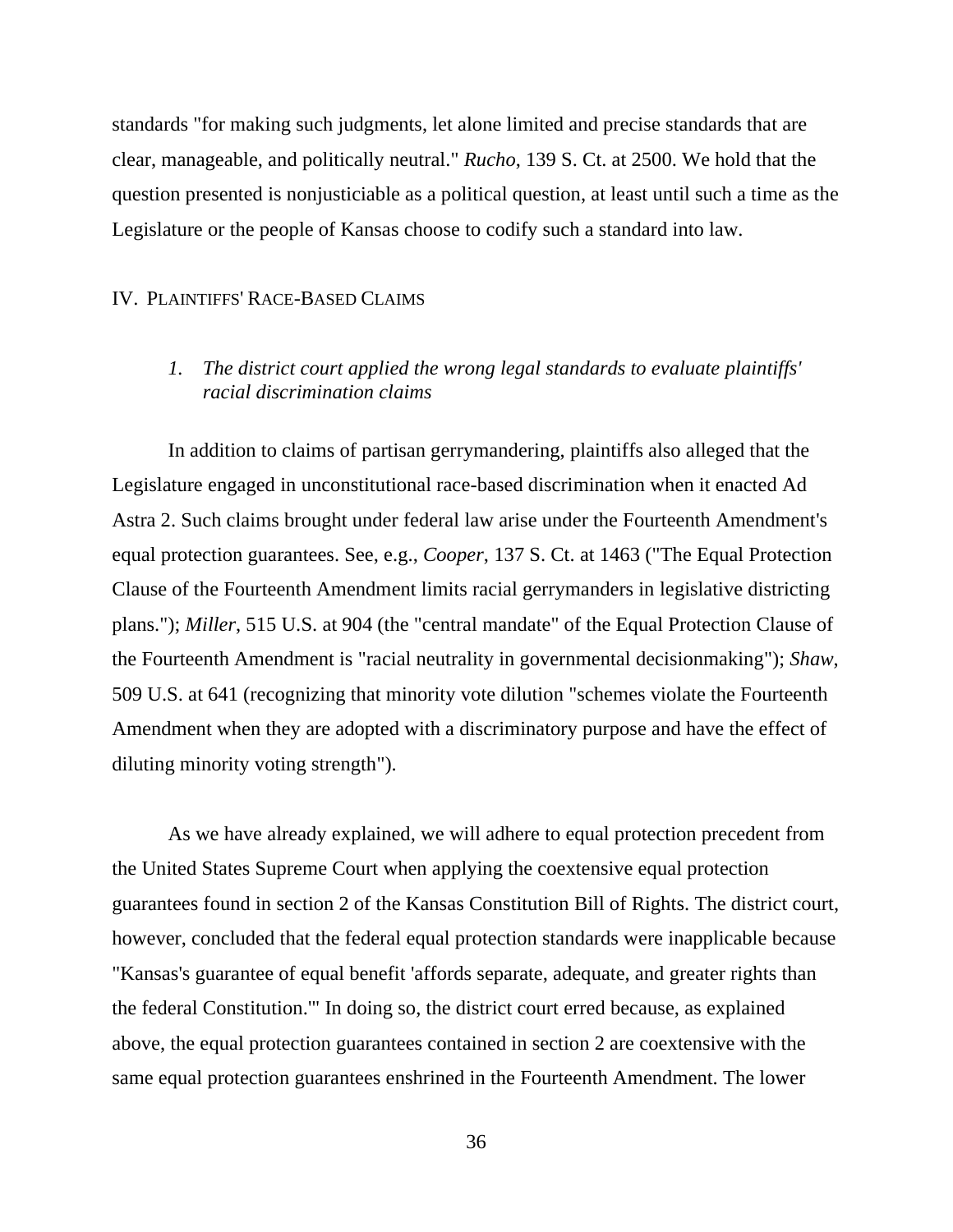standards "for making such judgments, let alone limited and precise standards that are clear, manageable, and politically neutral." *Rucho*, 139 S. Ct. at 2500. We hold that the question presented is nonjusticiable as a political question, at least until such a time as the Legislature or the people of Kansas choose to codify such a standard into law.

## IV. PLAINTIFFS' RACE-BASED CLAIMS

### *1. The district court applied the wrong legal standards to evaluate plaintiffs' racial discrimination claims*

In addition to claims of partisan gerrymandering, plaintiffs also alleged that the Legislature engaged in unconstitutional race-based discrimination when it enacted Ad Astra 2. Such claims brought under federal law arise under the Fourteenth Amendment's equal protection guarantees. See, e.g., *Cooper*, 137 S. Ct. at 1463 ("The Equal Protection Clause of the Fourteenth Amendment limits racial gerrymanders in legislative districting plans."); *Miller*, 515 U.S. at 904 (the "central mandate" of the Equal Protection Clause of the Fourteenth Amendment is "racial neutrality in governmental decisionmaking"); *Shaw*, 509 U.S. at 641 (recognizing that minority vote dilution "schemes violate the Fourteenth Amendment when they are adopted with a discriminatory purpose and have the effect of diluting minority voting strength").

As we have already explained, we will adhere to equal protection precedent from the United States Supreme Court when applying the coextensive equal protection guarantees found in section 2 of the Kansas Constitution Bill of Rights. The district court, however, concluded that the federal equal protection standards were inapplicable because "Kansas's guarantee of equal benefit 'affords separate, adequate, and greater rights than the federal Constitution.'" In doing so, the district court erred because, as explained above, the equal protection guarantees contained in section 2 are coextensive with the same equal protection guarantees enshrined in the Fourteenth Amendment. The lower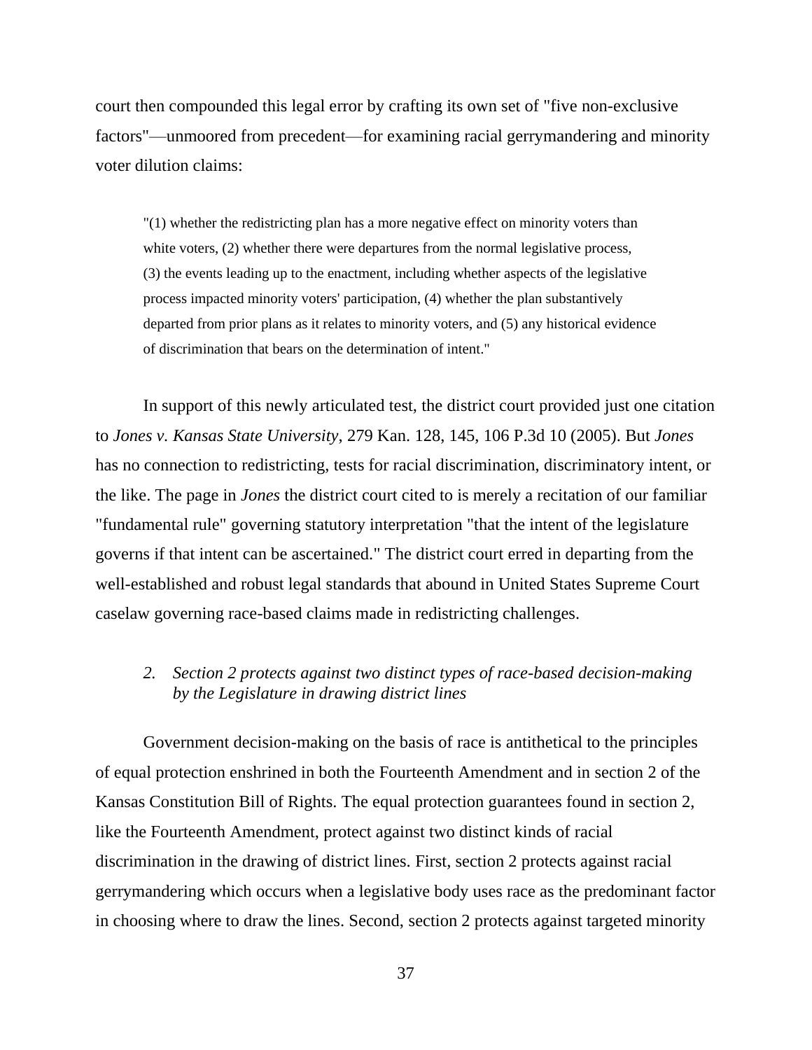court then compounded this legal error by crafting its own set of "five non-exclusive factors"—unmoored from precedent—for examining racial gerrymandering and minority voter dilution claims:

> "(1) whether the redistricting plan has a more negative effect on minority voters than white voters, (2) whether there were departures from the normal legislative process, (3) the events leading up to the enactment, including whether aspects of the legislative process impacted minority voters' participation, (4) whether the plan substantively departed from prior plans as it relates to minority voters, and (5) any historical evidence of discrimination that bears on the determination of intent."

In support of this newly articulated test, the district court provided just one citation to *Jones v. Kansas State University*, 279 Kan. 128, 145, 106 P.3d 10 (2005). But *Jones* has no connection to redistricting, tests for racial discrimination, discriminatory intent, or the like. The page in *Jones* the district court cited to is merely a recitation of our familiar "fundamental rule" governing statutory interpretation "that the intent of the legislature governs if that intent can be ascertained." The district court erred in departing from the well-established and robust legal standards that abound in United States Supreme Court caselaw governing race-based claims made in redistricting challenges.

*2. Section 2 protects against two distinct types of race-based decision-making by the Legislature in drawing district lines*

Government decision-making on the basis of race is antithetical to the principles of equal protection enshrined in both the Fourteenth Amendment and in section 2 of the Kansas Constitution Bill of Rights. The equal protection guarantees found in section 2, like the Fourteenth Amendment, protect against two distinct kinds of racial discrimination in the drawing of district lines. First, section 2 protects against racial gerrymandering which occurs when a legislative body uses race as the predominant factor in choosing where to draw the lines. Second, section 2 protects against targeted minority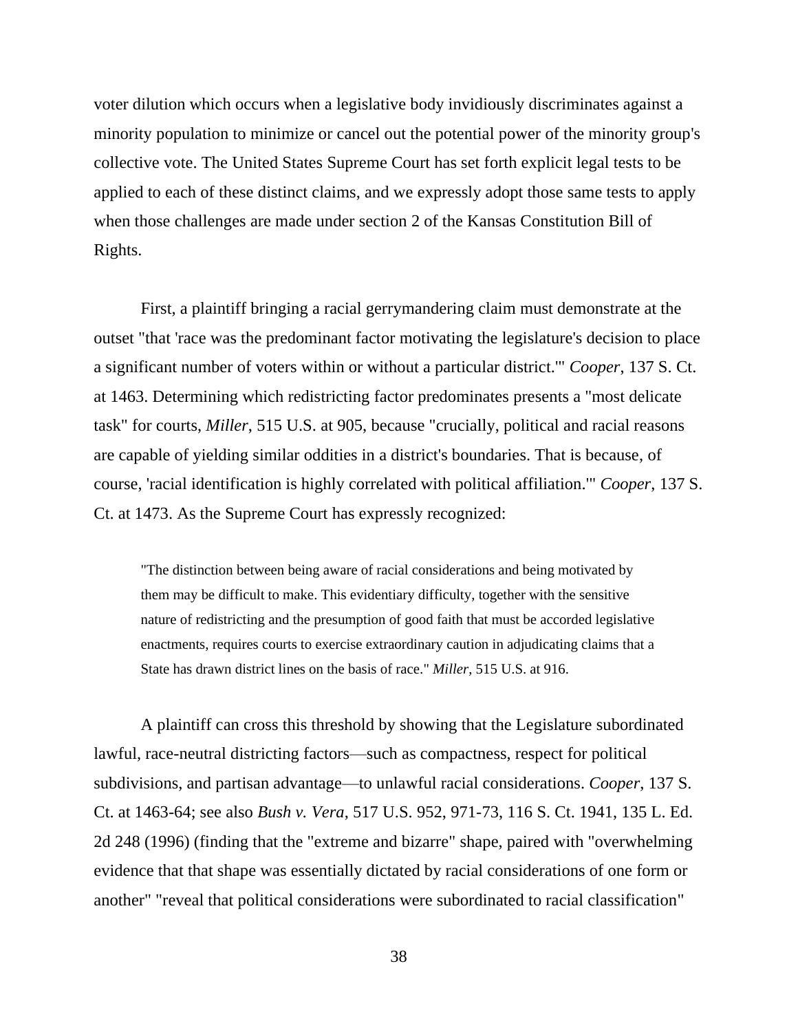voter dilution which occurs when a legislative body invidiously discriminates against a minority population to minimize or cancel out the potential power of the minority group's collective vote. The United States Supreme Court has set forth explicit legal tests to be applied to each of these distinct claims, and we expressly adopt those same tests to apply when those challenges are made under section 2 of the Kansas Constitution Bill of Rights.

First, a plaintiff bringing a racial gerrymandering claim must demonstrate at the outset "that 'race was the predominant factor motivating the legislature's decision to place a significant number of voters within or without a particular district.'" *Cooper*, 137 S. Ct. at 1463. Determining which redistricting factor predominates presents a "most delicate task" for courts, *Miller*, 515 U.S. at 905, because "crucially, political and racial reasons are capable of yielding similar oddities in a district's boundaries. That is because, of course, 'racial identification is highly correlated with political affiliation.'" *Cooper*, 137 S. Ct. at 1473. As the Supreme Court has expressly recognized:

> "The distinction between being aware of racial considerations and being motivated by them may be difficult to make. This evidentiary difficulty, together with the sensitive nature of redistricting and the presumption of good faith that must be accorded legislative enactments, requires courts to exercise extraordinary caution in adjudicating claims that a State has drawn district lines on the basis of race." *Miller*, 515 U.S. at 916.

A plaintiff can cross this threshold by showing that the Legislature subordinated lawful, race-neutral districting factors—such as compactness, respect for political subdivisions, and partisan advantage—to unlawful racial considerations. *Cooper*, 137 S. Ct. at 1463-64; see also *Bush v. Vera*, 517 U.S. 952, 971-73, 116 S. Ct. 1941, 135 L. Ed. 2d 248 (1996) (finding that the "extreme and bizarre" shape, paired with "overwhelming evidence that that shape was essentially dictated by racial considerations of one form or another" "reveal that political considerations were subordinated to racial classification"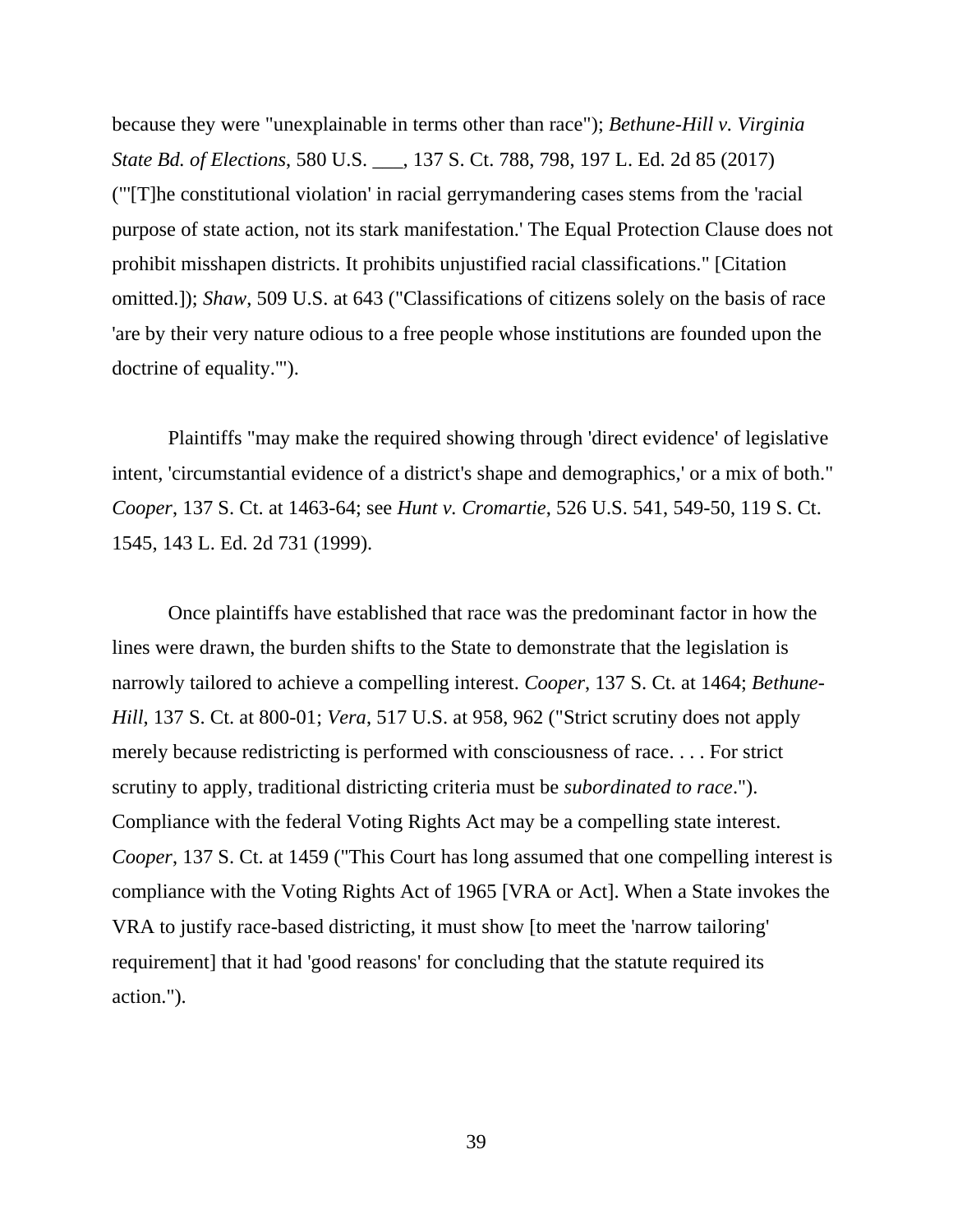because they were "unexplainable in terms other than race"); *Bethune-Hill v. Virginia State Bd. of Elections*, 580 U.S. ___, 137 S. Ct. 788, 798, 197 L. Ed. 2d 85 (2017) ("'[T]he constitutional violation' in racial gerrymandering cases stems from the 'racial purpose of state action, not its stark manifestation.' The Equal Protection Clause does not prohibit misshapen districts. It prohibits unjustified racial classifications." [Citation omitted.]); *Shaw*, 509 U.S. at 643 ("Classifications of citizens solely on the basis of race 'are by their very nature odious to a free people whose institutions are founded upon the doctrine of equality.'").

Plaintiffs "may make the required showing through 'direct evidence' of legislative intent, 'circumstantial evidence of a district's shape and demographics,' or a mix of both." *Cooper*, 137 S. Ct. at 1463-64; see *Hunt v. Cromartie*, 526 U.S. 541, 549-50, 119 S. Ct. 1545, 143 L. Ed. 2d 731 (1999).

Once plaintiffs have established that race was the predominant factor in how the lines were drawn, the burden shifts to the State to demonstrate that the legislation is narrowly tailored to achieve a compelling interest. *Cooper*, 137 S. Ct. at 1464; *Bethune-Hill*, 137 S. Ct. at 800-01; *Vera*, 517 U.S. at 958, 962 ("Strict scrutiny does not apply merely because redistricting is performed with consciousness of race. . . . For strict scrutiny to apply, traditional districting criteria must be *subordinated to race*."). Compliance with the federal Voting Rights Act may be a compelling state interest. *Cooper*, 137 S. Ct. at 1459 ("This Court has long assumed that one compelling interest is compliance with the Voting Rights Act of 1965 [VRA or Act]. When a State invokes the VRA to justify race-based districting, it must show [to meet the 'narrow tailoring' requirement] that it had 'good reasons' for concluding that the statute required its action.").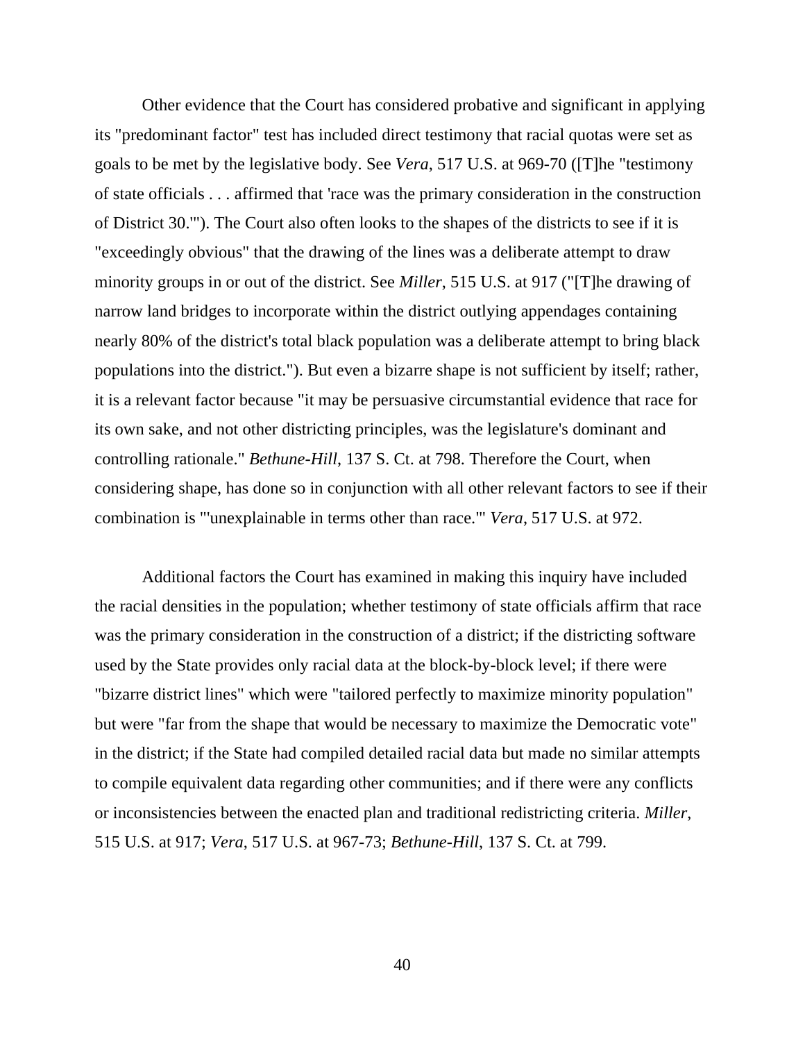Other evidence that the Court has considered probative and significant in applying its "predominant factor" test has included direct testimony that racial quotas were set as goals to be met by the legislative body. See *Vera*, 517 U.S. at 969-70 ([T]he "testimony of state officials . . . affirmed that 'race was the primary consideration in the construction of District 30.'"). The Court also often looks to the shapes of the districts to see if it is "exceedingly obvious" that the drawing of the lines was a deliberate attempt to draw minority groups in or out of the district. See *Miller*, 515 U.S. at 917 ("[T]he drawing of narrow land bridges to incorporate within the district outlying appendages containing nearly 80% of the district's total black population was a deliberate attempt to bring black populations into the district."). But even a bizarre shape is not sufficient by itself; rather, it is a relevant factor because "it may be persuasive circumstantial evidence that race for its own sake, and not other districting principles, was the legislature's dominant and controlling rationale." *Bethune-Hill*, 137 S. Ct. at 798. Therefore the Court, when considering shape, has done so in conjunction with all other relevant factors to see if their combination is "'unexplainable in terms other than race.'" *Vera*, 517 U.S. at 972.

Additional factors the Court has examined in making this inquiry have included the racial densities in the population; whether testimony of state officials affirm that race was the primary consideration in the construction of a district; if the districting software used by the State provides only racial data at the block-by-block level; if there were "bizarre district lines" which were "tailored perfectly to maximize minority population" but were "far from the shape that would be necessary to maximize the Democratic vote" in the district; if the State had compiled detailed racial data but made no similar attempts to compile equivalent data regarding other communities; and if there were any conflicts or inconsistencies between the enacted plan and traditional redistricting criteria. *Miller*, 515 U.S. at 917; *Vera*, 517 U.S. at 967-73; *Bethune-Hill*, 137 S. Ct. at 799.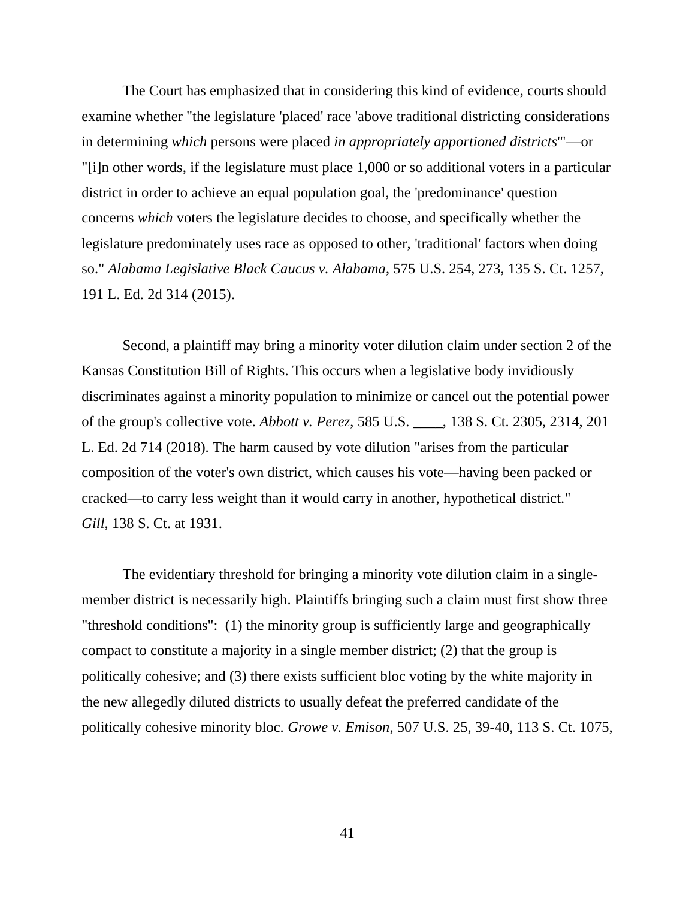The Court has emphasized that in considering this kind of evidence, courts should examine whether "the legislature 'placed' race 'above traditional districting considerations in determining *which* persons were placed *in appropriately apportioned districts*'"—or "[i]n other words, if the legislature must place 1,000 or so additional voters in a particular district in order to achieve an equal population goal, the 'predominance' question concerns *which* voters the legislature decides to choose, and specifically whether the legislature predominately uses race as opposed to other, 'traditional' factors when doing so." *Alabama Legislative Black Caucus v. Alabama*, 575 U.S. 254, 273, 135 S. Ct. 1257, 191 L. Ed. 2d 314 (2015).

Second, a plaintiff may bring a minority voter dilution claim under section 2 of the Kansas Constitution Bill of Rights. This occurs when a legislative body invidiously discriminates against a minority population to minimize or cancel out the potential power of the group's collective vote. *Abbott v. Perez*, 585 U.S. \_\_\_\_, 138 S. Ct. 2305, 2314, 201 L. Ed. 2d 714 (2018). The harm caused by vote dilution "arises from the particular composition of the voter's own district, which causes his vote—having been packed or cracked—to carry less weight than it would carry in another, hypothetical district." *Gill*, 138 S. Ct. at 1931.

The evidentiary threshold for bringing a minority vote dilution claim in a single-member district is necessarily high. Plaintiffs bringing such a claim must first show three "threshold conditions": (1) the minority group is sufficiently large and geographically compact to constitute a majority in a single member district; (2) that the group is politically cohesive; and (3) there exists sufficient bloc voting by the white majority in the new allegedly diluted districts to usually defeat the preferred candidate of the politically cohesive minority bloc. *Growe v. Emison*, 507 U.S. 25, 39-40, 113 S. Ct. 1075,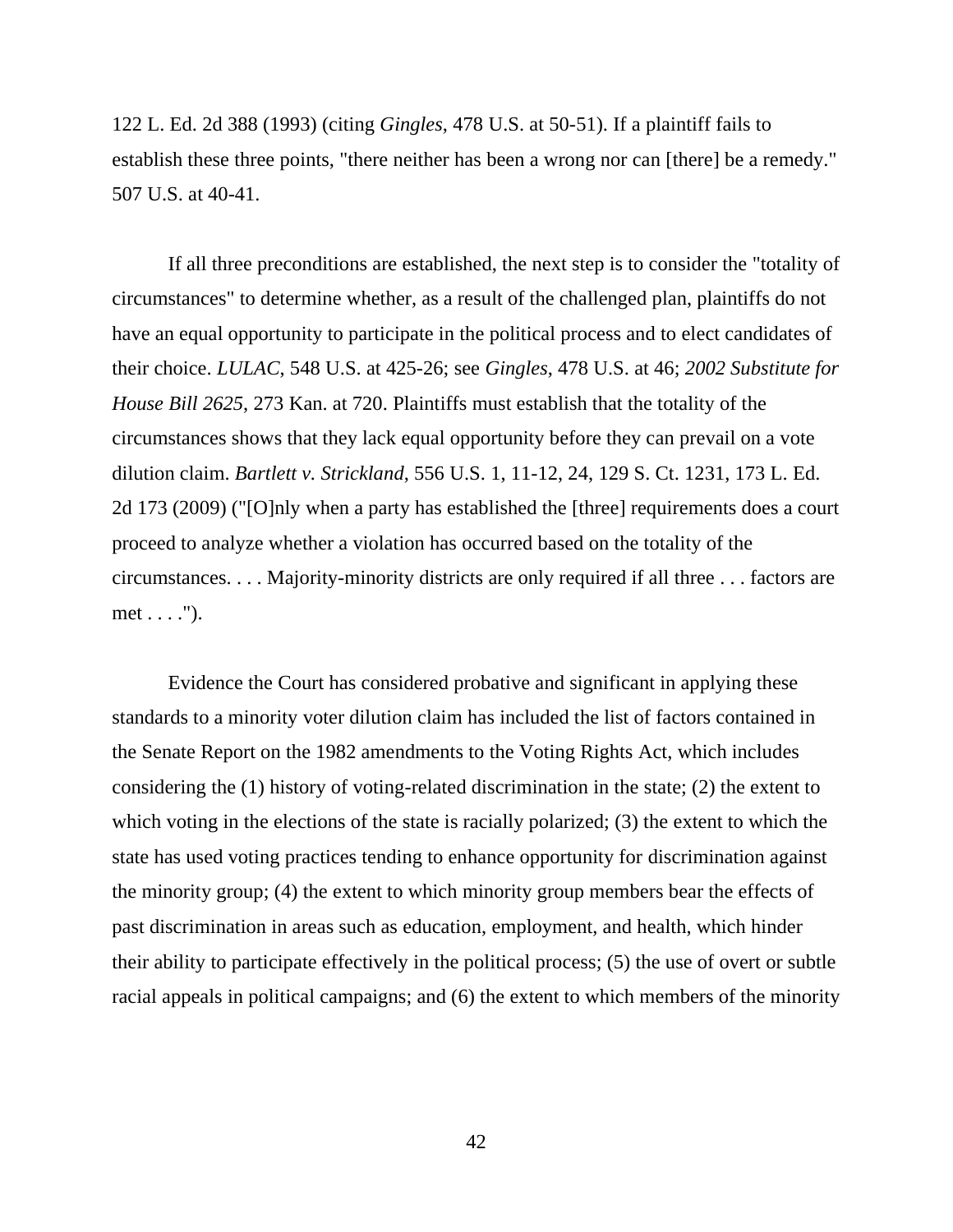122 L. Ed. 2d 388 (1993) (citing *Gingles*, 478 U.S. at 50-51). If a plaintiff fails to establish these three points, "there neither has been a wrong nor can [there] be a remedy." 507 U.S. at 40-41.

If all three preconditions are established, the next step is to consider the "totality of circumstances" to determine whether, as a result of the challenged plan, plaintiffs do not have an equal opportunity to participate in the political process and to elect candidates of their choice. *LULAC*, 548 U.S. at 425-26; see *Gingles*, 478 U.S. at 46; *2002 Substitute for House Bill 2625*, 273 Kan. at 720. Plaintiffs must establish that the totality of the circumstances shows that they lack equal opportunity before they can prevail on a vote dilution claim. *Bartlett v. Strickland*, 556 U.S. 1, 11-12, 24, 129 S. Ct. 1231, 173 L. Ed. 2d 173 (2009) ("[O]nly when a party has established the [three] requirements does a court proceed to analyze whether a violation has occurred based on the totality of the circumstances. . . . Majority-minority districts are only required if all three . . . factors are met . . . .").

Evidence the Court has considered probative and significant in applying these standards to a minority voter dilution claim has included the list of factors contained in the Senate Report on the 1982 amendments to the Voting Rights Act, which includes considering the (1) history of voting-related discrimination in the state; (2) the extent to which voting in the elections of the state is racially polarized; (3) the extent to which the state has used voting practices tending to enhance opportunity for discrimination against the minority group; (4) the extent to which minority group members bear the effects of past discrimination in areas such as education, employment, and health, which hinder their ability to participate effectively in the political process; (5) the use of overt or subtle racial appeals in political campaigns; and (6) the extent to which members of the minority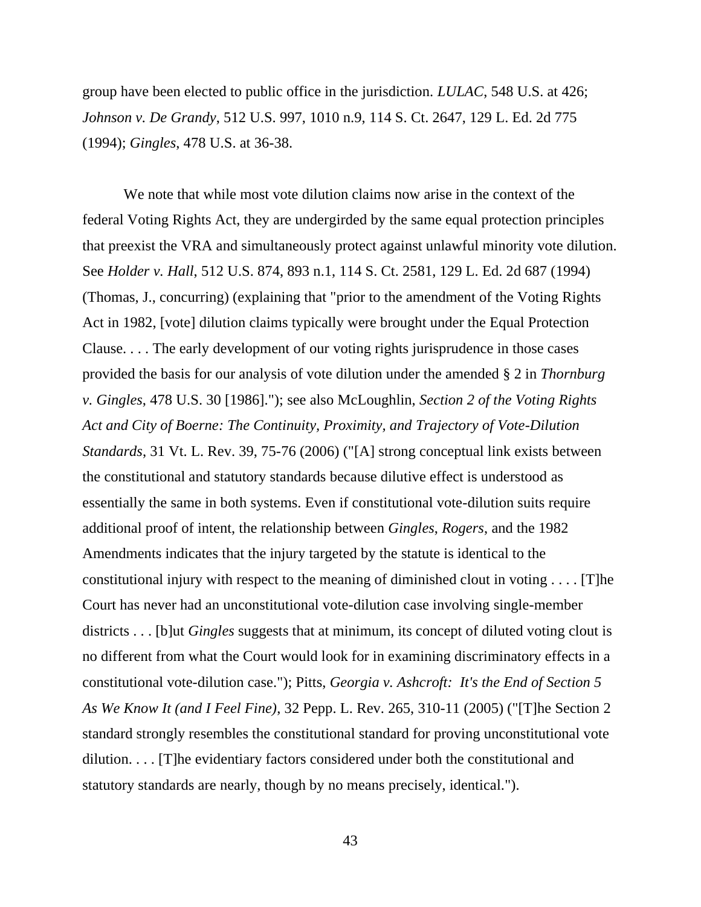group have been elected to public office in the jurisdiction. *LULAC*, 548 U.S. at 426; *Johnson v. De Grandy*, 512 U.S. 997, 1010 n.9, 114 S. Ct. 2647, 129 L. Ed. 2d 775 (1994); *Gingles*, 478 U.S. at 36-38.

We note that while most vote dilution claims now arise in the context of the federal Voting Rights Act, they are undergirded by the same equal protection principles that preexist the VRA and simultaneously protect against unlawful minority vote dilution. See *Holder v. Hall*, 512 U.S. 874, 893 n.1, 114 S. Ct. 2581, 129 L. Ed. 2d 687 (1994) (Thomas, J., concurring) (explaining that "prior to the amendment of the Voting Rights Act in 1982, [vote] dilution claims typically were brought under the Equal Protection Clause. . . . The early development of our voting rights jurisprudence in those cases provided the basis for our analysis of vote dilution under the amended § 2 in *Thornburg v. Gingles*, 478 U.S. 30 [1986]."); see also McLoughlin, *Section 2 of the Voting Rights Act and City of Boerne: The Continuity, Proximity, and Trajectory of Vote-Dilution Standards*, 31 Vt. L. Rev. 39, 75-76 (2006) ("[A] strong conceptual link exists between the constitutional and statutory standards because dilutive effect is understood as essentially the same in both systems. Even if constitutional vote-dilution suits require additional proof of intent, the relationship between *Gingles*, *Rogers*, and the 1982 Amendments indicates that the injury targeted by the statute is identical to the constitutional injury with respect to the meaning of diminished clout in voting . . . . [T]he Court has never had an unconstitutional vote-dilution case involving single-member districts . . . [b]ut *Gingles* suggests that at minimum, its concept of diluted voting clout is no different from what the Court would look for in examining discriminatory effects in a constitutional vote-dilution case."); Pitts, *Georgia v. Ashcroft: It's the End of Section 5 As We Know It (and I Feel Fine)*, 32 Pepp. L. Rev. 265, 310-11 (2005) ("[T]he Section 2 standard strongly resembles the constitutional standard for proving unconstitutional vote dilution. . . . [T]he evidentiary factors considered under both the constitutional and statutory standards are nearly, though by no means precisely, identical.").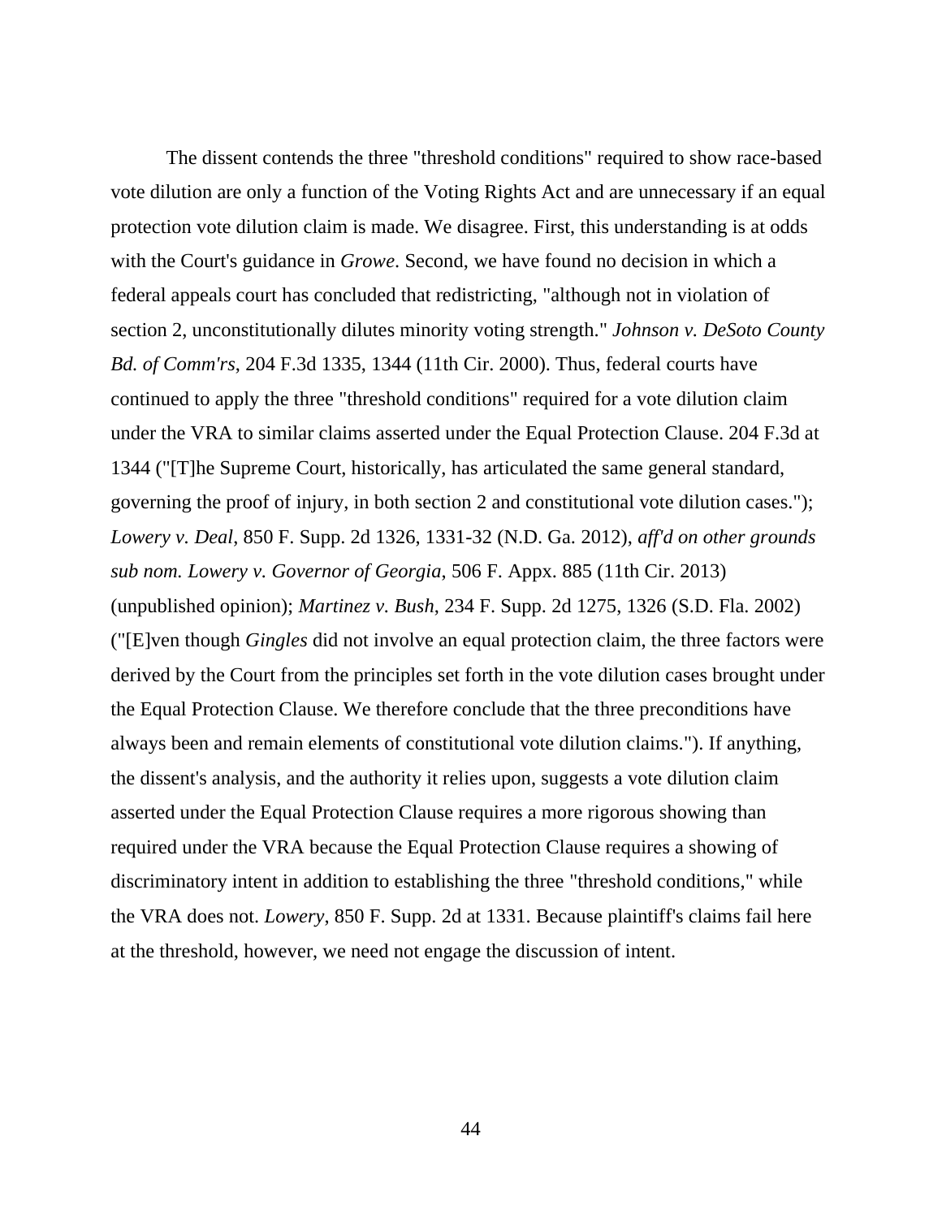The dissent contends the three "threshold conditions" required to show race-based vote dilution are only a function of the Voting Rights Act and are unnecessary if an equal protection vote dilution claim is made. We disagree. First, this understanding is at odds with the Court's guidance in *Growe*. Second, we have found no decision in which a federal appeals court has concluded that redistricting, "although not in violation of section 2, unconstitutionally dilutes minority voting strength." *Johnson v. DeSoto County Bd. of Comm'rs*, 204 F.3d 1335, 1344 (11th Cir. 2000). Thus, federal courts have continued to apply the three "threshold conditions" required for a vote dilution claim under the VRA to similar claims asserted under the Equal Protection Clause. 204 F.3d at 1344 ("[T]he Supreme Court, historically, has articulated the same general standard, governing the proof of injury, in both section 2 and constitutional vote dilution cases."); *Lowery v. Deal*, 850 F. Supp. 2d 1326, 1331-32 (N.D. Ga. 2012), *aff'd on other grounds sub nom. Lowery v. Governor of Georgia*, 506 F. Appx. 885 (11th Cir. 2013) (unpublished opinion); *Martinez v. Bush*, 234 F. Supp. 2d 1275, 1326 (S.D. Fla. 2002) ("[E]ven though *Gingles* did not involve an equal protection claim, the three factors were derived by the Court from the principles set forth in the vote dilution cases brought under the Equal Protection Clause. We therefore conclude that the three preconditions have always been and remain elements of constitutional vote dilution claims."). If anything, the dissent's analysis, and the authority it relies upon, suggests a vote dilution claim asserted under the Equal Protection Clause requires a more rigorous showing than required under the VRA because the Equal Protection Clause requires a showing of discriminatory intent in addition to establishing the three "threshold conditions," while the VRA does not. *Lowery*, 850 F. Supp. 2d at 1331. Because plaintiff's claims fail here at the threshold, however, we need not engage the discussion of intent.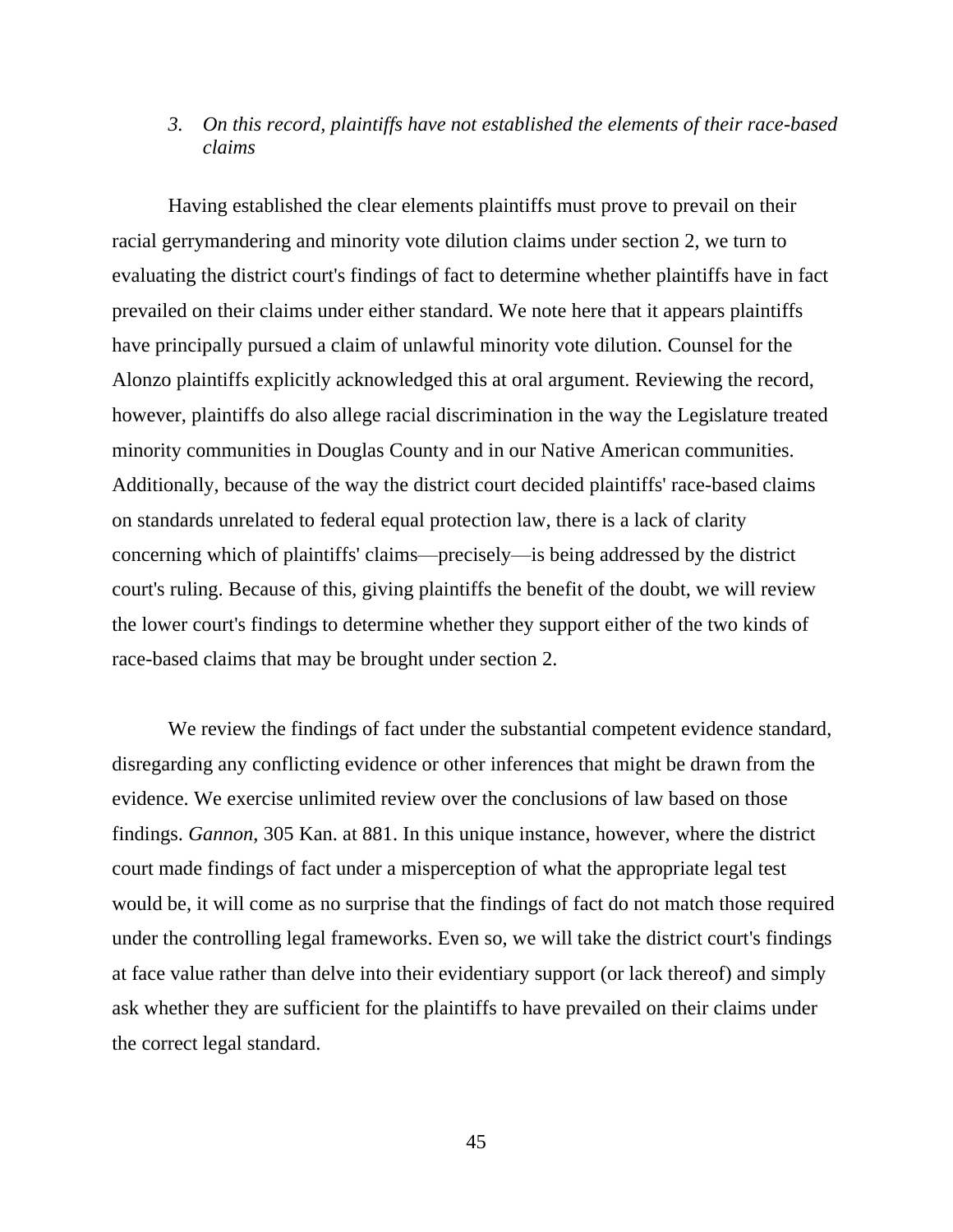### 3. *On this record, plaintiffs have not established the elements of their race-based claims*

Having established the clear elements plaintiffs must prove to prevail on their racial gerrymandering and minority vote dilution claims under section 2, we turn to evaluating the district court's findings of fact to determine whether plaintiffs have in fact prevailed on their claims under either standard. We note here that it appears plaintiffs have principally pursued a claim of unlawful minority vote dilution. Counsel for the Alonzo plaintiffs explicitly acknowledged this at oral argument. Reviewing the record, however, plaintiffs do also allege racial discrimination in the way the Legislature treated minority communities in Douglas County and in our Native American communities. Additionally, because of the way the district court decided plaintiffs' race-based claims on standards unrelated to federal equal protection law, there is a lack of clarity concerning which of plaintiffs' claims—precisely—is being addressed by the district court's ruling. Because of this, giving plaintiffs the benefit of the doubt, we will review the lower court's findings to determine whether they support either of the two kinds of race-based claims that may be brought under section 2.

We review the findings of fact under the substantial competent evidence standard, disregarding any conflicting evidence or other inferences that might be drawn from the evidence. We exercise unlimited review over the conclusions of law based on those findings. *Gannon*, 305 Kan. at 881. In this unique instance, however, where the district court made findings of fact under a misperception of what the appropriate legal test would be, it will come as no surprise that the findings of fact do not match those required under the controlling legal frameworks. Even so, we will take the district court's findings at face value rather than delve into their evidentiary support (or lack thereof) and simply ask whether they are sufficient for the plaintiffs to have prevailed on their claims under the correct legal standard.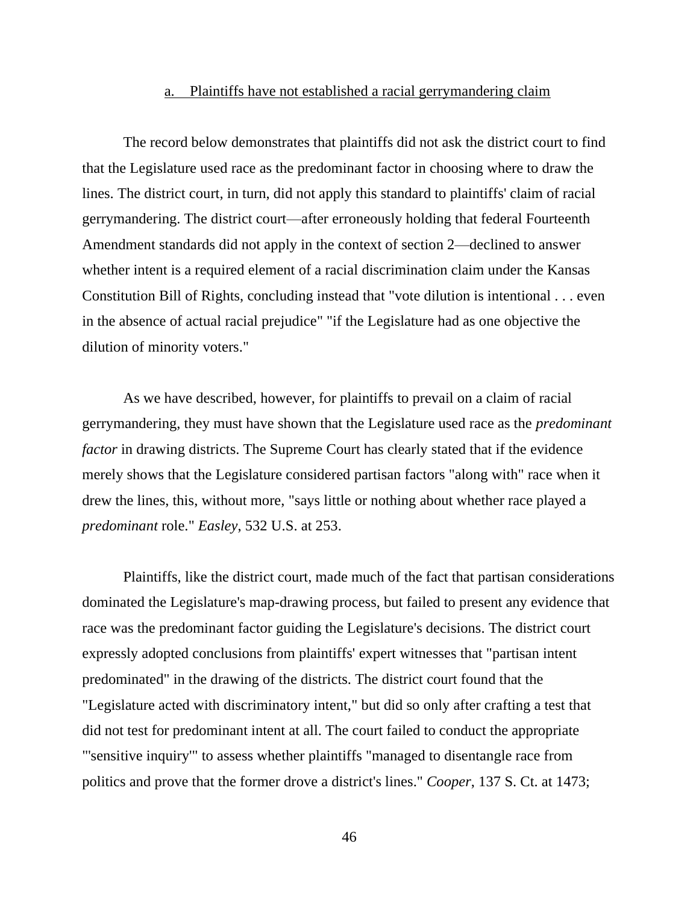a. Plaintiffs have not established a racial gerrymandering claim

The record below demonstrates that plaintiffs did not ask the district court to find that the Legislature used race as the predominant factor in choosing where to draw the lines. The district court, in turn, did not apply this standard to plaintiffs' claim of racial gerrymandering. The district court—after erroneously holding that federal Fourteenth Amendment standards did not apply in the context of section 2—declined to answer whether intent is a required element of a racial discrimination claim under the Kansas Constitution Bill of Rights, concluding instead that "vote dilution is intentional . . . even in the absence of actual racial prejudice" "if the Legislature had as one objective the dilution of minority voters."

As we have described, however, for plaintiffs to prevail on a claim of racial gerrymandering, they must have shown that the Legislature used race as the *predominant factor* in drawing districts. The Supreme Court has clearly stated that if the evidence merely shows that the Legislature considered partisan factors "along with" race when it drew the lines, this, without more, "says little or nothing about whether race played a *predominant* role." *Easley*, 532 U.S. at 253.

Plaintiffs, like the district court, made much of the fact that partisan considerations dominated the Legislature's map-drawing process, but failed to present any evidence that race was the predominant factor guiding the Legislature's decisions. The district court expressly adopted conclusions from plaintiffs' expert witnesses that "partisan intent predominated" in the drawing of the districts. The district court found that the "Legislature acted with discriminatory intent," but did so only after crafting a test that did not test for predominant intent at all. The court failed to conduct the appropriate "'sensitive inquiry'" to assess whether plaintiffs "managed to disentangle race from politics and prove that the former drove a district's lines." *Cooper*, 137 S. Ct. at 1473;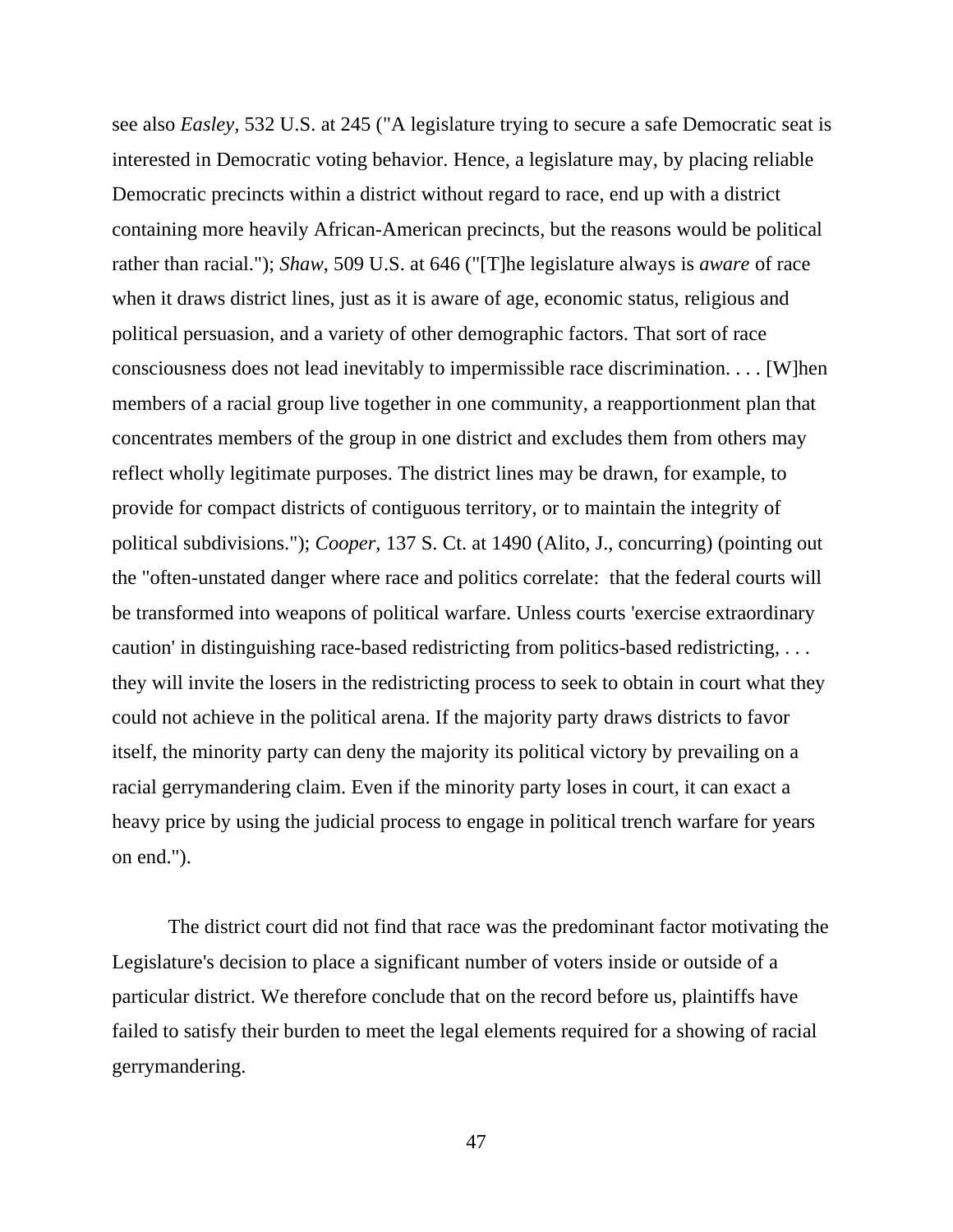see also *Easley*, 532 U.S. at 245 ("A legislature trying to secure a safe Democratic seat is interested in Democratic voting behavior. Hence, a legislature may, by placing reliable Democratic precincts within a district without regard to race, end up with a district containing more heavily African-American precincts, but the reasons would be political rather than racial."); *Shaw*, 509 U.S. at 646 ("[T]he legislature always is *aware* of race when it draws district lines, just as it is aware of age, economic status, religious and political persuasion, and a variety of other demographic factors. That sort of race consciousness does not lead inevitably to impermissible race discrimination. . . . [W]hen members of a racial group live together in one community, a reapportionment plan that concentrates members of the group in one district and excludes them from others may reflect wholly legitimate purposes. The district lines may be drawn, for example, to provide for compact districts of contiguous territory, or to maintain the integrity of political subdivisions."); *Cooper*, 137 S. Ct. at 1490 (Alito, J., concurring) (pointing out the "often-unstated danger where race and politics correlate: that the federal courts will be transformed into weapons of political warfare. Unless courts 'exercise extraordinary caution' in distinguishing race-based redistricting from politics-based redistricting, . . . they will invite the losers in the redistricting process to seek to obtain in court what they could not achieve in the political arena. If the majority party draws districts to favor itself, the minority party can deny the majority its political victory by prevailing on a racial gerrymandering claim. Even if the minority party loses in court, it can exact a heavy price by using the judicial process to engage in political trench warfare for years on end.").

The district court did not find that race was the predominant factor motivating the Legislature's decision to place a significant number of voters inside or outside of a particular district. We therefore conclude that on the record before us, plaintiffs have failed to satisfy their burden to meet the legal elements required for a showing of racial gerrymandering.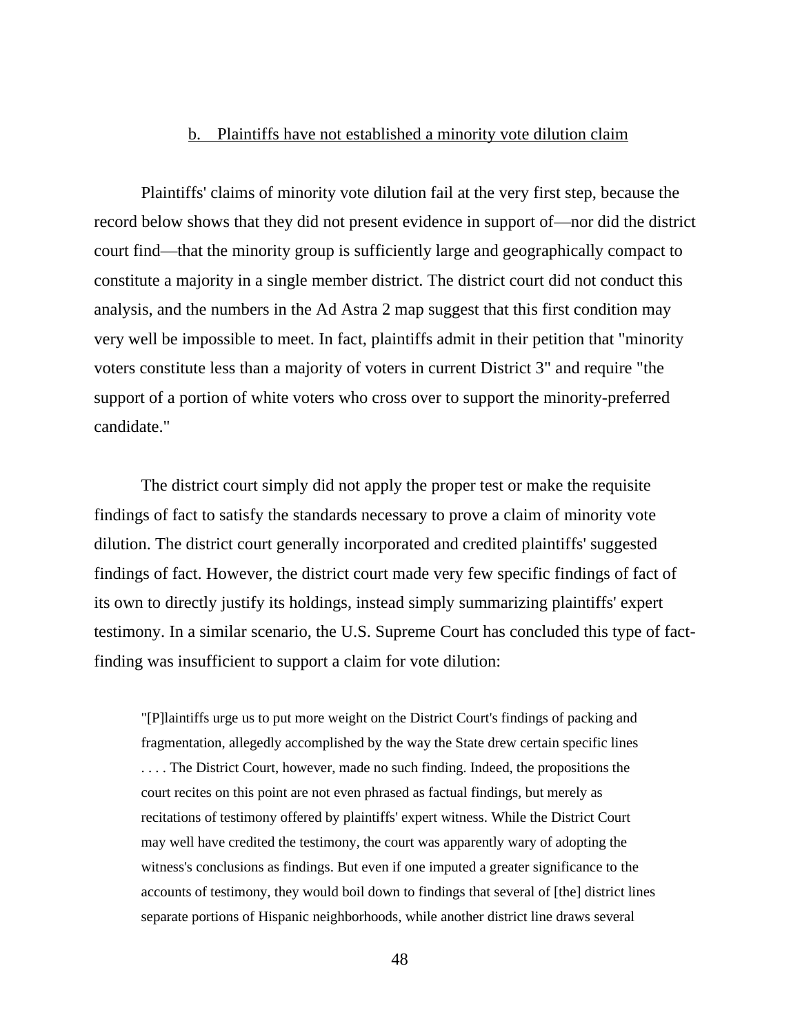### b. Plaintiffs have not established a minority vote dilution claim

Plaintiffs' claims of minority vote dilution fail at the very first step, because the record below shows that they did not present evidence in support of—nor did the district court find—that the minority group is sufficiently large and geographically compact to constitute a majority in a single member district. The district court did not conduct this analysis, and the numbers in the Ad Astra 2 map suggest that this first condition may very well be impossible to meet. In fact, plaintiffs admit in their petition that "minority voters constitute less than a majority of voters in current District 3" and require "the support of a portion of white voters who cross over to support the minority-preferred candidate."

The district court simply did not apply the proper test or make the requisite findings of fact to satisfy the standards necessary to prove a claim of minority vote dilution. The district court generally incorporated and credited plaintiffs' suggested findings of fact. However, the district court made very few specific findings of fact of its own to directly justify its holdings, instead simply summarizing plaintiffs' expert testimony. In a similar scenario, the U.S. Supreme Court has concluded this type of fact-finding was insufficient to support a claim for vote dilution:

> "[P]laintiffs urge us to put more weight on the District Court's findings of packing and fragmentation, allegedly accomplished by the way the State drew certain specific lines . . . . The District Court, however, made no such finding. Indeed, the propositions the court recites on this point are not even phrased as factual findings, but merely as recitations of testimony offered by plaintiffs' expert witness. While the District Court may well have credited the testimony, the court was apparently wary of adopting the witness's conclusions as findings. But even if one imputed a greater significance to the accounts of testimony, they would boil down to findings that several of [the] district lines separate portions of Hispanic neighborhoods, while another district line draws several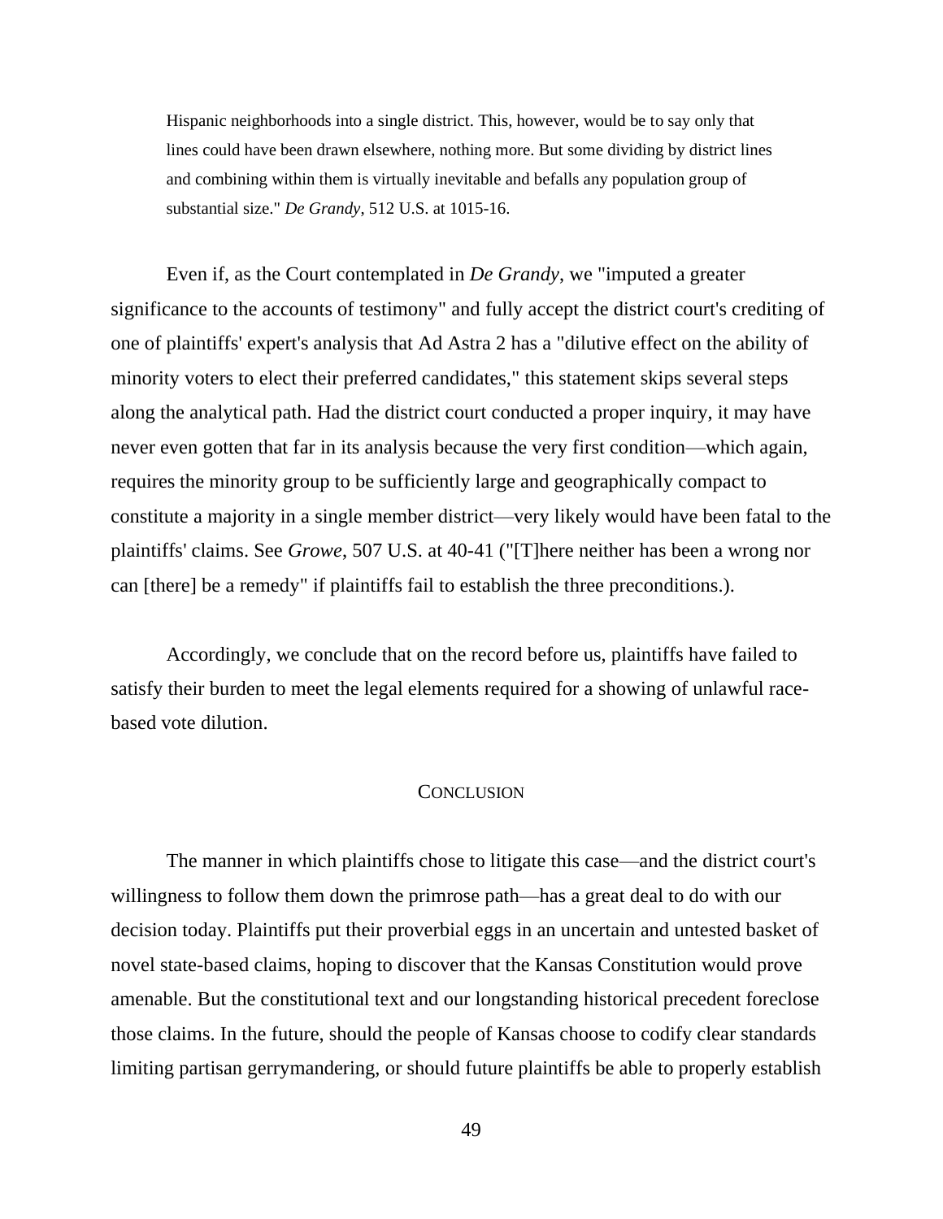> Hispanic neighborhoods into a single district. This, however, would be to say only that lines could have been drawn elsewhere, nothing more. But some dividing by district lines and combining within them is virtually inevitable and befalls any population group of substantial size." *De Grandy*, 512 U.S. at 1015-16.

Even if, as the Court contemplated in *De Grandy*, we "imputed a greater significance to the accounts of testimony" and fully accept the district court's crediting of one of plaintiffs' expert's analysis that Ad Astra 2 has a "dilutive effect on the ability of minority voters to elect their preferred candidates," this statement skips several steps along the analytical path. Had the district court conducted a proper inquiry, it may have never even gotten that far in its analysis because the very first condition—which again, requires the minority group to be sufficiently large and geographically compact to constitute a majority in a single member district—very likely would have been fatal to the plaintiffs' claims. See *Growe*, 507 U.S. at 40-41 ("[T]here neither has been a wrong nor can [there] be a remedy" if plaintiffs fail to establish the three preconditions.).

Accordingly, we conclude that on the record before us, plaintiffs have failed to satisfy their burden to meet the legal elements required for a showing of unlawful race-based vote dilution.

## CONCLUSION

The manner in which plaintiffs chose to litigate this case—and the district court's willingness to follow them down the primrose path—has a great deal to do with our decision today. Plaintiffs put their proverbial eggs in an uncertain and untested basket of novel state-based claims, hoping to discover that the Kansas Constitution would prove amenable. But the constitutional text and our longstanding historical precedent foreclose those claims. In the future, should the people of Kansas choose to codify clear standards limiting partisan gerrymandering, or should future plaintiffs be able to properly establish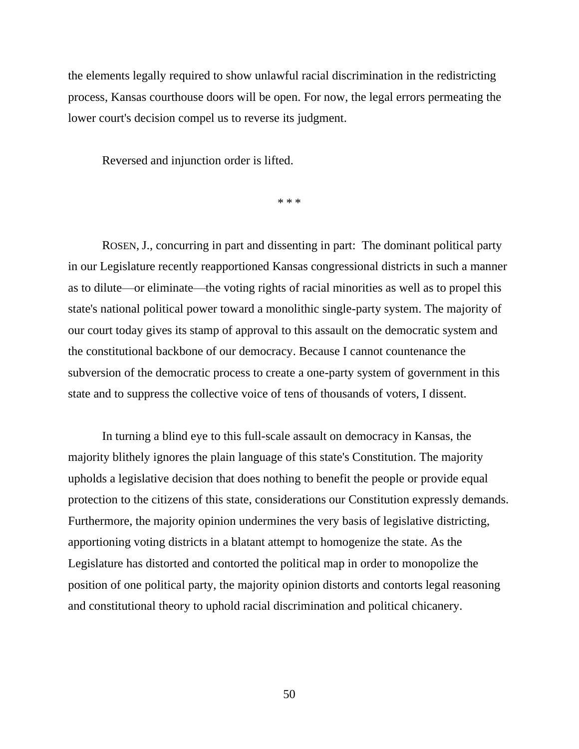the elements legally required to show unlawful racial discrimination in the redistricting process, Kansas courthouse doors will be open. For now, the legal errors permeating the lower court's decision compel us to reverse its judgment.

Reversed and injunction order is lifted.

\* \* \*

ROSEN, J., concurring in part and dissenting in part: The dominant political party in our Legislature recently reapportioned Kansas congressional districts in such a manner as to dilute—or eliminate—the voting rights of racial minorities as well as to propel this state's national political power toward a monolithic single-party system. The majority of our court today gives its stamp of approval to this assault on the democratic system and the constitutional backbone of our democracy. Because I cannot countenance the subversion of the democratic process to create a one-party system of government in this state and to suppress the collective voice of tens of thousands of voters, I dissent.

In turning a blind eye to this full-scale assault on democracy in Kansas, the majority blithely ignores the plain language of this state's Constitution. The majority upholds a legislative decision that does nothing to benefit the people or provide equal protection to the citizens of this state, considerations our Constitution expressly demands. Furthermore, the majority opinion undermines the very basis of legislative districting, apportioning voting districts in a blatant attempt to homogenize the state. As the Legislature has distorted and contorted the political map in order to monopolize the position of one political party, the majority opinion distorts and contorts legal reasoning and constitutional theory to uphold racial discrimination and political chicanery.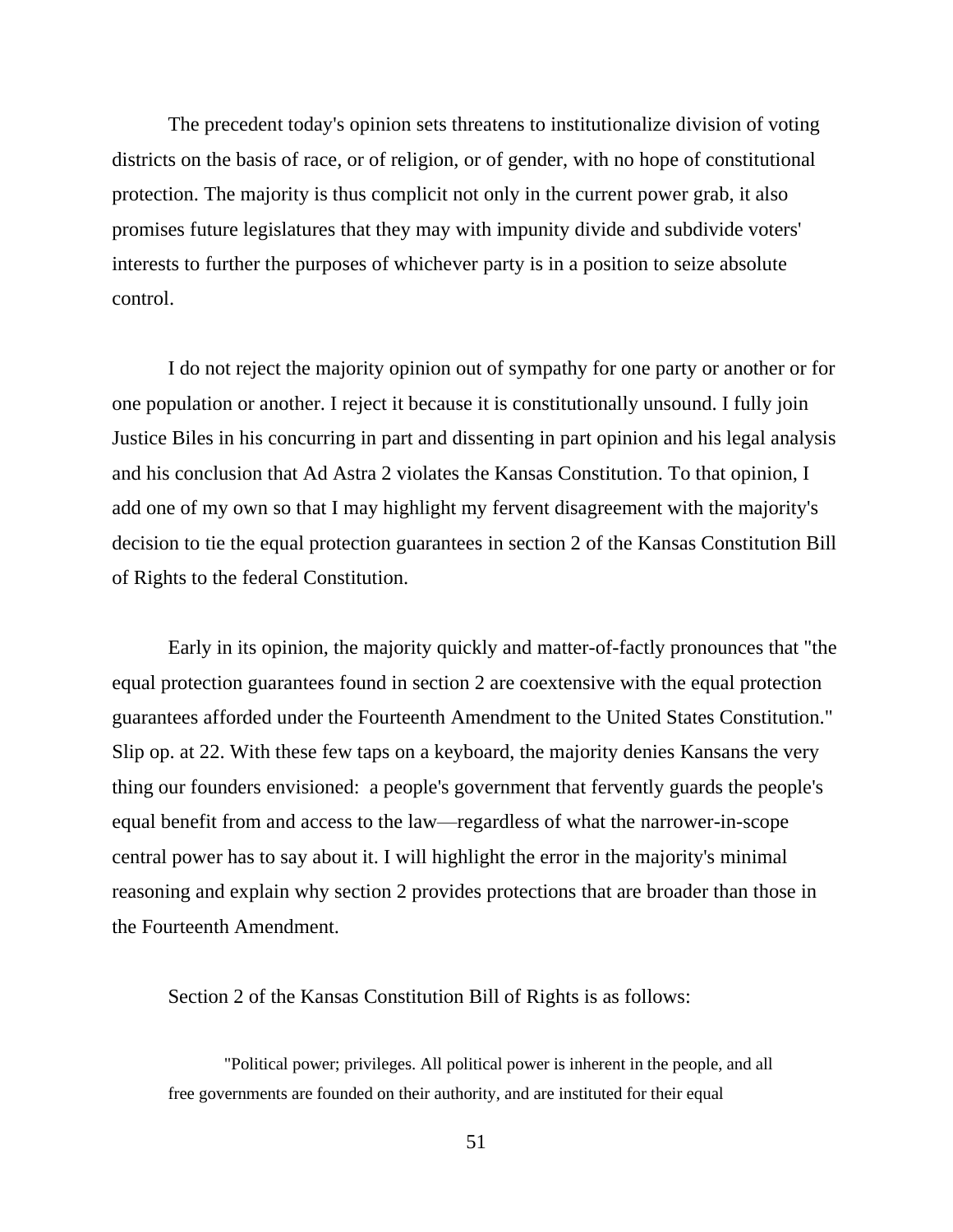The precedent today's opinion sets threatens to institutionalize division of voting districts on the basis of race, or of religion, or of gender, with no hope of constitutional protection. The majority is thus complicit not only in the current power grab, it also promises future legislatures that they may with impunity divide and subdivide voters' interests to further the purposes of whichever party is in a position to seize absolute control.

I do not reject the majority opinion out of sympathy for one party or another or for one population or another. I reject it because it is constitutionally unsound. I fully join Justice Biles in his concurring in part and dissenting in part opinion and his legal analysis and his conclusion that Ad Astra 2 violates the Kansas Constitution. To that opinion, I add one of my own so that I may highlight my fervent disagreement with the majority's decision to tie the equal protection guarantees in section 2 of the Kansas Constitution Bill of Rights to the federal Constitution.

Early in its opinion, the majority quickly and matter-of-factly pronounces that "the equal protection guarantees found in section 2 are coextensive with the equal protection guarantees afforded under the Fourteenth Amendment to the United States Constitution." Slip op. at 22. With these few taps on a keyboard, the majority denies Kansans the very thing our founders envisioned: a people's government that fervently guards the people's equal benefit from and access to the law—regardless of what the narrower-in-scope central power has to say about it. I will highlight the error in the majority's minimal reasoning and explain why section 2 provides protections that are broader than those in the Fourteenth Amendment.

Section 2 of the Kansas Constitution Bill of Rights is as follows:

> "Political power; privileges. All political power is inherent in the people, and all free governments are founded on their authority, and are instituted for their equal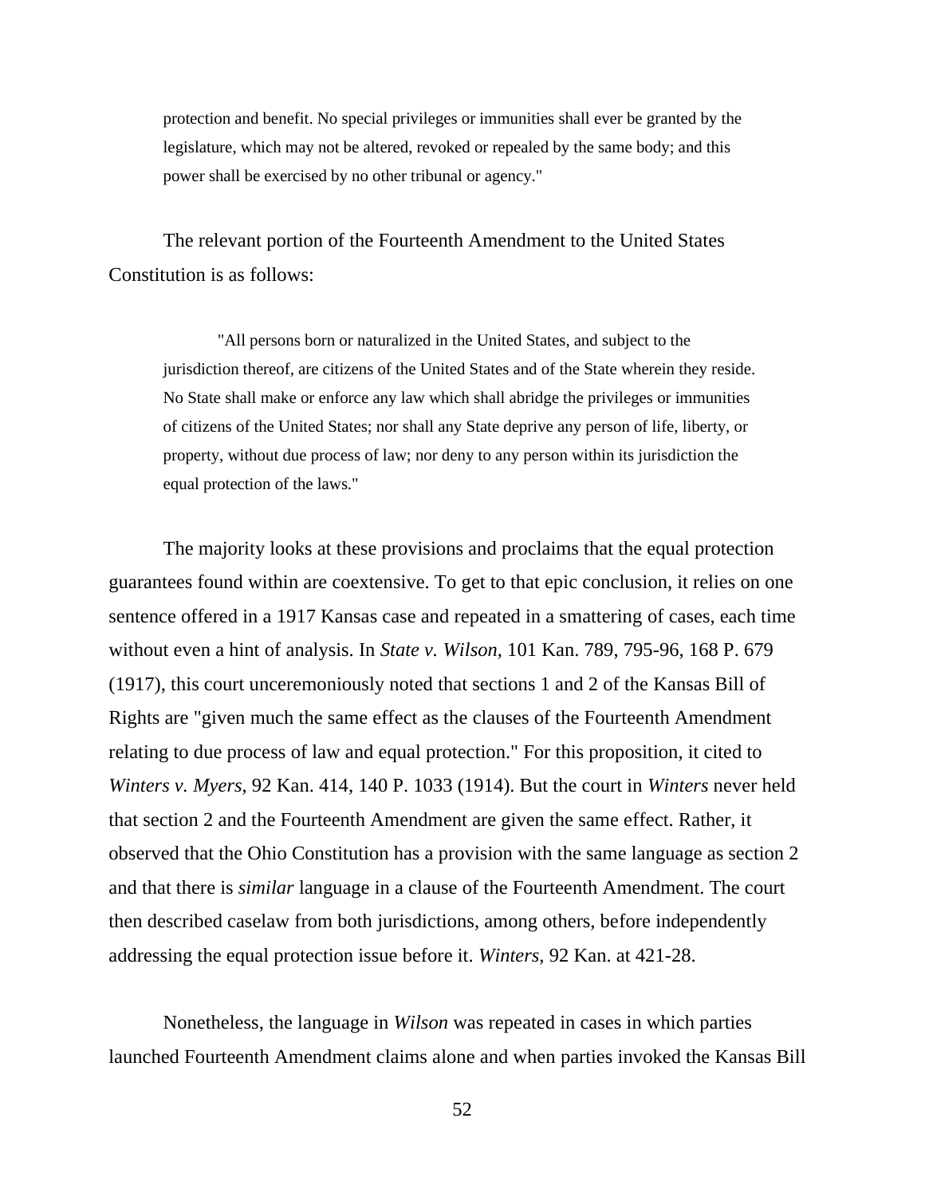> protection and benefit. No special privileges or immunities shall ever be granted by the legislature, which may not be altered, revoked or repealed by the same body; and this power shall be exercised by no other tribunal or agency."

The relevant portion of the Fourteenth Amendment to the United States Constitution is as follows:

> "All persons born or naturalized in the United States, and subject to the jurisdiction thereof, are citizens of the United States and of the State wherein they reside. No State shall make or enforce any law which shall abridge the privileges or immunities of citizens of the United States; nor shall any State deprive any person of life, liberty, or property, without due process of law; nor deny to any person within its jurisdiction the equal protection of the laws."

The majority looks at these provisions and proclaims that the equal protection guarantees found within are coextensive. To get to that epic conclusion, it relies on one sentence offered in a 1917 Kansas case and repeated in a smattering of cases, each time without even a hint of analysis. In *State v. Wilson*, 101 Kan. 789, 795-96, 168 P. 679 (1917), this court unceremoniously noted that sections 1 and 2 of the Kansas Bill of Rights are "given much the same effect as the clauses of the Fourteenth Amendment relating to due process of law and equal protection." For this proposition, it cited to *Winters v. Myers*, 92 Kan. 414, 140 P. 1033 (1914). But the court in *Winters* never held that section 2 and the Fourteenth Amendment are given the same effect. Rather, it observed that the Ohio Constitution has a provision with the same language as section 2 and that there is *similar* language in a clause of the Fourteenth Amendment. The court then described caselaw from both jurisdictions, among others, before independently addressing the equal protection issue before it. *Winters*, 92 Kan. at 421-28.

Nonetheless, the language in *Wilson* was repeated in cases in which parties launched Fourteenth Amendment claims alone and when parties invoked the Kansas Bill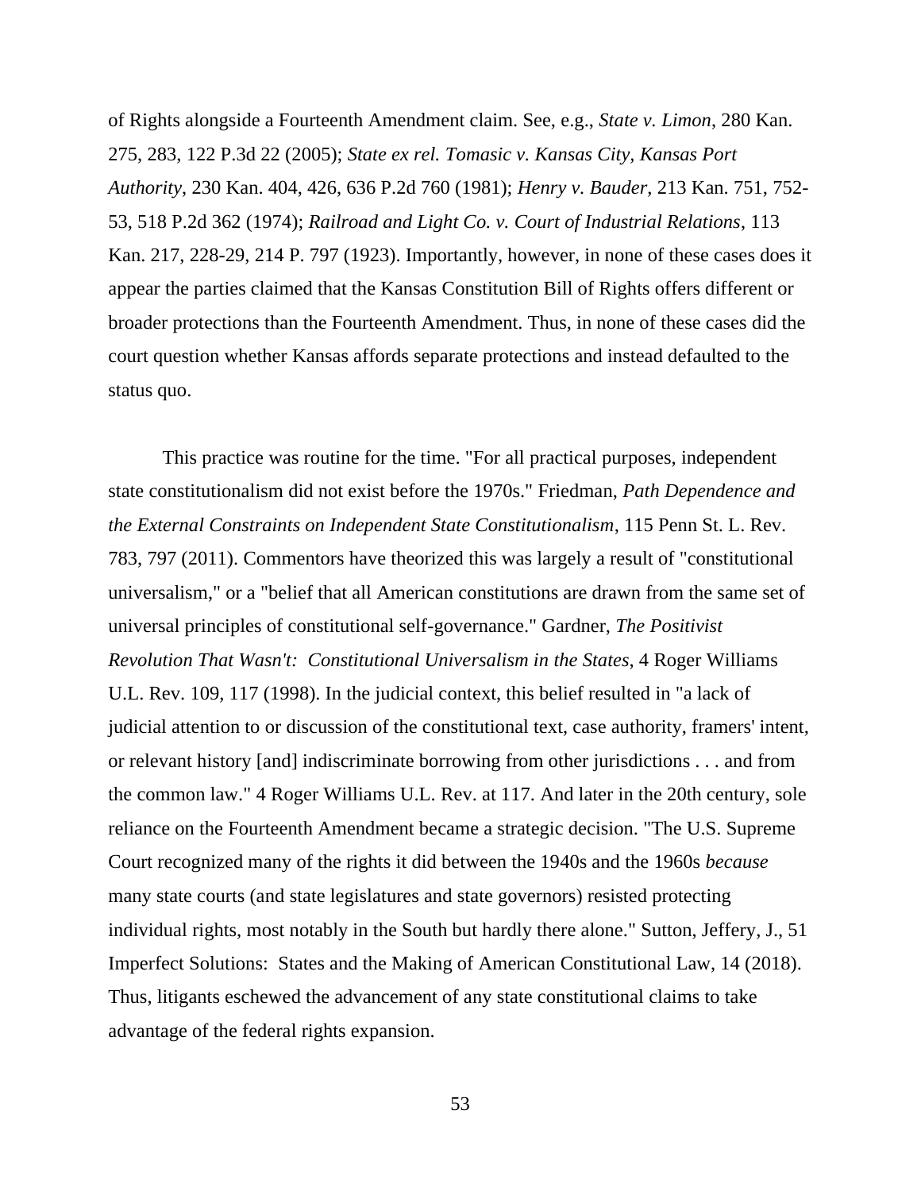of Rights alongside a Fourteenth Amendment claim. See, e.g., *State v. Limon*, 280 Kan. 275, 283, 122 P.3d 22 (2005); *State ex rel. Tomasic v. Kansas City, Kansas Port Authority*, 230 Kan. 404, 426, 636 P.2d 760 (1981); *Henry v. Bauder*, 213 Kan. 751, 752-53, 518 P.2d 362 (1974); *Railroad and Light Co. v. Court of Industrial Relations*, 113 Kan. 217, 228-29, 214 P. 797 (1923). Importantly, however, in none of these cases does it appear the parties claimed that the Kansas Constitution Bill of Rights offers different or broader protections than the Fourteenth Amendment. Thus, in none of these cases did the court question whether Kansas affords separate protections and instead defaulted to the status quo.

This practice was routine for the time. "For all practical purposes, independent state constitutionalism did not exist before the 1970s." Friedman, *Path Dependence and the External Constraints on Independent State Constitutionalism*, 115 Penn St. L. Rev. 783, 797 (2011). Commentors have theorized this was largely a result of "constitutional universalism," or a "belief that all American constitutions are drawn from the same set of universal principles of constitutional self-governance." Gardner, *The Positivist Revolution That Wasn't: Constitutional Universalism in the States*, 4 Roger Williams U.L. Rev. 109, 117 (1998). In the judicial context, this belief resulted in "a lack of judicial attention to or discussion of the constitutional text, case authority, framers' intent, or relevant history [and] indiscriminate borrowing from other jurisdictions . . . and from the common law." 4 Roger Williams U.L. Rev. at 117. And later in the 20th century, sole reliance on the Fourteenth Amendment became a strategic decision. "The U.S. Supreme Court recognized many of the rights it did between the 1940s and the 1960s *because* many state courts (and state legislatures and state governors) resisted protecting individual rights, most notably in the South but hardly there alone." Sutton, Jeffery, J., 51 Imperfect Solutions: States and the Making of American Constitutional Law, 14 (2018). Thus, litigants eschewed the advancement of any state constitutional claims to take advantage of the federal rights expansion.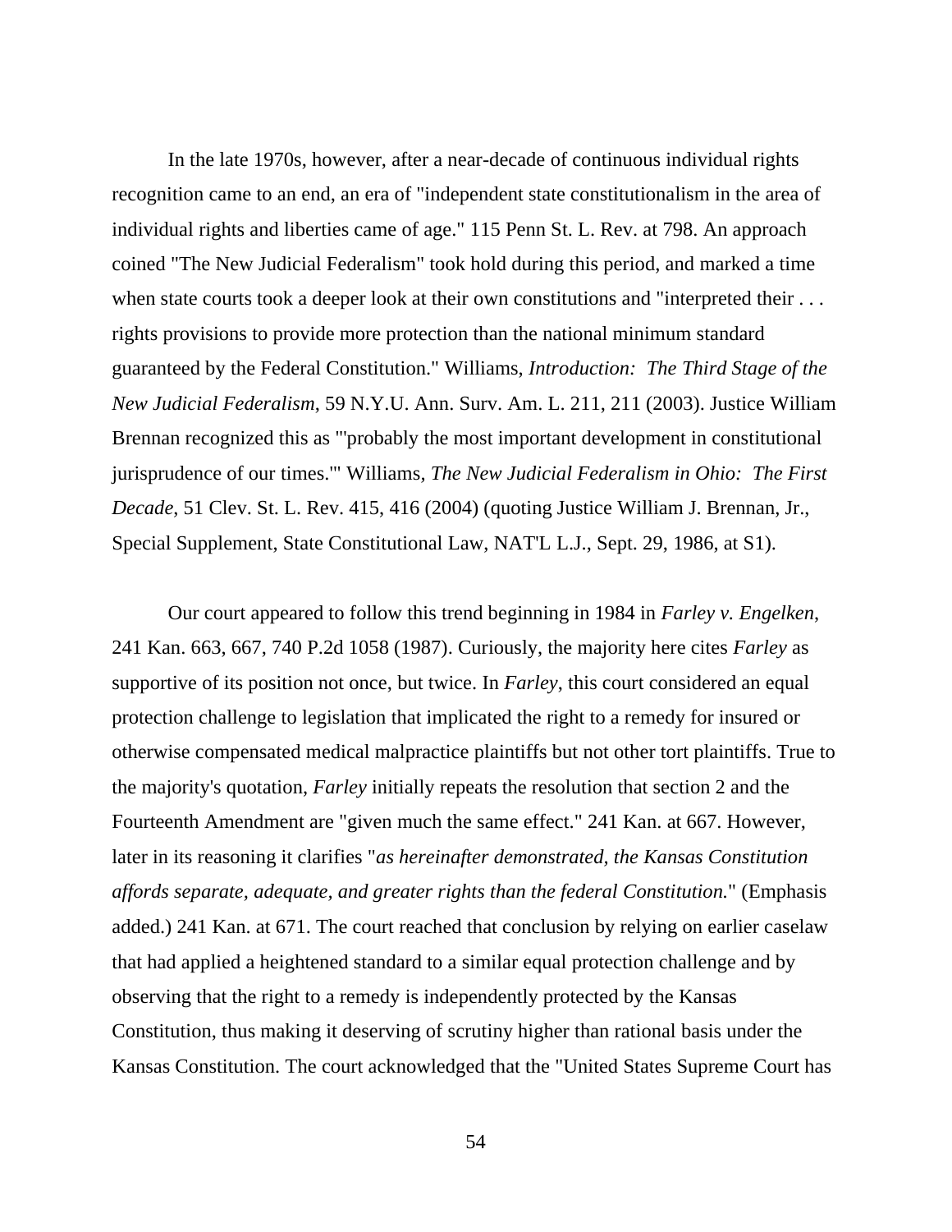In the late 1970s, however, after a near-decade of continuous individual rights recognition came to an end, an era of "independent state constitutionalism in the area of individual rights and liberties came of age." 115 Penn St. L. Rev. at 798. An approach coined "The New Judicial Federalism" took hold during this period, and marked a time when state courts took a deeper look at their own constitutions and "interpreted their . . . rights provisions to provide more protection than the national minimum standard guaranteed by the Federal Constitution." Williams, *Introduction: The Third Stage of the New Judicial Federalism*, 59 N.Y.U. Ann. Surv. Am. L. 211, 211 (2003). Justice William Brennan recognized this as "'probably the most important development in constitutional jurisprudence of our times.'" Williams, *The New Judicial Federalism in Ohio: The First Decade*, 51 Clev. St. L. Rev. 415, 416 (2004) (quoting Justice William J. Brennan, Jr., Special Supplement, State Constitutional Law, NAT'L L.J., Sept. 29, 1986, at S1).

Our court appeared to follow this trend beginning in 1984 in *Farley v. Engelken*, 241 Kan. 663, 667, 740 P.2d 1058 (1987). Curiously, the majority here cites *Farley* as supportive of its position not once, but twice. In *Farley*, this court considered an equal protection challenge to legislation that implicated the right to a remedy for insured or otherwise compensated medical malpractice plaintiffs but not other tort plaintiffs. True to the majority's quotation, *Farley* initially repeats the resolution that section 2 and the Fourteenth Amendment are "given much the same effect." 241 Kan. at 667. However, later in its reasoning it clarifies "*as hereinafter demonstrated, the Kansas Constitution affords separate, adequate, and greater rights than the federal Constitution.*" (Emphasis added.) 241 Kan. at 671. The court reached that conclusion by relying on earlier caselaw that had applied a heightened standard to a similar equal protection challenge and by observing that the right to a remedy is independently protected by the Kansas Constitution, thus making it deserving of scrutiny higher than rational basis under the Kansas Constitution. The court acknowledged that the "United States Supreme Court has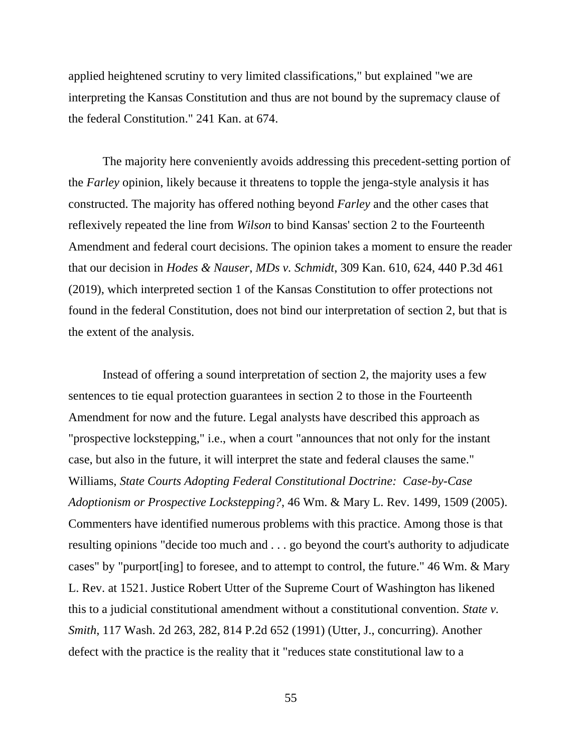applied heightened scrutiny to very limited classifications," but explained "we are interpreting the Kansas Constitution and thus are not bound by the supremacy clause of the federal Constitution." 241 Kan. at 674.

The majority here conveniently avoids addressing this precedent-setting portion of the *Farley* opinion, likely because it threatens to topple the jenga-style analysis it has constructed. The majority has offered nothing beyond *Farley* and the other cases that reflexively repeated the line from *Wilson* to bind Kansas' section 2 to the Fourteenth Amendment and federal court decisions. The opinion takes a moment to ensure the reader that our decision in *Hodes & Nauser, MDs v. Schmidt*, 309 Kan. 610, 624, 440 P.3d 461 (2019), which interpreted section 1 of the Kansas Constitution to offer protections not found in the federal Constitution, does not bind our interpretation of section 2, but that is the extent of the analysis.

Instead of offering a sound interpretation of section 2, the majority uses a few sentences to tie equal protection guarantees in section 2 to those in the Fourteenth Amendment for now and the future. Legal analysts have described this approach as "prospective lockstepping," i.e., when a court "announces that not only for the instant case, but also in the future, it will interpret the state and federal clauses the same." Williams, *State Courts Adopting Federal Constitutional Doctrine: Case-by-Case Adoptionism or Prospective Lockstepping?*, 46 Wm. & Mary L. Rev. 1499, 1509 (2005). Commenters have identified numerous problems with this practice. Among those is that resulting opinions "decide too much and . . . go beyond the court's authority to adjudicate cases" by "purport[ing] to foresee, and to attempt to control, the future." 46 Wm. & Mary L. Rev. at 1521. Justice Robert Utter of the Supreme Court of Washington has likened this to a judicial constitutional amendment without a constitutional convention. *State v. Smith*, 117 Wash. 2d 263, 282, 814 P.2d 652 (1991) (Utter, J., concurring). Another defect with the practice is the reality that it "reduces state constitutional law to a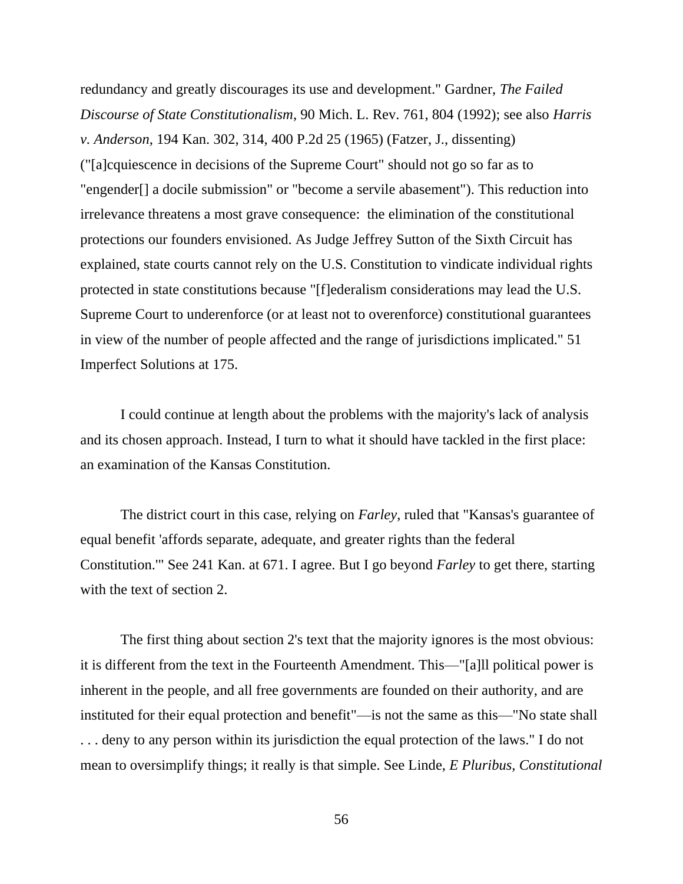redundancy and greatly discourages its use and development." Gardner, *The Failed Discourse of State Constitutionalism*, 90 Mich. L. Rev. 761, 804 (1992); see also *Harris v. Anderson*, 194 Kan. 302, 314, 400 P.2d 25 (1965) (Fatzer, J., dissenting) ("[a]cquiescence in decisions of the Supreme Court" should not go so far as to "engender[] a docile submission" or "become a servile abasement"). This reduction into irrelevance threatens a most grave consequence: the elimination of the constitutional protections our founders envisioned. As Judge Jeffrey Sutton of the Sixth Circuit has explained, state courts cannot rely on the U.S. Constitution to vindicate individual rights protected in state constitutions because "[f]ederalism considerations may lead the U.S. Supreme Court to underenforce (or at least not to overenforce) constitutional guarantees in view of the number of people affected and the range of jurisdictions implicated." 51 Imperfect Solutions at 175.

I could continue at length about the problems with the majority's lack of analysis and its chosen approach. Instead, I turn to what it should have tackled in the first place: an examination of the Kansas Constitution.

The district court in this case, relying on *Farley*, ruled that "Kansas's guarantee of equal benefit 'affords separate, adequate, and greater rights than the federal Constitution.'" See 241 Kan. at 671. I agree. But I go beyond *Farley* to get there, starting with the text of section 2.

The first thing about section 2's text that the majority ignores is the most obvious: it is different from the text in the Fourteenth Amendment. This—"[a]ll political power is inherent in the people, and all free governments are founded on their authority, and are instituted for their equal protection and benefit"—is not the same as this—"No state shall . . . deny to any person within its jurisdiction the equal protection of the laws." I do not mean to oversimplify things; it really is that simple. See Linde, *E Pluribus, Constitutional*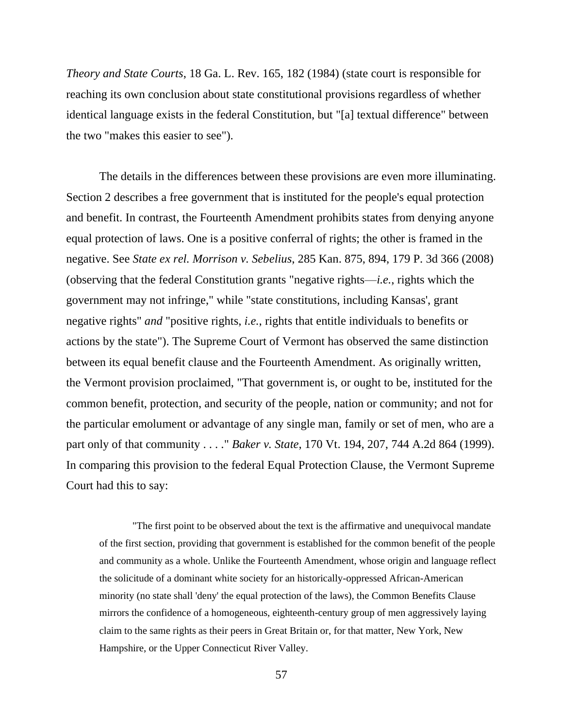*Theory and State Courts*, 18 Ga. L. Rev. 165, 182 (1984) (state court is responsible for reaching its own conclusion about state constitutional provisions regardless of whether identical language exists in the federal Constitution, but "[a] textual difference" between the two "makes this easier to see").

The details in the differences between these provisions are even more illuminating. Section 2 describes a free government that is instituted for the people's equal protection and benefit. In contrast, the Fourteenth Amendment prohibits states from denying anyone equal protection of laws. One is a positive conferral of rights; the other is framed in the negative. See *State ex rel. Morrison v. Sebelius*, 285 Kan. 875, 894, 179 P. 3d 366 (2008) (observing that the federal Constitution grants "negative rights—*i.e.*, rights which the government may not infringe," while "state constitutions, including Kansas', grant negative rights" ***and*** "positive rights, *i.e.*, rights that entitle individuals to benefits or actions by the state"). The Supreme Court of Vermont has observed the same distinction between its equal benefit clause and the Fourteenth Amendment. As originally written, the Vermont provision proclaimed, "That government is, or ought to be, instituted for the common benefit, protection, and security of the people, nation or community; and not for the particular emolument or advantage of any single man, family or set of men, who are a part only of that community . . . ." *Baker v. State*, 170 Vt. 194, 207, 744 A.2d 864 (1999). In comparing this provision to the federal Equal Protection Clause, the Vermont Supreme Court had this to say:

> "The first point to be observed about the text is the affirmative and unequivocal mandate of the first section, providing that government is established for the common benefit of the people and community as a whole. Unlike the Fourteenth Amendment, whose origin and language reflect the solicitude of a dominant white society for an historically-oppressed African-American minority (no state shall 'deny' the equal protection of the laws), the Common Benefits Clause mirrors the confidence of a homogeneous, eighteenth-century group of men aggressively laying claim to the same rights as their peers in Great Britain or, for that matter, New York, New Hampshire, or the Upper Connecticut River Valley.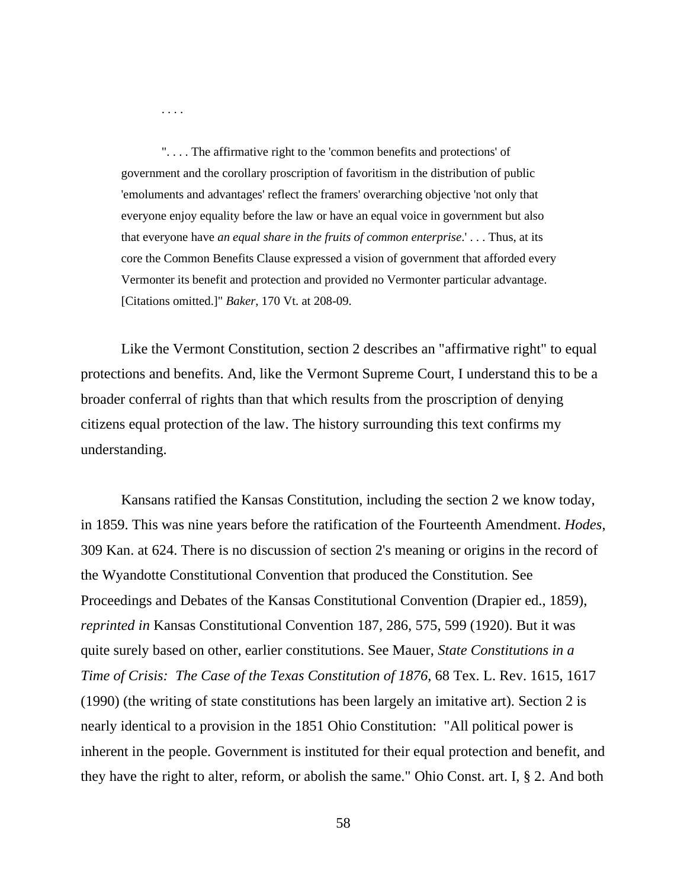. . . .

> ". . . . The affirmative right to the 'common benefits and protections' of government and the corollary proscription of favoritism in the distribution of public 'emoluments and advantages' reflect the framers' overarching objective 'not only that everyone enjoy equality before the law or have an equal voice in government but also that everyone have *an equal share in the fruits of common enterprise*.' . . . Thus, at its core the Common Benefits Clause expressed a vision of government that afforded every Vermonter its benefit and protection and provided no Vermonter particular advantage. [Citations omitted.]" *Baker*, 170 Vt. at 208-09.

Like the Vermont Constitution, section 2 describes an "affirmative right" to equal protections and benefits. And, like the Vermont Supreme Court, I understand this to be a broader conferral of rights than that which results from the proscription of denying citizens equal protection of the law. The history surrounding this text confirms my understanding.

Kansans ratified the Kansas Constitution, including the section 2 we know today, in 1859. This was nine years before the ratification of the Fourteenth Amendment. *Hodes*, 309 Kan. at 624. There is no discussion of section 2's meaning or origins in the record of the Wyandotte Constitutional Convention that produced the Constitution. See Proceedings and Debates of the Kansas Constitutional Convention (Drapier ed., 1859), *reprinted in* Kansas Constitutional Convention 187, 286, 575, 599 (1920). But it was quite surely based on other, earlier constitutions. See Mauer, *State Constitutions in a Time of Crisis: The Case of the Texas Constitution of 1876*, 68 Tex. L. Rev. 1615, 1617 (1990) (the writing of state constitutions has been largely an imitative art). Section 2 is nearly identical to a provision in the 1851 Ohio Constitution: "All political power is inherent in the people. Government is instituted for their equal protection and benefit, and they have the right to alter, reform, or abolish the same." Ohio Const. art. I, § 2. And both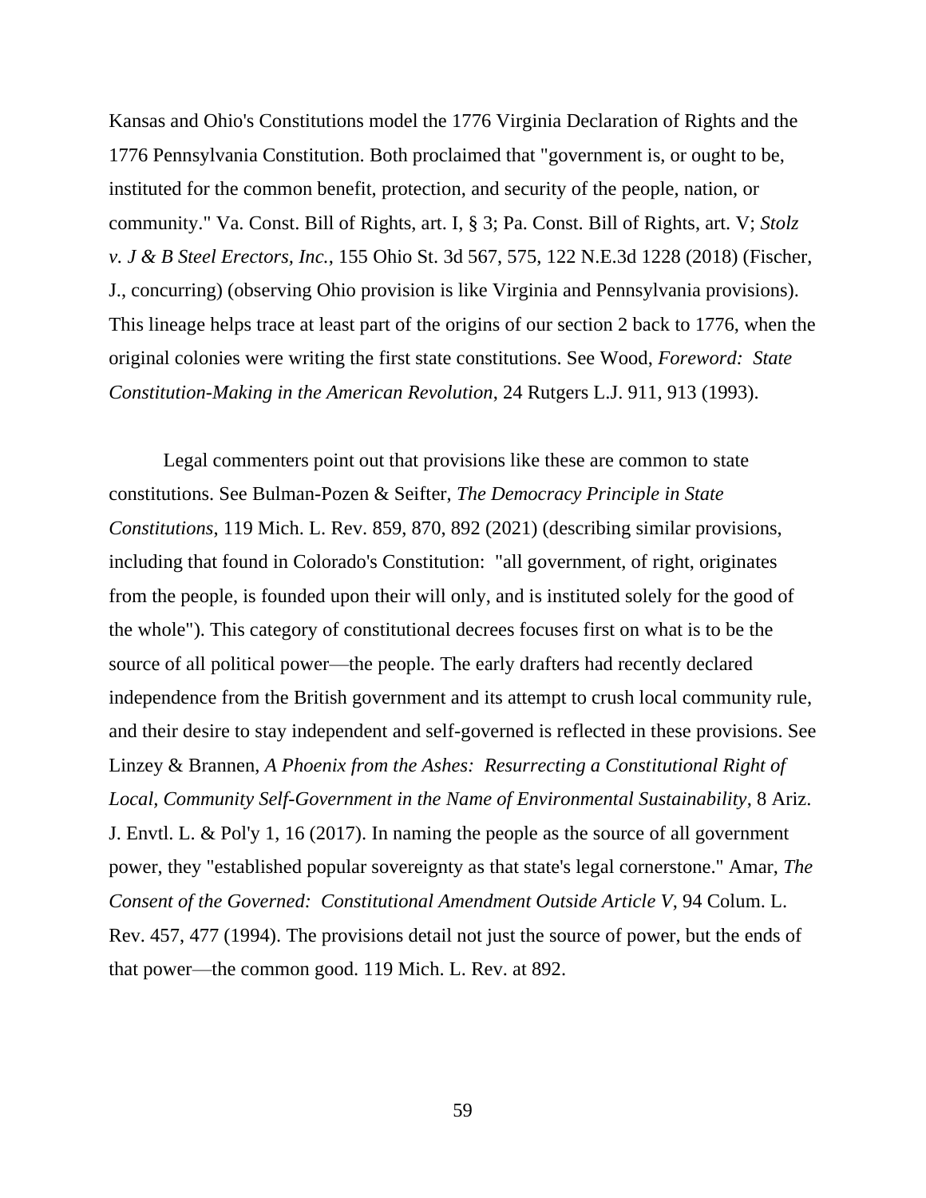Kansas and Ohio's Constitutions model the 1776 Virginia Declaration of Rights and the 1776 Pennsylvania Constitution. Both proclaimed that "government is, or ought to be, instituted for the common benefit, protection, and security of the people, nation, or community." Va. Const. Bill of Rights, art. I, § 3; Pa. Const. Bill of Rights, art. V; *Stolz v. J & B Steel Erectors, Inc.*, 155 Ohio St. 3d 567, 575, 122 N.E.3d 1228 (2018) (Fischer, J., concurring) (observing Ohio provision is like Virginia and Pennsylvania provisions). This lineage helps trace at least part of the origins of our section 2 back to 1776, when the original colonies were writing the first state constitutions. See Wood, *Foreword: State Constitution-Making in the American Revolution*, 24 Rutgers L.J. 911, 913 (1993).

Legal commenters point out that provisions like these are common to state constitutions. See Bulman-Pozen & Seifter, *The Democracy Principle in State Constitutions*, 119 Mich. L. Rev. 859, 870, 892 (2021) (describing similar provisions, including that found in Colorado's Constitution: "all government, of right, originates from the people, is founded upon their will only, and is instituted solely for the good of the whole"). This category of constitutional decrees focuses first on what is to be the source of all political power—the people. The early drafters had recently declared independence from the British government and its attempt to crush local community rule, and their desire to stay independent and self-governed is reflected in these provisions. See Linzey & Brannen, *A Phoenix from the Ashes: Resurrecting a Constitutional Right of Local, Community Self-Government in the Name of Environmental Sustainability*, 8 Ariz. J. Envtl. L. & Pol'y 1, 16 (2017). In naming the people as the source of all government power, they "established popular sovereignty as that state's legal cornerstone." Amar, *The Consent of the Governed: Constitutional Amendment Outside Article V*, 94 Colum. L. Rev. 457, 477 (1994). The provisions detail not just the source of power, but the ends of that power—the common good. 119 Mich. L. Rev. at 892.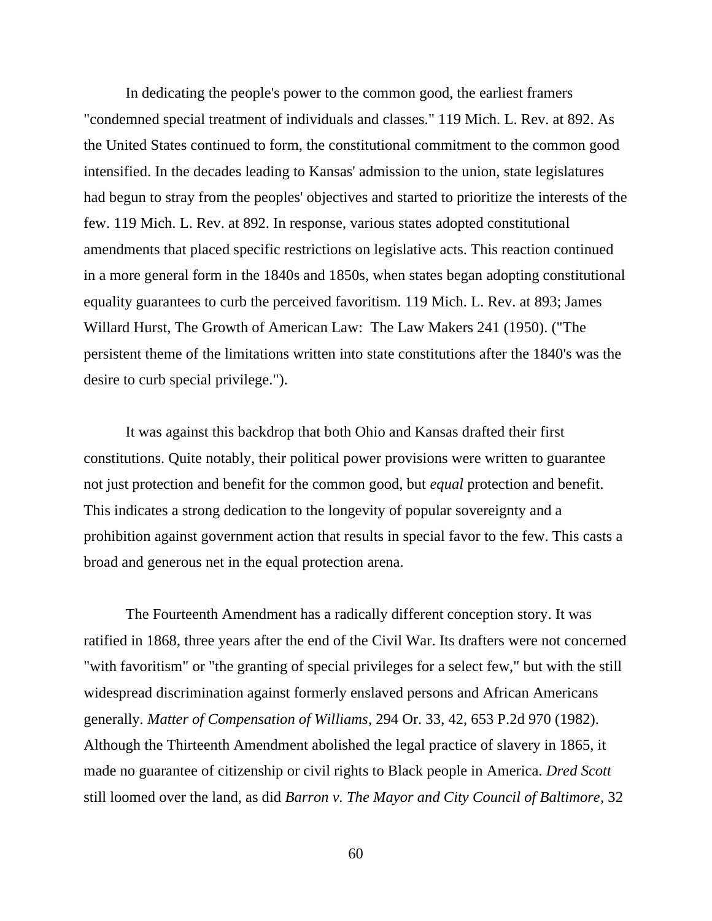In dedicating the people's power to the common good, the earliest framers "condemned special treatment of individuals and classes." 119 Mich. L. Rev. at 892. As the United States continued to form, the constitutional commitment to the common good intensified. In the decades leading to Kansas' admission to the union, state legislatures had begun to stray from the peoples' objectives and started to prioritize the interests of the few. 119 Mich. L. Rev. at 892. In response, various states adopted constitutional amendments that placed specific restrictions on legislative acts. This reaction continued in a more general form in the 1840s and 1850s, when states began adopting constitutional equality guarantees to curb the perceived favoritism. 119 Mich. L. Rev. at 893; James Willard Hurst, The Growth of American Law: The Law Makers 241 (1950). ("The persistent theme of the limitations written into state constitutions after the 1840's was the desire to curb special privilege.").

It was against this backdrop that both Ohio and Kansas drafted their first constitutions. Quite notably, their political power provisions were written to guarantee not just protection and benefit for the common good, but *equal* protection and benefit. This indicates a strong dedication to the longevity of popular sovereignty and a prohibition against government action that results in special favor to the few. This casts a broad and generous net in the equal protection arena.

The Fourteenth Amendment has a radically different conception story. It was ratified in 1868, three years after the end of the Civil War. Its drafters were not concerned "with favoritism" or "the granting of special privileges for a select few," but with the still widespread discrimination against formerly enslaved persons and African Americans generally. *Matter of Compensation of Williams*, 294 Or. 33, 42, 653 P.2d 970 (1982). Although the Thirteenth Amendment abolished the legal practice of slavery in 1865, it made no guarantee of citizenship or civil rights to Black people in America. *Dred Scott* still loomed over the land, as did *Barron v. The Mayor and City Council of Baltimore*, 32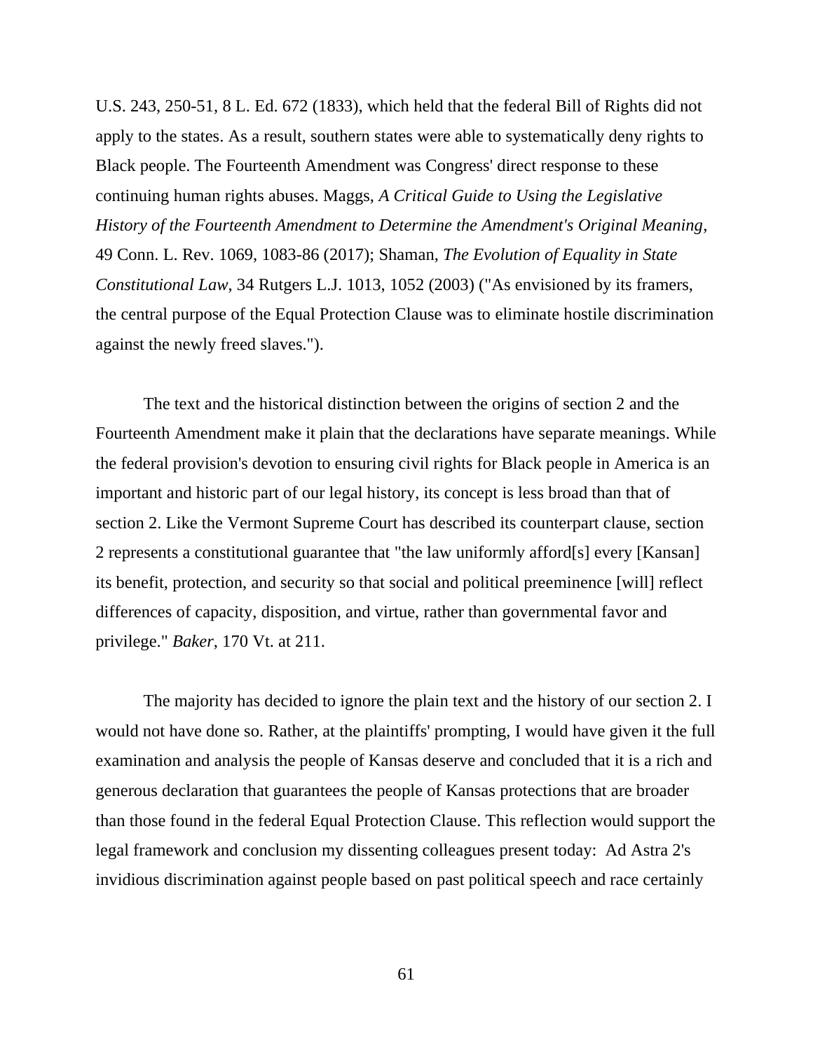U.S. 243, 250-51, 8 L. Ed. 672 (1833), which held that the federal Bill of Rights did not apply to the states. As a result, southern states were able to systematically deny rights to Black people. The Fourteenth Amendment was Congress' direct response to these continuing human rights abuses. Maggs, *A Critical Guide to Using the Legislative History of the Fourteenth Amendment to Determine the Amendment's Original Meaning*, 49 Conn. L. Rev. 1069, 1083-86 (2017); Shaman, *The Evolution of Equality in State Constitutional Law*, 34 Rutgers L.J. 1013, 1052 (2003) ("As envisioned by its framers, the central purpose of the Equal Protection Clause was to eliminate hostile discrimination against the newly freed slaves.").

The text and the historical distinction between the origins of section 2 and the Fourteenth Amendment make it plain that the declarations have separate meanings. While the federal provision's devotion to ensuring civil rights for Black people in America is an important and historic part of our legal history, its concept is less broad than that of section 2. Like the Vermont Supreme Court has described its counterpart clause, section 2 represents a constitutional guarantee that "the law uniformly afford[s] every [Kansan] its benefit, protection, and security so that social and political preeminence [will] reflect differences of capacity, disposition, and virtue, rather than governmental favor and privilege." *Baker*, 170 Vt. at 211.

The majority has decided to ignore the plain text and the history of our section 2. I would not have done so. Rather, at the plaintiffs' prompting, I would have given it the full examination and analysis the people of Kansas deserve and concluded that it is a rich and generous declaration that guarantees the people of Kansas protections that are broader than those found in the federal Equal Protection Clause. This reflection would support the legal framework and conclusion my dissenting colleagues present today: Ad Astra 2's invidious discrimination against people based on past political speech and race certainly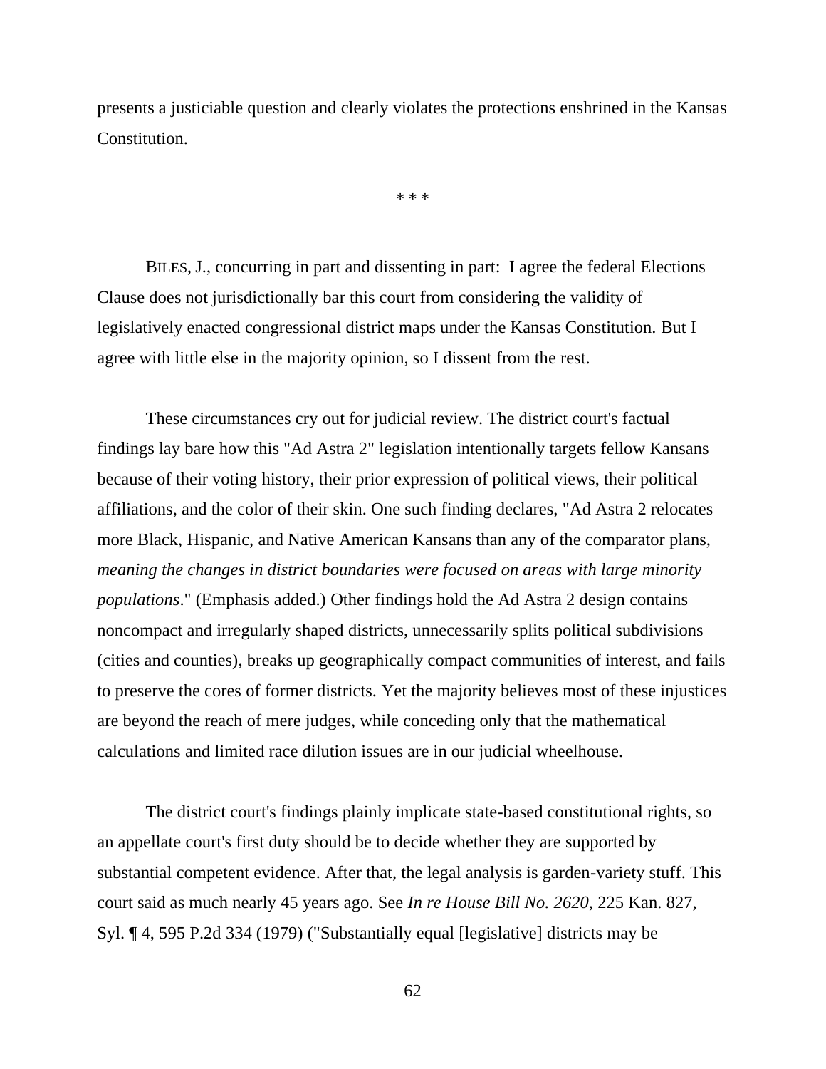presents a justiciable question and clearly violates the protections enshrined in the Kansas Constitution.

\* \* \*

BILES, J., concurring in part and dissenting in part: I agree the federal Elections Clause does not jurisdictionally bar this court from considering the validity of legislatively enacted congressional district maps under the Kansas Constitution. But I agree with little else in the majority opinion, so I dissent from the rest.

These circumstances cry out for judicial review. The district court's factual findings lay bare how this "Ad Astra 2" legislation intentionally targets fellow Kansans because of their voting history, their prior expression of political views, their political affiliations, and the color of their skin. One such finding declares, "Ad Astra 2 relocates more Black, Hispanic, and Native American Kansans than any of the comparator plans, *meaning the changes in district boundaries were focused on areas with large minority populations*." (Emphasis added.) Other findings hold the Ad Astra 2 design contains noncompact and irregularly shaped districts, unnecessarily splits political subdivisions (cities and counties), breaks up geographically compact communities of interest, and fails to preserve the cores of former districts. Yet the majority believes most of these injustices are beyond the reach of mere judges, while conceding only that the mathematical calculations and limited race dilution issues are in our judicial wheelhouse.

The district court's findings plainly implicate state-based constitutional rights, so an appellate court's first duty should be to decide whether they are supported by substantial competent evidence. After that, the legal analysis is garden-variety stuff. This court said as much nearly 45 years ago. See *In re House Bill No. 2620*, 225 Kan. 827, Syl. ¶ 4, 595 P.2d 334 (1979) ("Substantially equal [legislative] districts may be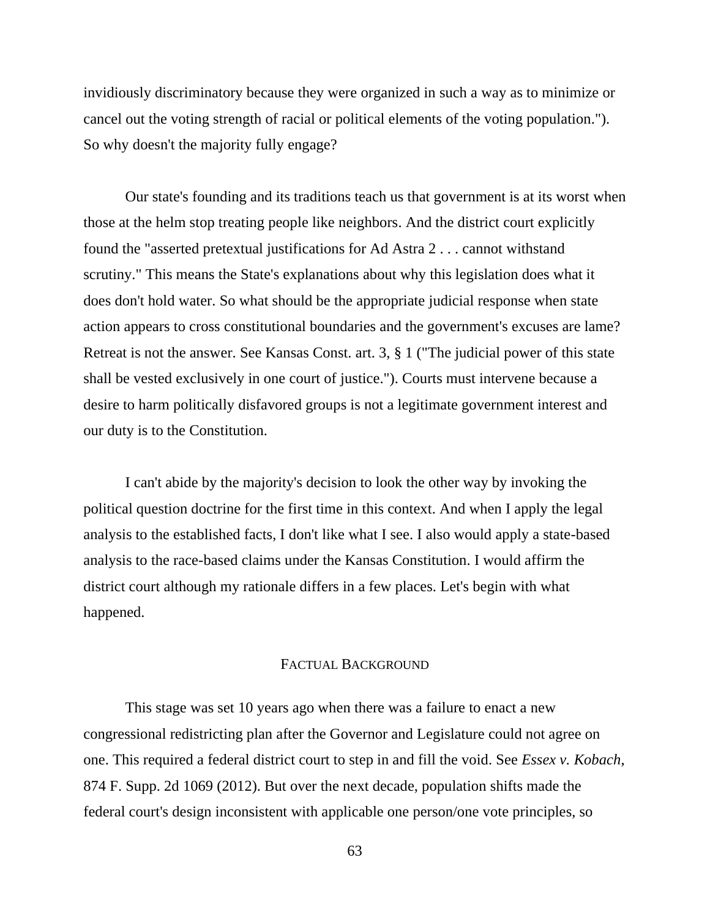invidiously discriminatory because they were organized in such a way as to minimize or cancel out the voting strength of racial or political elements of the voting population."). So why doesn't the majority fully engage?

Our state's founding and its traditions teach us that government is at its worst when those at the helm stop treating people like neighbors. And the district court explicitly found the "asserted pretextual justifications for Ad Astra 2 . . . cannot withstand scrutiny." This means the State's explanations about why this legislation does what it does don't hold water. So what should be the appropriate judicial response when state action appears to cross constitutional boundaries and the government's excuses are lame? Retreat is not the answer. See Kansas Const. art. 3, § 1 ("The judicial power of this state shall be vested exclusively in one court of justice."). Courts must intervene because a desire to harm politically disfavored groups is not a legitimate government interest and our duty is to the Constitution.

I can't abide by the majority's decision to look the other way by invoking the political question doctrine for the first time in this context. And when I apply the legal analysis to the established facts, I don't like what I see. I also would apply a state-based analysis to the race-based claims under the Kansas Constitution. I would affirm the district court although my rationale differs in a few places. Let's begin with what happened.

## FACTUAL BACKGROUND

This stage was set 10 years ago when there was a failure to enact a new congressional redistricting plan after the Governor and Legislature could not agree on one. This required a federal district court to step in and fill the void. See *Essex v. Kobach*, 874 F. Supp. 2d 1069 (2012). But over the next decade, population shifts made the federal court's design inconsistent with applicable one person/one vote principles, so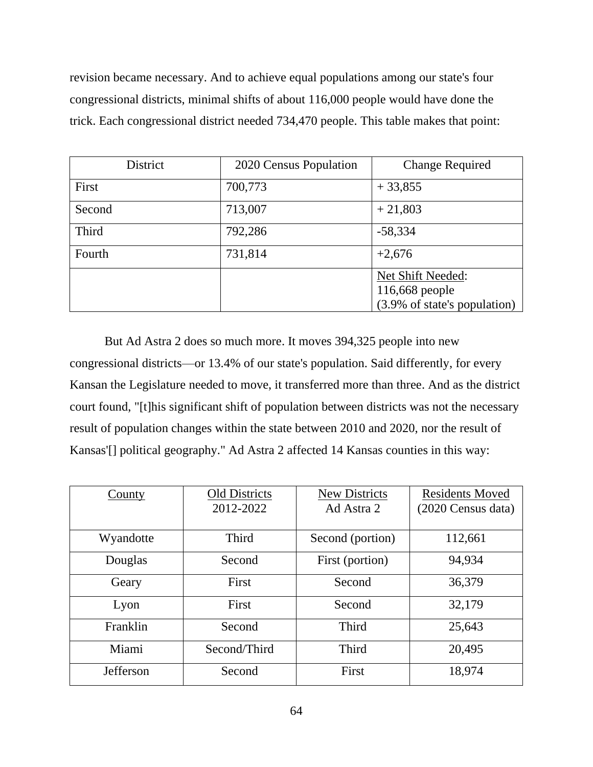revision became necessary. And to achieve equal populations among our state's four congressional districts, minimal shifts of about 116,000 people would have done the trick. Each congressional district needed 734,470 people. This table makes that point:

| District | 2020 Census Population | Change Required |
|---|---|---|
| First | 700,773 | + 33,855 |
| Second | 713,007 | + 21,803 |
| Third | 792,286 | -58,334 |
| Fourth | 731,814 | +2,676 |
| | | Net Shift Needed: 116,668 people (3.9% of state's population) |

But Ad Astra 2 does so much more. It moves 394,325 people into new congressional districts—or 13.4% of our state's population. Said differently, for every Kansan the Legislature needed to move, it transferred more than three. And as the district court found, "[t]his significant shift of population between districts was not the necessary result of population changes within the state between 2010 and 2020, nor the result of Kansas'[] political geography." Ad Astra 2 affected 14 Kansas counties in this way:

| County | Old Districts 2012-2022 | New Districts Ad Astra 2 | Residents Moved (2020 Census data) |
|---|---|---|---|
| Wyandotte | Third | Second (portion) | 112,661 |
| Douglas | Second | First (portion) | 94,934 |
| Geary | First | Second | 36,379 |
| Lyon | First | Second | 32,179 |
| Franklin | Second | Third | 25,643 |
| Miami | Second/Third | Third | 20,495 |
| Jefferson | Second | First | 18,974 |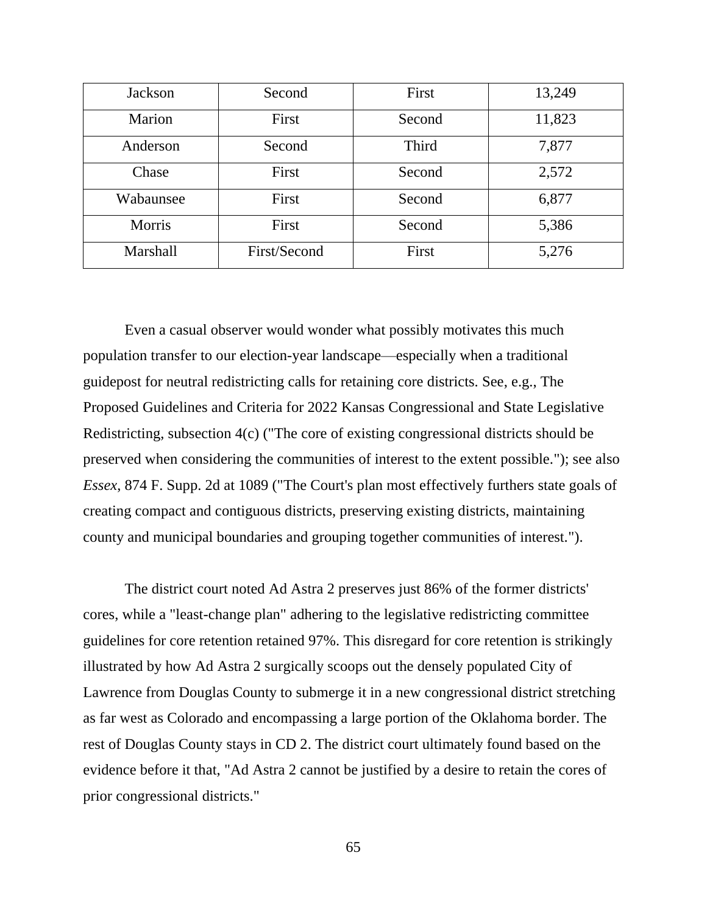| Jackson | Second | First | 13,249 |
|---|---|---|---|
| Marion | First | Second | 11,823 |
| Anderson | Second | Third | 7,877 |
| Chase | First | Second | 2,572 |
| Wabaunsee | First | Second | 6,877 |
| Morris | First | Second | 5,386 |
| Marshall | First/Second | First | 5,276 |

Even a casual observer would wonder what possibly motivates this much population transfer to our election-year landscape—especially when a traditional guidepost for neutral redistricting calls for retaining core districts. See, e.g., The Proposed Guidelines and Criteria for 2022 Kansas Congressional and State Legislative Redistricting, subsection 4(c) ("The core of existing congressional districts should be preserved when considering the communities of interest to the extent possible."); see also *Essex*, 874 F. Supp. 2d at 1089 ("The Court's plan most effectively furthers state goals of creating compact and contiguous districts, preserving existing districts, maintaining county and municipal boundaries and grouping together communities of interest.").

The district court noted Ad Astra 2 preserves just 86% of the former districts' cores, while a "least-change plan" adhering to the legislative redistricting committee guidelines for core retention retained 97%. This disregard for core retention is strikingly illustrated by how Ad Astra 2 surgically scoops out the densely populated City of Lawrence from Douglas County to submerge it in a new congressional district stretching as far west as Colorado and encompassing a large portion of the Oklahoma border. The rest of Douglas County stays in CD 2. The district court ultimately found based on the evidence before it that, "Ad Astra 2 cannot be justified by a desire to retain the cores of prior congressional districts."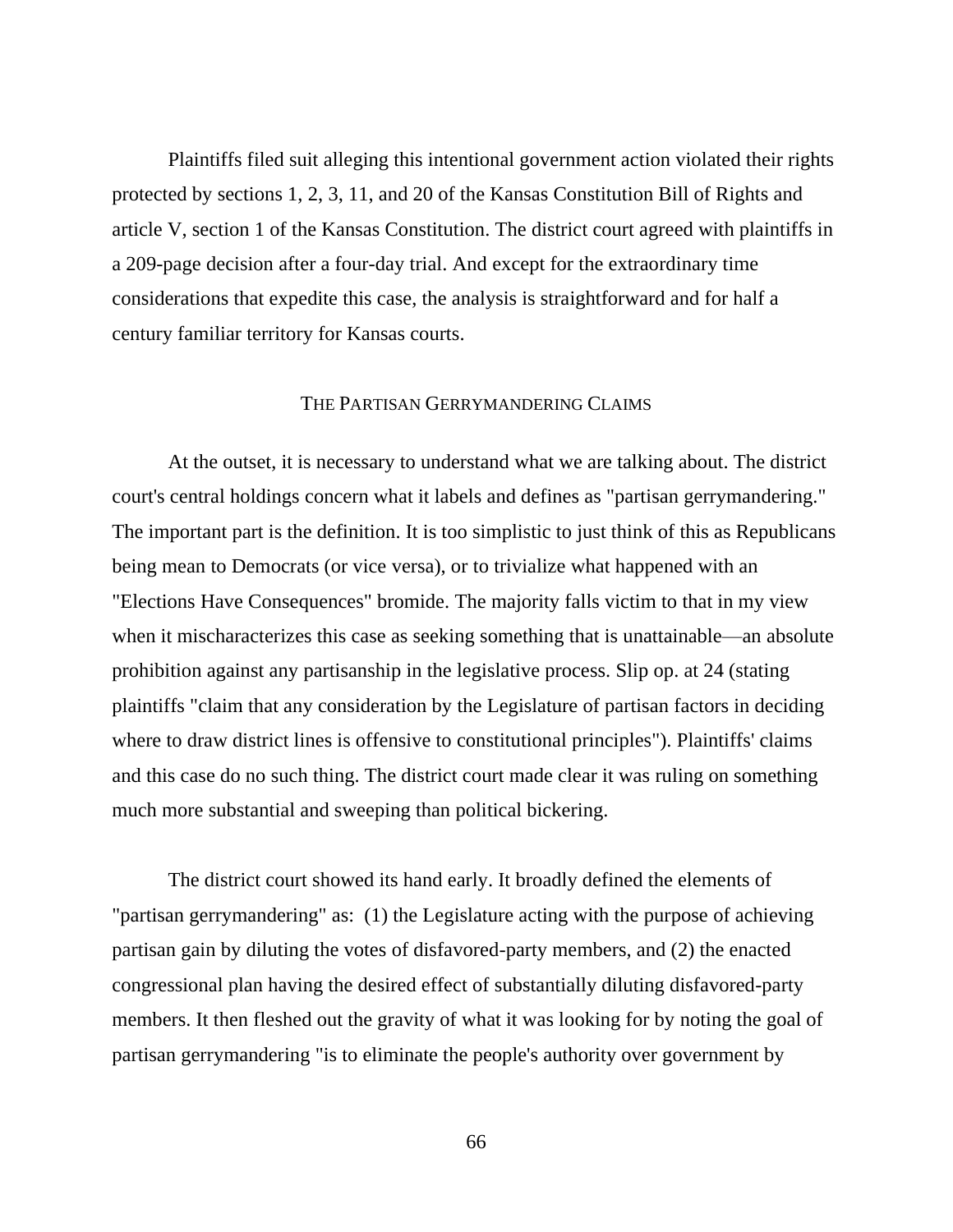Plaintiffs filed suit alleging this intentional government action violated their rights protected by sections 1, 2, 3, 11, and 20 of the Kansas Constitution Bill of Rights and article V, section 1 of the Kansas Constitution. The district court agreed with plaintiffs in a 209-page decision after a four-day trial. And except for the extraordinary time considerations that expedite this case, the analysis is straightforward and for half a century familiar territory for Kansas courts.

## THE PARTISAN GERRYMANDERING CLAIMS

At the outset, it is necessary to understand what we are talking about. The district court's central holdings concern what it labels and defines as "partisan gerrymandering." The important part is the definition. It is too simplistic to just think of this as Republicans being mean to Democrats (or vice versa), or to trivialize what happened with an "Elections Have Consequences" bromide. The majority falls victim to that in my view when it mischaracterizes this case as seeking something that is unattainable—an absolute prohibition against any partisanship in the legislative process. Slip op. at 24 (stating plaintiffs "claim that any consideration by the Legislature of partisan factors in deciding where to draw district lines is offensive to constitutional principles"). Plaintiffs' claims and this case do no such thing. The district court made clear it was ruling on something much more substantial and sweeping than political bickering.

The district court showed its hand early. It broadly defined the elements of "partisan gerrymandering" as: (1) the Legislature acting with the purpose of achieving partisan gain by diluting the votes of disfavored-party members, and (2) the enacted congressional plan having the desired effect of substantially diluting disfavored-party members. It then fleshed out the gravity of what it was looking for by noting the goal of partisan gerrymandering "is to eliminate the people's authority over government by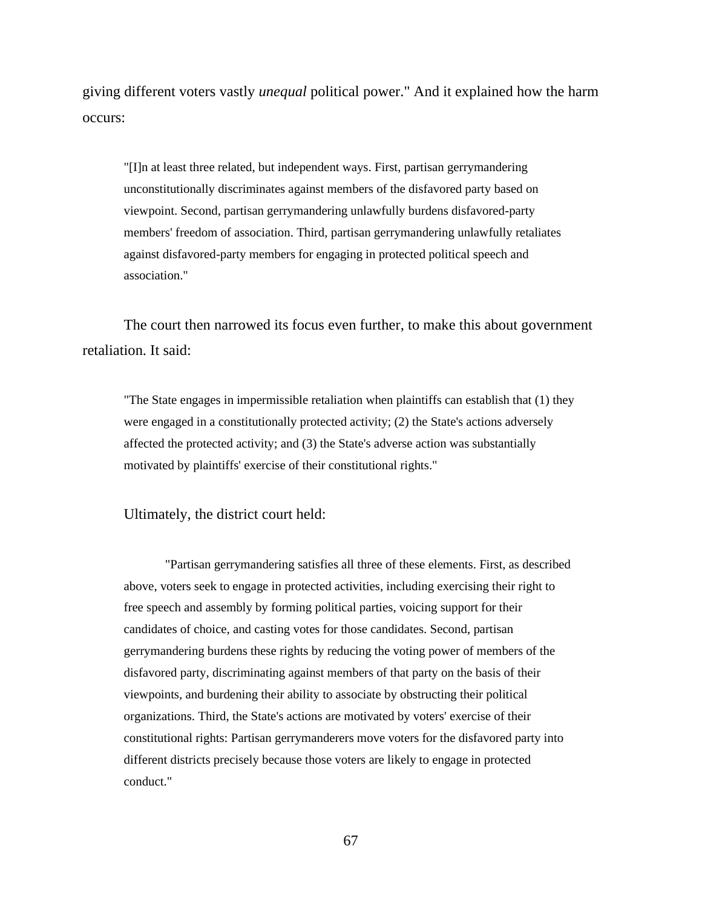giving different voters vastly *unequal* political power." And it explained how the harm occurs:

> "[I]n at least three related, but independent ways. First, partisan gerrymandering unconstitutionally discriminates against members of the disfavored party based on viewpoint. Second, partisan gerrymandering unlawfully burdens disfavored-party members' freedom of association. Third, partisan gerrymandering unlawfully retaliates against disfavored-party members for engaging in protected political speech and association."

The court then narrowed its focus even further, to make this about government retaliation. It said:

> "The State engages in impermissible retaliation when plaintiffs can establish that (1) they were engaged in a constitutionally protected activity; (2) the State's actions adversely affected the protected activity; and (3) the State's adverse action was substantially motivated by plaintiffs' exercise of their constitutional rights."

Ultimately, the district court held:

> "Partisan gerrymandering satisfies all three of these elements. First, as described above, voters seek to engage in protected activities, including exercising their right to free speech and assembly by forming political parties, voicing support for their candidates of choice, and casting votes for those candidates. Second, partisan gerrymandering burdens these rights by reducing the voting power of members of the disfavored party, discriminating against members of that party on the basis of their viewpoints, and burdening their ability to associate by obstructing their political organizations. Third, the State's actions are motivated by voters' exercise of their constitutional rights: Partisan gerrymanderers move voters for the disfavored party into different districts precisely because those voters are likely to engage in protected conduct."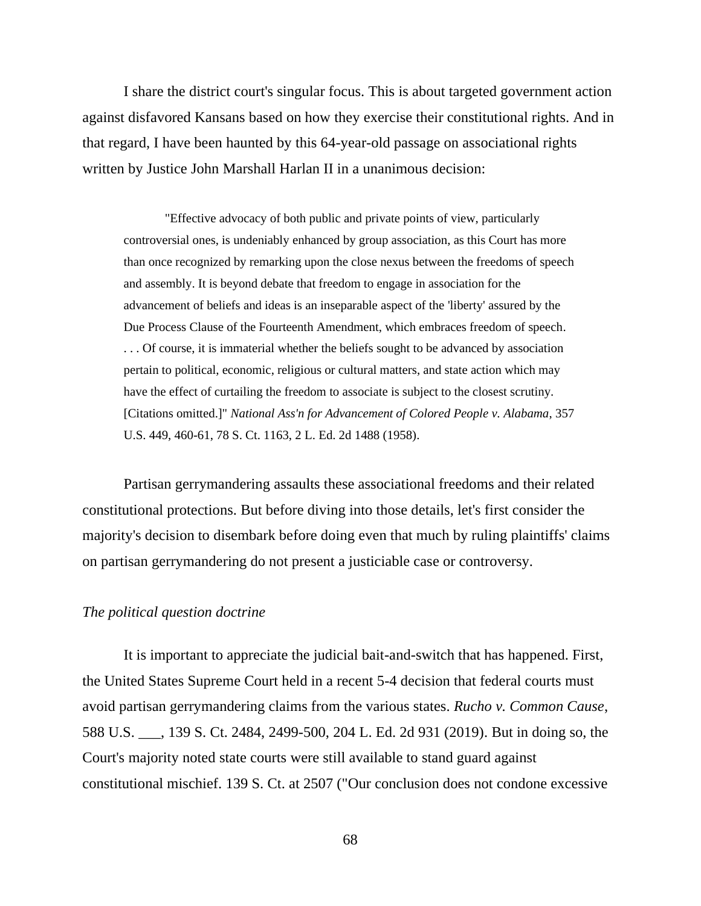I share the district court's singular focus. This is about targeted government action against disfavored Kansans based on how they exercise their constitutional rights. And in that regard, I have been haunted by this 64-year-old passage on associational rights written by Justice John Marshall Harlan II in a unanimous decision:

> "Effective advocacy of both public and private points of view, particularly controversial ones, is undeniably enhanced by group association, as this Court has more than once recognized by remarking upon the close nexus between the freedoms of speech and assembly. It is beyond debate that freedom to engage in association for the advancement of beliefs and ideas is an inseparable aspect of the 'liberty' assured by the Due Process Clause of the Fourteenth Amendment, which embraces freedom of speech. . . . Of course, it is immaterial whether the beliefs sought to be advanced by association pertain to political, economic, religious or cultural matters, and state action which may have the effect of curtailing the freedom to associate is subject to the closest scrutiny. [Citations omitted.]" *National Ass'n for Advancement of Colored People v. Alabama*, 357 U.S. 449, 460-61, 78 S. Ct. 1163, 2 L. Ed. 2d 1488 (1958).

Partisan gerrymandering assaults these associational freedoms and their related constitutional protections. But before diving into those details, let's first consider the majority's decision to disembark before doing even that much by ruling plaintiffs' claims on partisan gerrymandering do not present a justiciable case or controversy.

*The political question doctrine*

It is important to appreciate the judicial bait-and-switch that has happened. First, the United States Supreme Court held in a recent 5-4 decision that federal courts must avoid partisan gerrymandering claims from the various states. *Rucho v. Common Cause*, 588 U.S. ___, 139 S. Ct. 2484, 2499-500, 204 L. Ed. 2d 931 (2019). But in doing so, the Court's majority noted state courts were still available to stand guard against constitutional mischief. 139 S. Ct. at 2507 ("Our conclusion does not condone excessive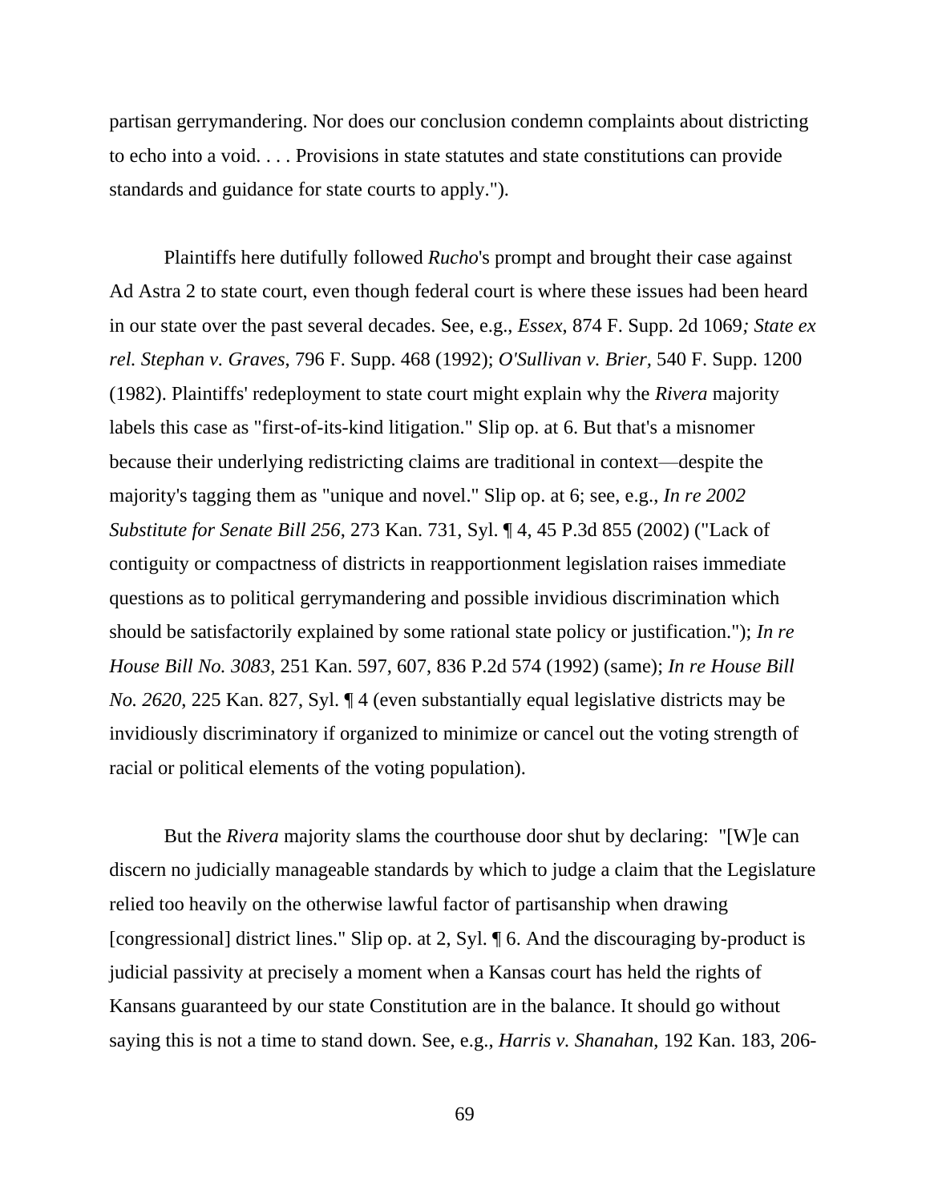partisan gerrymandering. Nor does our conclusion condemn complaints about districting to echo into a void. . . . Provisions in state statutes and state constitutions can provide standards and guidance for state courts to apply.").

Plaintiffs here dutifully followed *Rucho*'s prompt and brought their case against Ad Astra 2 to state court, even though federal court is where these issues had been heard in our state over the past several decades. See, e.g., *Essex*, 874 F. Supp. 2d 1069*; State ex rel. Stephan v. Graves*, 796 F. Supp. 468 (1992); *O'Sullivan v. Brier*, 540 F. Supp. 1200 (1982). Plaintiffs' redeployment to state court might explain why the *Rivera* majority labels this case as "first-of-its-kind litigation." Slip op. at 6. But that's a misnomer because their underlying redistricting claims are traditional in context—despite the majority's tagging them as "unique and novel." Slip op. at 6; see, e.g., *In re 2002 Substitute for Senate Bill 256*, 273 Kan. 731, Syl. ¶ 4, 45 P.3d 855 (2002) ("Lack of contiguity or compactness of districts in reapportionment legislation raises immediate questions as to political gerrymandering and possible invidious discrimination which should be satisfactorily explained by some rational state policy or justification."); *In re House Bill No. 3083*, 251 Kan. 597, 607, 836 P.2d 574 (1992) (same); *In re House Bill No. 2620*, 225 Kan. 827, Syl. ¶ 4 (even substantially equal legislative districts may be invidiously discriminatory if organized to minimize or cancel out the voting strength of racial or political elements of the voting population).

But the *Rivera* majority slams the courthouse door shut by declaring: "[W]e can discern no judicially manageable standards by which to judge a claim that the Legislature relied too heavily on the otherwise lawful factor of partisanship when drawing [congressional] district lines." Slip op. at 2, Syl. ¶ 6. And the discouraging by-product is judicial passivity at precisely a moment when a Kansas court has held the rights of Kansans guaranteed by our state Constitution are in the balance. It should go without saying this is not a time to stand down. See, e.g., *Harris v. Shanahan*, 192 Kan. 183, 206-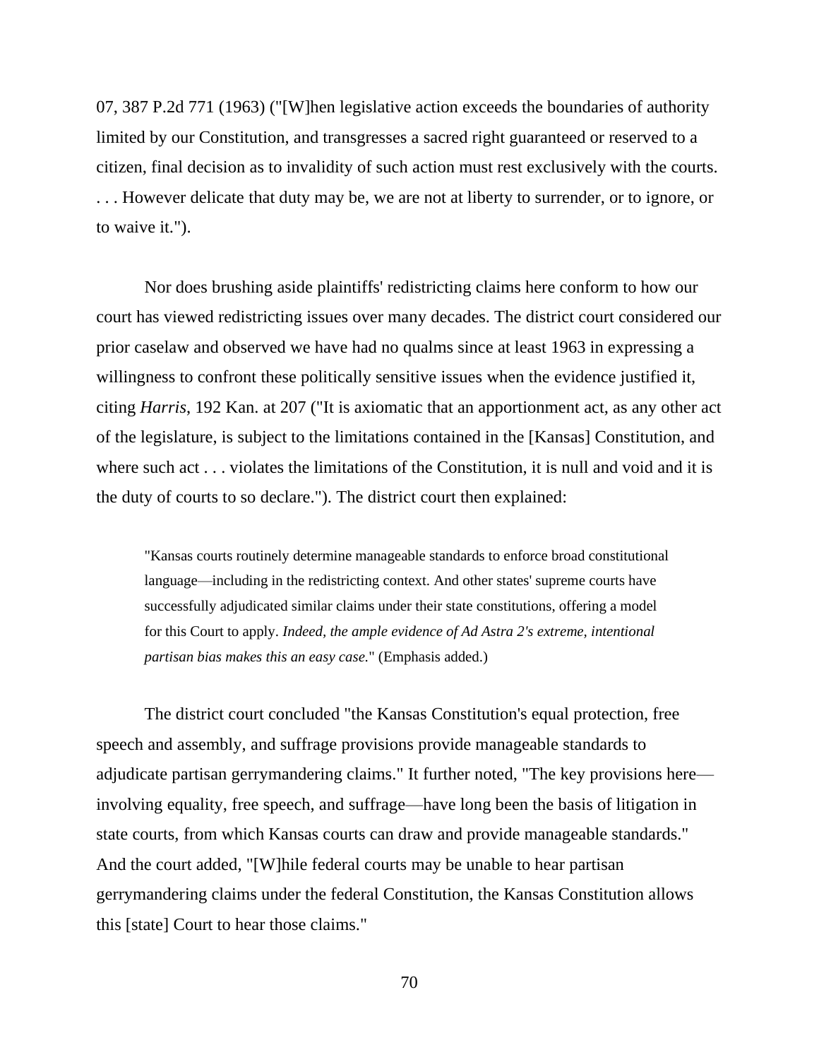07, 387 P.2d 771 (1963) ("[W]hen legislative action exceeds the boundaries of authority limited by our Constitution, and transgresses a sacred right guaranteed or reserved to a citizen, final decision as to invalidity of such action must rest exclusively with the courts. . . . However delicate that duty may be, we are not at liberty to surrender, or to ignore, or to waive it.").

Nor does brushing aside plaintiffs' redistricting claims here conform to how our court has viewed redistricting issues over many decades. The district court considered our prior caselaw and observed we have had no qualms since at least 1963 in expressing a willingness to confront these politically sensitive issues when the evidence justified it, citing *Harris*, 192 Kan. at 207 ("It is axiomatic that an apportionment act, as any other act of the legislature, is subject to the limitations contained in the [Kansas] Constitution, and where such act . . . violates the limitations of the Constitution, it is null and void and it is the duty of courts to so declare."). The district court then explained:

> "Kansas courts routinely determine manageable standards to enforce broad constitutional language—including in the redistricting context. And other states' supreme courts have successfully adjudicated similar claims under their state constitutions, offering a model for this Court to apply. *Indeed, the ample evidence of Ad Astra 2's extreme, intentional partisan bias makes this an easy case.*" (Emphasis added.)

The district court concluded "the Kansas Constitution's equal protection, free speech and assembly, and suffrage provisions provide manageable standards to adjudicate partisan gerrymandering claims." It further noted, "The key provisions here—involving equality, free speech, and suffrage—have long been the basis of litigation in state courts, from which Kansas courts can draw and provide manageable standards." And the court added, "[W]hile federal courts may be unable to hear partisan gerrymandering claims under the federal Constitution, the Kansas Constitution allows this [state] Court to hear those claims."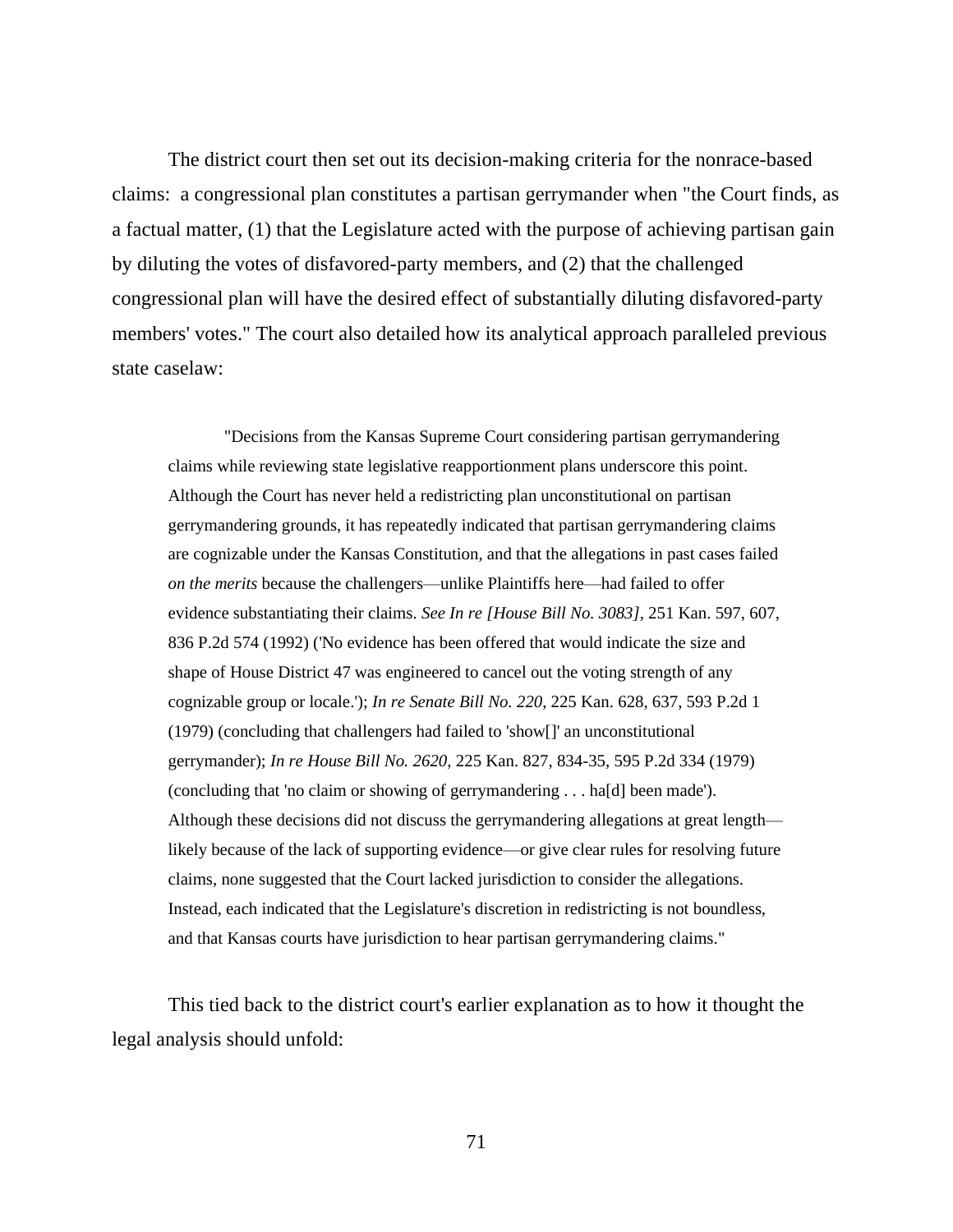The district court then set out its decision-making criteria for the nonrace-based claims: a congressional plan constitutes a partisan gerrymander when "the Court finds, as a factual matter, (1) that the Legislature acted with the purpose of achieving partisan gain by diluting the votes of disfavored-party members, and (2) that the challenged congressional plan will have the desired effect of substantially diluting disfavored-party members' votes." The court also detailed how its analytical approach paralleled previous state caselaw:

> "Decisions from the Kansas Supreme Court considering partisan gerrymandering claims while reviewing state legislative reapportionment plans underscore this point. Although the Court has never held a redistricting plan unconstitutional on partisan gerrymandering grounds, it has repeatedly indicated that partisan gerrymandering claims are cognizable under the Kansas Constitution, and that the allegations in past cases failed *on the merits* because the challengers—unlike Plaintiffs here—had failed to offer evidence substantiating their claims. *See In re [House Bill No. 3083]*, 251 Kan. 597, 607, 836 P.2d 574 (1992) ('No evidence has been offered that would indicate the size and shape of House District 47 was engineered to cancel out the voting strength of any cognizable group or locale.'); *In re Senate Bill No. 220*, 225 Kan. 628, 637, 593 P.2d 1 (1979) (concluding that challengers had failed to 'show[]' an unconstitutional gerrymander); *In re House Bill No. 2620*, 225 Kan. 827, 834-35, 595 P.2d 334 (1979) (concluding that 'no claim or showing of gerrymandering . . . ha[d] been made'). Although these decisions did not discuss the gerrymandering allegations at great length—likely because of the lack of supporting evidence—or give clear rules for resolving future claims, none suggested that the Court lacked jurisdiction to consider the allegations. Instead, each indicated that the Legislature's discretion in redistricting is not boundless, and that Kansas courts have jurisdiction to hear partisan gerrymandering claims."

This tied back to the district court's earlier explanation as to how it thought the legal analysis should unfold: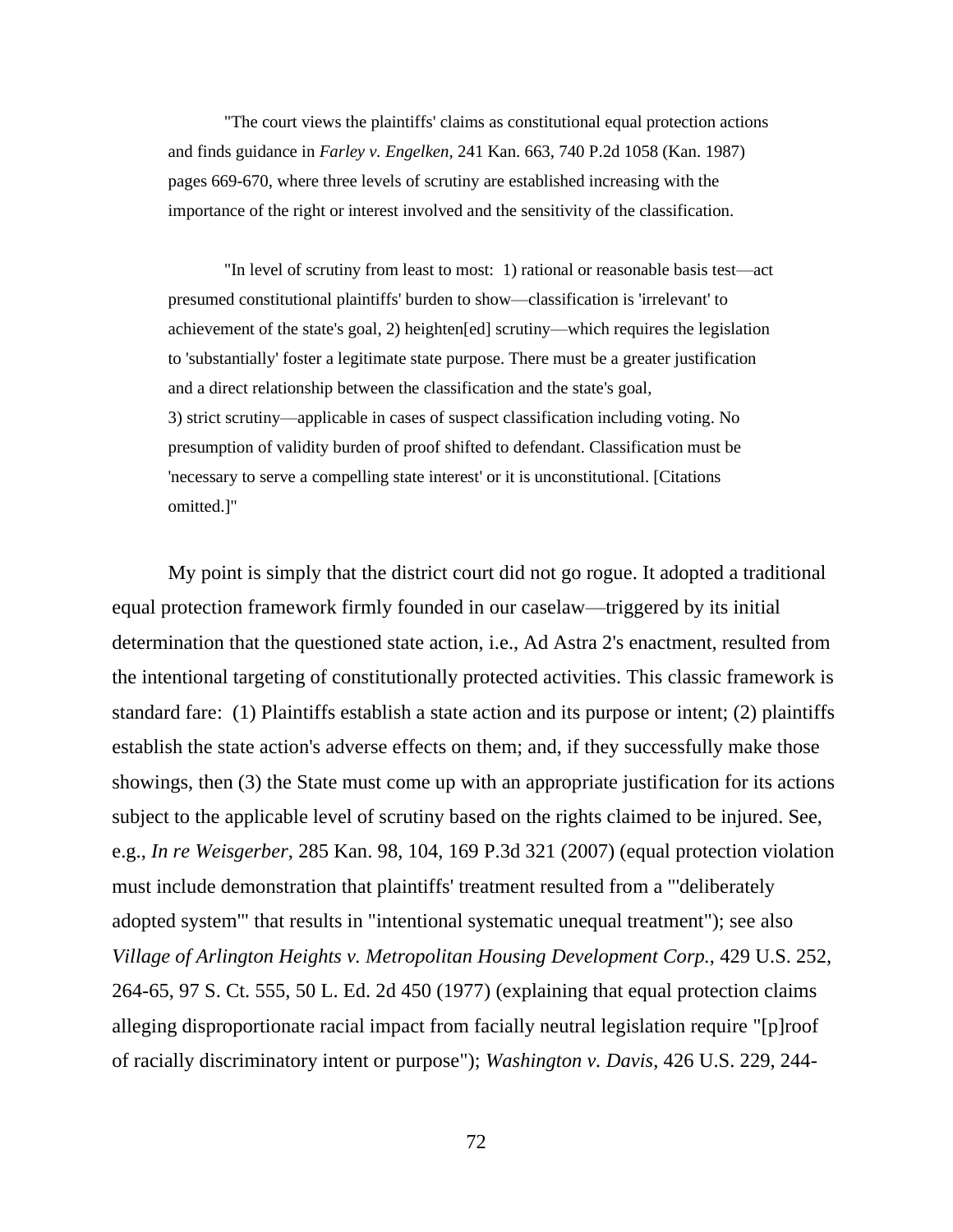> "The court views the plaintiffs' claims as constitutional equal protection actions and finds guidance in *Farley v. Engelken,* 241 Kan. 663, 740 P.2d 1058 (Kan. 1987) pages 669-670, where three levels of scrutiny are established increasing with the importance of the right or interest involved and the sensitivity of the classification.
>
> "In level of scrutiny from least to most: 1) rational or reasonable basis test—act presumed constitutional plaintiffs' burden to show—classification is 'irrelevant' to achievement of the state's goal, 2) heighten[ed] scrutiny—which requires the legislation to 'substantially' foster a legitimate state purpose. There must be a greater justification and a direct relationship between the classification and the state's goal, 3) strict scrutiny—applicable in cases of suspect classification including voting. No presumption of validity burden of proof shifted to defendant. Classification must be 'necessary to serve a compelling state interest' or it is unconstitutional. [Citations omitted.]"

My point is simply that the district court did not go rogue. It adopted a traditional equal protection framework firmly founded in our caselaw—triggered by its initial determination that the questioned state action, i.e., Ad Astra 2's enactment, resulted from the intentional targeting of constitutionally protected activities. This classic framework is standard fare: (1) Plaintiffs establish a state action and its purpose or intent; (2) plaintiffs establish the state action's adverse effects on them; and, if they successfully make those showings, then (3) the State must come up with an appropriate justification for its actions subject to the applicable level of scrutiny based on the rights claimed to be injured. See, e.g., *In re Weisgerber*, 285 Kan. 98, 104, 169 P.3d 321 (2007) (equal protection violation must include demonstration that plaintiffs' treatment resulted from a "'deliberately adopted system'" that results in "intentional systematic unequal treatment"); see also *Village of Arlington Heights v. Metropolitan Housing Development Corp.*, 429 U.S. 252, 264-65, 97 S. Ct. 555, 50 L. Ed. 2d 450 (1977) (explaining that equal protection claims alleging disproportionate racial impact from facially neutral legislation require "[p]roof of racially discriminatory intent or purpose"); *Washington v. Davis*, 426 U.S. 229, 244-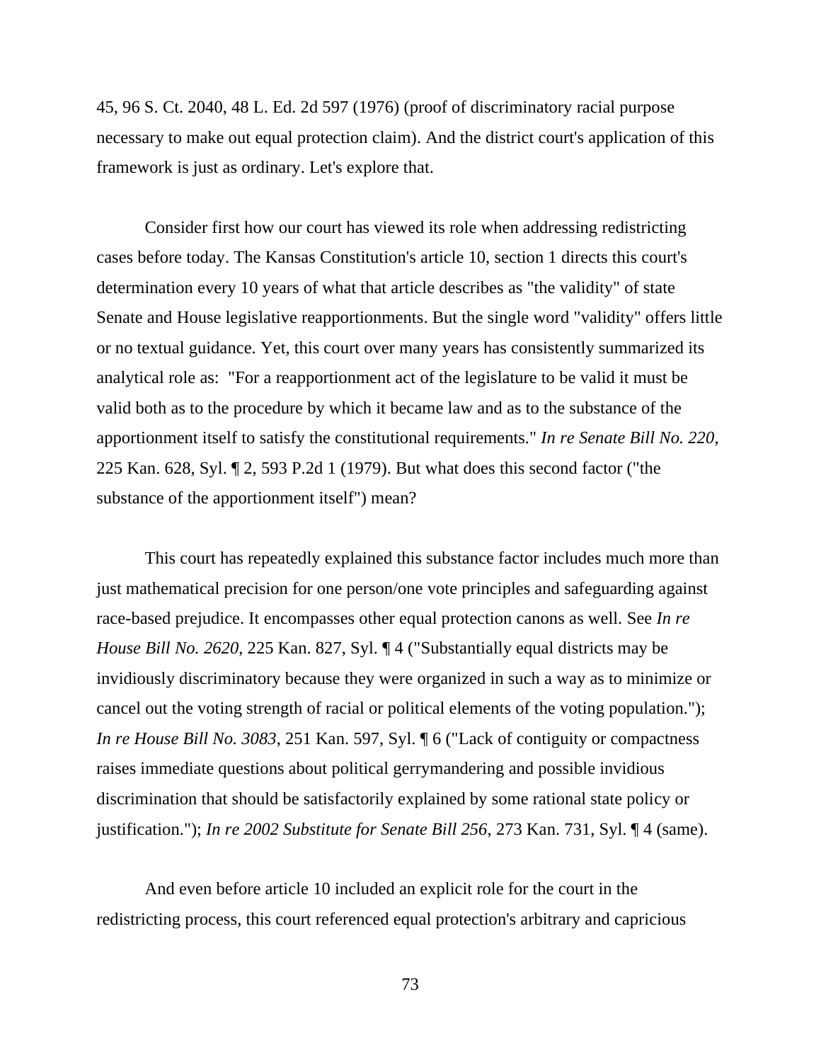45, 96 S. Ct. 2040, 48 L. Ed. 2d 597 (1976) (proof of discriminatory racial purpose necessary to make out equal protection claim). And the district court's application of this framework is just as ordinary. Let's explore that.

Consider first how our court has viewed its role when addressing redistricting cases before today. The Kansas Constitution's article 10, section 1 directs this court's determination every 10 years of what that article describes as "the validity" of state Senate and House legislative reapportionments. But the single word "validity" offers little or no textual guidance. Yet, this court over many years has consistently summarized its analytical role as: "For a reapportionment act of the legislature to be valid it must be valid both as to the procedure by which it became law and as to the substance of the apportionment itself to satisfy the constitutional requirements." *In re Senate Bill No. 220*, 225 Kan. 628, Syl. ¶ 2, 593 P.2d 1 (1979). But what does this second factor ("the substance of the apportionment itself") mean?

This court has repeatedly explained this substance factor includes much more than just mathematical precision for one person/one vote principles and safeguarding against race-based prejudice. It encompasses other equal protection canons as well. See *In re House Bill No. 2620*, 225 Kan. 827, Syl. ¶ 4 ("Substantially equal districts may be invidiously discriminatory because they were organized in such a way as to minimize or cancel out the voting strength of racial or political elements of the voting population."); *In re House Bill No. 3083*, 251 Kan. 597, Syl. ¶ 6 ("Lack of contiguity or compactness raises immediate questions about political gerrymandering and possible invidious discrimination that should be satisfactorily explained by some rational state policy or justification."); *In re 2002 Substitute for Senate Bill 256*, 273 Kan. 731, Syl. ¶ 4 (same).

And even before article 10 included an explicit role for the court in the redistricting process, this court referenced equal protection's arbitrary and capricious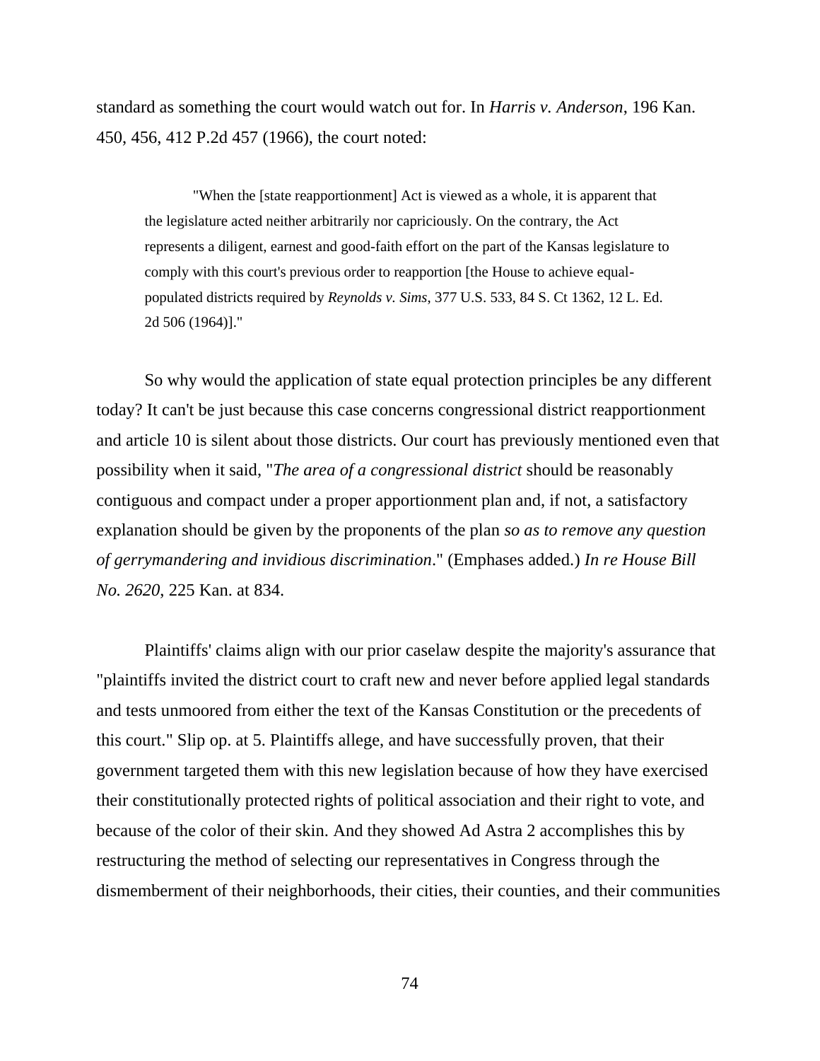standard as something the court would watch out for. In *Harris v. Anderson*, 196 Kan. 450, 456, 412 P.2d 457 (1966), the court noted:

> "When the [state reapportionment] Act is viewed as a whole, it is apparent that the legislature acted neither arbitrarily nor capriciously. On the contrary, the Act represents a diligent, earnest and good-faith effort on the part of the Kansas legislature to comply with this court's previous order to reapportion [the House to achieve equal-populated districts required by *Reynolds v. Sims*, 377 U.S. 533, 84 S. Ct 1362, 12 L. Ed. 2d 506 (1964)]."

So why would the application of state equal protection principles be any different today? It can't be just because this case concerns congressional district reapportionment and article 10 is silent about those districts. Our court has previously mentioned even that possibility when it said, "*The area of a congressional district* should be reasonably contiguous and compact under a proper apportionment plan and, if not, a satisfactory explanation should be given by the proponents of the plan *so as to remove any question of gerrymandering and invidious discrimination*." (Emphases added.) *In re House Bill No. 2620*, 225 Kan. at 834.

Plaintiffs' claims align with our prior caselaw despite the majority's assurance that "plaintiffs invited the district court to craft new and never before applied legal standards and tests unmoored from either the text of the Kansas Constitution or the precedents of this court." Slip op. at 5. Plaintiffs allege, and have successfully proven, that their government targeted them with this new legislation because of how they have exercised their constitutionally protected rights of political association and their right to vote, and because of the color of their skin. And they showed Ad Astra 2 accomplishes this by restructuring the method of selecting our representatives in Congress through the dismemberment of their neighborhoods, their cities, their counties, and their communities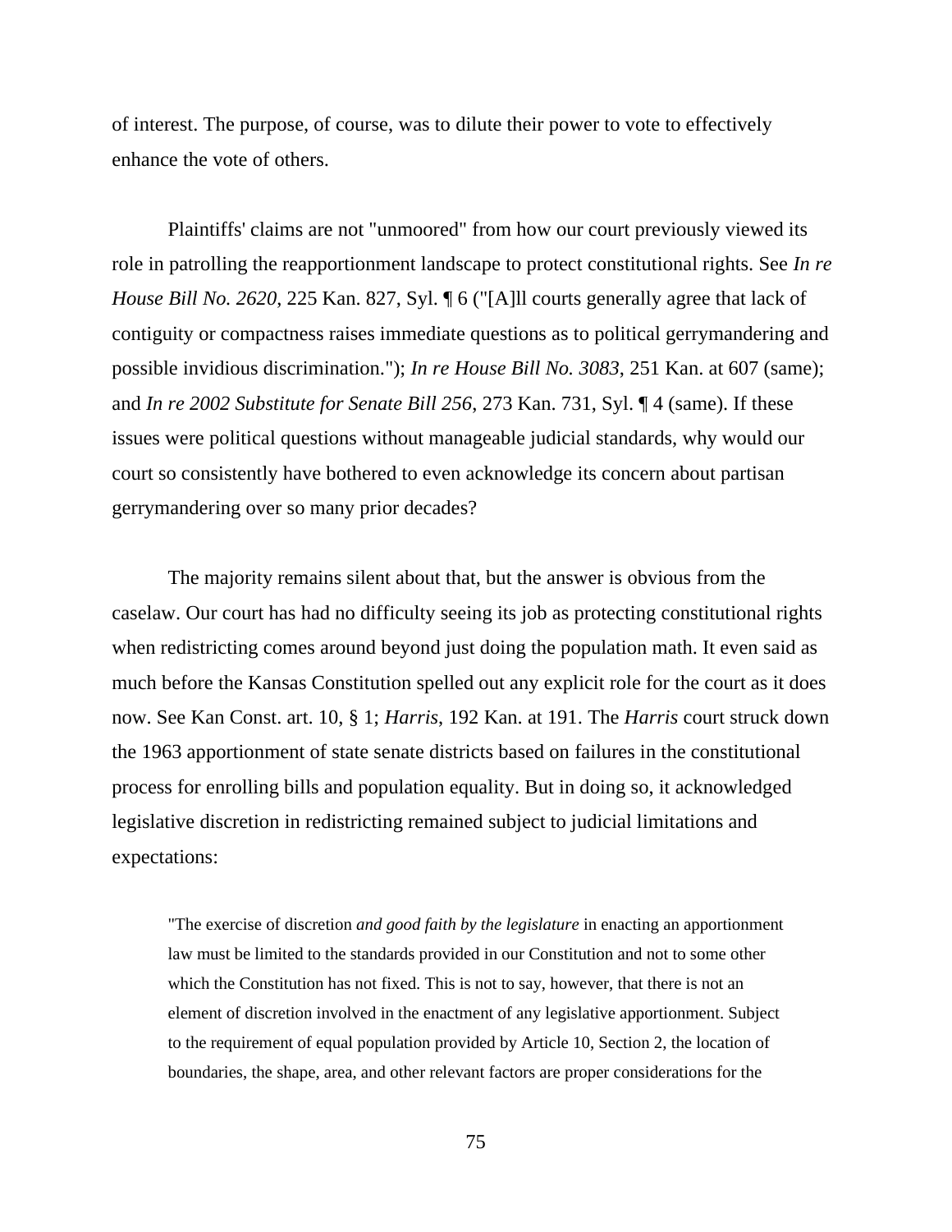of interest. The purpose, of course, was to dilute their power to vote to effectively enhance the vote of others.

Plaintiffs' claims are not "unmoored" from how our court previously viewed its role in patrolling the reapportionment landscape to protect constitutional rights. See *In re House Bill No. 2620*, 225 Kan. 827, Syl. ¶ 6 ("[A]ll courts generally agree that lack of contiguity or compactness raises immediate questions as to political gerrymandering and possible invidious discrimination."); *In re House Bill No. 3083*, 251 Kan. at 607 (same); and *In re 2002 Substitute for Senate Bill 256*, 273 Kan. 731, Syl. ¶ 4 (same). If these issues were political questions without manageable judicial standards, why would our court so consistently have bothered to even acknowledge its concern about partisan gerrymandering over so many prior decades?

The majority remains silent about that, but the answer is obvious from the caselaw. Our court has had no difficulty seeing its job as protecting constitutional rights when redistricting comes around beyond just doing the population math. It even said as much before the Kansas Constitution spelled out any explicit role for the court as it does now. See Kan Const. art. 10, § 1; *Harris*, 192 Kan. at 191. The *Harris* court struck down the 1963 apportionment of state senate districts based on failures in the constitutional process for enrolling bills and population equality. But in doing so, it acknowledged legislative discretion in redistricting remained subject to judicial limitations and expectations:

> "The exercise of discretion *and good faith by the legislature* in enacting an apportionment law must be limited to the standards provided in our Constitution and not to some other which the Constitution has not fixed. This is not to say, however, that there is not an element of discretion involved in the enactment of any legislative apportionment. Subject to the requirement of equal population provided by Article 10, Section 2, the location of boundaries, the shape, area, and other relevant factors are proper considerations for the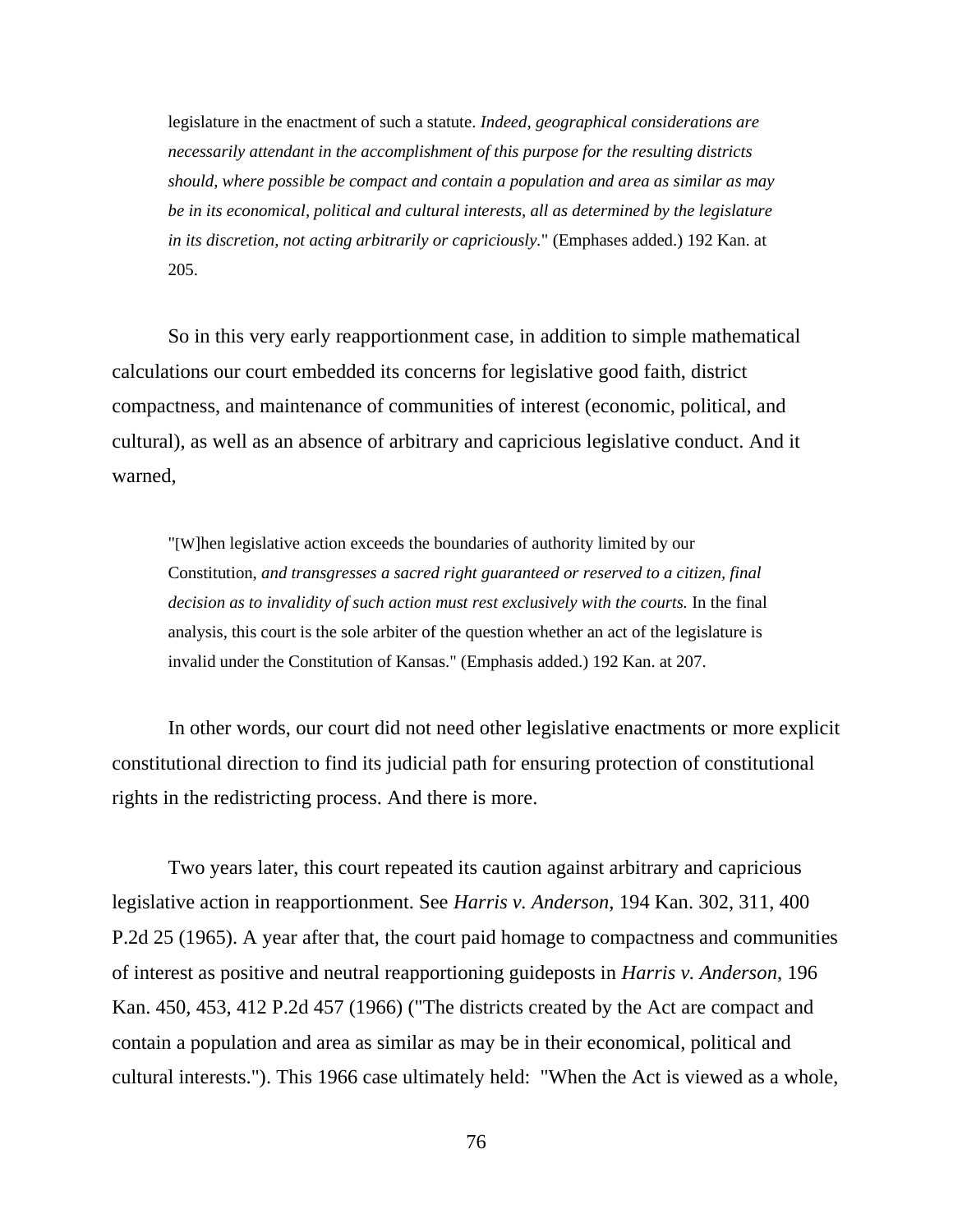> legislature in the enactment of such a statute. *Indeed, geographical considerations are necessarily attendant in the accomplishment of this purpose for the resulting districts should, where possible be compact and contain a population and area as similar as may be in its economical, political and cultural interests, all as determined by the legislature in its discretion, not acting arbitrarily or capriciously.*" (Emphases added.) 192 Kan. at 205.

So in this very early reapportionment case, in addition to simple mathematical calculations our court embedded its concerns for legislative good faith, district compactness, and maintenance of communities of interest (economic, political, and cultural), as well as an absence of arbitrary and capricious legislative conduct. And it warned,

> "[W]hen legislative action exceeds the boundaries of authority limited by our Constitution, *and transgresses a sacred right guaranteed or reserved to a citizen, final decision as to invalidity of such action must rest exclusively with the courts.* In the final analysis, this court is the sole arbiter of the question whether an act of the legislature is invalid under the Constitution of Kansas." (Emphasis added.) 192 Kan. at 207.

In other words, our court did not need other legislative enactments or more explicit constitutional direction to find its judicial path for ensuring protection of constitutional rights in the redistricting process. And there is more.

Two years later, this court repeated its caution against arbitrary and capricious legislative action in reapportionment. See *Harris v. Anderson*, 194 Kan. 302, 311, 400 P.2d 25 (1965). A year after that, the court paid homage to compactness and communities of interest as positive and neutral reapportioning guideposts in *Harris v. Anderson*, 196 Kan. 450, 453, 412 P.2d 457 (1966) ("The districts created by the Act are compact and contain a population and area as similar as may be in their economical, political and cultural interests."). This 1966 case ultimately held: "When the Act is viewed as a whole,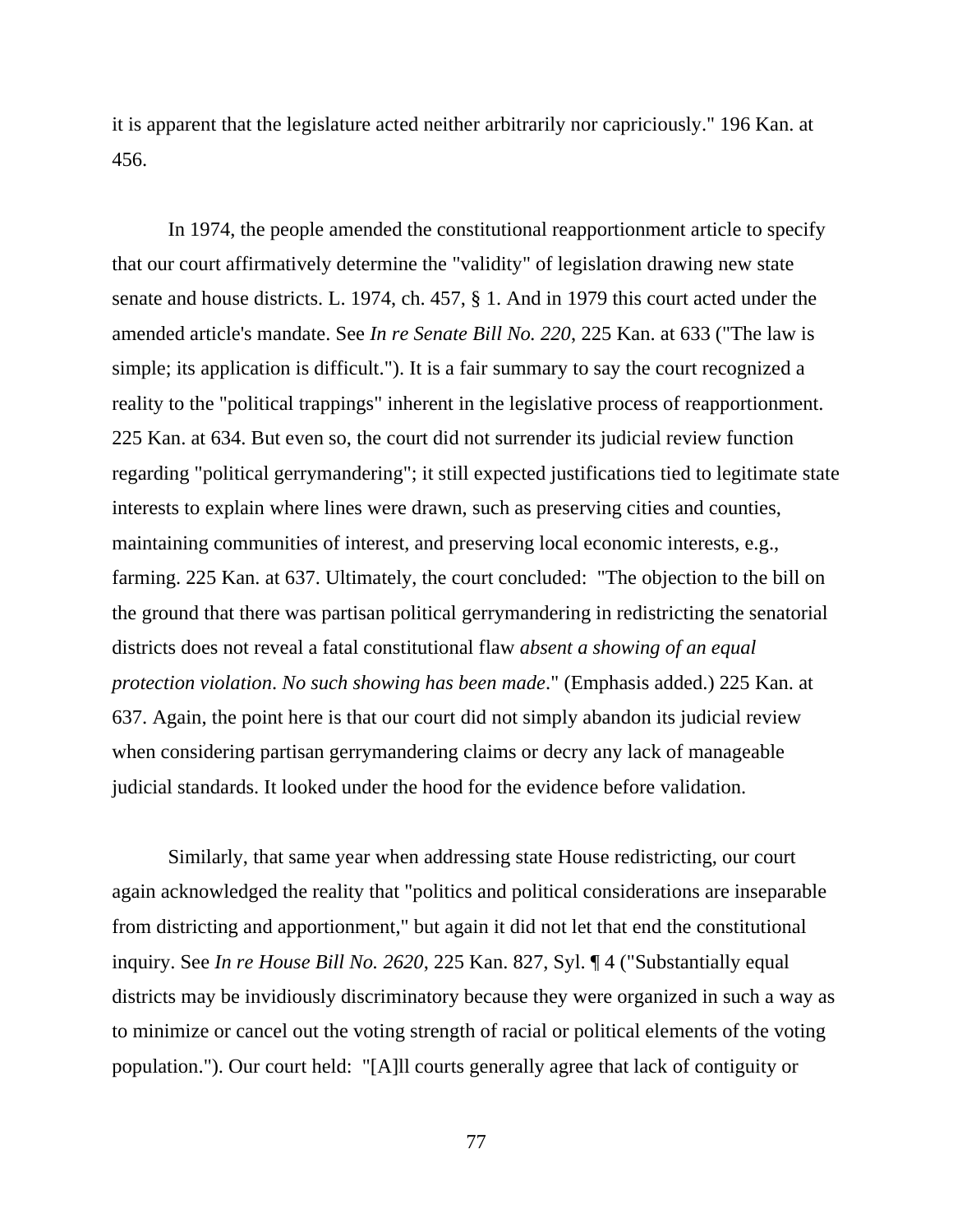it is apparent that the legislature acted neither arbitrarily nor capriciously." 196 Kan. at 456.

In 1974, the people amended the constitutional reapportionment article to specify that our court affirmatively determine the "validity" of legislation drawing new state senate and house districts. L. 1974, ch. 457, § 1. And in 1979 this court acted under the amended article's mandate. See *In re Senate Bill No. 220*, 225 Kan. at 633 ("The law is simple; its application is difficult."). It is a fair summary to say the court recognized a reality to the "political trappings" inherent in the legislative process of reapportionment. 225 Kan. at 634. But even so, the court did not surrender its judicial review function regarding "political gerrymandering"; it still expected justifications tied to legitimate state interests to explain where lines were drawn, such as preserving cities and counties, maintaining communities of interest, and preserving local economic interests, e.g., farming. 225 Kan. at 637. Ultimately, the court concluded: "The objection to the bill on the ground that there was partisan political gerrymandering in redistricting the senatorial districts does not reveal a fatal constitutional flaw *absent a showing of an equal protection violation*. *No such showing has been made*." (Emphasis added.) 225 Kan. at 637. Again, the point here is that our court did not simply abandon its judicial review when considering partisan gerrymandering claims or decry any lack of manageable judicial standards. It looked under the hood for the evidence before validation.

Similarly, that same year when addressing state House redistricting, our court again acknowledged the reality that "politics and political considerations are inseparable from districting and apportionment," but again it did not let that end the constitutional inquiry. See *In re House Bill No. 2620*, 225 Kan. 827, Syl. ¶ 4 ("Substantially equal districts may be invidiously discriminatory because they were organized in such a way as to minimize or cancel out the voting strength of racial or political elements of the voting population."). Our court held: "[A]ll courts generally agree that lack of contiguity or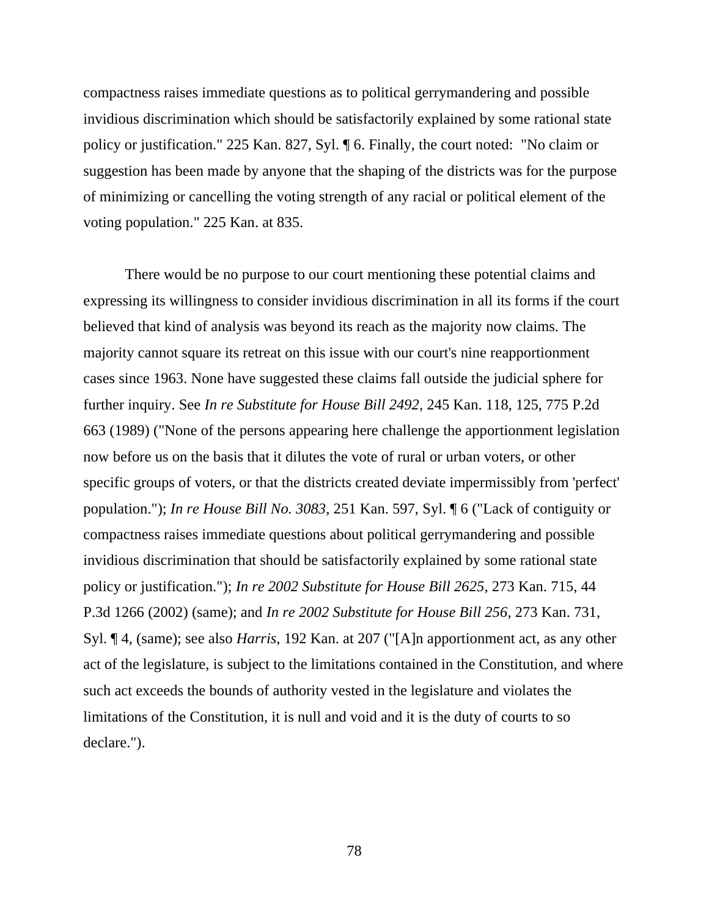compactness raises immediate questions as to political gerrymandering and possible invidious discrimination which should be satisfactorily explained by some rational state policy or justification." 225 Kan. 827, Syl. ¶ 6. Finally, the court noted: "No claim or suggestion has been made by anyone that the shaping of the districts was for the purpose of minimizing or cancelling the voting strength of any racial or political element of the voting population." 225 Kan. at 835.

There would be no purpose to our court mentioning these potential claims and expressing its willingness to consider invidious discrimination in all its forms if the court believed that kind of analysis was beyond its reach as the majority now claims. The majority cannot square its retreat on this issue with our court's nine reapportionment cases since 1963. None have suggested these claims fall outside the judicial sphere for further inquiry. See *In re Substitute for House Bill 2492*, 245 Kan. 118, 125, 775 P.2d 663 (1989) ("None of the persons appearing here challenge the apportionment legislation now before us on the basis that it dilutes the vote of rural or urban voters, or other specific groups of voters, or that the districts created deviate impermissibly from 'perfect' population."); *In re House Bill No. 3083*, 251 Kan. 597, Syl. ¶ 6 ("Lack of contiguity or compactness raises immediate questions about political gerrymandering and possible invidious discrimination that should be satisfactorily explained by some rational state policy or justification."); *In re 2002 Substitute for House Bill 2625*, 273 Kan. 715, 44 P.3d 1266 (2002) (same); and *In re 2002 Substitute for House Bill 256*, 273 Kan. 731, Syl. ¶ 4, (same); see also *Harris*, 192 Kan. at 207 ("[A]n apportionment act, as any other act of the legislature, is subject to the limitations contained in the Constitution, and where such act exceeds the bounds of authority vested in the legislature and violates the limitations of the Constitution, it is null and void and it is the duty of courts to so declare.").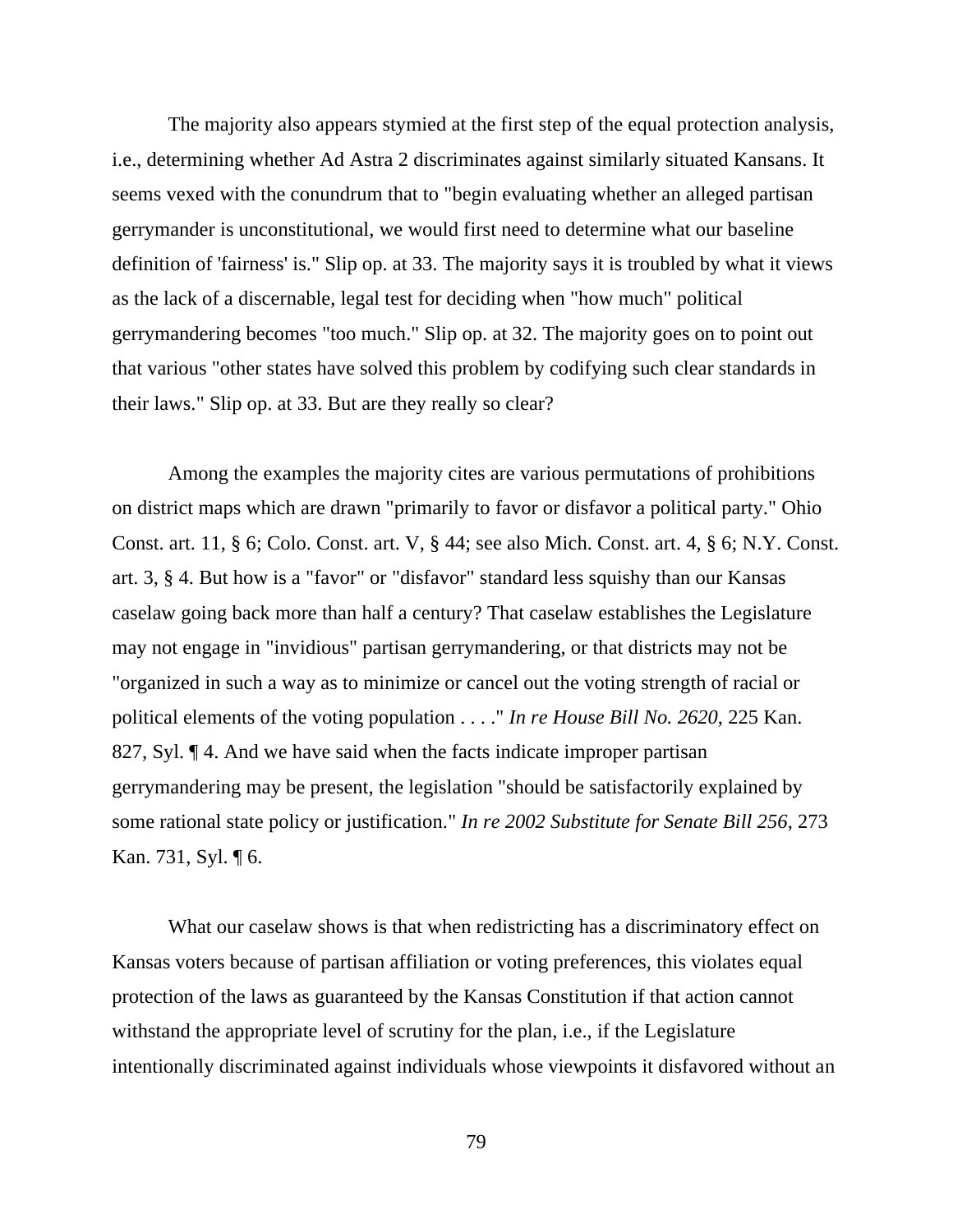The majority also appears stymied at the first step of the equal protection analysis, i.e., determining whether Ad Astra 2 discriminates against similarly situated Kansans. It seems vexed with the conundrum that to "begin evaluating whether an alleged partisan gerrymander is unconstitutional, we would first need to determine what our baseline definition of 'fairness' is." Slip op. at 33. The majority says it is troubled by what it views as the lack of a discernable, legal test for deciding when "how much" political gerrymandering becomes "too much." Slip op. at 32. The majority goes on to point out that various "other states have solved this problem by codifying such clear standards in their laws." Slip op. at 33. But are they really so clear?

Among the examples the majority cites are various permutations of prohibitions on district maps which are drawn "primarily to favor or disfavor a political party." Ohio Const. art. 11, § 6; Colo. Const. art. V, § 44; see also Mich. Const. art. 4, § 6; N.Y. Const. art. 3, § 4. But how is a "favor" or "disfavor" standard less squishy than our Kansas caselaw going back more than half a century? That caselaw establishes the Legislature may not engage in "invidious" partisan gerrymandering, or that districts may not be "organized in such a way as to minimize or cancel out the voting strength of racial or political elements of the voting population . . . ." *In re House Bill No. 2620*, 225 Kan. 827, Syl. ¶ 4. And we have said when the facts indicate improper partisan gerrymandering may be present, the legislation "should be satisfactorily explained by some rational state policy or justification." *In re 2002 Substitute for Senate Bill 256*, 273 Kan. 731, Syl. ¶ 6.

What our caselaw shows is that when redistricting has a discriminatory effect on Kansas voters because of partisan affiliation or voting preferences, this violates equal protection of the laws as guaranteed by the Kansas Constitution if that action cannot withstand the appropriate level of scrutiny for the plan, i.e., if the Legislature intentionally discriminated against individuals whose viewpoints it disfavored without an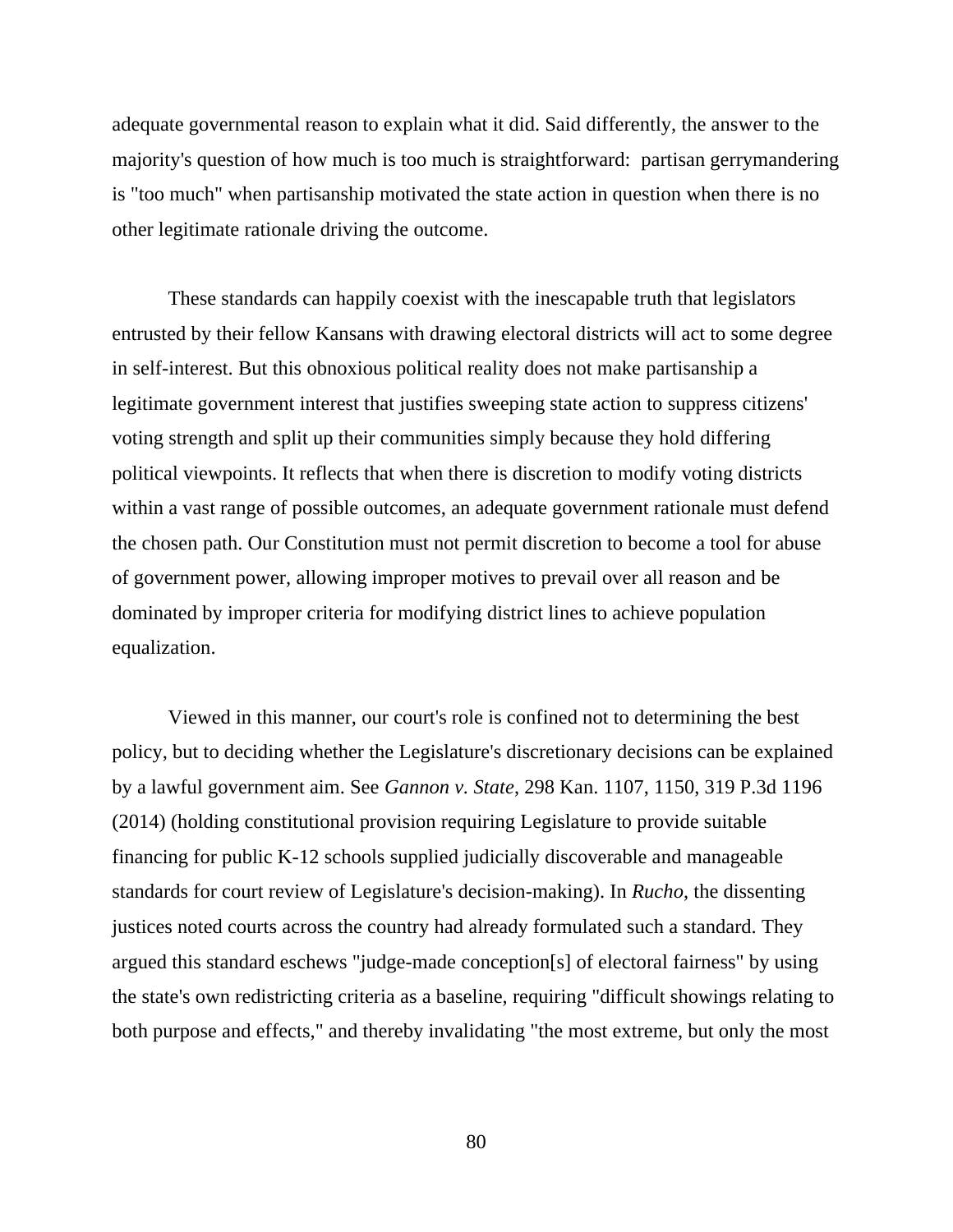adequate governmental reason to explain what it did. Said differently, the answer to the majority's question of how much is too much is straightforward: partisan gerrymandering is "too much" when partisanship motivated the state action in question when there is no other legitimate rationale driving the outcome.

These standards can happily coexist with the inescapable truth that legislators entrusted by their fellow Kansans with drawing electoral districts will act to some degree in self-interest. But this obnoxious political reality does not make partisanship a legitimate government interest that justifies sweeping state action to suppress citizens' voting strength and split up their communities simply because they hold differing political viewpoints. It reflects that when there is discretion to modify voting districts within a vast range of possible outcomes, an adequate government rationale must defend the chosen path. Our Constitution must not permit discretion to become a tool for abuse of government power, allowing improper motives to prevail over all reason and be dominated by improper criteria for modifying district lines to achieve population equalization.

Viewed in this manner, our court's role is confined not to determining the best policy, but to deciding whether the Legislature's discretionary decisions can be explained by a lawful government aim. See *Gannon v. State*, 298 Kan. 1107, 1150, 319 P.3d 1196 (2014) (holding constitutional provision requiring Legislature to provide suitable financing for public K-12 schools supplied judicially discoverable and manageable standards for court review of Legislature's decision-making). In *Rucho*, the dissenting justices noted courts across the country had already formulated such a standard. They argued this standard eschews "judge-made conception[s] of electoral fairness" by using the state's own redistricting criteria as a baseline, requiring "difficult showings relating to both purpose and effects," and thereby invalidating "the most extreme, but only the most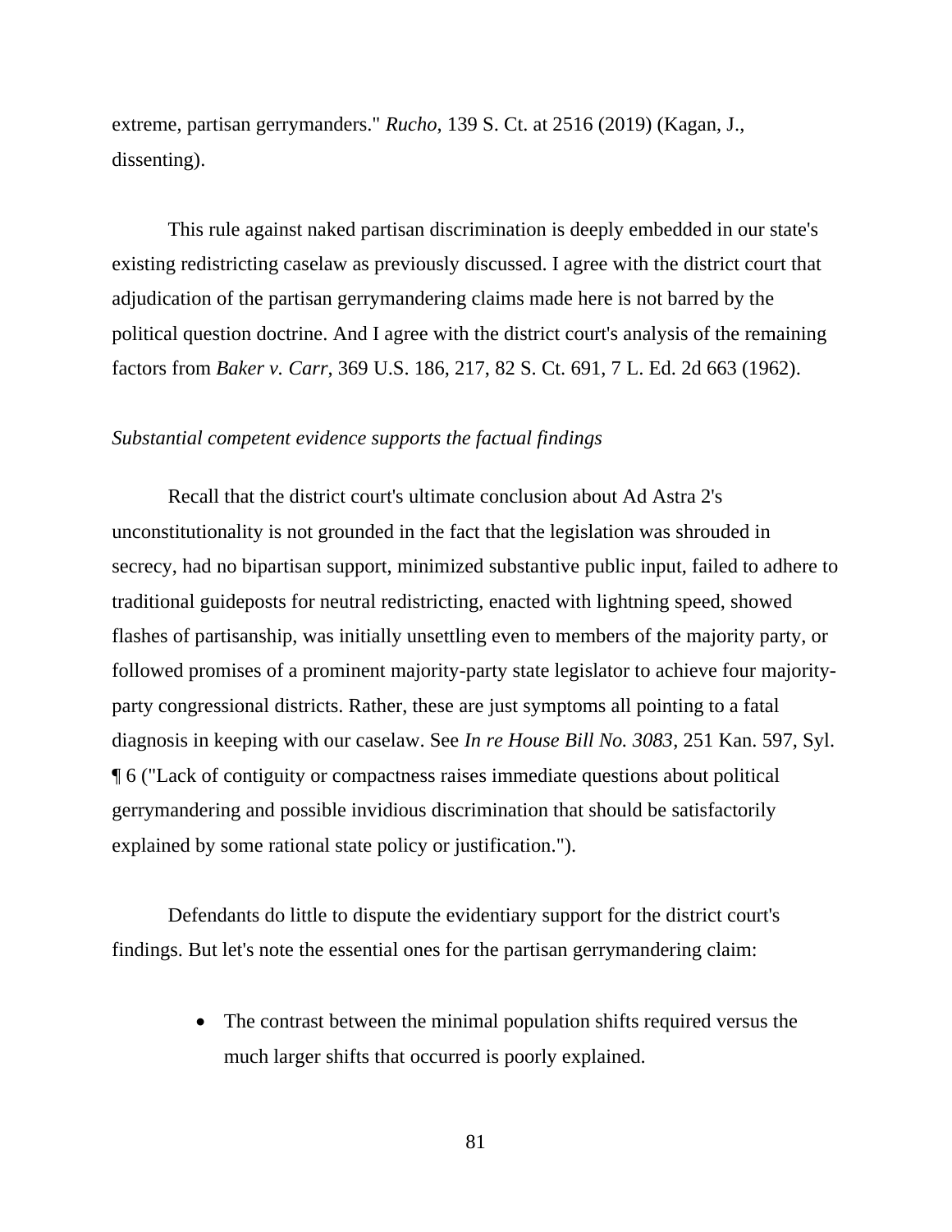extreme, partisan gerrymanders." *Rucho*, 139 S. Ct. at 2516 (2019) (Kagan, J., dissenting).

This rule against naked partisan discrimination is deeply embedded in our state's existing redistricting caselaw as previously discussed. I agree with the district court that adjudication of the partisan gerrymandering claims made here is not barred by the political question doctrine. And I agree with the district court's analysis of the remaining factors from *Baker v. Carr*, 369 U.S. 186, 217, 82 S. Ct. 691, 7 L. Ed. 2d 663 (1962).

*Substantial competent evidence supports the factual findings*

Recall that the district court's ultimate conclusion about Ad Astra 2's unconstitutionality is not grounded in the fact that the legislation was shrouded in secrecy, had no bipartisan support, minimized substantive public input, failed to adhere to traditional guideposts for neutral redistricting, enacted with lightning speed, showed flashes of partisanship, was initially unsettling even to members of the majority party, or followed promises of a prominent majority-party state legislator to achieve four majority-party congressional districts. Rather, these are just symptoms all pointing to a fatal diagnosis in keeping with our caselaw. See *In re House Bill No. 3083*, 251 Kan. 597, Syl. ¶ 6 ("Lack of contiguity or compactness raises immediate questions about political gerrymandering and possible invidious discrimination that should be satisfactorily explained by some rational state policy or justification.").

Defendants do little to dispute the evidentiary support for the district court's findings. But let's note the essential ones for the partisan gerrymandering claim:

- The contrast between the minimal population shifts required versus the much larger shifts that occurred is poorly explained.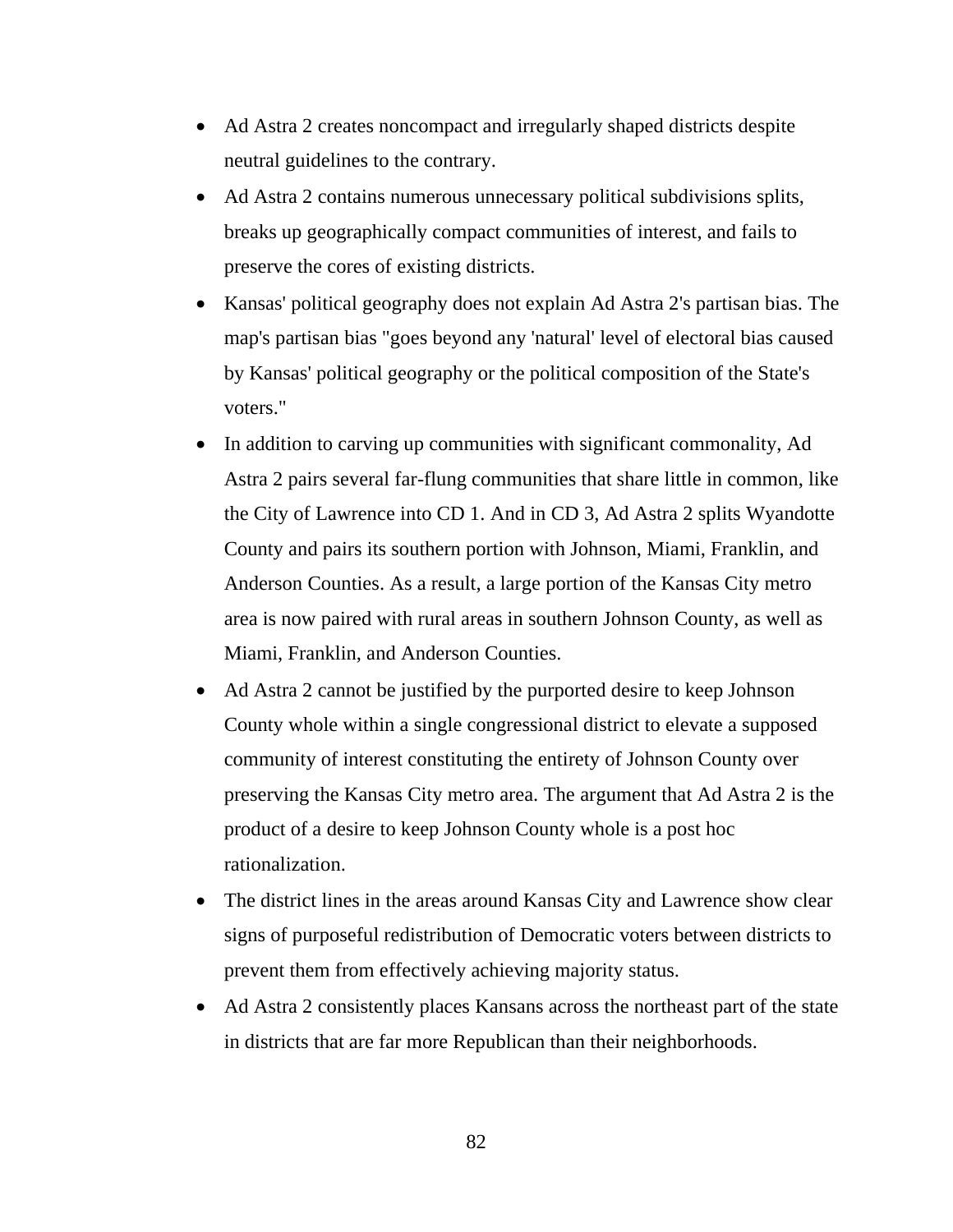- Ad Astra 2 creates noncompact and irregularly shaped districts despite neutral guidelines to the contrary.
- Ad Astra 2 contains numerous unnecessary political subdivisions splits, breaks up geographically compact communities of interest, and fails to preserve the cores of existing districts.
- Kansas' political geography does not explain Ad Astra 2's partisan bias. The map's partisan bias "goes beyond any 'natural' level of electoral bias caused by Kansas' political geography or the political composition of the State's voters."
- In addition to carving up communities with significant commonality, Ad Astra 2 pairs several far-flung communities that share little in common, like the City of Lawrence into CD 1. And in CD 3, Ad Astra 2 splits Wyandotte County and pairs its southern portion with Johnson, Miami, Franklin, and Anderson Counties. As a result, a large portion of the Kansas City metro area is now paired with rural areas in southern Johnson County, as well as Miami, Franklin, and Anderson Counties.
- Ad Astra 2 cannot be justified by the purported desire to keep Johnson County whole within a single congressional district to elevate a supposed community of interest constituting the entirety of Johnson County over preserving the Kansas City metro area. The argument that Ad Astra 2 is the product of a desire to keep Johnson County whole is a post hoc rationalization.
- The district lines in the areas around Kansas City and Lawrence show clear signs of purposeful redistribution of Democratic voters between districts to prevent them from effectively achieving majority status.
- Ad Astra 2 consistently places Kansans across the northeast part of the state in districts that are far more Republican than their neighborhoods.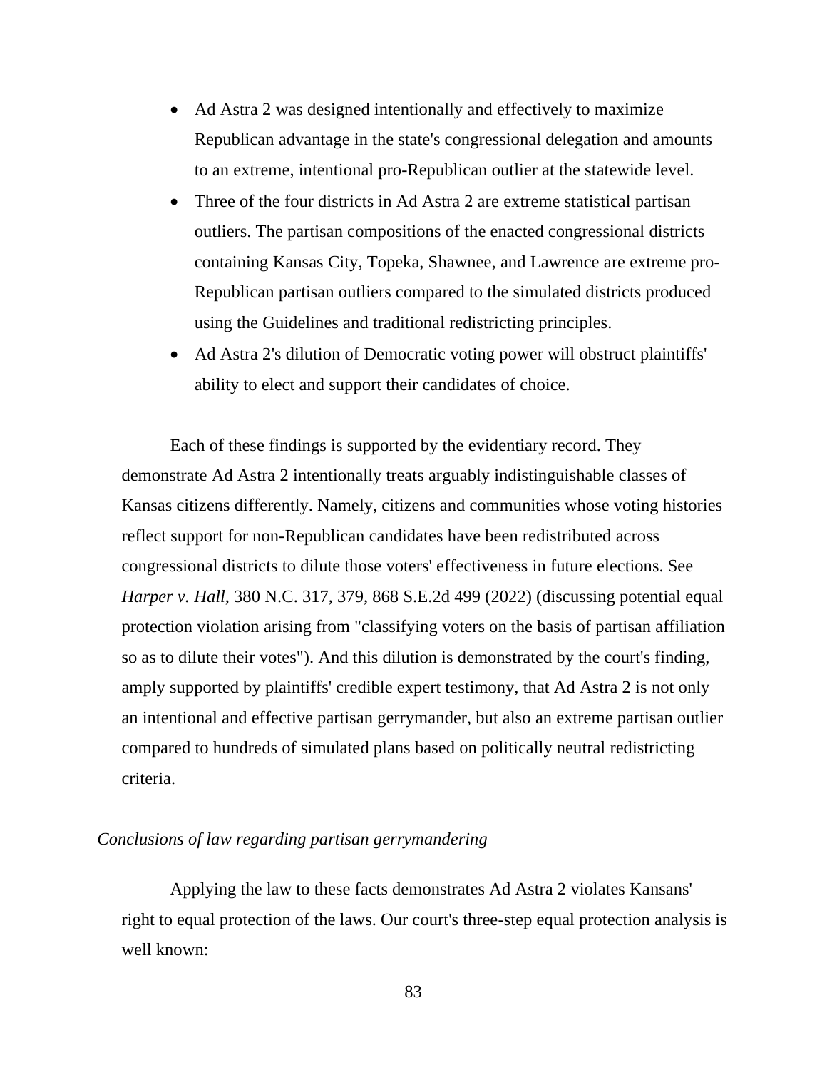- Ad Astra 2 was designed intentionally and effectively to maximize Republican advantage in the state's congressional delegation and amounts to an extreme, intentional pro-Republican outlier at the statewide level.
- Three of the four districts in Ad Astra 2 are extreme statistical partisan outliers. The partisan compositions of the enacted congressional districts containing Kansas City, Topeka, Shawnee, and Lawrence are extreme pro-Republican partisan outliers compared to the simulated districts produced using the Guidelines and traditional redistricting principles.
- Ad Astra 2's dilution of Democratic voting power will obstruct plaintiffs' ability to elect and support their candidates of choice.

Each of these findings is supported by the evidentiary record. They demonstrate Ad Astra 2 intentionally treats arguably indistinguishable classes of Kansas citizens differently. Namely, citizens and communities whose voting histories reflect support for non-Republican candidates have been redistributed across congressional districts to dilute those voters' effectiveness in future elections. See *Harper v. Hall*, 380 N.C. 317, 379, 868 S.E.2d 499 (2022) (discussing potential equal protection violation arising from "classifying voters on the basis of partisan affiliation so as to dilute their votes"). And this dilution is demonstrated by the court's finding, amply supported by plaintiffs' credible expert testimony, that Ad Astra 2 is not only an intentional and effective partisan gerrymander, but also an extreme partisan outlier compared to hundreds of simulated plans based on politically neutral redistricting criteria.

*Conclusions of law regarding partisan gerrymandering*

Applying the law to these facts demonstrates Ad Astra 2 violates Kansans' right to equal protection of the laws. Our court's three-step equal protection analysis is well known: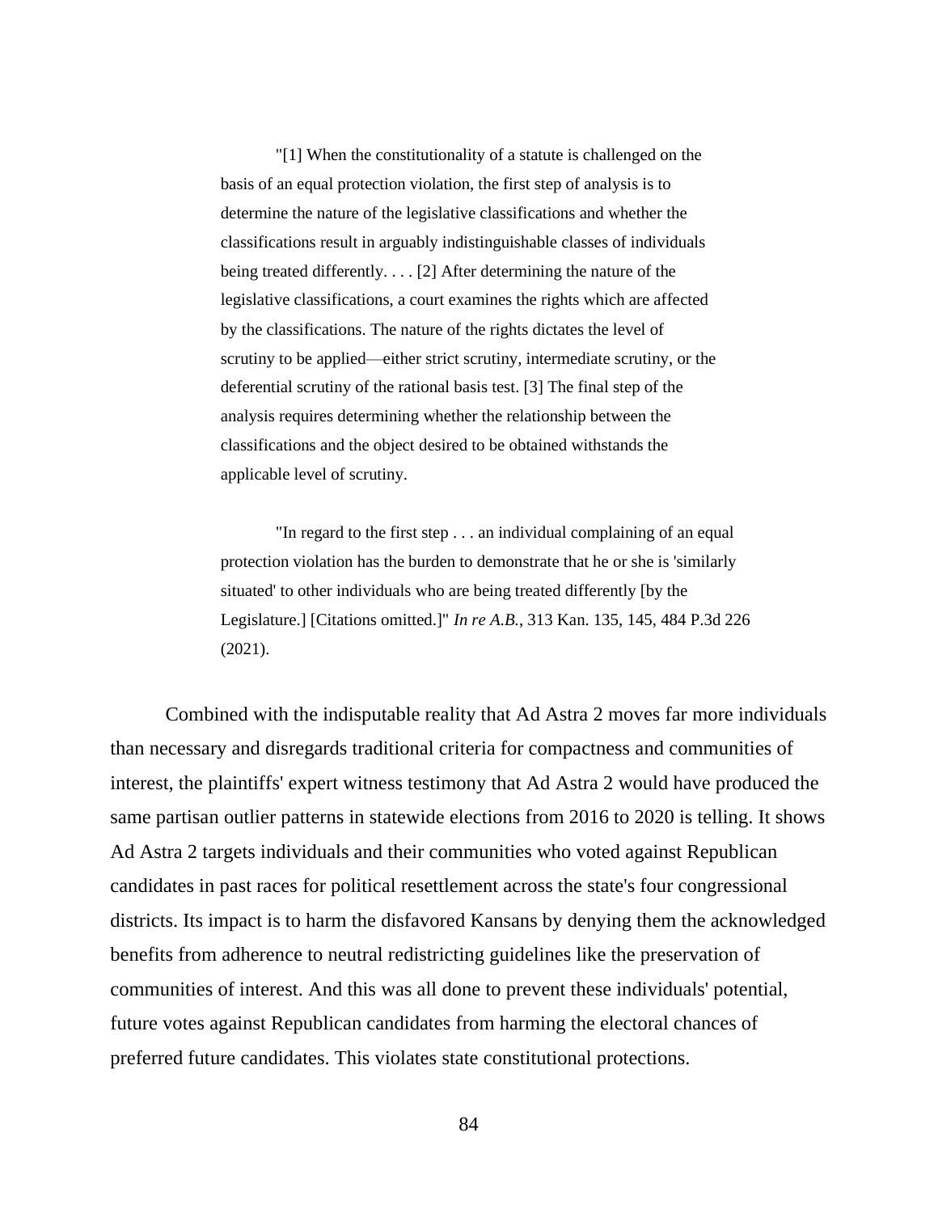> "[1] When the constitutionality of a statute is challenged on the basis of an equal protection violation, the first step of analysis is to determine the nature of the legislative classifications and whether the classifications result in arguably indistinguishable classes of individuals being treated differently. . . . [2] After determining the nature of the legislative classifications, a court examines the rights which are affected by the classifications. The nature of the rights dictates the level of scrutiny to be applied—either strict scrutiny, intermediate scrutiny, or the deferential scrutiny of the rational basis test. [3] The final step of the analysis requires determining whether the relationship between the classifications and the object desired to be obtained withstands the applicable level of scrutiny.
>
> "In regard to the first step . . . an individual complaining of an equal protection violation has the burden to demonstrate that he or she is 'similarly situated' to other individuals who are being treated differently [by the Legislature.] [Citations omitted.]" *In re A.B.*, 313 Kan. 135, 145, 484 P.3d 226 (2021).

Combined with the indisputable reality that Ad Astra 2 moves far more individuals than necessary and disregards traditional criteria for compactness and communities of interest, the plaintiffs' expert witness testimony that Ad Astra 2 would have produced the same partisan outlier patterns in statewide elections from 2016 to 2020 is telling. It shows Ad Astra 2 targets individuals and their communities who voted against Republican candidates in past races for political resettlement across the state's four congressional districts. Its impact is to harm the disfavored Kansans by denying them the acknowledged benefits from adherence to neutral redistricting guidelines like the preservation of communities of interest. And this was all done to prevent these individuals' potential, future votes against Republican candidates from harming the electoral chances of preferred future candidates. This violates state constitutional protections.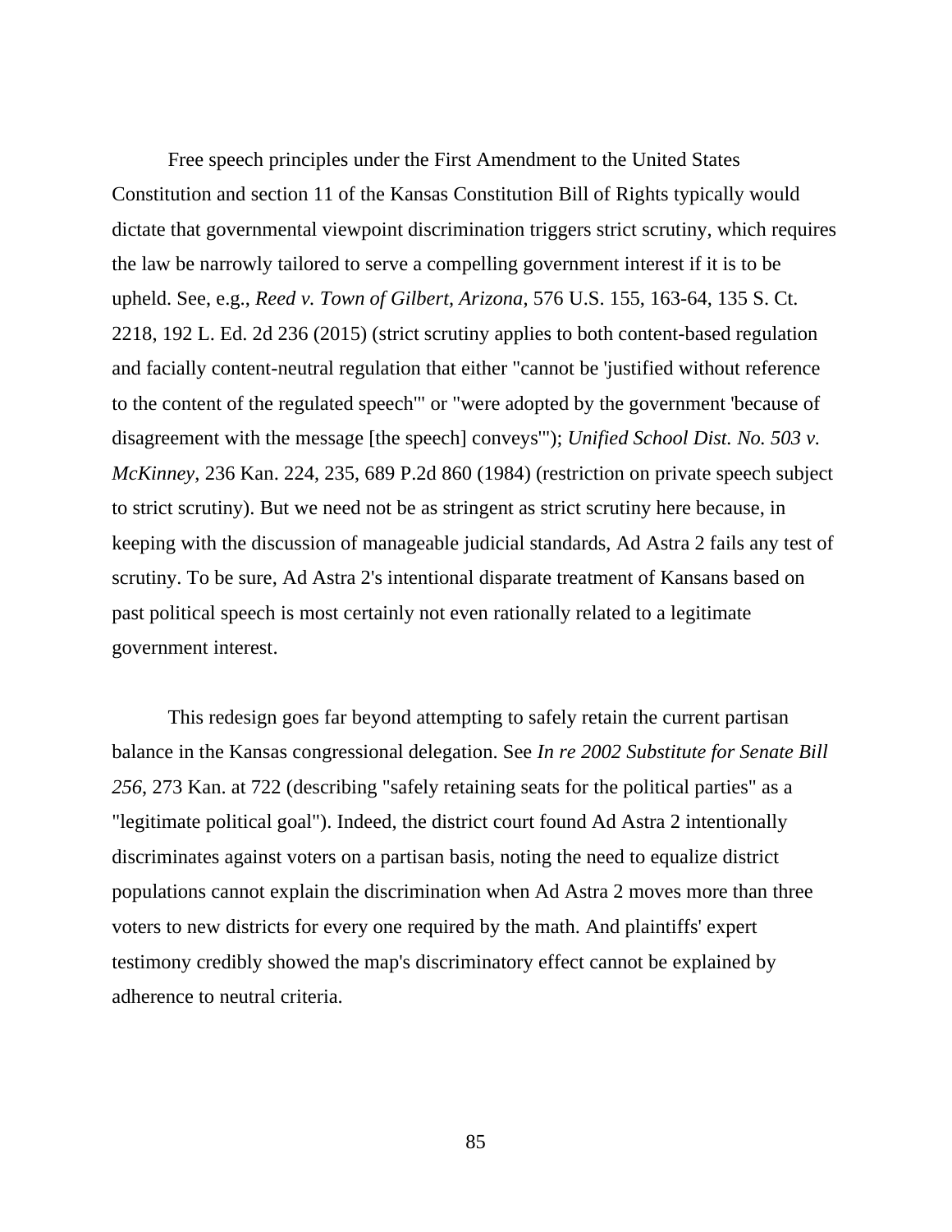Free speech principles under the First Amendment to the United States Constitution and section 11 of the Kansas Constitution Bill of Rights typically would dictate that governmental viewpoint discrimination triggers strict scrutiny, which requires the law be narrowly tailored to serve a compelling government interest if it is to be upheld. See, e.g., *Reed v. Town of Gilbert, Arizona*, 576 U.S. 155, 163-64, 135 S. Ct. 2218, 192 L. Ed. 2d 236 (2015) (strict scrutiny applies to both content-based regulation and facially content-neutral regulation that either "cannot be 'justified without reference to the content of the regulated speech'" or "were adopted by the government 'because of disagreement with the message [the speech] conveys'"); *Unified School Dist. No. 503 v. McKinney*, 236 Kan. 224, 235, 689 P.2d 860 (1984) (restriction on private speech subject to strict scrutiny). But we need not be as stringent as strict scrutiny here because, in keeping with the discussion of manageable judicial standards, Ad Astra 2 fails any test of scrutiny. To be sure, Ad Astra 2's intentional disparate treatment of Kansans based on past political speech is most certainly not even rationally related to a legitimate government interest.

This redesign goes far beyond attempting to safely retain the current partisan balance in the Kansas congressional delegation. See *In re 2002 Substitute for Senate Bill 256*, 273 Kan. at 722 (describing "safely retaining seats for the political parties" as a "legitimate political goal"). Indeed, the district court found Ad Astra 2 intentionally discriminates against voters on a partisan basis, noting the need to equalize district populations cannot explain the discrimination when Ad Astra 2 moves more than three voters to new districts for every one required by the math. And plaintiffs' expert testimony credibly showed the map's discriminatory effect cannot be explained by adherence to neutral criteria.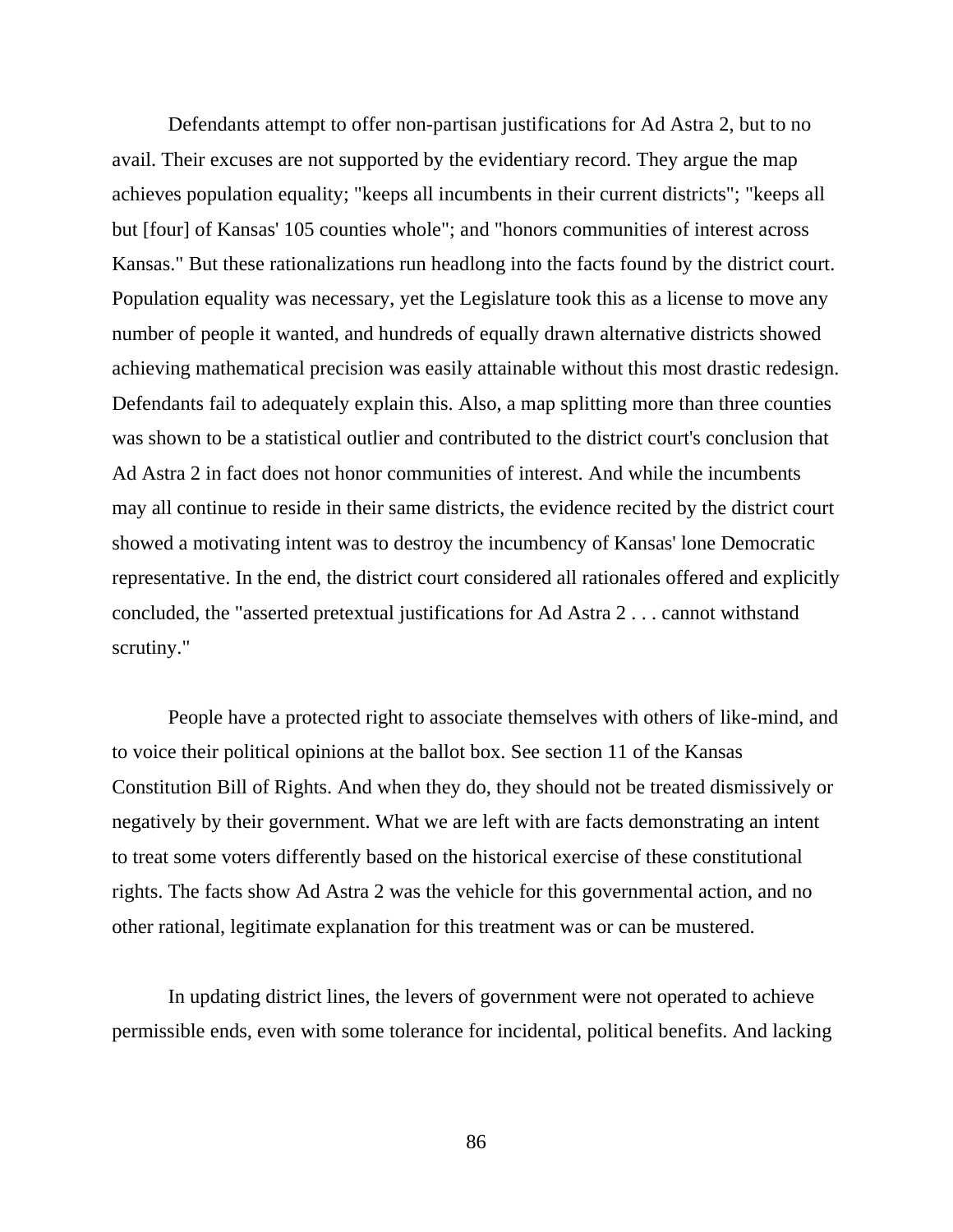Defendants attempt to offer non-partisan justifications for Ad Astra 2, but to no avail. Their excuses are not supported by the evidentiary record. They argue the map achieves population equality; "keeps all incumbents in their current districts"; "keeps all but [four] of Kansas' 105 counties whole"; and "honors communities of interest across Kansas." But these rationalizations run headlong into the facts found by the district court. Population equality was necessary, yet the Legislature took this as a license to move any number of people it wanted, and hundreds of equally drawn alternative districts showed achieving mathematical precision was easily attainable without this most drastic redesign. Defendants fail to adequately explain this. Also, a map splitting more than three counties was shown to be a statistical outlier and contributed to the district court's conclusion that Ad Astra 2 in fact does not honor communities of interest. And while the incumbents may all continue to reside in their same districts, the evidence recited by the district court showed a motivating intent was to destroy the incumbency of Kansas' lone Democratic representative. In the end, the district court considered all rationales offered and explicitly concluded, the "asserted pretextual justifications for Ad Astra 2 . . . cannot withstand scrutiny."

People have a protected right to associate themselves with others of like-mind, and to voice their political opinions at the ballot box. See section 11 of the Kansas Constitution Bill of Rights. And when they do, they should not be treated dismissively or negatively by their government. What we are left with are facts demonstrating an intent to treat some voters differently based on the historical exercise of these constitutional rights. The facts show Ad Astra 2 was the vehicle for this governmental action, and no other rational, legitimate explanation for this treatment was or can be mustered.

In updating district lines, the levers of government were not operated to achieve permissible ends, even with some tolerance for incidental, political benefits. And lacking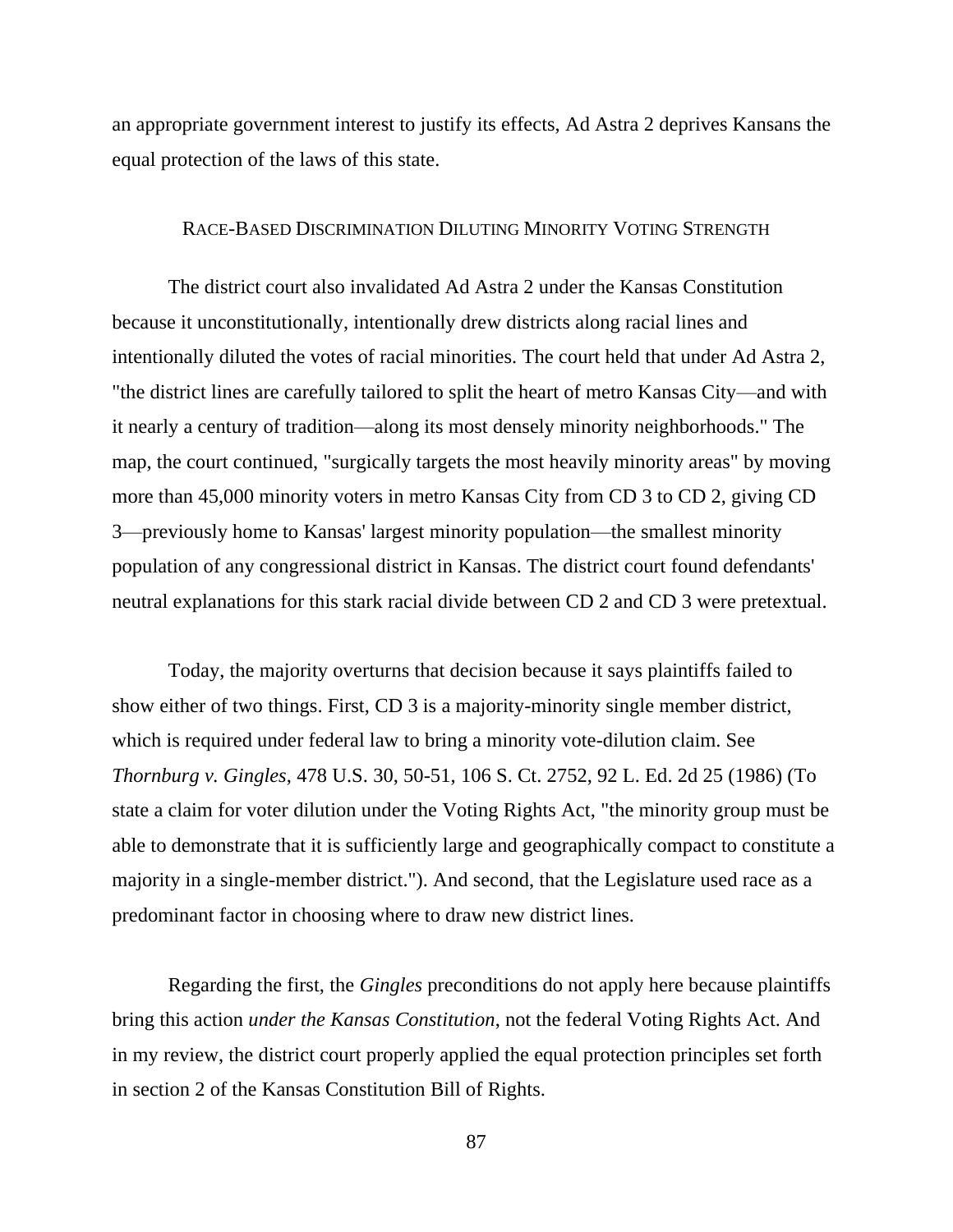an appropriate government interest to justify its effects, Ad Astra 2 deprives Kansans the equal protection of the laws of this state.

### RACE-BASED DISCRIMINATION DILUTING MINORITY VOTING STRENGTH

The district court also invalidated Ad Astra 2 under the Kansas Constitution because it unconstitutionally, intentionally drew districts along racial lines and intentionally diluted the votes of racial minorities. The court held that under Ad Astra 2, "the district lines are carefully tailored to split the heart of metro Kansas City—and with it nearly a century of tradition—along its most densely minority neighborhoods." The map, the court continued, "surgically targets the most heavily minority areas" by moving more than 45,000 minority voters in metro Kansas City from CD 3 to CD 2, giving CD 3—previously home to Kansas' largest minority population—the smallest minority population of any congressional district in Kansas. The district court found defendants' neutral explanations for this stark racial divide between CD 2 and CD 3 were pretextual.

Today, the majority overturns that decision because it says plaintiffs failed to show either of two things. First, CD 3 is a majority-minority single member district, which is required under federal law to bring a minority vote-dilution claim. See *Thornburg v. Gingles*, 478 U.S. 30, 50-51, 106 S. Ct. 2752, 92 L. Ed. 2d 25 (1986) (To state a claim for voter dilution under the Voting Rights Act, "the minority group must be able to demonstrate that it is sufficiently large and geographically compact to constitute a majority in a single-member district."). And second, that the Legislature used race as a predominant factor in choosing where to draw new district lines.

Regarding the first, the *Gingles* preconditions do not apply here because plaintiffs bring this action *under the Kansas Constitution*, not the federal Voting Rights Act. And in my review, the district court properly applied the equal protection principles set forth in section 2 of the Kansas Constitution Bill of Rights.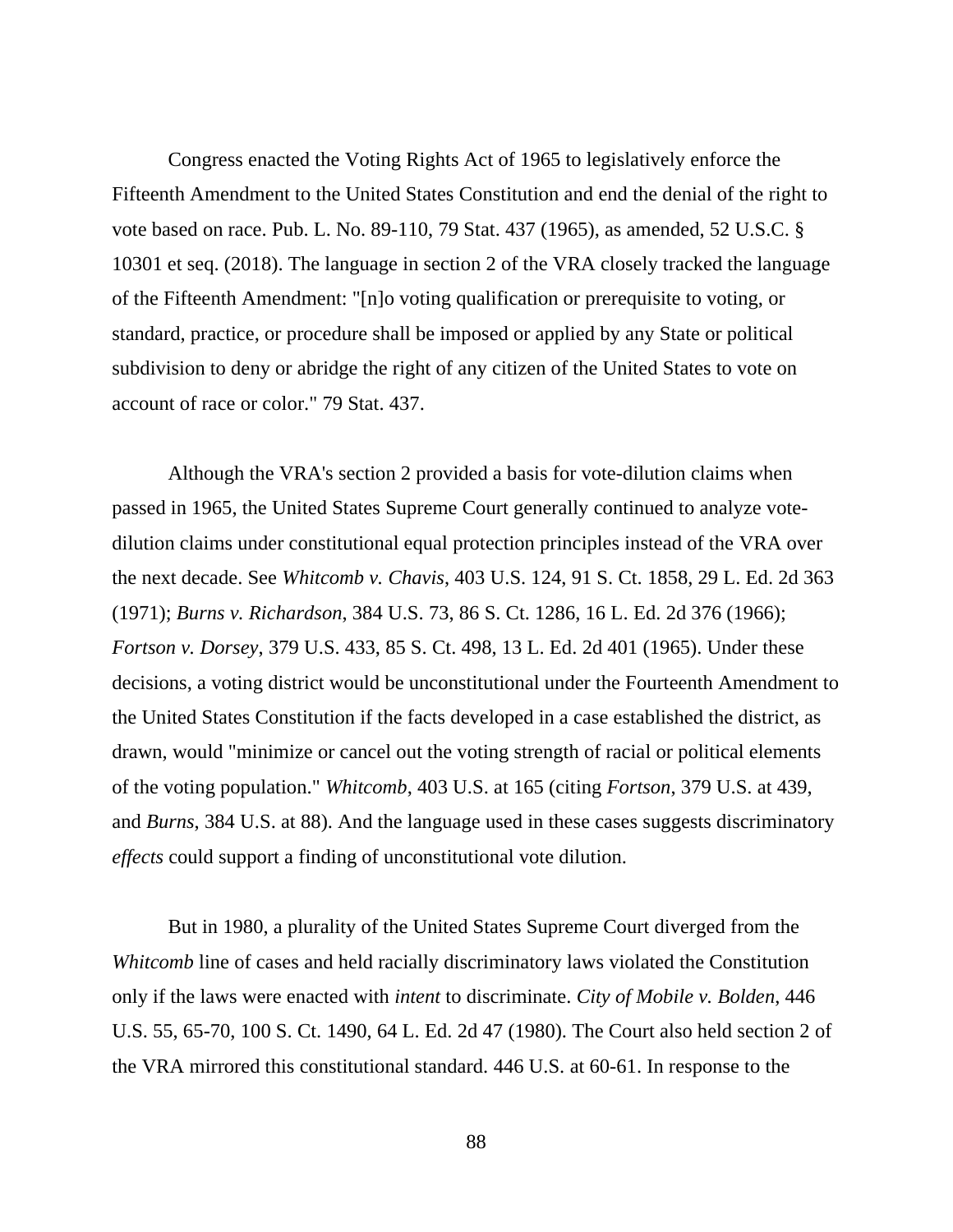Congress enacted the Voting Rights Act of 1965 to legislatively enforce the Fifteenth Amendment to the United States Constitution and end the denial of the right to vote based on race. Pub. L. No. 89-110, 79 Stat. 437 (1965), as amended, 52 U.S.C. § 10301 et seq. (2018). The language in section 2 of the VRA closely tracked the language of the Fifteenth Amendment: "[n]o voting qualification or prerequisite to voting, or standard, practice, or procedure shall be imposed or applied by any State or political subdivision to deny or abridge the right of any citizen of the United States to vote on account of race or color." 79 Stat. 437.

Although the VRA's section 2 provided a basis for vote-dilution claims when passed in 1965, the United States Supreme Court generally continued to analyze vote-dilution claims under constitutional equal protection principles instead of the VRA over the next decade. See *Whitcomb v. Chavis*, 403 U.S. 124, 91 S. Ct. 1858, 29 L. Ed. 2d 363 (1971); *Burns v. Richardson*, 384 U.S. 73, 86 S. Ct. 1286, 16 L. Ed. 2d 376 (1966); *Fortson v. Dorsey*, 379 U.S. 433, 85 S. Ct. 498, 13 L. Ed. 2d 401 (1965). Under these decisions, a voting district would be unconstitutional under the Fourteenth Amendment to the United States Constitution if the facts developed in a case established the district, as drawn, would "minimize or cancel out the voting strength of racial or political elements of the voting population." *Whitcomb*, 403 U.S. at 165 (citing *Fortson*, 379 U.S. at 439, and *Burns*, 384 U.S. at 88). And the language used in these cases suggests discriminatory *effects* could support a finding of unconstitutional vote dilution.

But in 1980, a plurality of the United States Supreme Court diverged from the *Whitcomb* line of cases and held racially discriminatory laws violated the Constitution only if the laws were enacted with *intent* to discriminate. *City of Mobile v. Bolden*, 446 U.S. 55, 65-70, 100 S. Ct. 1490, 64 L. Ed. 2d 47 (1980). The Court also held section 2 of the VRA mirrored this constitutional standard. 446 U.S. at 60-61. In response to the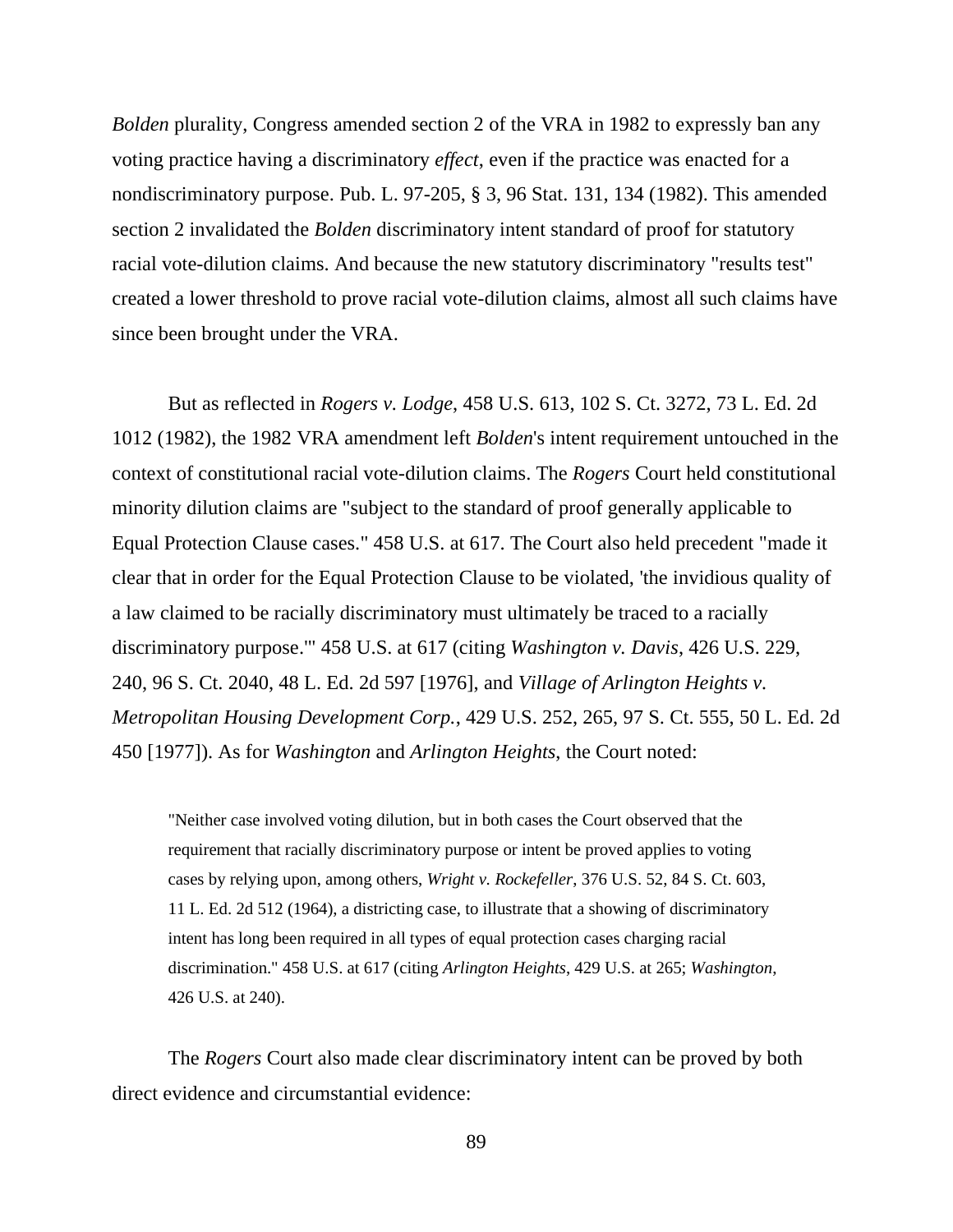*Bolden* plurality, Congress amended section 2 of the VRA in 1982 to expressly ban any voting practice having a discriminatory *effect*, even if the practice was enacted for a nondiscriminatory purpose. Pub. L. 97-205, § 3, 96 Stat. 131, 134 (1982). This amended section 2 invalidated the *Bolden* discriminatory intent standard of proof for statutory racial vote-dilution claims. And because the new statutory discriminatory "results test" created a lower threshold to prove racial vote-dilution claims, almost all such claims have since been brought under the VRA.

But as reflected in *Rogers v. Lodge*, 458 U.S. 613, 102 S. Ct. 3272, 73 L. Ed. 2d 1012 (1982), the 1982 VRA amendment left *Bolden*'s intent requirement untouched in the context of constitutional racial vote-dilution claims. The *Rogers* Court held constitutional minority dilution claims are "subject to the standard of proof generally applicable to Equal Protection Clause cases." 458 U.S. at 617. The Court also held precedent "made it clear that in order for the Equal Protection Clause to be violated, 'the invidious quality of a law claimed to be racially discriminatory must ultimately be traced to a racially discriminatory purpose.'" 458 U.S. at 617 (citing *Washington v. Davis*, 426 U.S. 229, 240, 96 S. Ct. 2040, 48 L. Ed. 2d 597 [1976], and *Village of Arlington Heights v. Metropolitan Housing Development Corp.*, 429 U.S. 252, 265, 97 S. Ct. 555, 50 L. Ed. 2d 450 [1977]). As for *Washington* and *Arlington Heights*, the Court noted:

> "Neither case involved voting dilution, but in both cases the Court observed that the requirement that racially discriminatory purpose or intent be proved applies to voting cases by relying upon, among others, *Wright v. Rockefeller*, 376 U.S. 52, 84 S. Ct. 603, 11 L. Ed. 2d 512 (1964), a districting case, to illustrate that a showing of discriminatory intent has long been required in all types of equal protection cases charging racial discrimination." 458 U.S. at 617 (citing *Arlington Heights*, 429 U.S. at 265; *Washington*, 426 U.S. at 240).

The *Rogers* Court also made clear discriminatory intent can be proved by both direct evidence and circumstantial evidence: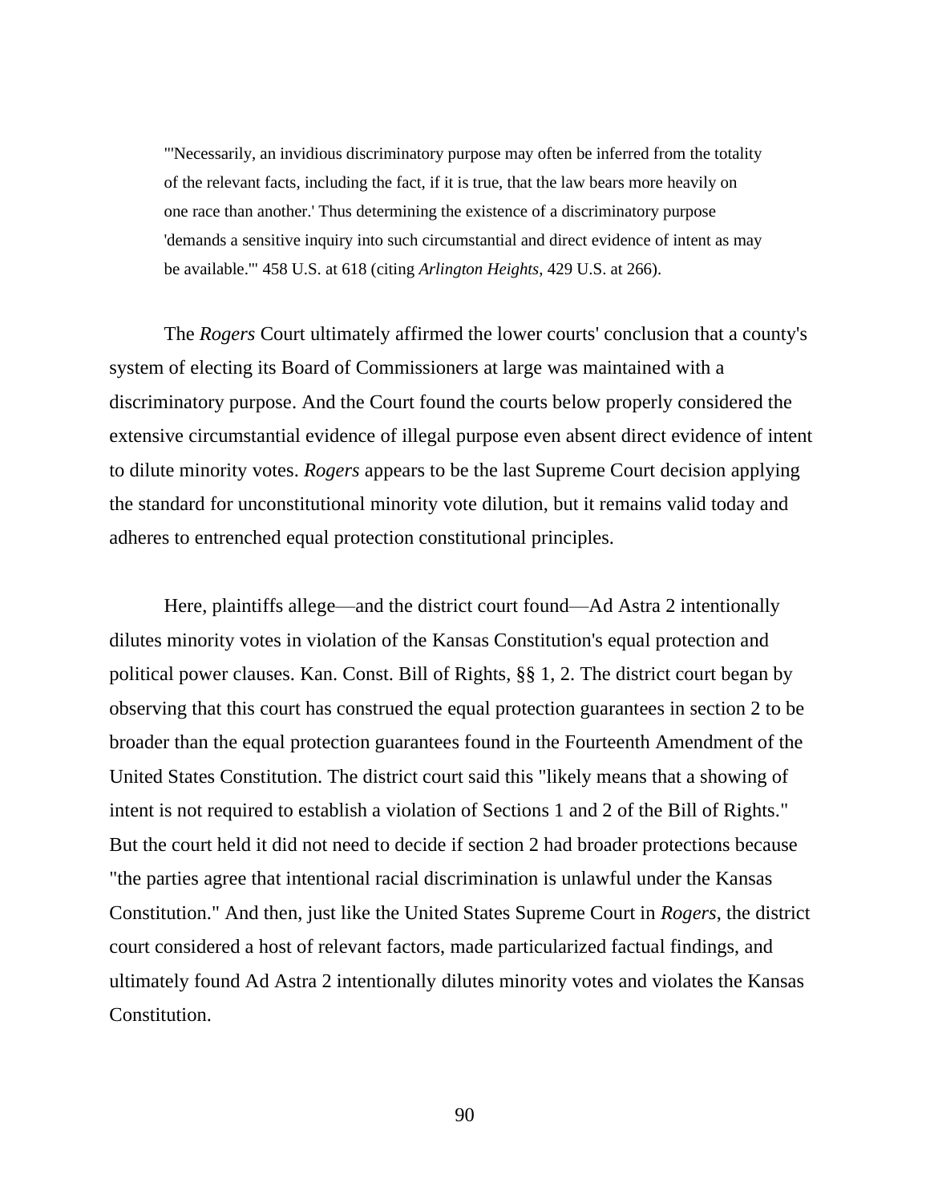> "'Necessarily, an invidious discriminatory purpose may often be inferred from the totality of the relevant facts, including the fact, if it is true, that the law bears more heavily on one race than another.' Thus determining the existence of a discriminatory purpose 'demands a sensitive inquiry into such circumstantial and direct evidence of intent as may be available.'" 458 U.S. at 618 (citing *Arlington Heights*, 429 U.S. at 266).

The *Rogers* Court ultimately affirmed the lower courts' conclusion that a county's system of electing its Board of Commissioners at large was maintained with a discriminatory purpose. And the Court found the courts below properly considered the extensive circumstantial evidence of illegal purpose even absent direct evidence of intent to dilute minority votes. *Rogers* appears to be the last Supreme Court decision applying the standard for unconstitutional minority vote dilution, but it remains valid today and adheres to entrenched equal protection constitutional principles.

Here, plaintiffs allege—and the district court found—Ad Astra 2 intentionally dilutes minority votes in violation of the Kansas Constitution's equal protection and political power clauses. Kan. Const. Bill of Rights, §§ 1, 2. The district court began by observing that this court has construed the equal protection guarantees in section 2 to be broader than the equal protection guarantees found in the Fourteenth Amendment of the United States Constitution. The district court said this "likely means that a showing of intent is not required to establish a violation of Sections 1 and 2 of the Bill of Rights." But the court held it did not need to decide if section 2 had broader protections because "the parties agree that intentional racial discrimination is unlawful under the Kansas Constitution." And then, just like the United States Supreme Court in *Rogers*, the district court considered a host of relevant factors, made particularized factual findings, and ultimately found Ad Astra 2 intentionally dilutes minority votes and violates the Kansas Constitution.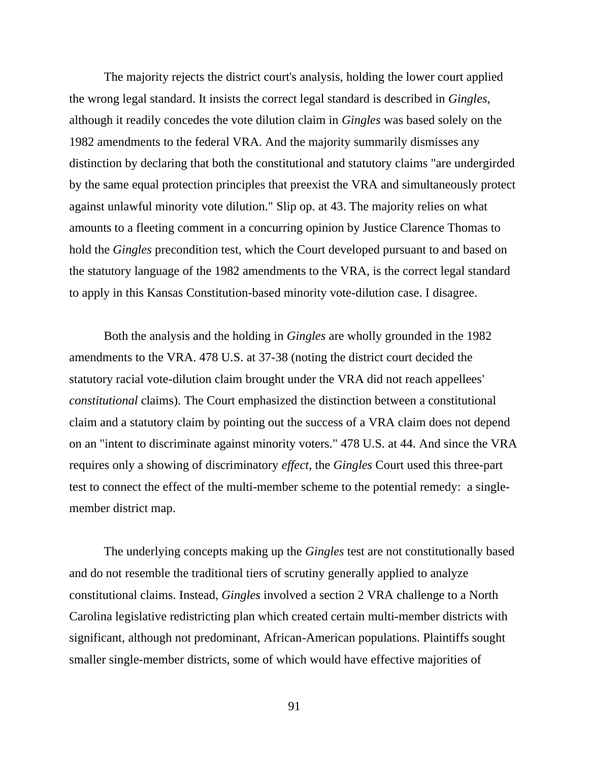The majority rejects the district court's analysis, holding the lower court applied the wrong legal standard. It insists the correct legal standard is described in *Gingles*, although it readily concedes the vote dilution claim in *Gingles* was based solely on the 1982 amendments to the federal VRA. And the majority summarily dismisses any distinction by declaring that both the constitutional and statutory claims "are undergirded by the same equal protection principles that preexist the VRA and simultaneously protect against unlawful minority vote dilution." Slip op. at 43. The majority relies on what amounts to a fleeting comment in a concurring opinion by Justice Clarence Thomas to hold the *Gingles* precondition test, which the Court developed pursuant to and based on the statutory language of the 1982 amendments to the VRA, is the correct legal standard to apply in this Kansas Constitution-based minority vote-dilution case. I disagree.

Both the analysis and the holding in *Gingles* are wholly grounded in the 1982 amendments to the VRA. 478 U.S. at 37-38 (noting the district court decided the statutory racial vote-dilution claim brought under the VRA did not reach appellees' *constitutional* claims). The Court emphasized the distinction between a constitutional claim and a statutory claim by pointing out the success of a VRA claim does not depend on an "intent to discriminate against minority voters." 478 U.S. at 44. And since the VRA requires only a showing of discriminatory *effect*, the *Gingles* Court used this three-part test to connect the effect of the multi-member scheme to the potential remedy: a single-member district map.

The underlying concepts making up the *Gingles* test are not constitutionally based and do not resemble the traditional tiers of scrutiny generally applied to analyze constitutional claims. Instead, *Gingles* involved a section 2 VRA challenge to a North Carolina legislative redistricting plan which created certain multi-member districts with significant, although not predominant, African-American populations. Plaintiffs sought smaller single-member districts, some of which would have effective majorities of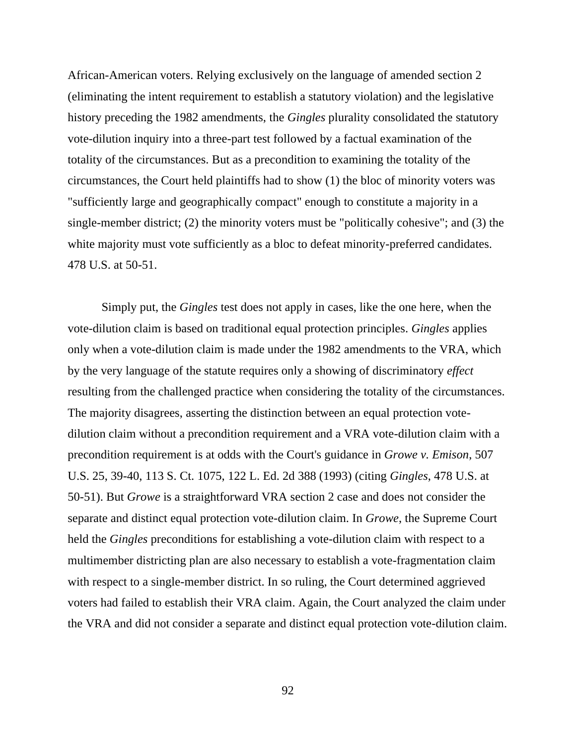African-American voters. Relying exclusively on the language of amended section 2 (eliminating the intent requirement to establish a statutory violation) and the legislative history preceding the 1982 amendments, the *Gingles* plurality consolidated the statutory vote-dilution inquiry into a three-part test followed by a factual examination of the totality of the circumstances. But as a precondition to examining the totality of the circumstances, the Court held plaintiffs had to show (1) the bloc of minority voters was "sufficiently large and geographically compact" enough to constitute a majority in a single-member district; (2) the minority voters must be "politically cohesive"; and (3) the white majority must vote sufficiently as a bloc to defeat minority-preferred candidates. 478 U.S. at 50-51.

Simply put, the *Gingles* test does not apply in cases, like the one here, when the vote-dilution claim is based on traditional equal protection principles. *Gingles* applies only when a vote-dilution claim is made under the 1982 amendments to the VRA, which by the very language of the statute requires only a showing of discriminatory *effect* resulting from the challenged practice when considering the totality of the circumstances. The majority disagrees, asserting the distinction between an equal protection vote-dilution claim without a precondition requirement and a VRA vote-dilution claim with a precondition requirement is at odds with the Court's guidance in *Growe v. Emison*, 507 U.S. 25, 39-40, 113 S. Ct. 1075, 122 L. Ed. 2d 388 (1993) (citing *Gingles*, 478 U.S. at 50-51). But *Growe* is a straightforward VRA section 2 case and does not consider the separate and distinct equal protection vote-dilution claim. In *Growe*, the Supreme Court held the *Gingles* preconditions for establishing a vote-dilution claim with respect to a multimember districting plan are also necessary to establish a vote-fragmentation claim with respect to a single-member district. In so ruling, the Court determined aggrieved voters had failed to establish their VRA claim. Again, the Court analyzed the claim under the VRA and did not consider a separate and distinct equal protection vote-dilution claim.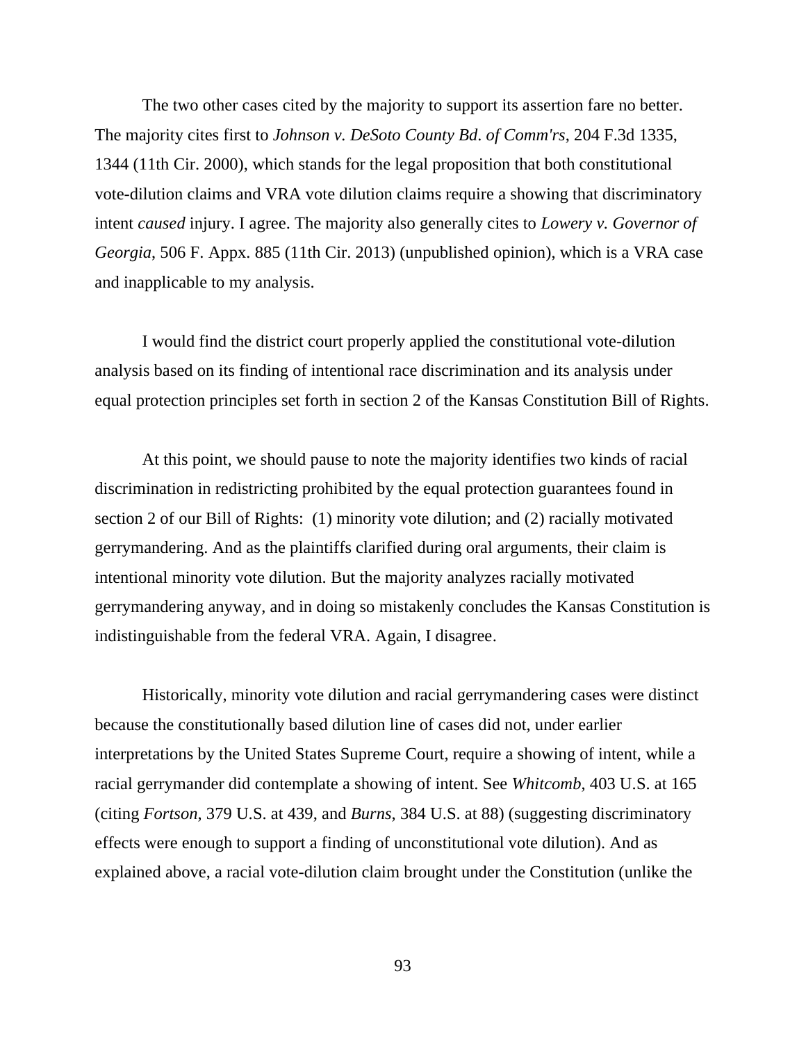The two other cases cited by the majority to support its assertion fare no better. The majority cites first to *Johnson v. DeSoto County Bd. of Comm'rs*, 204 F.3d 1335, 1344 (11th Cir. 2000), which stands for the legal proposition that both constitutional vote-dilution claims and VRA vote dilution claims require a showing that discriminatory intent *caused* injury. I agree. The majority also generally cites to *Lowery v. Governor of Georgia*, 506 F. Appx. 885 (11th Cir. 2013) (unpublished opinion), which is a VRA case and inapplicable to my analysis.

I would find the district court properly applied the constitutional vote-dilution analysis based on its finding of intentional race discrimination and its analysis under equal protection principles set forth in section 2 of the Kansas Constitution Bill of Rights.

At this point, we should pause to note the majority identifies two kinds of racial discrimination in redistricting prohibited by the equal protection guarantees found in section 2 of our Bill of Rights: (1) minority vote dilution; and (2) racially motivated gerrymandering. And as the plaintiffs clarified during oral arguments, their claim is intentional minority vote dilution. But the majority analyzes racially motivated gerrymandering anyway, and in doing so mistakenly concludes the Kansas Constitution is indistinguishable from the federal VRA. Again, I disagree.

Historically, minority vote dilution and racial gerrymandering cases were distinct because the constitutionally based dilution line of cases did not, under earlier interpretations by the United States Supreme Court, require a showing of intent, while a racial gerrymander did contemplate a showing of intent. See *Whitcomb*, 403 U.S. at 165 (citing *Fortson*, 379 U.S. at 439, and *Burns*, 384 U.S. at 88) (suggesting discriminatory effects were enough to support a finding of unconstitutional vote dilution). And as explained above, a racial vote-dilution claim brought under the Constitution (unlike the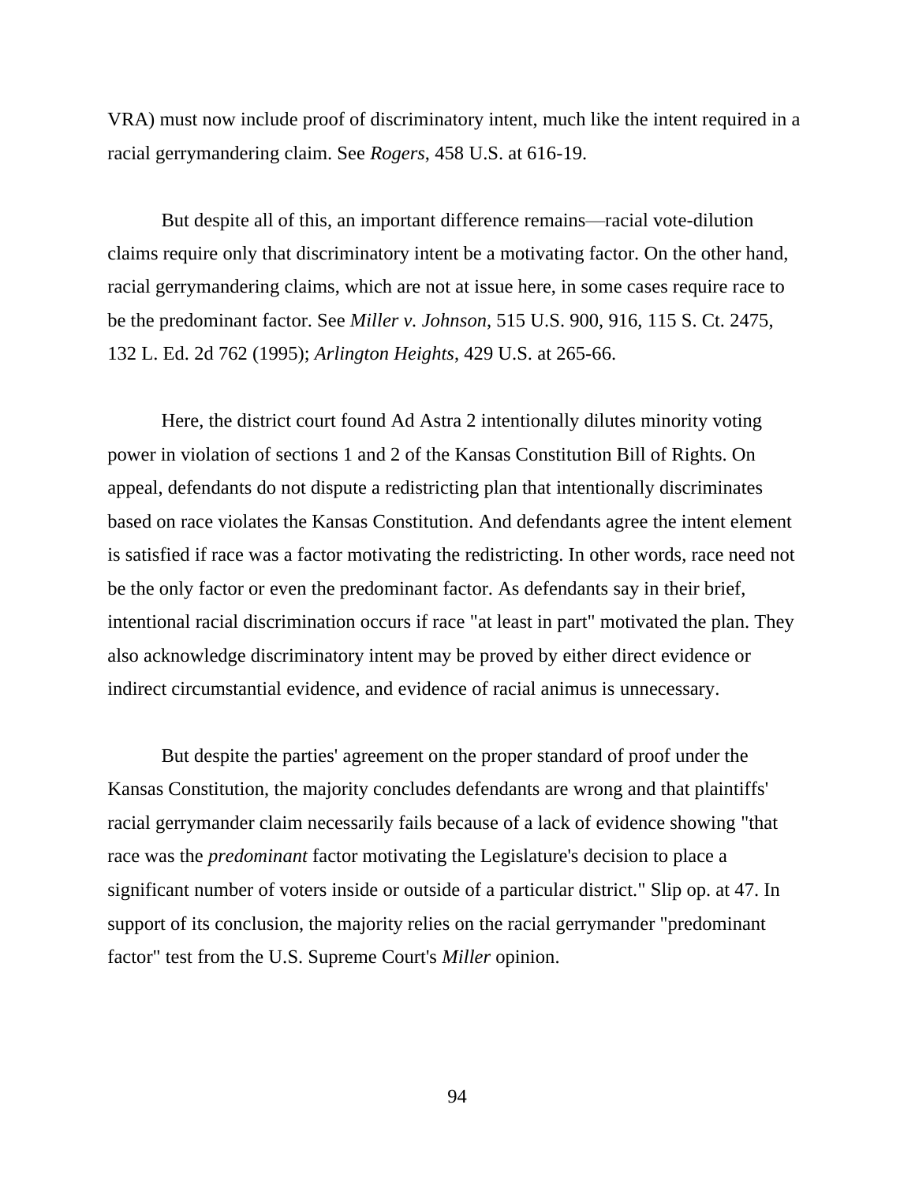VRA) must now include proof of discriminatory intent, much like the intent required in a racial gerrymandering claim. See *Rogers*, 458 U.S. at 616-19.

But despite all of this, an important difference remains—racial vote-dilution claims require only that discriminatory intent be a motivating factor. On the other hand, racial gerrymandering claims, which are not at issue here, in some cases require race to be the predominant factor. See *Miller v. Johnson*, 515 U.S. 900, 916, 115 S. Ct. 2475, 132 L. Ed. 2d 762 (1995); *Arlington Heights*, 429 U.S. at 265-66.

Here, the district court found Ad Astra 2 intentionally dilutes minority voting power in violation of sections 1 and 2 of the Kansas Constitution Bill of Rights. On appeal, defendants do not dispute a redistricting plan that intentionally discriminates based on race violates the Kansas Constitution. And defendants agree the intent element is satisfied if race was a factor motivating the redistricting. In other words, race need not be the only factor or even the predominant factor. As defendants say in their brief, intentional racial discrimination occurs if race "at least in part" motivated the plan. They also acknowledge discriminatory intent may be proved by either direct evidence or indirect circumstantial evidence, and evidence of racial animus is unnecessary.

But despite the parties' agreement on the proper standard of proof under the Kansas Constitution, the majority concludes defendants are wrong and that plaintiffs' racial gerrymander claim necessarily fails because of a lack of evidence showing "that race was the *predominant* factor motivating the Legislature's decision to place a significant number of voters inside or outside of a particular district." Slip op. at 47. In support of its conclusion, the majority relies on the racial gerrymander "predominant factor" test from the U.S. Supreme Court's *Miller* opinion.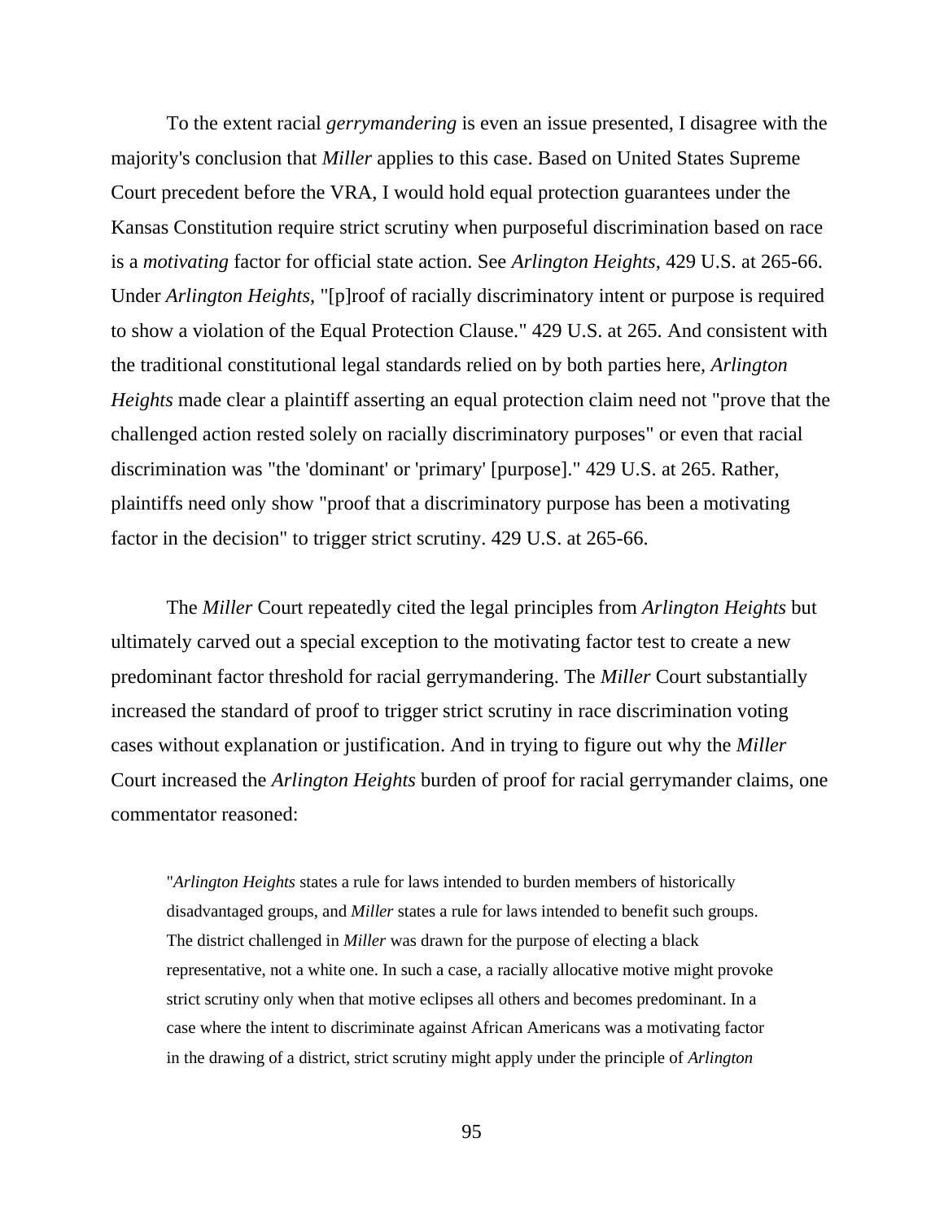To the extent racial *gerrymandering* is even an issue presented, I disagree with the majority's conclusion that *Miller* applies to this case. Based on United States Supreme Court precedent before the VRA, I would hold equal protection guarantees under the Kansas Constitution require strict scrutiny when purposeful discrimination based on race is a *motivating* factor for official state action. See *Arlington Heights*, 429 U.S. at 265-66. Under *Arlington Heights*, "[p]roof of racially discriminatory intent or purpose is required to show a violation of the Equal Protection Clause." 429 U.S. at 265. And consistent with the traditional constitutional legal standards relied on by both parties here, *Arlington Heights* made clear a plaintiff asserting an equal protection claim need not "prove that the challenged action rested solely on racially discriminatory purposes" or even that racial discrimination was "the 'dominant' or 'primary' [purpose]." 429 U.S. at 265. Rather, plaintiffs need only show "proof that a discriminatory purpose has been a motivating factor in the decision" to trigger strict scrutiny. 429 U.S. at 265-66.

The *Miller* Court repeatedly cited the legal principles from *Arlington Heights* but ultimately carved out a special exception to the motivating factor test to create a new predominant factor threshold for racial gerrymandering. The *Miller* Court substantially increased the standard of proof to trigger strict scrutiny in race discrimination voting cases without explanation or justification. And in trying to figure out why the *Miller* Court increased the *Arlington Heights* burden of proof for racial gerrymander claims, one commentator reasoned:

> "*Arlington Heights* states a rule for laws intended to burden members of historically disadvantaged groups, and *Miller* states a rule for laws intended to benefit such groups. The district challenged in *Miller* was drawn for the purpose of electing a black representative, not a white one. In such a case, a racially allocative motive might provoke strict scrutiny only when that motive eclipses all others and becomes predominant. In a case where the intent to discriminate against African Americans was a motivating factor in the drawing of a district, strict scrutiny might apply under the principle of *Arlington*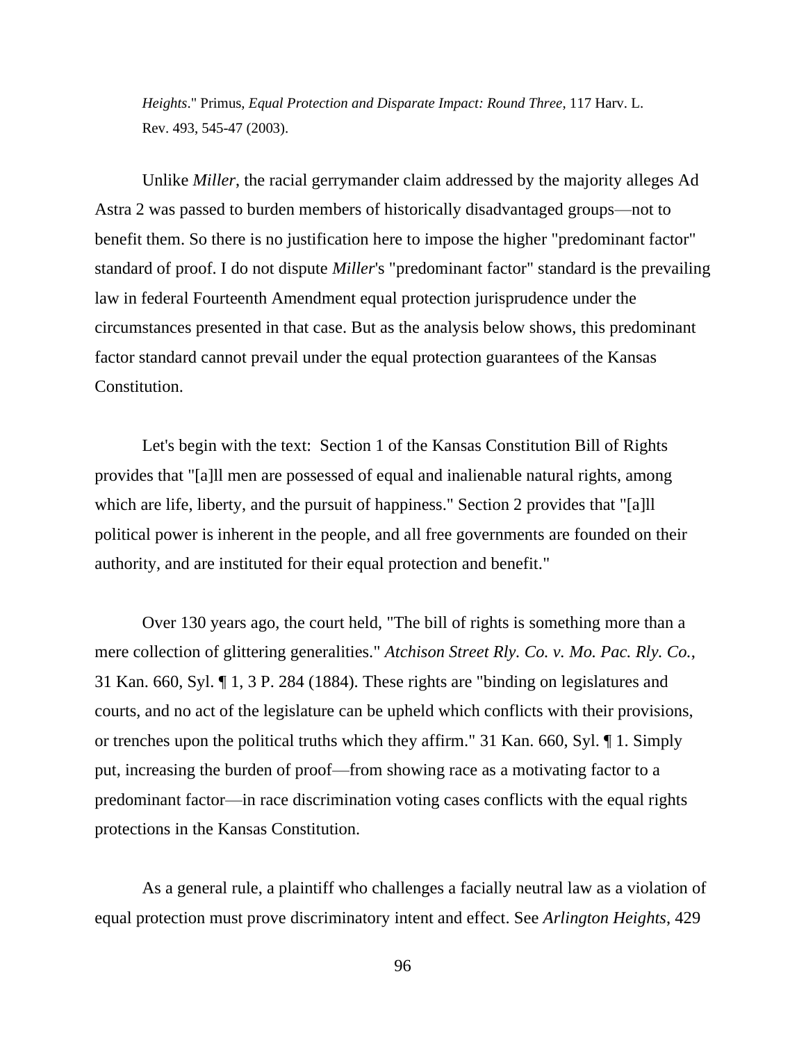*Heights*." Primus, *Equal Protection and Disparate Impact: Round Three*, 117 Harv. L. Rev. 493, 545-47 (2003).

Unlike *Miller*, the racial gerrymander claim addressed by the majority alleges Ad Astra 2 was passed to burden members of historically disadvantaged groups—not to benefit them. So there is no justification here to impose the higher "predominant factor" standard of proof. I do not dispute *Miller*'s "predominant factor" standard is the prevailing law in federal Fourteenth Amendment equal protection jurisprudence under the circumstances presented in that case. But as the analysis below shows, this predominant factor standard cannot prevail under the equal protection guarantees of the Kansas Constitution.

Let's begin with the text: Section 1 of the Kansas Constitution Bill of Rights provides that "[a]ll men are possessed of equal and inalienable natural rights, among which are life, liberty, and the pursuit of happiness." Section 2 provides that "[a]ll political power is inherent in the people, and all free governments are founded on their authority, and are instituted for their equal protection and benefit."

Over 130 years ago, the court held, "The bill of rights is something more than a mere collection of glittering generalities." *Atchison Street Rly. Co. v. Mo. Pac. Rly. Co.*, 31 Kan. 660, Syl. ¶ 1, 3 P. 284 (1884). These rights are "binding on legislatures and courts, and no act of the legislature can be upheld which conflicts with their provisions, or trenches upon the political truths which they affirm." 31 Kan. 660, Syl. ¶ 1. Simply put, increasing the burden of proof—from showing race as a motivating factor to a predominant factor—in race discrimination voting cases conflicts with the equal rights protections in the Kansas Constitution.

As a general rule, a plaintiff who challenges a facially neutral law as a violation of equal protection must prove discriminatory intent and effect. See *Arlington Heights*, 429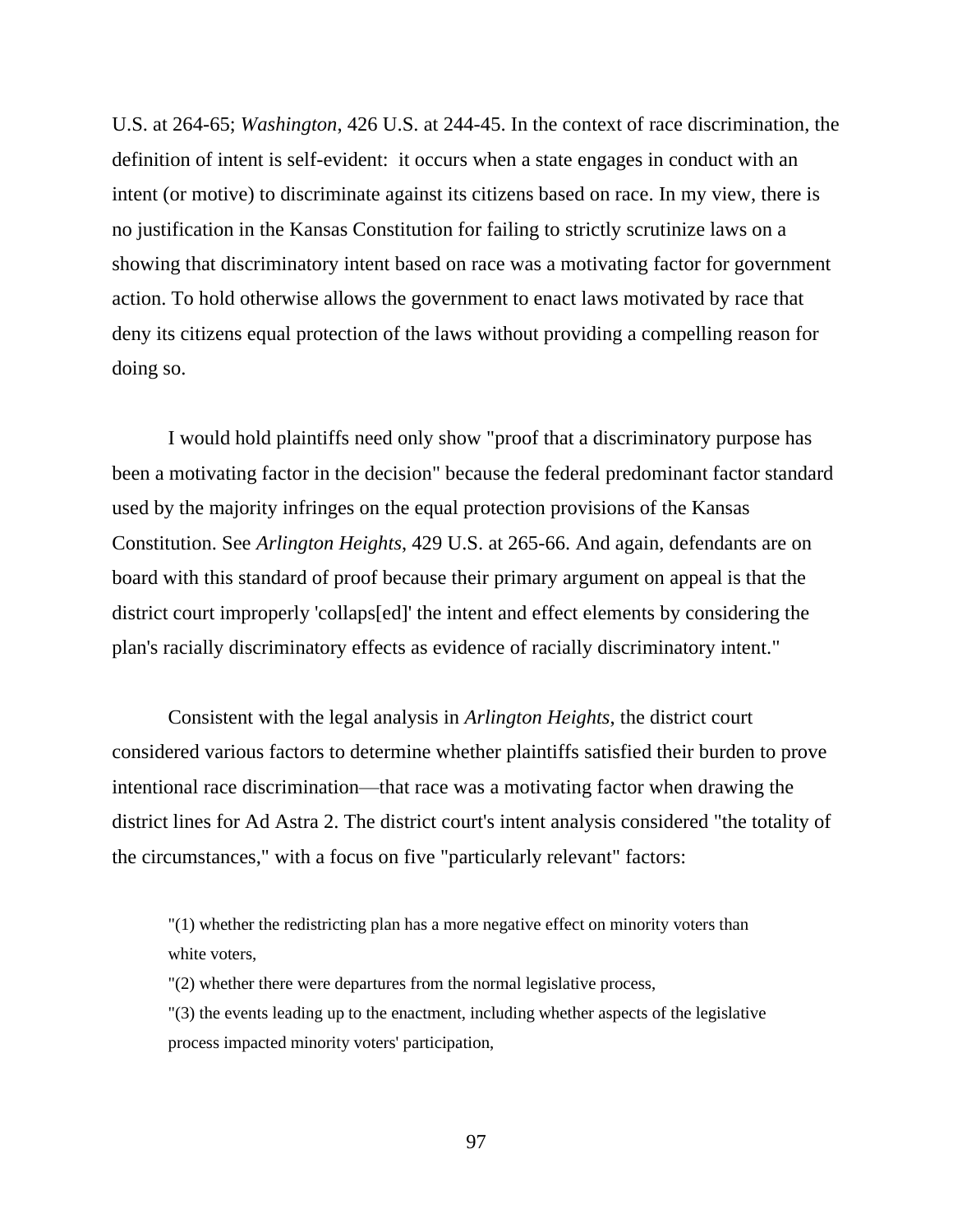U.S. at 264-65; *Washington*, 426 U.S. at 244-45. In the context of race discrimination, the definition of intent is self-evident: it occurs when a state engages in conduct with an intent (or motive) to discriminate against its citizens based on race. In my view, there is no justification in the Kansas Constitution for failing to strictly scrutinize laws on a showing that discriminatory intent based on race was a motivating factor for government action. To hold otherwise allows the government to enact laws motivated by race that deny its citizens equal protection of the laws without providing a compelling reason for doing so.

I would hold plaintiffs need only show "proof that a discriminatory purpose has been a motivating factor in the decision" because the federal predominant factor standard used by the majority infringes on the equal protection provisions of the Kansas Constitution. See *Arlington Heights*, 429 U.S. at 265-66. And again, defendants are on board with this standard of proof because their primary argument on appeal is that the district court improperly 'collaps[ed]' the intent and effect elements by considering the plan's racially discriminatory effects as evidence of racially discriminatory intent."

Consistent with the legal analysis in *Arlington Heights*, the district court considered various factors to determine whether plaintiffs satisfied their burden to prove intentional race discrimination—that race was a motivating factor when drawing the district lines for Ad Astra 2. The district court's intent analysis considered "the totality of the circumstances," with a focus on five "particularly relevant" factors:

> "(1) whether the redistricting plan has a more negative effect on minority voters than white voters,
>
> "(2) whether there were departures from the normal legislative process,
>
> "(3) the events leading up to the enactment, including whether aspects of the legislative process impacted minority voters' participation,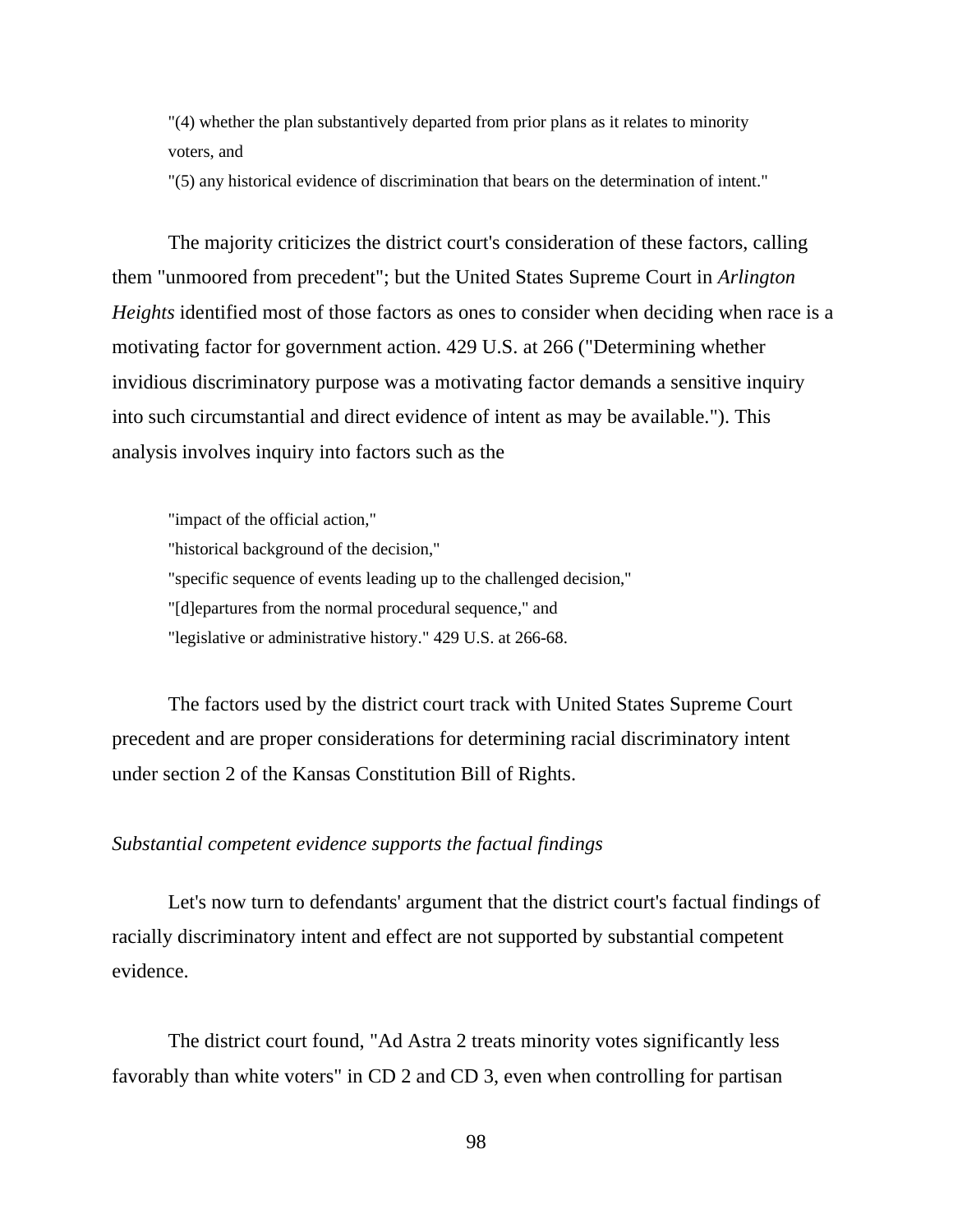"(4) whether the plan substantively departed from prior plans as it relates to minority voters, and

"(5) any historical evidence of discrimination that bears on the determination of intent."

The majority criticizes the district court's consideration of these factors, calling them "unmoored from precedent"; but the United States Supreme Court in *Arlington Heights* identified most of those factors as ones to consider when deciding when race is a motivating factor for government action. 429 U.S. at 266 ("Determining whether invidious discriminatory purpose was a motivating factor demands a sensitive inquiry into such circumstantial and direct evidence of intent as may be available."). This analysis involves inquiry into factors such as the

"impact of the official action,"

"historical background of the decision,"

"specific sequence of events leading up to the challenged decision,"

"[d]epartures from the normal procedural sequence," and

"legislative or administrative history." 429 U.S. at 266-68.

The factors used by the district court track with United States Supreme Court precedent and are proper considerations for determining racial discriminatory intent under section 2 of the Kansas Constitution Bill of Rights.

*Substantial competent evidence supports the factual findings*

Let's now turn to defendants' argument that the district court's factual findings of racially discriminatory intent and effect are not supported by substantial competent evidence.

The district court found, "Ad Astra 2 treats minority votes significantly less favorably than white voters" in CD 2 and CD 3, even when controlling for partisan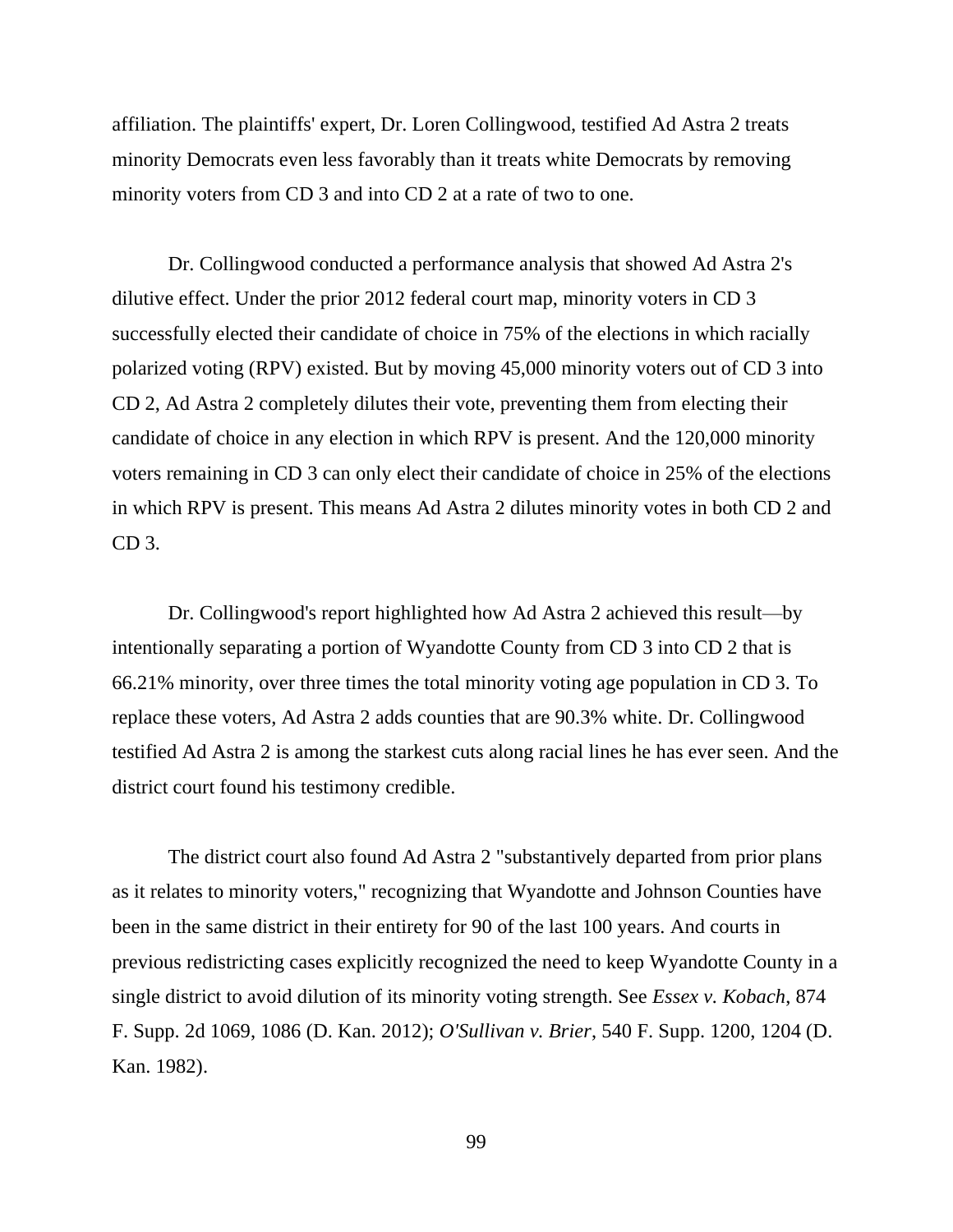affiliation. The plaintiffs' expert, Dr. Loren Collingwood, testified Ad Astra 2 treats minority Democrats even less favorably than it treats white Democrats by removing minority voters from CD 3 and into CD 2 at a rate of two to one.

Dr. Collingwood conducted a performance analysis that showed Ad Astra 2's dilutive effect. Under the prior 2012 federal court map, minority voters in CD 3 successfully elected their candidate of choice in 75% of the elections in which racially polarized voting (RPV) existed. But by moving 45,000 minority voters out of CD 3 into CD 2, Ad Astra 2 completely dilutes their vote, preventing them from electing their candidate of choice in any election in which RPV is present. And the 120,000 minority voters remaining in CD 3 can only elect their candidate of choice in 25% of the elections in which RPV is present. This means Ad Astra 2 dilutes minority votes in both CD 2 and CD 3.

Dr. Collingwood's report highlighted how Ad Astra 2 achieved this result—by intentionally separating a portion of Wyandotte County from CD 3 into CD 2 that is 66.21% minority, over three times the total minority voting age population in CD 3. To replace these voters, Ad Astra 2 adds counties that are 90.3% white. Dr. Collingwood testified Ad Astra 2 is among the starkest cuts along racial lines he has ever seen. And the district court found his testimony credible.

The district court also found Ad Astra 2 "substantively departed from prior plans as it relates to minority voters," recognizing that Wyandotte and Johnson Counties have been in the same district in their entirety for 90 of the last 100 years. And courts in previous redistricting cases explicitly recognized the need to keep Wyandotte County in a single district to avoid dilution of its minority voting strength. See *Essex v. Kobach*, 874 F. Supp. 2d 1069, 1086 (D. Kan. 2012); *O'Sullivan v. Brier*, 540 F. Supp. 1200, 1204 (D. Kan. 1982).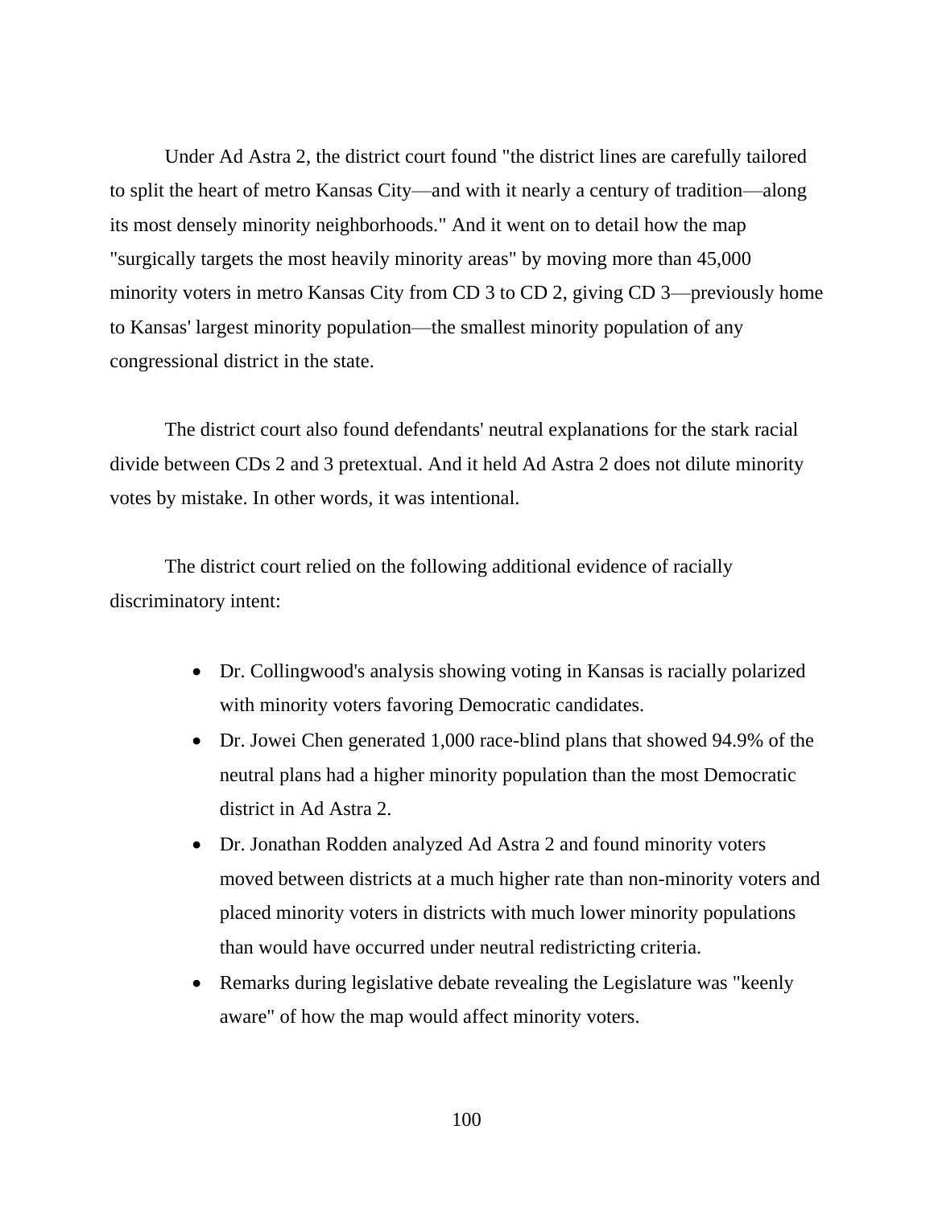Under Ad Astra 2, the district court found "the district lines are carefully tailored to split the heart of metro Kansas City—and with it nearly a century of tradition—along its most densely minority neighborhoods." And it went on to detail how the map "surgically targets the most heavily minority areas" by moving more than 45,000 minority voters in metro Kansas City from CD 3 to CD 2, giving CD 3—previously home to Kansas' largest minority population—the smallest minority population of any congressional district in the state.

The district court also found defendants' neutral explanations for the stark racial divide between CDs 2 and 3 pretextual. And it held Ad Astra 2 does not dilute minority votes by mistake. In other words, it was intentional.

The district court relied on the following additional evidence of racially discriminatory intent:

- Dr. Collingwood's analysis showing voting in Kansas is racially polarized with minority voters favoring Democratic candidates.
- Dr. Jowei Chen generated 1,000 race-blind plans that showed 94.9% of the neutral plans had a higher minority population than the most Democratic district in Ad Astra 2.
- Dr. Jonathan Rodden analyzed Ad Astra 2 and found minority voters moved between districts at a much higher rate than non-minority voters and placed minority voters in districts with much lower minority populations than would have occurred under neutral redistricting criteria.
- Remarks during legislative debate revealing the Legislature was "keenly aware" of how the map would affect minority voters.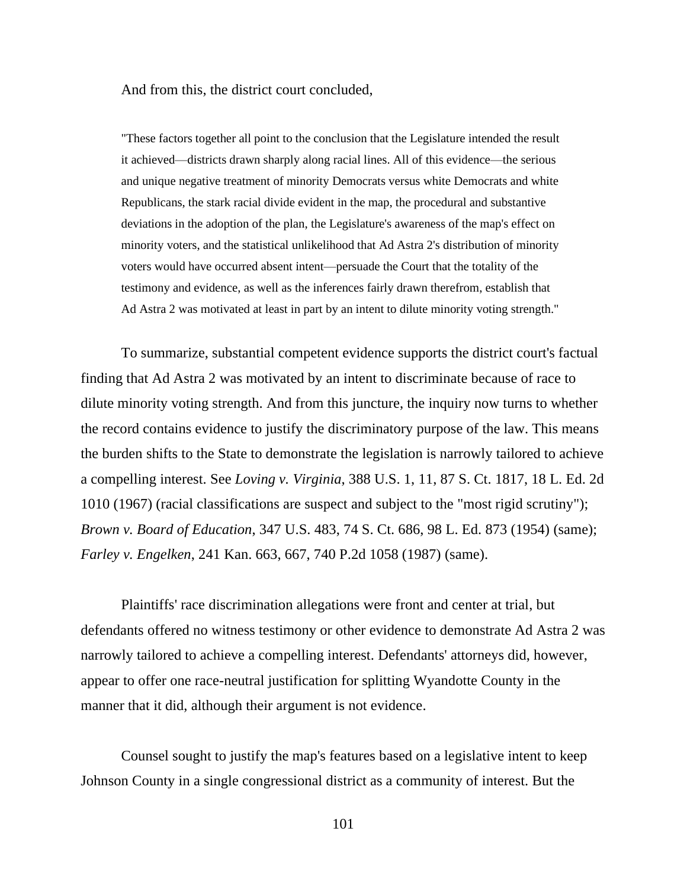And from this, the district court concluded,

> "These factors together all point to the conclusion that the Legislature intended the result it achieved—districts drawn sharply along racial lines. All of this evidence—the serious and unique negative treatment of minority Democrats versus white Democrats and white Republicans, the stark racial divide evident in the map, the procedural and substantive deviations in the adoption of the plan, the Legislature's awareness of the map's effect on minority voters, and the statistical unlikelihood that Ad Astra 2's distribution of minority voters would have occurred absent intent—persuade the Court that the totality of the testimony and evidence, as well as the inferences fairly drawn therefrom, establish that Ad Astra 2 was motivated at least in part by an intent to dilute minority voting strength."

To summarize, substantial competent evidence supports the district court's factual finding that Ad Astra 2 was motivated by an intent to discriminate because of race to dilute minority voting strength. And from this juncture, the inquiry now turns to whether the record contains evidence to justify the discriminatory purpose of the law. This means the burden shifts to the State to demonstrate the legislation is narrowly tailored to achieve a compelling interest. See *Loving v. Virginia*, 388 U.S. 1, 11, 87 S. Ct. 1817, 18 L. Ed. 2d 1010 (1967) (racial classifications are suspect and subject to the "most rigid scrutiny"); *Brown v. Board of Education*, 347 U.S. 483, 74 S. Ct. 686, 98 L. Ed. 873 (1954) (same); *Farley v. Engelken*, 241 Kan. 663, 667, 740 P.2d 1058 (1987) (same).

Plaintiffs' race discrimination allegations were front and center at trial, but defendants offered no witness testimony or other evidence to demonstrate Ad Astra 2 was narrowly tailored to achieve a compelling interest. Defendants' attorneys did, however, appear to offer one race-neutral justification for splitting Wyandotte County in the manner that it did, although their argument is not evidence.

Counsel sought to justify the map's features based on a legislative intent to keep Johnson County in a single congressional district as a community of interest. But the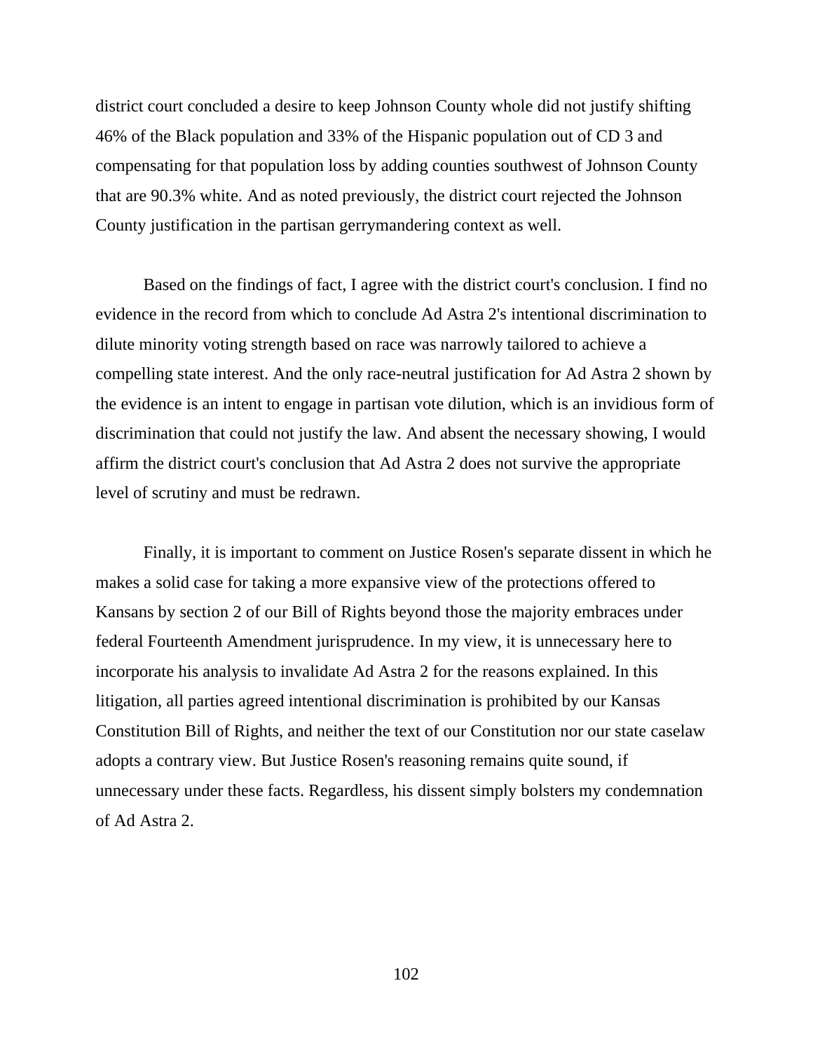district court concluded a desire to keep Johnson County whole did not justify shifting 46% of the Black population and 33% of the Hispanic population out of CD 3 and compensating for that population loss by adding counties southwest of Johnson County that are 90.3% white. And as noted previously, the district court rejected the Johnson County justification in the partisan gerrymandering context as well.

Based on the findings of fact, I agree with the district court's conclusion. I find no evidence in the record from which to conclude Ad Astra 2's intentional discrimination to dilute minority voting strength based on race was narrowly tailored to achieve a compelling state interest. And the only race-neutral justification for Ad Astra 2 shown by the evidence is an intent to engage in partisan vote dilution, which is an invidious form of discrimination that could not justify the law. And absent the necessary showing, I would affirm the district court's conclusion that Ad Astra 2 does not survive the appropriate level of scrutiny and must be redrawn.

Finally, it is important to comment on Justice Rosen's separate dissent in which he makes a solid case for taking a more expansive view of the protections offered to Kansans by section 2 of our Bill of Rights beyond those the majority embraces under federal Fourteenth Amendment jurisprudence. In my view, it is unnecessary here to incorporate his analysis to invalidate Ad Astra 2 for the reasons explained. In this litigation, all parties agreed intentional discrimination is prohibited by our Kansas Constitution Bill of Rights, and neither the text of our Constitution nor our state caselaw adopts a contrary view. But Justice Rosen's reasoning remains quite sound, if unnecessary under these facts. Regardless, his dissent simply bolsters my condemnation of Ad Astra 2.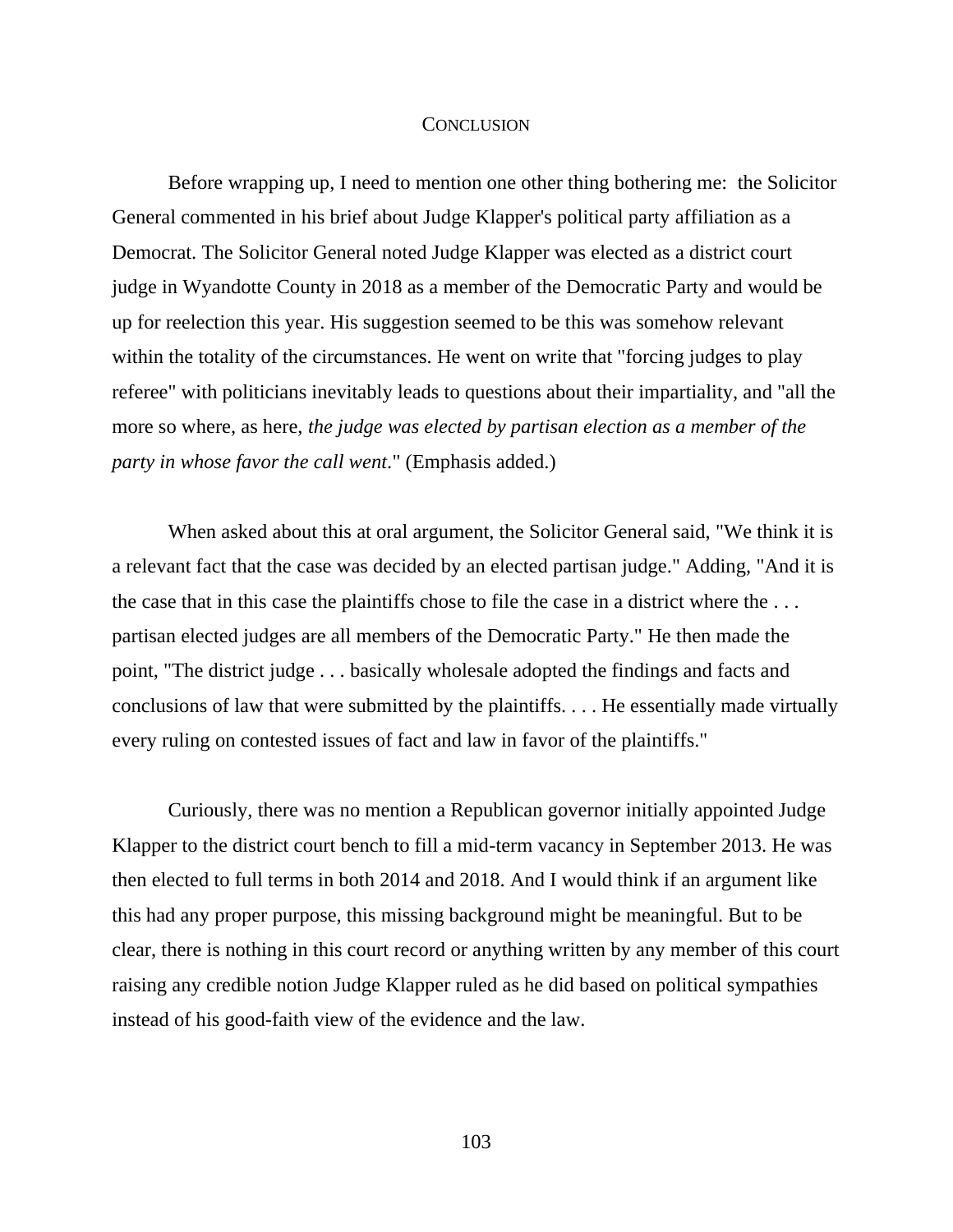## Conclusion

Before wrapping up, I need to mention one other thing bothering me: the Solicitor General commented in his brief about Judge Klapper's political party affiliation as a Democrat. The Solicitor General noted Judge Klapper was elected as a district court judge in Wyandotte County in 2018 as a member of the Democratic Party and would be up for reelection this year. His suggestion seemed to be this was somehow relevant within the totality of the circumstances. He went on write that "forcing judges to play referee" with politicians inevitably leads to questions about their impartiality, and "all the more so where, as here, *the judge was elected by partisan election as a member of the party in whose favor the call went*." (Emphasis added.)

When asked about this at oral argument, the Solicitor General said, "We think it is a relevant fact that the case was decided by an elected partisan judge." Adding, "And it is the case that in this case the plaintiffs chose to file the case in a district where the . . . partisan elected judges are all members of the Democratic Party." He then made the point, "The district judge . . . basically wholesale adopted the findings and facts and conclusions of law that were submitted by the plaintiffs. . . . He essentially made virtually every ruling on contested issues of fact and law in favor of the plaintiffs."

Curiously, there was no mention a Republican governor initially appointed Judge Klapper to the district court bench to fill a mid-term vacancy in September 2013. He was then elected to full terms in both 2014 and 2018. And I would think if an argument like this had any proper purpose, this missing background might be meaningful. But to be clear, there is nothing in this court record or anything written by any member of this court raising any credible notion Judge Klapper ruled as he did based on political sympathies instead of his good-faith view of the evidence and the law.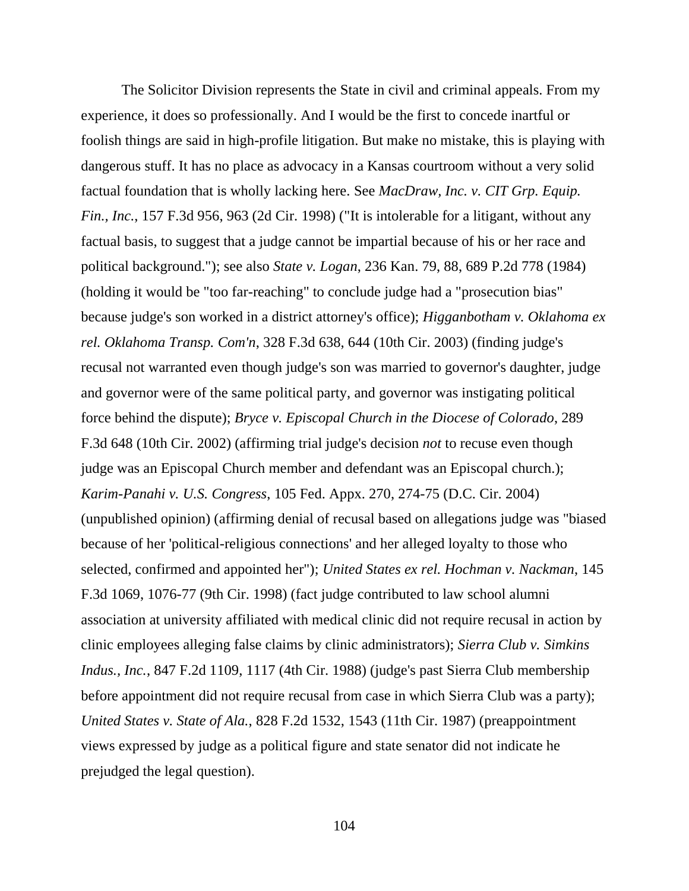The Solicitor Division represents the State in civil and criminal appeals. From my experience, it does so professionally. And I would be the first to concede inartful or foolish things are said in high-profile litigation. But make no mistake, this is playing with dangerous stuff. It has no place as advocacy in a Kansas courtroom without a very solid factual foundation that is wholly lacking here. See *MacDraw, Inc. v. CIT Grp. Equip. Fin., Inc.*, 157 F.3d 956, 963 (2d Cir. 1998) ("It is intolerable for a litigant, without any factual basis, to suggest that a judge cannot be impartial because of his or her race and political background."); see also *State v. Logan*, 236 Kan. 79, 88, 689 P.2d 778 (1984) (holding it would be "too far-reaching" to conclude judge had a "prosecution bias" because judge's son worked in a district attorney's office); *Higganbotham v. Oklahoma ex rel. Oklahoma Transp. Com'n*, 328 F.3d 638, 644 (10th Cir. 2003) (finding judge's recusal not warranted even though judge's son was married to governor's daughter, judge and governor were of the same political party, and governor was instigating political force behind the dispute); *Bryce v. Episcopal Church in the Diocese of Colorado*, 289 F.3d 648 (10th Cir. 2002) (affirming trial judge's decision *not* to recuse even though judge was an Episcopal Church member and defendant was an Episcopal church.); *Karim-Panahi v. U.S. Congress*, 105 Fed. Appx. 270, 274-75 (D.C. Cir. 2004) (unpublished opinion) (affirming denial of recusal based on allegations judge was "biased because of her 'political-religious connections' and her alleged loyalty to those who selected, confirmed and appointed her"); *United States ex rel. Hochman v. Nackman*, 145 F.3d 1069, 1076-77 (9th Cir. 1998) (fact judge contributed to law school alumni association at university affiliated with medical clinic did not require recusal in action by clinic employees alleging false claims by clinic administrators); *Sierra Club v. Simkins Indus., Inc.*, 847 F.2d 1109, 1117 (4th Cir. 1988) (judge's past Sierra Club membership before appointment did not require recusal from case in which Sierra Club was a party); *United States v. State of Ala.*, 828 F.2d 1532, 1543 (11th Cir. 1987) (preappointment views expressed by judge as a political figure and state senator did not indicate he prejudged the legal question).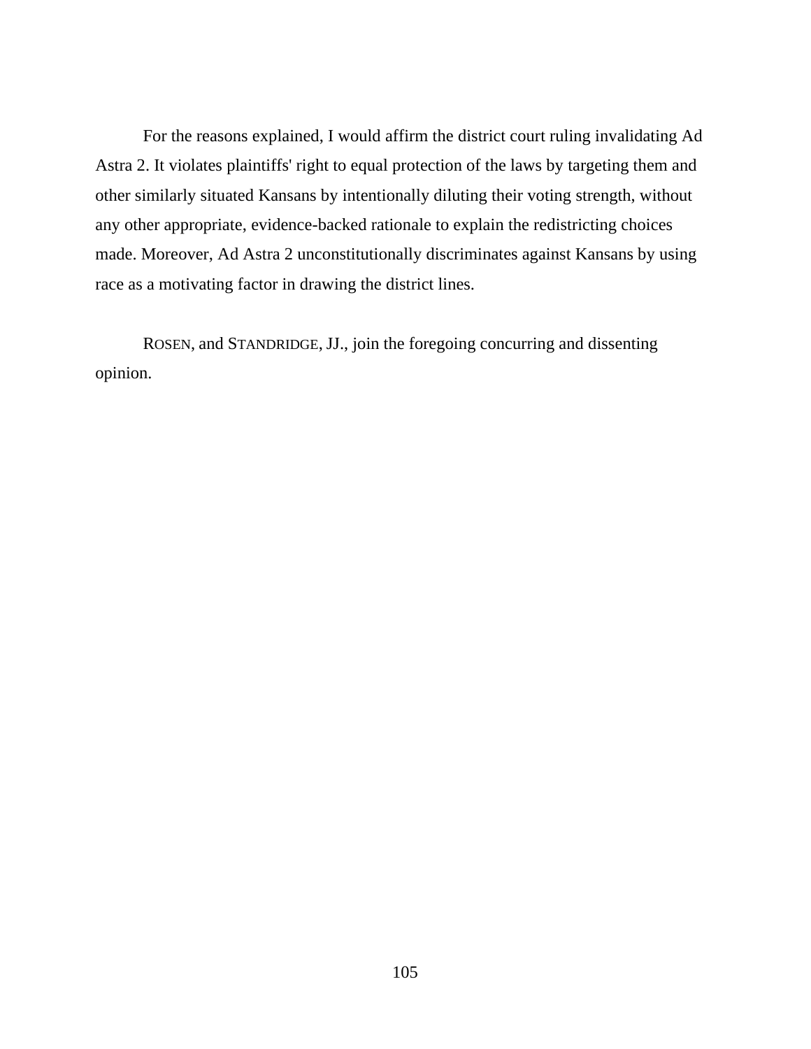For the reasons explained, I would affirm the district court ruling invalidating Ad Astra 2. It violates plaintiffs' right to equal protection of the laws by targeting them and other similarly situated Kansans by intentionally diluting their voting strength, without any other appropriate, evidence-backed rationale to explain the redistricting choices made. Moreover, Ad Astra 2 unconstitutionally discriminates against Kansans by using race as a motivating factor in drawing the district lines.

ROSEN, and STANDRIDGE, JJ., join the foregoing concurring and dissenting opinion.